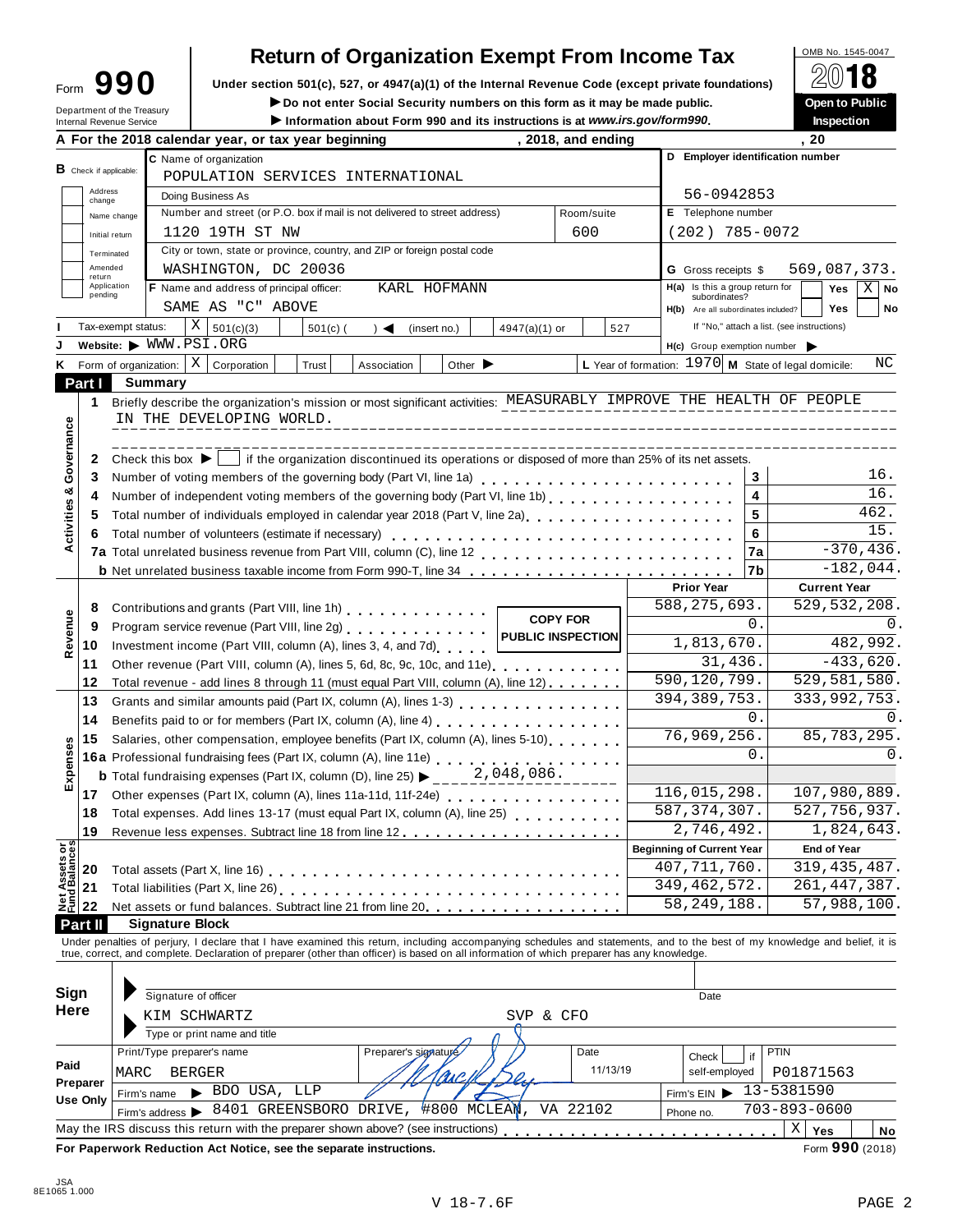# Form 990 — Return of Organization Exempt From Income Tax

OMB No. 1545-0047

**2018**

Under section 501(c), 527, or 4947(a)(1) of the Internal Revenue Code (except private foundations)

▶ Do not enter Social Security numbers on this form as it may be made public.

▶ Information about Form 990 and its instructions is at *www.irs.gov/form990*.

Department of the Treasury
Internal Revenue Service

**Open to Public Inspection**

**A** For the 2018 calendar year, or tax year beginning , 2018, and ending , 20

**B** Check if applicable: Address change; Name change; Initial return; Terminated; Amended return; Application pending

**C** Name of organization: POPULATION SERVICES INTERNATIONAL

Doing Business As

Number and street (or P.O. box if mail is not delivered to street address): 1120 19TH ST NW — Room/suite: 600

City or town, state or province, country, and ZIP or foreign postal code: WASHINGTON, DC 20036

**D** Employer identification number: 56-0942853

**E** Telephone number: (202) 785-0072

**G** Gross receipts $ 569,087,373.

**F** Name and address of principal officer: KARL HOFMANN — SAME AS "C" ABOVE

**H(a)** Is this a group return for subordinates? Yes [ ] No [X]

**H(b)** Are all subordinates included? Yes [ ] No [ ]
If "No," attach a list. (see instructions)

**I** Tax-exempt status: [X] 501(c)(3) [ ] 501(c) ( ) ◀ (insert no.) [ ] 4947(a)(1) or [ ] 527

**J** Website: ▶ WWW.PSI.ORG

**H(c)** Group exemption number ▶

**K** Form of organization: [X] Corporation [ ] Trust [ ] Association [ ] Other ▶

**L** Year of formation: 1970 **M** State of legal domicile: NC

## Part I Summary

**Activities & Governance**

1 Briefly describe the organization's mission or most significant activities: MEASURABLY IMPROVE THE HEALTH OF PEOPLE IN THE DEVELOPING WORLD.

2 Check this box ▶ [ ] if the organization discontinued its operations or disposed of more than 25% of its net assets.

| Line | Description | | Amount |
|---|---|---|---|
| 3 | Number of voting members of the governing body (Part VI, line 1a) | 3 | 16. |
| 4 | Number of independent voting members of the governing body (Part VI, line 1b) | 4 | 16. |
| 5 | Total number of individuals employed in calendar year 2018 (Part V, line 2a) | 5 | 462. |
| 6 | Total number of volunteers (estimate if necessary) | 6 | 15. |
| 7a | Total unrelated business revenue from Part VIII, column (C), line 12 | 7a | -370,436. |
| b | Net unrelated business taxable income from Form 990-T, line 34 | 7b | -182,044. |

**COPY FOR PUBLIC INSPECTION**

| | Line | Description | Prior Year | Current Year |
|---|---|---|---|---|
| Revenue | 8 | Contributions and grants (Part VIII, line 1h) | 588,275,693. | 529,532,208. |
| | 9 | Program service revenue (Part VIII, line 2g) | 0. | 0. |
| | 10 | Investment income (Part VIII, column (A), lines 3, 4, and 7d) | 1,813,670. | 482,992. |
| | 11 | Other revenue (Part VIII, column (A), lines 5, 6d, 8c, 9c, 10c, and 11e) | 31,436. | -433,620. |
| | 12 | Total revenue - add lines 8 through 11 (must equal Part VIII, column (A), line 12) | 590,120,799. | 529,581,580. |
| Expenses | 13 | Grants and similar amounts paid (Part IX, column (A), lines 1-3) | 394,389,753. | 333,992,753. |
| | 14 | Benefits paid to or for members (Part IX, column (A), line 4) | 0. | 0. |
| | 15 | Salaries, other compensation, employee benefits (Part IX, column (A), lines 5-10) | 76,969,256. | 85,783,295. |
| | 16a | Professional fundraising fees (Part IX, column (A), line 11e) | 0. | 0. |
| | b | Total fundraising expenses (Part IX, column (D), line 25) ▶ 2,048,086. | | |
| | 17 | Other expenses (Part IX, column (A), lines 11a-11d, 11f-24e) | 116,015,298. | 107,980,889. |
| | 18 | Total expenses. Add lines 13-17 (must equal Part IX, column (A), line 25) | 587,374,307. | 527,756,937. |
| | 19 | Revenue less expenses. Subtract line 18 from line 12 | 2,746,492. | 1,824,643. |
| | | | **Beginning of Current Year** | **End of Year** |
| Net Assets or Fund Balances | 20 | Total assets (Part X, line 16) | 407,711,760. | 319,435,487. |
| | 21 | Total liabilities (Part X, line 26) | 349,462,572. | 261,447,387. |
| | 22 | Net assets or fund balances. Subtract line 21 from line 20 | 58,249,188. | 57,988,100. |

## Part II Signature Block

Under penalties of perjury, I declare that I have examined this return, including accompanying schedules and statements, and to the best of my knowledge and belief, it is true, correct, and complete. Declaration of preparer (other than officer) is based on all information of which preparer has any knowledge.

**Sign Here**

Signature of officer — Date

KIM SCHWARTZ — SVP & CFO
Type or print name and title

**Paid Preparer Use Only**

| Print/Type preparer's name | Preparer's signature | Date | Check [ ] if self-employed | PTIN |
|---|---|---|---|---|
| MARC BERGER | | 11/13/19 | | P01871563 |

Firm's name ▶ BDO USA, LLP — Firm's EIN ▶ 13-5381590

Firm's address ▶ 8401 GREENSBORO DRIVE, #800 MCLEAN, VA 22102 — Phone no. 703-893-0600

May the IRS discuss this return with the preparer shown above? (see instructions) [X] Yes [ ] No

**For Paperwork Reduction Act Notice, see the separate instructions.** Form **990** (2018)

JSA 8E1065 1.000

V 18-7.6F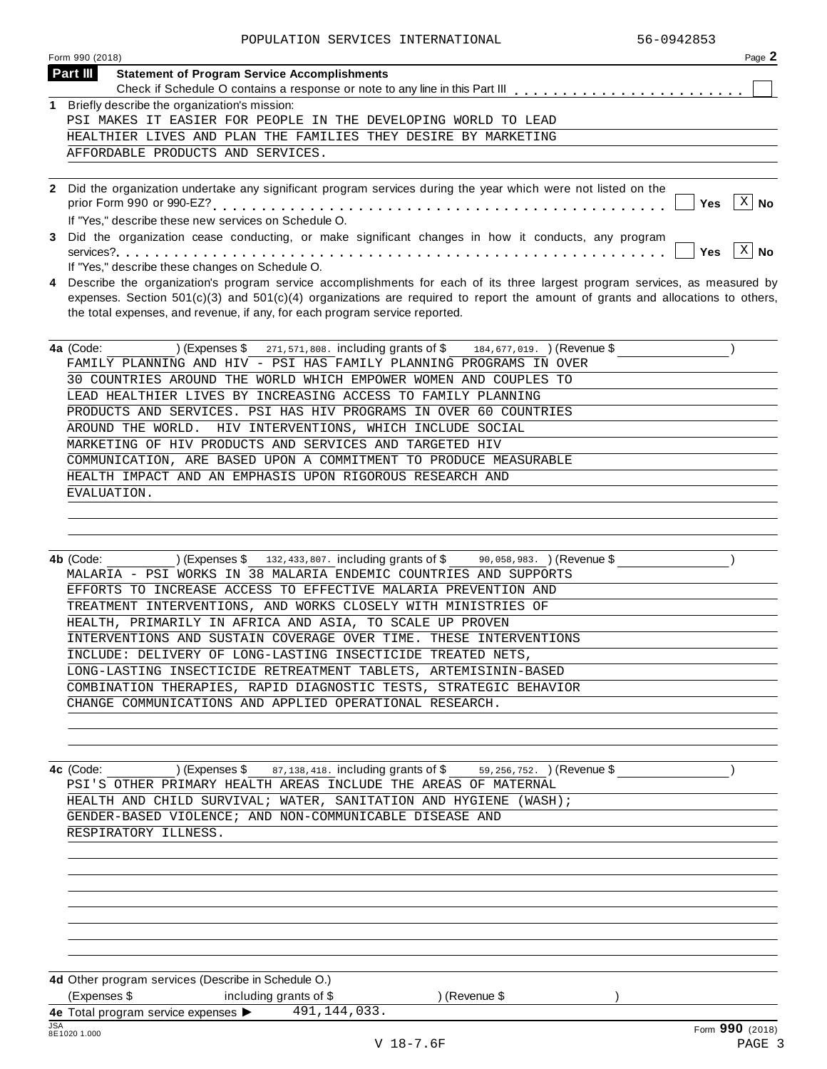POPULATION SERVICES INTERNATIONAL 56-0942853

Form 990 (2018) Page 2

**Part III** **Statement of Program Service Accomplishments**

Check if Schedule O contains a response or note to any line in this Part III . . . . . . . . . . . . . . . . . . . . . . . . ☐

**1** Briefly describe the organization's mission:

PSI MAKES IT EASIER FOR PEOPLE IN THE DEVELOPING WORLD TO LEAD HEALTHIER LIVES AND PLAN THE FAMILIES THEY DESIRE BY MARKETING AFFORDABLE PRODUCTS AND SERVICES.

**2** Did the organization undertake any significant program services during the year which were not listed on the prior Form 990 or 990-EZ? . . . . . . . . . . . . . . . . . . . . . . . . . . . . . . . . . . . . . . . . . ☐ **Yes** ☒ **No**

If "Yes," describe these new services on Schedule O.

**3** Did the organization cease conducting, or make significant changes in how it conducts, any program services? . . . . . . . . . . . . . . . . . . . . . . . . . . . . . . . . . . . . . . . . . . . . . . . . . . . . ☐ **Yes** ☒ **No**

If "Yes," describe these changes on Schedule O.

**4** Describe the organization's program service accomplishments for each of its three largest program services, as measured by expenses. Section 501(c)(3) and 501(c)(4) organizations are required to report the amount of grants and allocations to others, the total expenses, and revenue, if any, for each program service reported.

**4a** (Code: ) (Expenses $ 271,571,808. including grants of $ 184,677,019. ) (Revenue $ )

FAMILY PLANNING AND HIV - PSI HAS FAMILY PLANNING PROGRAMS IN OVER 30 COUNTRIES AROUND THE WORLD WHICH EMPOWER WOMEN AND COUPLES TO LEAD HEALTHIER LIVES BY INCREASING ACCESS TO FAMILY PLANNING PRODUCTS AND SERVICES. PSI HAS HIV PROGRAMS IN OVER 60 COUNTRIES AROUND THE WORLD. HIV INTERVENTIONS, WHICH INCLUDE SOCIAL MARKETING OF HIV PRODUCTS AND SERVICES AND TARGETED HIV COMMUNICATION, ARE BASED UPON A COMMITMENT TO PRODUCE MEASURABLE HEALTH IMPACT AND AN EMPHASIS UPON RIGOROUS RESEARCH AND EVALUATION.

**4b** (Code: ) (Expenses $ 132,433,807. including grants of $ 90,058,983. ) (Revenue $ )

MALARIA - PSI WORKS IN 38 MALARIA ENDEMIC COUNTRIES AND SUPPORTS EFFORTS TO INCREASE ACCESS TO EFFECTIVE MALARIA PREVENTION AND TREATMENT INTERVENTIONS, AND WORKS CLOSELY WITH MINISTRIES OF HEALTH, PRIMARILY IN AFRICA AND ASIA, TO SCALE UP PROVEN INTERVENTIONS AND SUSTAIN COVERAGE OVER TIME. THESE INTERVENTIONS INCLUDE: DELIVERY OF LONG-LASTING INSECTICIDE TREATED NETS, LONG-LASTING INSECTICIDE RETREATMENT TABLETS, ARTEMISININ-BASED COMBINATION THERAPIES, RAPID DIAGNOSTIC TESTS, STRATEGIC BEHAVIOR CHANGE COMMUNICATIONS AND APPLIED OPERATIONAL RESEARCH.

**4c** (Code: ) (Expenses $ 87,138,418. including grants of $ 59,256,752. ) (Revenue $ )

PSI'S OTHER PRIMARY HEALTH AREAS INCLUDE THE AREAS OF MATERNAL HEALTH AND CHILD SURVIVAL; WATER, SANITATION AND HYGIENE (WASH); GENDER-BASED VIOLENCE; AND NON-COMMUNICABLE DISEASE AND RESPIRATORY ILLNESS.

**4d** Other program services (Describe in Schedule O.)

(Expenses $ including grants of $ ) (Revenue $ )

**4e** Total program service expenses ▶ 491,144,033.

Form **990** (2018)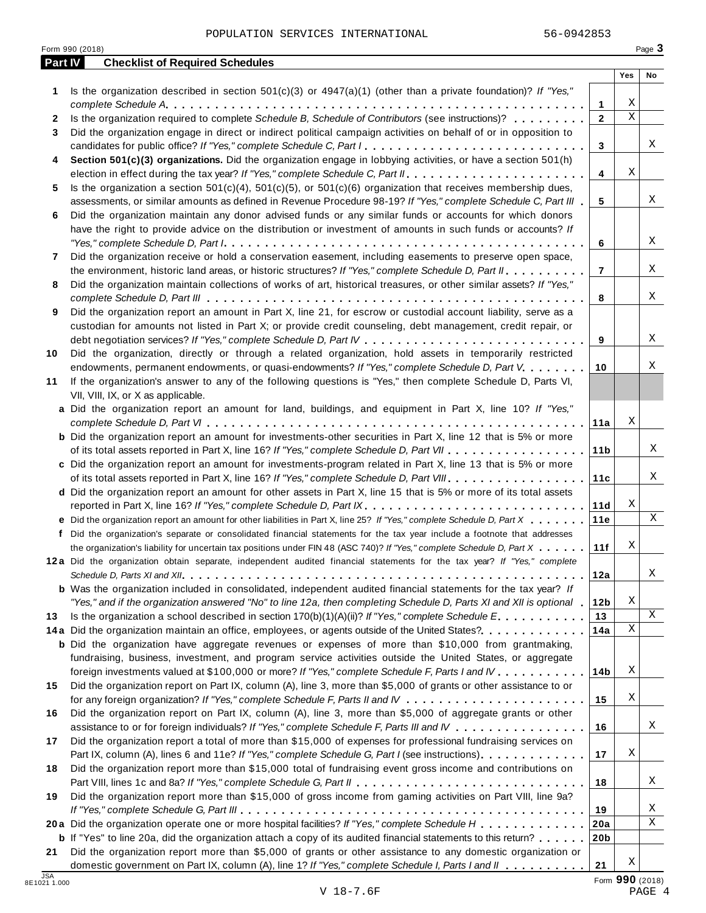POPULATION SERVICES INTERNATIONAL 56-0942853

Form 990 (2018)

## Part IV Checklist of Required Schedules

| | | | Yes | No |
|---|---|---|---|---|
| 1 | Is the organization described in section 501(c)(3) or 4947(a)(1) (other than a private foundation)? *If "Yes," complete Schedule A* | 1 | X | |
| 2 | Is the organization required to complete *Schedule B, Schedule of Contributors* (see instructions)? | 2 | X | |
| 3 | Did the organization engage in direct or indirect political campaign activities on behalf of or in opposition to candidates for public office? *If "Yes," complete Schedule C, Part I* | 3 | | X |
| 4 | **Section 501(c)(3) organizations.** Did the organization engage in lobbying activities, or have a section 501(h) election in effect during the tax year? *If "Yes," complete Schedule C, Part II* | 4 | X | |
| 5 | Is the organization a section 501(c)(4), 501(c)(5), or 501(c)(6) organization that receives membership dues, assessments, or similar amounts as defined in Revenue Procedure 98-19? *If "Yes," complete Schedule C, Part III* | 5 | | X |
| 6 | Did the organization maintain any donor advised funds or any similar funds or accounts for which donors have the right to provide advice on the distribution or investment of amounts in such funds or accounts? *If "Yes," complete Schedule D, Part I* | 6 | | X |
| 7 | Did the organization receive or hold a conservation easement, including easements to preserve open space, the environment, historic land areas, or historic structures? *If "Yes," complete Schedule D, Part II* | 7 | | X |
| 8 | Did the organization maintain collections of works of art, historical treasures, or other similar assets? *If "Yes," complete Schedule D, Part III* | 8 | | X |
| 9 | Did the organization report an amount in Part X, line 21, for escrow or custodial account liability, serve as a custodian for amounts not listed in Part X; or provide credit counseling, debt management, credit repair, or debt negotiation services? *If "Yes," complete Schedule D, Part IV* | 9 | | X |
| 10 | Did the organization, directly or through a related organization, hold assets in temporarily restricted endowments, permanent endowments, or quasi-endowments? *If "Yes," complete Schedule D, Part V* | 10 | | X |
| 11 | If the organization's answer to any of the following questions is "Yes," then complete Schedule D, Parts VI, VII, VIII, IX, or X as applicable. | | | |
| a | Did the organization report an amount for land, buildings, and equipment in Part X, line 10? *If "Yes," complete Schedule D, Part VI* | 11a | X | |
| b | Did the organization report an amount for investments-other securities in Part X, line 12 that is 5% or more of its total assets reported in Part X, line 16? *If "Yes," complete Schedule D, Part VII* | 11b | | X |
| c | Did the organization report an amount for investments-program related in Part X, line 13 that is 5% or more of its total assets reported in Part X, line 16? *If "Yes," complete Schedule D, Part VIII* | 11c | | X |
| d | Did the organization report an amount for other assets in Part X, line 15 that is 5% or more of its total assets reported in Part X, line 16? *If "Yes," complete Schedule D, Part IX* | 11d | X | |
| e | Did the organization report an amount for other liabilities in Part X, line 25? *If "Yes," complete Schedule D, Part X* | 11e | | X |
| f | Did the organization's separate or consolidated financial statements for the tax year include a footnote that addresses the organization's liability for uncertain tax positions under FIN 48 (ASC 740)? *If "Yes," complete Schedule D, Part X* | 11f | X | |
| 12a | Did the organization obtain separate, independent audited financial statements for the tax year? *If "Yes," complete Schedule D, Parts XI and XII* | 12a | | X |
| b | Was the organization included in consolidated, independent audited financial statements for the tax year? *If "Yes," and if the organization answered "No" to line 12a, then completing Schedule D, Parts XI and XII is optional* | 12b | X | |
| 13 | Is the organization a school described in section 170(b)(1)(A)(ii)? *If "Yes," complete Schedule E* | 13 | | X |
| 14a | Did the organization maintain an office, employees, or agents outside of the United States? | 14a | X | |
| b | Did the organization have aggregate revenues or expenses of more than $10,000 from grantmaking, fundraising, business, investment, and program service activities outside the United States, or aggregate foreign investments valued at $100,000 or more? *If "Yes," complete Schedule F, Parts I and IV* | 14b | X | |
| 15 | Did the organization report on Part IX, column (A), line 3, more than $5,000 of grants or other assistance to or for any foreign organization? *If "Yes," complete Schedule F, Parts II and IV* | 15 | X | |
| 16 | Did the organization report on Part IX, column (A), line 3, more than $5,000 of aggregate grants or other assistance to or for foreign individuals? *If "Yes," complete Schedule F, Parts III and IV* | 16 | | X |
| 17 | Did the organization report a total of more than $15,000 of expenses for professional fundraising services on Part IX, column (A), lines 6 and 11e? *If "Yes," complete Schedule G, Part I* (see instructions) | 17 | X | |
| 18 | Did the organization report more than $15,000 total of fundraising event gross income and contributions on Part VIII, lines 1c and 8a? *If "Yes," complete Schedule G, Part II* | 18 | | X |
| 19 | Did the organization report more than $15,000 of gross income from gaming activities on Part VIII, line 9a? *If "Yes," complete Schedule G, Part III* | 19 | | X |
| 20a | Did the organization operate one or more hospital facilities? *If "Yes," complete Schedule H* | 20a | | X |
| b | If "Yes" to line 20a, did the organization attach a copy of its audited financial statements to this return? | 20b | | |
| 21 | Did the organization report more than $5,000 of grants or other assistance to any domestic organization or domestic government on Part IX, column (A), line 1? *If "Yes," complete Schedule I, Parts I and II* | 21 | X | |

Form **990** (2018)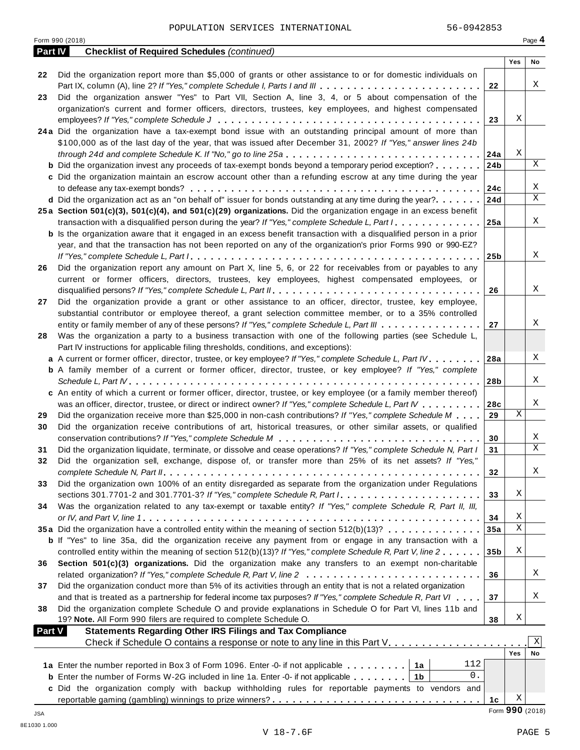POPULATION SERVICES INTERNATIONAL 56-0942853

Form 990 (2018)

## Part IV Checklist of Required Schedules *(continued)*

| | | | Yes | No |
|---|---|---|---|---|
| 22 | Did the organization report more than $5,000 of grants or other assistance to or for domestic individuals on Part IX, column (A), line 2? *If "Yes," complete Schedule I, Parts I and III* | 22 | | X |
| 23 | Did the organization answer "Yes" to Part VII, Section A, line 3, 4, or 5 about compensation of the organization's current and former officers, directors, trustees, key employees, and highest compensated employees? *If "Yes," complete Schedule J* | 23 | X | |
| 24a | Did the organization have a tax-exempt bond issue with an outstanding principal amount of more than $100,000 as of the last day of the year, that was issued after December 31, 2002? *If "Yes," answer lines 24b through 24d and complete Schedule K. If "No," go to line 25a* | 24a | X | |
| b | Did the organization invest any proceeds of tax-exempt bonds beyond a temporary period exception? | 24b | | X |
| c | Did the organization maintain an escrow account other than a refunding escrow at any time during the year to defease any tax-exempt bonds? | 24c | | X |
| d | Did the organization act as an "on behalf of" issuer for bonds outstanding at any time during the year? | 24d | | X |
| 25a | **Section 501(c)(3), 501(c)(4), and 501(c)(29) organizations.** Did the organization engage in an excess benefit transaction with a disqualified person during the year? *If "Yes," complete Schedule L, Part I* | 25a | | X |
| b | Is the organization aware that it engaged in an excess benefit transaction with a disqualified person in a prior year, and that the transaction has not been reported on any of the organization's prior Forms 990 or 990-EZ? *If "Yes," complete Schedule L, Part I* | 25b | | X |
| 26 | Did the organization report any amount on Part X, line 5, 6, or 22 for receivables from or payables to any current or former officers, directors, trustees, key employees, highest compensated employees, or disqualified persons? *If "Yes," complete Schedule L, Part II* | 26 | | X |
| 27 | Did the organization provide a grant or other assistance to an officer, director, trustee, key employee, substantial contributor or employee thereof, a grant selection committee member, or to a 35% controlled entity or family member of any of these persons? *If "Yes," complete Schedule L, Part III* | 27 | | X |
| 28 | Was the organization a party to a business transaction with one of the following parties (see Schedule L, Part IV instructions for applicable filing thresholds, conditions, and exceptions): | | | |
| a | A current or former officer, director, trustee, or key employee? *If "Yes," complete Schedule L, Part IV* | 28a | | X |
| b | A family member of a current or former officer, director, trustee, or key employee? *If "Yes," complete Schedule L, Part IV* | 28b | | X |
| c | An entity of which a current or former officer, director, trustee, or key employee (or a family member thereof) was an officer, director, trustee, or direct or indirect owner? *If "Yes," complete Schedule L, Part IV* | 28c | | X |
| 29 | Did the organization receive more than $25,000 in non-cash contributions? *If "Yes," complete Schedule M* | 29 | X | |
| 30 | Did the organization receive contributions of art, historical treasures, or other similar assets, or qualified conservation contributions? *If "Yes," complete Schedule M* | 30 | | X |
| 31 | Did the organization liquidate, terminate, or dissolve and cease operations? *If "Yes," complete Schedule N, Part I* | 31 | | X |
| 32 | Did the organization sell, exchange, dispose of, or transfer more than 25% of its net assets? *If "Yes," complete Schedule N, Part II* | 32 | | X |
| 33 | Did the organization own 100% of an entity disregarded as separate from the organization under Regulations sections 301.7701-2 and 301.7701-3? *If "Yes," complete Schedule R, Part I* | 33 | X | |
| 34 | Was the organization related to any tax-exempt or taxable entity? *If "Yes," complete Schedule R, Part II, III, or IV, and Part V, line 1* | 34 | X | |
| 35a | Did the organization have a controlled entity within the meaning of section 512(b)(13)? | 35a | X | |
| b | If "Yes" to line 35a, did the organization receive any payment from or engage in any transaction with a controlled entity within the meaning of section 512(b)(13)? *If "Yes," complete Schedule R, Part V, line 2* | 35b | X | |
| 36 | **Section 501(c)(3) organizations.** Did the organization make any transfers to an exempt non-charitable related organization? *If "Yes," complete Schedule R, Part V, line 2* | 36 | | X |
| 37 | Did the organization conduct more than 5% of its activities through an entity that is not a related organization and that is treated as a partnership for federal income tax purposes? *If "Yes," complete Schedule R, Part VI* | 37 | | X |
| 38 | Did the organization complete Schedule O and provide explanations in Schedule O for Part VI, lines 11b and 19? **Note.** All Form 990 filers are required to complete Schedule O. | 38 | X | |

## Part V Statements Regarding Other IRS Filings and Tax Compliance

Check if Schedule O contains a response or note to any line in this Part V [X]

| | | | | | Yes | No |
|---|---|---|---|---|---|---|
| 1a | Enter the number reported in Box 3 of Form 1096. Enter -0- if not applicable | 1a | 112 | | | |
| b | Enter the number of Forms W-2G included in line 1a. Enter -0- if not applicable | 1b | 0. | | | |
| c | Did the organization comply with backup withholding rules for reportable payments to vendors and reportable gaming (gambling) winnings to prize winners? | | | 1c | X | |

Form **990** (2018)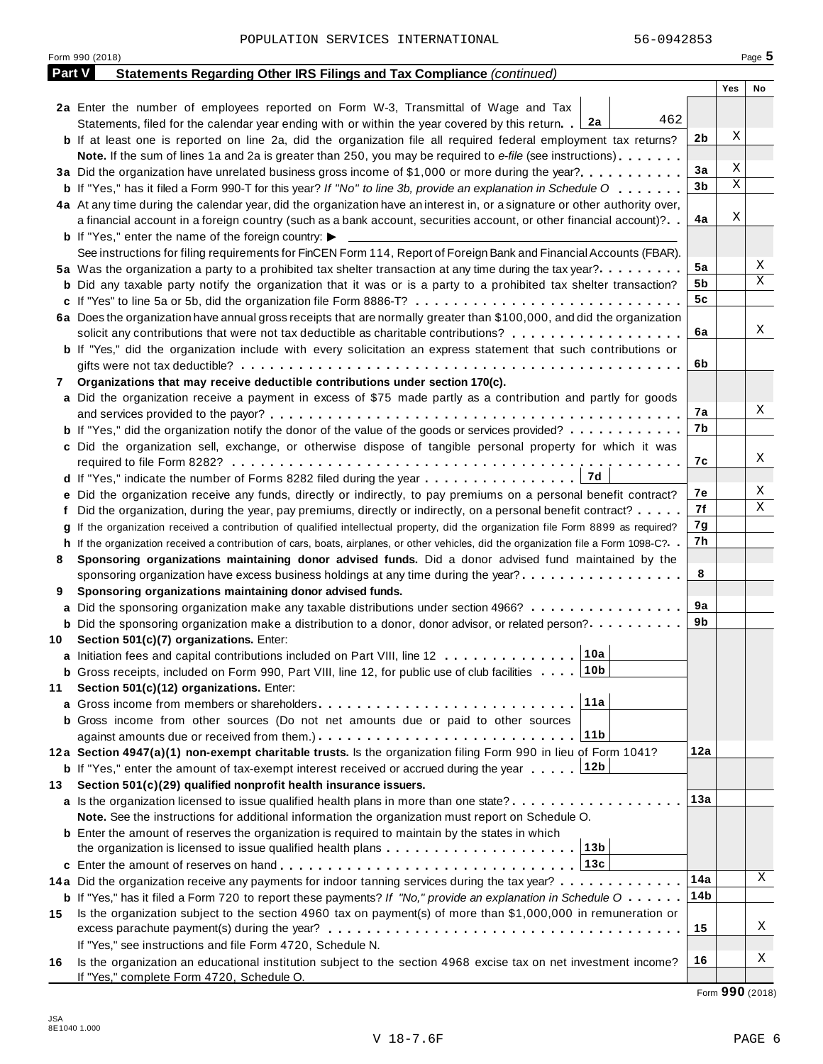POPULATION SERVICES INTERNATIONAL 56-0942853

Form 990 (2018) Page **5**

## Part V Statements Regarding Other IRS Filings and Tax Compliance *(continued)*

| | Line | Yes | No |
|---|---|---|---|
| **2a** Enter the number of employees reported on Form W-3, Transmittal of Wage and Tax Statements, filed for the calendar year ending with or within the year covered by this return . . **2a** 462 | | | |
| **b** If at least one is reported on line 2a, did the organization file all required federal employment tax returns? | 2b | X | |
| **Note.** If the sum of lines 1a and 2a is greater than 250, you may be required to *e-file* (see instructions) | | | |
| **3a** Did the organization have unrelated business gross income of $1,000 or more during the year? | 3a | X | |
| **b** If "Yes," has it filed a Form 990-T for this year? *If "No" to line 3b, provide an explanation in Schedule O* | 3b | X | |
| **4a** At any time during the calendar year, did the organization have an interest in, or a signature or other authority over, a financial account in a foreign country (such as a bank account, securities account, or other financial account)? | 4a | X | |
| **b** If "Yes," enter the name of the foreign country: ▶ | | | |
| See instructions for filing requirements for FinCEN Form 114, Report of Foreign Bank and Financial Accounts (FBAR). | | | |
| **5a** Was the organization a party to a prohibited tax shelter transaction at any time during the tax year? | 5a | | X |
| **b** Did any taxable party notify the organization that it was or is a party to a prohibited tax shelter transaction? | 5b | | X |
| **c** If "Yes" to line 5a or 5b, did the organization file Form 8886-T? | 5c | | |
| **6a** Does the organization have annual gross receipts that are normally greater than $100,000, and did the organization solicit any contributions that were not tax deductible as charitable contributions? | 6a | | X |
| **b** If "Yes," did the organization include with every solicitation an express statement that such contributions or gifts were not tax deductible? | 6b | | |
| **7 Organizations that may receive deductible contributions under section 170(c).** | | | |
| **a** Did the organization receive a payment in excess of $75 made partly as a contribution and partly for goods and services provided to the payor? | 7a | | X |
| **b** If "Yes," did the organization notify the donor of the value of the goods or services provided? | 7b | | |
| **c** Did the organization sell, exchange, or otherwise dispose of tangible personal property for which it was required to file Form 8282? | 7c | | X |
| **d** If "Yes," indicate the number of Forms 8282 filed during the year . . . **7d** | | | |
| **e** Did the organization receive any funds, directly or indirectly, to pay premiums on a personal benefit contract? | 7e | | X |
| **f** Did the organization, during the year, pay premiums, directly or indirectly, on a personal benefit contract? | 7f | | X |
| **g** If the organization received a contribution of qualified intellectual property, did the organization file Form 8899 as required? | 7g | | |
| **h** If the organization received a contribution of cars, boats, airplanes, or other vehicles, did the organization file a Form 1098-C? | 7h | | |
| **8 Sponsoring organizations maintaining donor advised funds.** Did a donor advised fund maintained by the sponsoring organization have excess business holdings at any time during the year? | 8 | | |
| **9 Sponsoring organizations maintaining donor advised funds.** | | | |
| **a** Did the sponsoring organization make any taxable distributions under section 4966? | 9a | | |
| **b** Did the sponsoring organization make a distribution to a donor, donor advisor, or related person? | 9b | | |
| **10 Section 501(c)(7) organizations.** Enter: | | | |
| **a** Initiation fees and capital contributions included on Part VIII, line 12 . . . **10a** | | | |
| **b** Gross receipts, included on Form 990, Part VIII, line 12, for public use of club facilities . . . **10b** | | | |
| **11 Section 501(c)(12) organizations.** Enter: | | | |
| **a** Gross income from members or shareholders . . . **11a** | | | |
| **b** Gross income from other sources (Do not net amounts due or paid to other sources against amounts due or received from them.) . . . **11b** | | | |
| **12a Section 4947(a)(1) non-exempt charitable trusts.** Is the organization filing Form 990 in lieu of Form 1041? | 12a | | |
| **b** If "Yes," enter the amount of tax-exempt interest received or accrued during the year . . . **12b** | | | |
| **13 Section 501(c)(29) qualified nonprofit health insurance issuers.** | | | |
| **a** Is the organization licensed to issue qualified health plans in more than one state? | 13a | | |
| **Note.** See the instructions for additional information the organization must report on Schedule O. | | | |
| **b** Enter the amount of reserves the organization is required to maintain by the states in which the organization is licensed to issue qualified health plans . . . **13b** | | | |
| **c** Enter the amount of reserves on hand . . . **13c** | | | |
| **14a** Did the organization receive any payments for indoor tanning services during the tax year? | 14a | | X |
| **b** If "Yes," has it filed a Form 720 to report these payments? *If "No," provide an explanation in Schedule O* | 14b | | |
| **15** Is the organization subject to the section 4960 tax on payment(s) of more than $1,000,000 in remuneration or excess parachute payment(s) during the year? | 15 | | X |
| If "Yes," see instructions and file Form 4720, Schedule N. | | | |
| **16** Is the organization an educational institution subject to the section 4968 excise tax on net investment income? If "Yes," complete Form 4720, Schedule O. | 16 | | X |

Form **990** (2018)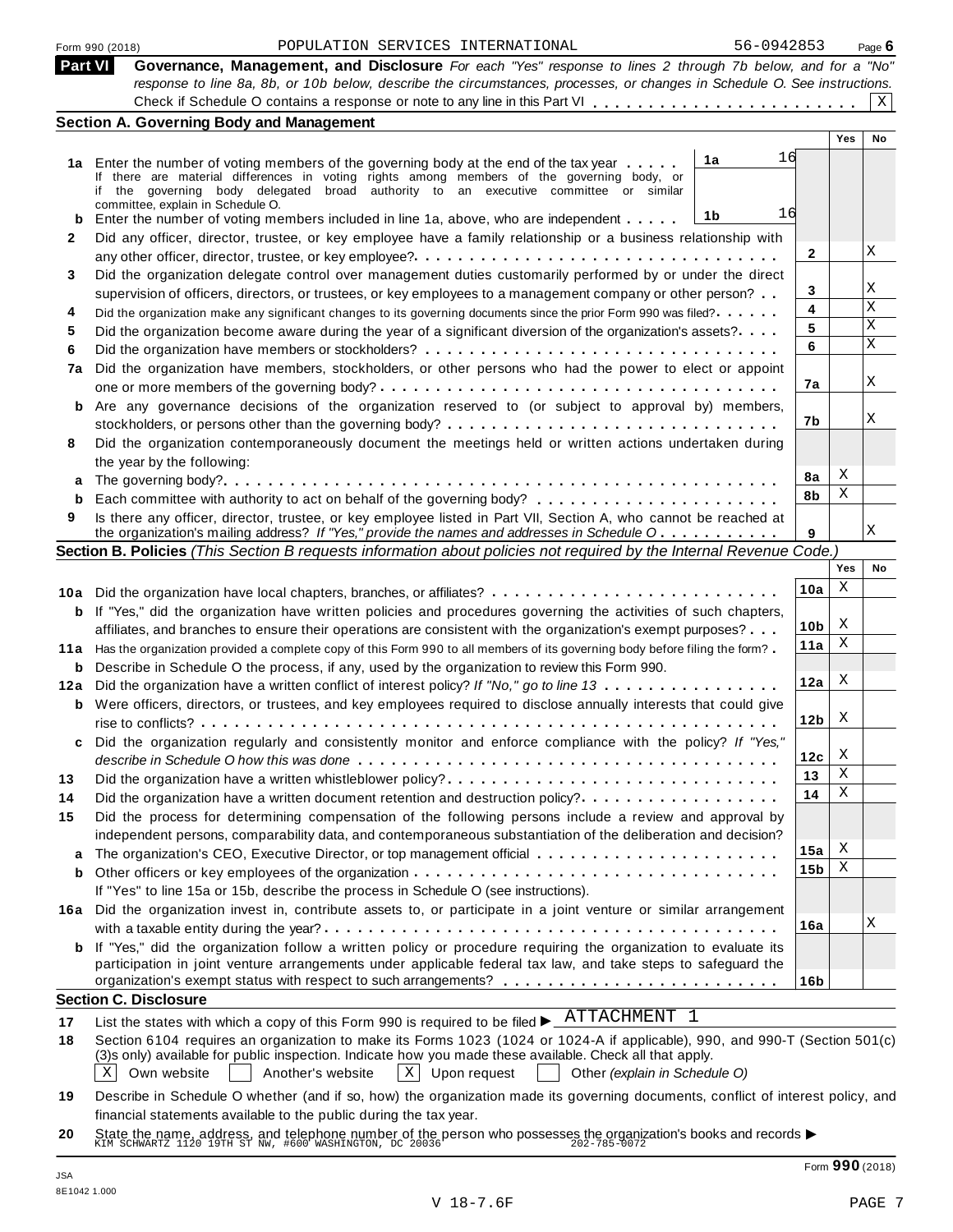Form 990 (2018) POPULATION SERVICES INTERNATIONAL 56-0942853

## Part VI Governance, Management, and Disclosure

*For each "Yes" response to lines 2 through 7b below, and for a "No" response to line 8a, 8b, or 10b below, describe the circumstances, processes, or changes in Schedule O. See instructions.*

Check if Schedule O contains a response or note to any line in this Part VI . . . . . . . . . . . . . . . . . . . . . . . . [X]

### Section A. Governing Body and Management

| | | | | Yes | No |
|---|---|---|---|---|---|
| **1a** | Enter the number of voting members of the governing body at the end of the tax year . . . . . If there are material differences in voting rights among members of the governing body, or if the governing body delegated broad authority to an executive committee or similar committee, explain in Schedule O. | **1a** 16 | | | |
| **b** | Enter the number of voting members included in line 1a, above, who are independent . . . . . | **1b** 16 | | | |
| **2** | Did any officer, director, trustee, or key employee have a family relationship or a business relationship with any other officer, director, trustee, or key employee? . . . . . | | **2** | | X |
| **3** | Did the organization delegate control over management duties customarily performed by or under the direct supervision of officers, directors, or trustees, or key employees to a management company or other person? . . | | **3** | | X |
| **4** | Did the organization make any significant changes to its governing documents since the prior Form 990 was filed? . . . . . | | **4** | | X |
| **5** | Did the organization become aware during the year of a significant diversion of the organization's assets? . . . . | | **5** | | X |
| **6** | Did the organization have members or stockholders? . . . . . | | **6** | | X |
| **7a** | Did the organization have members, stockholders, or other persons who had the power to elect or appoint one or more members of the governing body? . . . . . | | **7a** | | X |
| **b** | Are any governance decisions of the organization reserved to (or subject to approval by) members, stockholders, or persons other than the governing body? . . . . . | | **7b** | | X |
| **8** | Did the organization contemporaneously document the meetings held or written actions undertaken during the year by the following: | | | | |
| **a** | The governing body? . . . . . | | **8a** | X | |
| **b** | Each committee with authority to act on behalf of the governing body? . . . . . | | **8b** | X | |
| **9** | Is there any officer, director, trustee, or key employee listed in Part VII, Section A, who cannot be reached at the organization's mailing address? *If "Yes," provide the names and addresses in Schedule O* . . . . . | | **9** | | X |

### Section B. Policies *(This Section B requests information about policies not required by the Internal Revenue Code.)*

| | | | Yes | No |
|---|---|---|---|---|
| **10a** | Did the organization have local chapters, branches, or affiliates? . . . . . | **10a** | X | |
| **b** | If "Yes," did the organization have written policies and procedures governing the activities of such chapters, affiliates, and branches to ensure their operations are consistent with the organization's exempt purposes? . . . | **10b** | X | |
| **11a** | Has the organization provided a complete copy of this Form 990 to all members of its governing body before filing the form? . | **11a** | X | |
| **b** | Describe in Schedule O the process, if any, used by the organization to review this Form 990. | | | |
| **12a** | Did the organization have a written conflict of interest policy? *If "No," go to line 13* . . . . . | **12a** | X | |
| **b** | Were officers, directors, or trustees, and key employees required to disclose annually interests that could give rise to conflicts? . . . . . | **12b** | X | |
| **c** | Did the organization regularly and consistently monitor and enforce compliance with the policy? *If "Yes," describe in Schedule O how this was done* . . . . . | **12c** | X | |
| **13** | Did the organization have a written whistleblower policy? . . . . . | **13** | X | |
| **14** | Did the organization have a written document retention and destruction policy? . . . . . | **14** | X | |
| **15** | Did the process for determining compensation of the following persons include a review and approval by independent persons, comparability data, and contemporaneous substantiation of the deliberation and decision? | | | |
| **a** | The organization's CEO, Executive Director, or top management official . . . . . | **15a** | X | |
| **b** | Other officers or key employees of the organization . . . . . | **15b** | X | |
| | If "Yes" to line 15a or 15b, describe the process in Schedule O (see instructions). | | | |
| **16a** | Did the organization invest in, contribute assets to, or participate in a joint venture or similar arrangement with a taxable entity during the year? . . . . . | **16a** | | X |
| **b** | If "Yes," did the organization follow a written policy or procedure requiring the organization to evaluate its participation in joint venture arrangements under applicable federal tax law, and take steps to safeguard the organization's exempt status with respect to such arrangements? . . . . . | **16b** | | |

### Section C. Disclosure

**17** List the states with which a copy of this Form 990 is required to be filed ▶ ATTACHMENT 1

**18** Section 6104 requires an organization to make its Forms 1023 (1024 or 1024-A if applicable), 990, and 990-T (Section 501(c)(3)s only) available for public inspection. Indicate how you made these available. Check all that apply.

[X] Own website  [ ] Another's website  [X] Upon request  [ ] Other *(explain in Schedule O)*

**19** Describe in Schedule O whether (and if so, how) the organization made its governing documents, conflict of interest policy, and financial statements available to the public during the tax year.

**20** State the name, address, and telephone number of the person who possesses the organization's books and records ▶
KIM SCHWARTZ 1120 19TH ST NW, #600 WASHINGTON, DC 20036 202-785-0072

Form **990** (2018)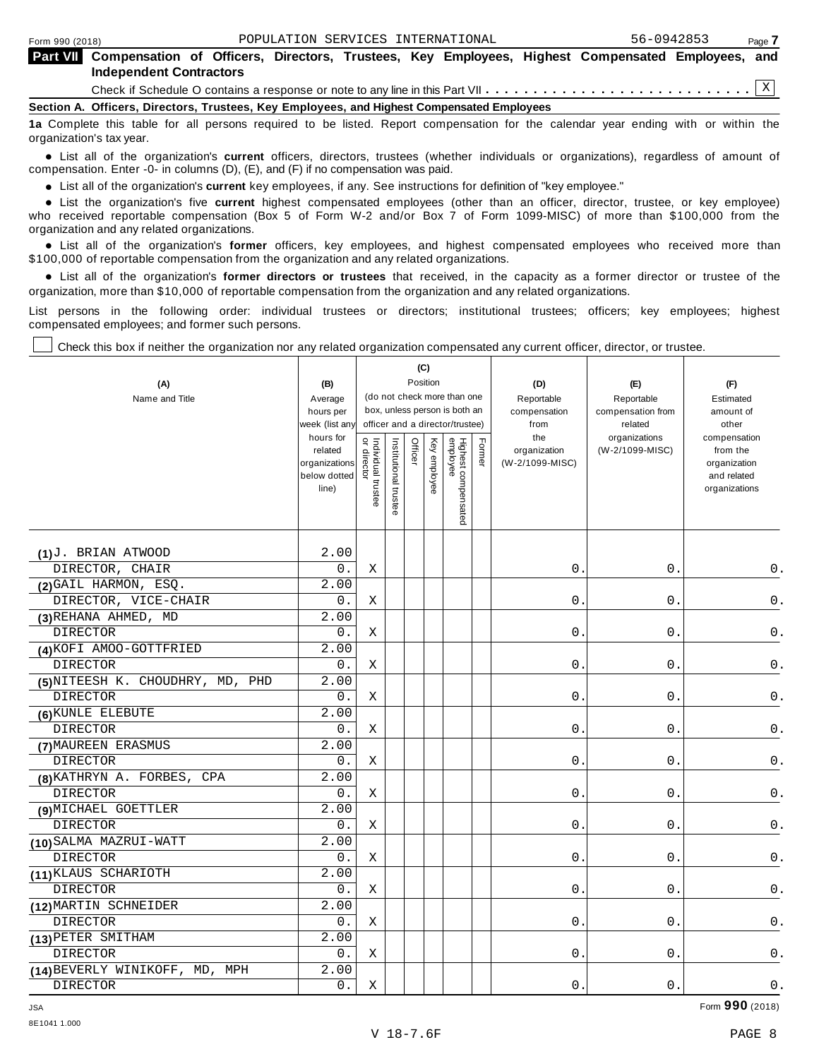Form 990 (2018) POPULATION SERVICES INTERNATIONAL 56-0942853 Page 7

## Part VII Compensation of Officers, Directors, Trustees, Key Employees, Highest Compensated Employees, and Independent Contractors

Check if Schedule O contains a response or note to any line in this Part VII . . . . . . . . . . . . . . . . . . . . . . . . . . . [X]

### Section A. Officers, Directors, Trustees, Key Employees, and Highest Compensated Employees

**1a** Complete this table for all persons required to be listed. Report compensation for the calendar year ending with or within the organization's tax year.

- List all of the organization's **current** officers, directors, trustees (whether individuals or organizations), regardless of amount of compensation. Enter -0- in columns (D), (E), and (F) if no compensation was paid.
- List all of the organization's **current** key employees, if any. See instructions for definition of "key employee."
- List the organization's five **current** highest compensated employees (other than an officer, director, trustee, or key employee) who received reportable compensation (Box 5 of Form W-2 and/or Box 7 of Form 1099-MISC) of more than $100,000 from the organization and any related organizations.
- List all of the organization's **former** officers, key employees, and highest compensated employees who received more than $100,000 of reportable compensation from the organization and any related organizations.
- List all of the organization's **former directors or trustees** that received, in the capacity as a former director or trustee of the organization, more than $10,000 of reportable compensation from the organization and any related organizations.

List persons in the following order: individual trustees or directors; institutional trustees; officers; key employees; highest compensated employees; and former such persons.

[ ] Check this box if neither the organization nor any related organization compensated any current officer, director, or trustee.

| (A) Name and Title | (B) Average hours per week (list any hours for related organizations below dotted line) | (C) Position (do not check more than one box, unless person is both an officer and a director/trustee): Individual trustee or director | Institutional trustee | Officer | Key employee | Highest compensated employee | Former | (D) Reportable compensation from the organization (W-2/1099-MISC) | (E) Reportable compensation from related organizations (W-2/1099-MISC) | (F) Estimated amount of other compensation from the organization and related organizations |
|---|---|---|---|---|---|---|---|---|---|---|
| (1) J. BRIAN ATWOOD<br>DIRECTOR, CHAIR | 2.00<br>0. | X | | | | | | 0. | 0. | 0. |
| (2) GAIL HARMON, ESQ.<br>DIRECTOR, VICE-CHAIR | 2.00<br>0. | X | | | | | | 0. | 0. | 0. |
| (3) REHANA AHMED, MD<br>DIRECTOR | 2.00<br>0. | X | | | | | | 0. | 0. | 0. |
| (4) KOFI AMOO-GOTTFRIED<br>DIRECTOR | 2.00<br>0. | X | | | | | | 0. | 0. | 0. |
| (5) NITEESH K. CHOUDHRY, MD, PHD<br>DIRECTOR | 2.00<br>0. | X | | | | | | 0. | 0. | 0. |
| (6) KUNLE ELEBUTE<br>DIRECTOR | 2.00<br>0. | X | | | | | | 0. | 0. | 0. |
| (7) MAUREEN ERASMUS<br>DIRECTOR | 2.00<br>0. | X | | | | | | 0. | 0. | 0. |
| (8) KATHRYN A. FORBES, CPA<br>DIRECTOR | 2.00<br>0. | X | | | | | | 0. | 0. | 0. |
| (9) MICHAEL GOETTLER<br>DIRECTOR | 2.00<br>0. | X | | | | | | 0. | 0. | 0. |
| (10) SALMA MAZRUI-WATT<br>DIRECTOR | 2.00<br>0. | X | | | | | | 0. | 0. | 0. |
| (11) KLAUS SCHARIOTH<br>DIRECTOR | 2.00<br>0. | X | | | | | | 0. | 0. | 0. |
| (12) MARTIN SCHNEIDER<br>DIRECTOR | 2.00<br>0. | X | | | | | | 0. | 0. | 0. |
| (13) PETER SMITHAM<br>DIRECTOR | 2.00<br>0. | X | | | | | | 0. | 0. | 0. |
| (14) BEVERLY WINIKOFF, MD, MPH<br>DIRECTOR | 2.00<br>0. | X | | | | | | 0. | 0. | 0. |

Form **990** (2018)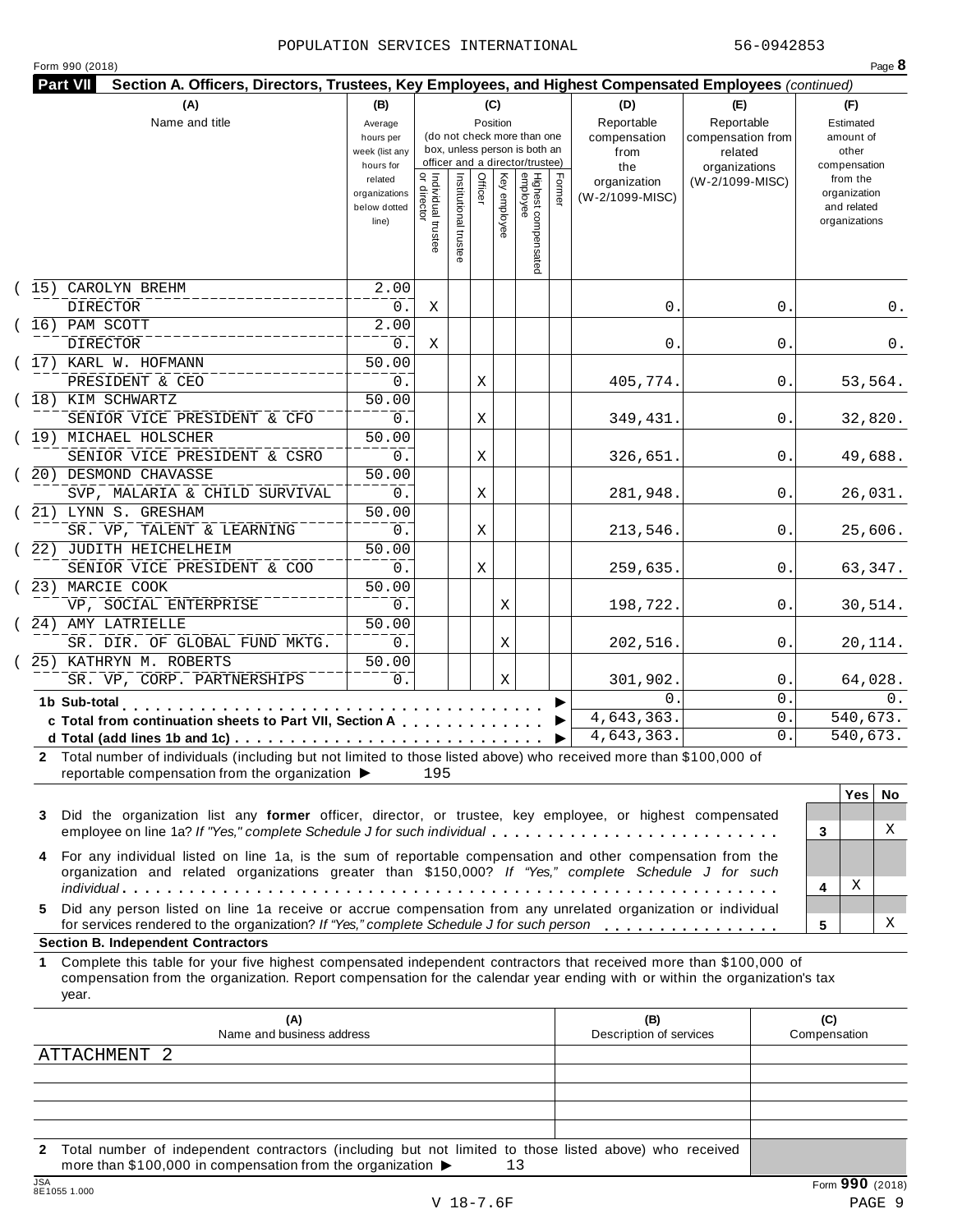POPULATION SERVICES INTERNATIONAL 56-0942853

Form 990 (2018) Page **8**

**Part VII Section A. Officers, Directors, Trustees, Key Employees, and Highest Compensated Employees** *(continued)*

| (A) Name and title | (B) Average hours per week (list any hours for related organizations below dotted line) | (C) Position: Individual trustee or director | Institutional trustee | Officer | Key employee | Highest compensated employee | Former | (D) Reportable compensation from the organization (W-2/1099-MISC) | (E) Reportable compensation from related organizations (W-2/1099-MISC) | (F) Estimated amount of other compensation from the organization and related organizations |
|---|---|---|---|---|---|---|---|---|---|---|
| (15) CAROLYN BREHM<br>DIRECTOR | 2.00<br>0. | X | | | | | | 0. | 0. | 0. |
| (16) PAM SCOTT<br>DIRECTOR | 2.00<br>0. | X | | | | | | 0. | 0. | 0. |
| (17) KARL W. HOFMANN<br>PRESIDENT & CEO | 50.00<br>0. | | | X | | | | 405,774. | 0. | 53,564. |
| (18) KIM SCHWARTZ<br>SENIOR VICE PRESIDENT & CFO | 50.00<br>0. | | | X | | | | 349,431. | 0. | 32,820. |
| (19) MICHAEL HOLSCHER<br>SENIOR VICE PRESIDENT & CSRO | 50.00<br>0. | | | X | | | | 326,651. | 0. | 49,688. |
| (20) DESMOND CHAVASSE<br>SVP, MALARIA & CHILD SURVIVAL | 50.00<br>0. | | | X | | | | 281,948. | 0. | 26,031. |
| (21) LYNN S. GRESHAM<br>SR. VP, TALENT & LEARNING | 50.00<br>0. | | | X | | | | 213,546. | 0. | 25,606. |
| (22) JUDITH HEICHELHEIM<br>SENIOR VICE PRESIDENT & COO | 50.00<br>0. | | | X | | | | 259,635. | 0. | 63,347. |
| (23) MARCIE COOK<br>VP, SOCIAL ENTERPRISE | 50.00<br>0. | | | | X | | | 198,722. | 0. | 30,514. |
| (24) AMY LATRIELLE<br>SR. DIR. OF GLOBAL FUND MKTG. | 50.00<br>0. | | | | X | | | 202,516. | 0. | 20,114. |
| (25) KATHRYN M. ROBERTS<br>SR. VP, CORP. PARTNERSHIPS | 50.00<br>0. | | | | X | | | 301,902. | 0. | 64,028. |
| **1b Sub-total** ▶ | | | | | | | | 0. | 0. | 0. |
| **c Total from continuation sheets to Part VII, Section A** ▶ | | | | | | | | 4,643,363. | 0. | 540,673. |
| **d Total (add lines 1b and 1c)** ▶ | | | | | | | | 4,643,363. | 0. | 540,673. |

**2** Total number of individuals (including but not limited to those listed above) who received more than $100,000 of reportable compensation from the organization ▶ 195

| | | Yes | No |
|---|---|---|---|
| **3** Did the organization list any **former** officer, director, or trustee, key employee, or highest compensated employee on line 1a? *If "Yes," complete Schedule J for such individual* | 3 | | X |
| **4** For any individual listed on line 1a, is the sum of reportable compensation and other compensation from the organization and related organizations greater than $150,000? *If "Yes," complete Schedule J for such individual* | 4 | X | |
| **5** Did any person listed on line 1a receive or accrue compensation from any unrelated organization or individual for services rendered to the organization? *If "Yes," complete Schedule J for such person* | 5 | | X |

**Section B. Independent Contractors**

**1** Complete this table for your five highest compensated independent contractors that received more than $100,000 of compensation from the organization. Report compensation for the calendar year ending with or within the organization's tax year.

| (A) Name and business address | (B) Description of services | (C) Compensation |
|---|---|---|
| ATTACHMENT 2 | | |
| | | |
| | | |
| | | |
| | | |

**2** Total number of independent contractors (including but not limited to those listed above) who received more than $100,000 in compensation from the organization ▶ 13

Form **990** (2018)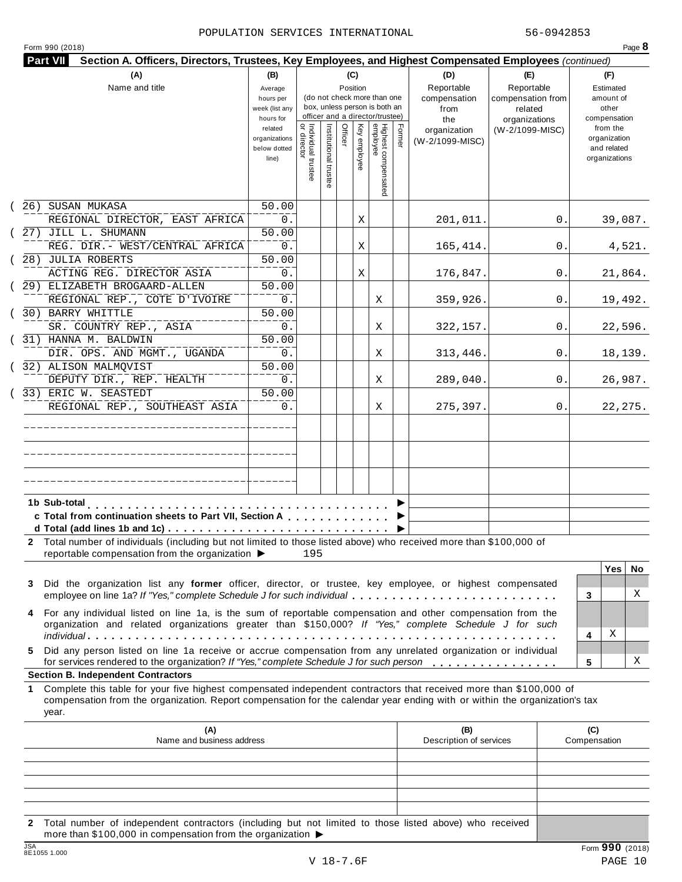POPULATION SERVICES INTERNATIONAL 56-0942853

Form 990 (2018) Page **8**

**Part VII Section A. Officers, Directors, Trustees, Key Employees, and Highest Compensated Employees** *(continued)*

| (A) Name and title | (B) Average hours per week (list any hours for related organizations below dotted line) | (C) Position: Individual trustee or director | Institutional trustee | Officer | Key employee | Highest compensated employee | Former | (D) Reportable compensation from the organization (W-2/1099-MISC) | (E) Reportable compensation from related organizations (W-2/1099-MISC) | (F) Estimated amount of other compensation from the organization and related organizations |
|---|---|---|---|---|---|---|---|---|---|---|
| (26) SUSAN MUKASA<br>REGIONAL DIRECTOR, EAST AFRICA | 50.00<br>0. | | | | X | | | 201,011. | 0. | 39,087. |
| (27) JILL L. SHUMANN<br>REG. DIR.- WEST/CENTRAL AFRICA | 50.00<br>0. | | | | X | | | 165,414. | 0. | 4,521. |
| (28) JULIA ROBERTS<br>ACTING REG. DIRECTOR ASIA | 50.00<br>0. | | | | X | | | 176,847. | 0. | 21,864. |
| (29) ELIZABETH BROGAARD-ALLEN<br>REGIONAL REP., COTE D'IVOIRE | 50.00<br>0. | | | | | X | | 359,926. | 0. | 19,492. |
| (30) BARRY WHITTLE<br>SR. COUNTRY REP., ASIA | 50.00<br>0. | | | | | X | | 322,157. | 0. | 22,596. |
| (31) HANNA M. BALDWIN<br>DIR. OPS. AND MGMT., UGANDA | 50.00<br>0. | | | | | X | | 313,446. | 0. | 18,139. |
| (32) ALISON MALMQVIST<br>DEPUTY DIR., REP. HEALTH | 50.00<br>0. | | | | | X | | 289,040. | 0. | 26,987. |
| (33) ERIC W. SEASTEDT<br>REGIONAL REP., SOUTHEAST ASIA | 50.00<br>0. | | | | | X | | 275,397. | 0. | 22,275. |
| | | | | | | | | | | |
| | | | | | | | | | | |
| | | | | | | | | | | |
| **1b Sub-total** | | | | | | | | | | |
| **c Total from continuation sheets to Part VII, Section A** | | | | | | | | | | |
| **d Total (add lines 1b and 1c)** | | | | | | | | | | |

**2** Total number of individuals (including but not limited to those listed above) who received more than $100,000 of reportable compensation from the organization ▶ 195

| | | Yes | No |
|---|---|---|---|
| **3** Did the organization list any **former** officer, director, or trustee, key employee, or highest compensated employee on line 1a? *If "Yes," complete Schedule J for such individual* | 3 | | X |
| **4** For any individual listed on line 1a, is the sum of reportable compensation and other compensation from the organization and related organizations greater than $150,000? *If "Yes," complete Schedule J for such individual* | 4 | X | |
| **5** Did any person listed on line 1a receive or accrue compensation from any unrelated organization or individual for services rendered to the organization? *If "Yes," complete Schedule J for such person* | 5 | | X |

**Section B. Independent Contractors**

**1** Complete this table for your five highest compensated independent contractors that received more than $100,000 of compensation from the organization. Report compensation for the calendar year ending with or within the organization's tax year.

| (A) Name and business address | (B) Description of services | (C) Compensation |
|---|---|---|
| | | |
| | | |
| | | |
| | | |
| | | |

**2** Total number of independent contractors (including but not limited to those listed above) who received more than $100,000 in compensation from the organization ▶

Form **990** (2018)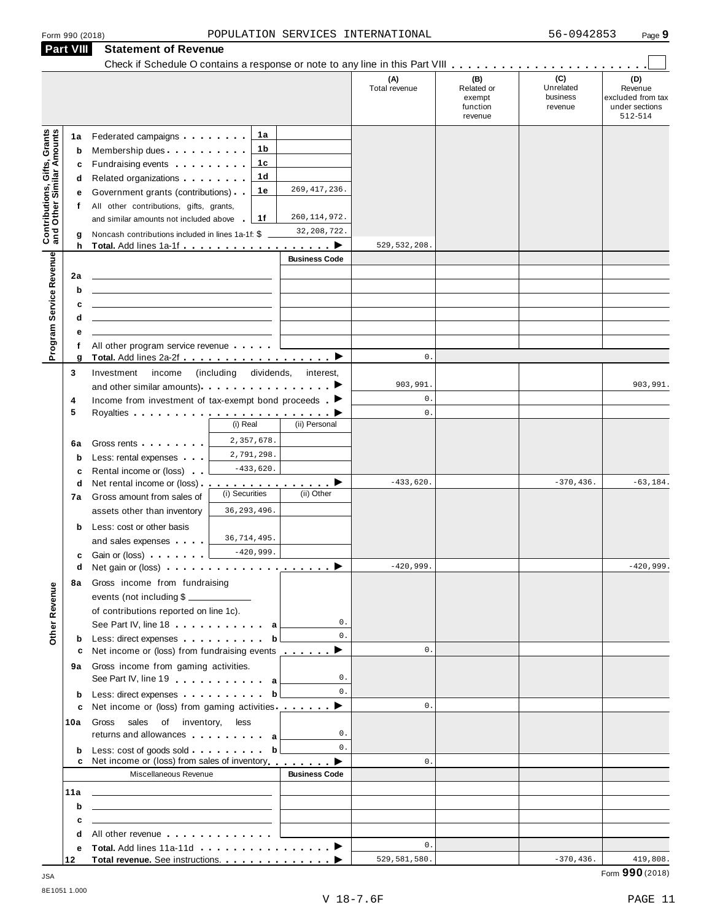Form 990 (2018) POPULATION SERVICES INTERNATIONAL 56-0942853 Page **9**

## Part VIII Statement of Revenue

Check if Schedule O contains a response or note to any line in this Part VIII . . . . . . . . . . . . . . . . . . . . . . . ☐

| | | | | (A) Total revenue | (B) Related or exempt function revenue | (C) Unrelated business revenue | (D) Revenue excluded from tax under sections 512-514 |
|---|---|---|---|---|---|---|---|
| **Contributions, Gifts, Grants and Other Similar Amounts** | 1a Federated campaigns | 1a | | | | | |
| | b Membership dues | 1b | | | | | |
| | c Fundraising events | 1c | | | | | |
| | d Related organizations | 1d | | | | | |
| | e Government grants (contributions) | 1e | 269,417,236. | | | | |
| | f All other contributions, gifts, grants, and similar amounts not included above | 1f | 260,114,972. | | | | |
| | g Noncash contributions included in lines 1a-1f: $ | | 32,208,722. | | | | |
| | h **Total.** Add lines 1a-1f | | ▶ | 529,532,208. | | | |
| **Program Service Revenue** | | | **Business Code** | | | | |
| | 2a | | | | | | |
| | b | | | | | | |
| | c | | | | | | |
| | d | | | | | | |
| | e | | | | | | |
| | f All other program service revenue | | | | | | |
| | g **Total.** Add lines 2a-2f | | ▶ | 0. | | | |
| **Other Revenue** | 3 Investment income (including dividends, interest, and other similar amounts) | | ▶ | 903,991. | | | 903,991. |
| | 4 Income from investment of tax-exempt bond proceeds | | ▶ | 0. | | | |
| | 5 Royalties | | ▶ | 0. | | | |
| | | (i) Real | (ii) Personal | | | | |
| | 6a Gross rents | 2,357,678. | | | | | |
| | b Less: rental expenses | 2,791,298. | | | | | |
| | c Rental income or (loss) | -433,620. | | | | | |
| | d Net rental income or (loss) | | ▶ | -433,620. | | -370,436. | -63,184. |
| | | (i) Securities | (ii) Other | | | | |
| | 7a Gross amount from sales of assets other than inventory | 36,293,496. | | | | | |
| | b Less: cost or other basis and sales expenses | 36,714,495. | | | | | |
| | c Gain or (loss) | -420,999. | | | | | |
| | d Net gain or (loss) | | ▶ | -420,999. | | | -420,999. |
| | 8a Gross income from fundraising events (not including $ of contributions reported on line 1c). See Part IV, line 18 | a | 0. | | | | |
| | b Less: direct expenses | b | 0. | | | | |
| | c Net income or (loss) from fundraising events | | ▶ | 0. | | | |
| | 9a Gross income from gaming activities. See Part IV, line 19 | a | 0. | | | | |
| | b Less: direct expenses | b | 0. | | | | |
| | c Net income or (loss) from gaming activities | | ▶ | 0. | | | |
| | 10a Gross sales of inventory, less returns and allowances | a | 0. | | | | |
| | b Less: cost of goods sold | b | 0. | | | | |
| | c Net income or (loss) from sales of inventory | | ▶ | 0. | | | |
| | Miscellaneous Revenue | | **Business Code** | | | | |
| | 11a | | | | | | |
| | b | | | | | | |
| | c | | | | | | |
| | d All other revenue | | | | | | |
| | e **Total.** Add lines 11a-11d | | ▶ | 0. | | | |
| | 12 **Total revenue.** See instructions. | | ▶ | 529,581,580. | | -370,436. | 419,808. |

Form **990** (2018)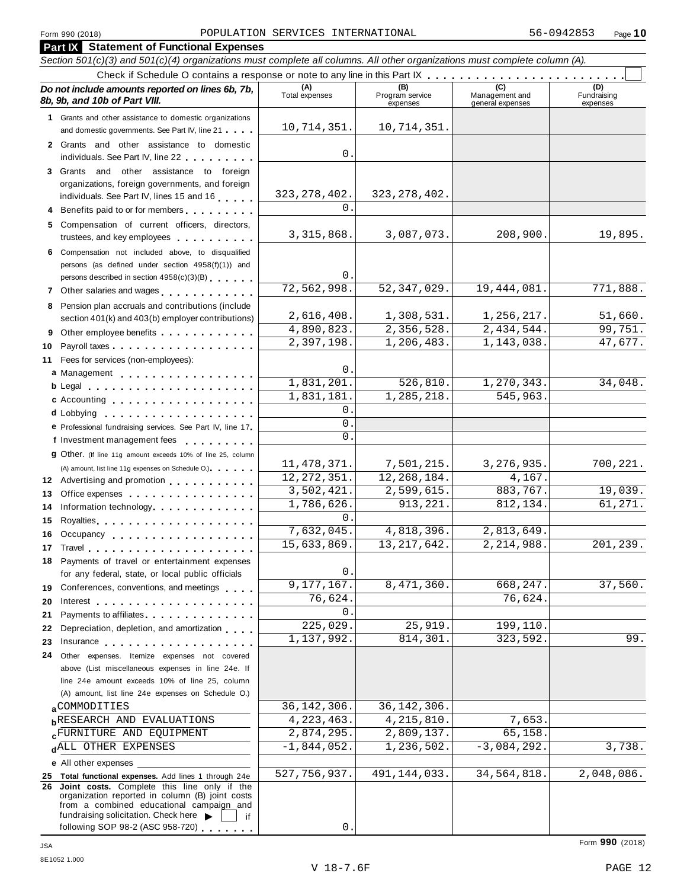Form 990 (2018) POPULATION SERVICES INTERNATIONAL 56-0942853

## Part IX Statement of Functional Expenses

*Section 501(c)(3) and 501(c)(4) organizations must complete all columns. All other organizations must complete column (A).*

Check if Schedule O contains a response or note to any line in this Part IX . . . . . . . . . . . . . . . . . . . . . . . . ☐

| *Do not include amounts reported on lines 6b, 7b, 8b, 9b, and 10b of Part VIII.* | (A) Total expenses | (B) Program service expenses | (C) Management and general expenses | (D) Fundraising expenses |
|---|---|---|---|---|
| **1** Grants and other assistance to domestic organizations and domestic governments. See Part IV, line 21 | 10,714,351. | 10,714,351. | | |
| **2** Grants and other assistance to domestic individuals. See Part IV, line 22 | 0. | | | |
| **3** Grants and other assistance to foreign organizations, foreign governments, and foreign individuals. See Part IV, lines 15 and 16 | 323,278,402. | 323,278,402. | | |
| **4** Benefits paid to or for members | 0. | | | |
| **5** Compensation of current officers, directors, trustees, and key employees | 3,315,868. | 3,087,073. | 208,900. | 19,895. |
| **6** Compensation not included above, to disqualified persons (as defined under section 4958(f)(1)) and persons described in section 4958(c)(3)(B) | 0. | | | |
| **7** Other salaries and wages | 72,562,998. | 52,347,029. | 19,444,081. | 771,888. |
| **8** Pension plan accruals and contributions (include section 401(k) and 403(b) employer contributions) | 2,616,408. | 1,308,531. | 1,256,217. | 51,660. |
| **9** Other employee benefits | 4,890,823. | 2,356,528. | 2,434,544. | 99,751. |
| **10** Payroll taxes | 2,397,198. | 1,206,483. | 1,143,038. | 47,677. |
| **11** Fees for services (non-employees): | | | | |
| **a** Management | 0. | | | |
| **b** Legal | 1,831,201. | 526,810. | 1,270,343. | 34,048. |
| **c** Accounting | 1,831,181. | 1,285,218. | 545,963. | |
| **d** Lobbying | 0. | | | |
| **e** Professional fundraising services. See Part IV, line 17 | 0. | | | |
| **f** Investment management fees | 0. | | | |
| **g** Other. (If line 11g amount exceeds 10% of line 25, column (A) amount, list line 11g expenses on Schedule O.) | 11,478,371. | 7,501,215. | 3,276,935. | 700,221. |
| **12** Advertising and promotion | 12,272,351. | 12,268,184. | 4,167. | |
| **13** Office expenses | 3,502,421. | 2,599,615. | 883,767. | 19,039. |
| **14** Information technology | 1,786,626. | 913,221. | 812,134. | 61,271. |
| **15** Royalties | 0. | | | |
| **16** Occupancy | 7,632,045. | 4,818,396. | 2,813,649. | |
| **17** Travel | 15,633,869. | 13,217,642. | 2,214,988. | 201,239. |
| **18** Payments of travel or entertainment expenses for any federal, state, or local public officials | 0. | | | |
| **19** Conferences, conventions, and meetings | 9,177,167. | 8,471,360. | 668,247. | 37,560. |
| **20** Interest | 76,624. | | 76,624. | |
| **21** Payments to affiliates | 0. | | | |
| **22** Depreciation, depletion, and amortization | 225,029. | 25,919. | 199,110. | |
| **23** Insurance | 1,137,992. | 814,301. | 323,592. | 99. |
| **24** Other expenses. Itemize expenses not covered above (List miscellaneous expenses in line 24e. If line 24e amount exceeds 10% of line 25, column (A) amount, list line 24e expenses on Schedule O.) | | | | |
| **a** COMMODITIES | 36,142,306. | 36,142,306. | | |
| **b** RESEARCH AND EVALUATIONS | 4,223,463. | 4,215,810. | 7,653. | |
| **c** FURNITURE AND EQUIPMENT | 2,874,295. | 2,809,137. | 65,158. | |
| **d** ALL OTHER EXPENSES | -1,844,052. | 1,236,502. | -3,084,292. | 3,738. |
| **e** All other expenses | | | | |
| **25 Total functional expenses.** Add lines 1 through 24e | 527,756,937. | 491,144,033. | 34,564,818. | 2,048,086. |
| **26 Joint costs.** Complete this line only if the organization reported in column (B) joint costs from a combined educational campaign and fundraising solicitation. Check here ▶ ☐ if following SOP 98-2 (ASC 958-720) | 0. | | | |

Form **990** (2018)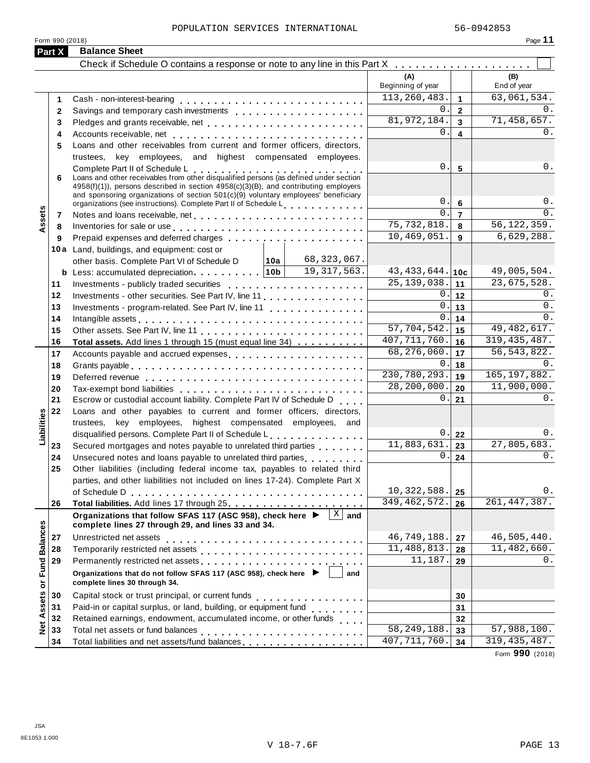POPULATION SERVICES INTERNATIONAL 56-0942853

Form 990 (2018) Page **11**

## Part X Balance Sheet

Check if Schedule O contains a response or note to any line in this Part X . . . . . . . . . . . . . . . . . . . ☐

| | | | (A) Beginning of year | | (B) End of year |
|---|---|---|---|---|---|
| **Assets** | 1 | Cash - non-interest-bearing | 113,260,483. | 1 | 63,061,534. |
| | 2 | Savings and temporary cash investments | 0. | 2 | 0. |
| | 3 | Pledges and grants receivable, net | 81,972,184. | 3 | 71,458,657. |
| | 4 | Accounts receivable, net | 0. | 4 | 0. |
| | 5 | Loans and other receivables from current and former officers, directors, trustees, key employees, and highest compensated employees. Complete Part II of Schedule L | 0. | 5 | 0. |
| | 6 | Loans and other receivables from other disqualified persons (as defined under section 4958(f)(1)), persons described in section 4958(c)(3)(B), and contributing employers and sponsoring organizations of section 501(c)(9) voluntary employees' beneficiary organizations (see instructions). Complete Part II of Schedule L | 0. | 6 | 0. |
| | 7 | Notes and loans receivable, net | 0. | 7 | 0. |
| | 8 | Inventories for sale or use | 75,732,818. | 8 | 56,122,359. |
| | 9 | Prepaid expenses and deferred charges | 10,469,051. | 9 | 6,629,288. |
| | 10a | Land, buildings, and equipment: cost or other basis. Complete Part VI of Schedule D — 10a: 68,323,067. | | | |
| | b | Less: accumulated depreciation — 10b: 19,317,563. | 43,433,644. | 10c | 49,005,504. |
| | 11 | Investments - publicly traded securities | 25,139,038. | 11 | 23,675,528. |
| | 12 | Investments - other securities. See Part IV, line 11 | 0. | 12 | 0. |
| | 13 | Investments - program-related. See Part IV, line 11 | 0. | 13 | 0. |
| | 14 | Intangible assets | 0. | 14 | 0. |
| | 15 | Other assets. See Part IV, line 11 | 57,704,542. | 15 | 49,482,617. |
| | 16 | **Total assets.** Add lines 1 through 15 (must equal line 34) | 407,711,760. | 16 | 319,435,487. |
| **Liabilities** | 17 | Accounts payable and accrued expenses | 68,276,060. | 17 | 56,543,822. |
| | 18 | Grants payable | 0. | 18 | 0. |
| | 19 | Deferred revenue | 230,780,293. | 19 | 165,197,882. |
| | 20 | Tax-exempt bond liabilities | 28,200,000. | 20 | 11,900,000. |
| | 21 | Escrow or custodial account liability. Complete Part IV of Schedule D | 0. | 21 | 0. |
| | 22 | Loans and other payables to current and former officers, directors, trustees, key employees, highest compensated employees, and disqualified persons. Complete Part II of Schedule L | 0. | 22 | 0. |
| | 23 | Secured mortgages and notes payable to unrelated third parties | 11,883,631. | 23 | 27,805,683. |
| | 24 | Unsecured notes and loans payable to unrelated third parties | 0. | 24 | 0. |
| | 25 | Other liabilities (including federal income tax, payables to related third parties, and other liabilities not included on lines 17-24). Complete Part X of Schedule D | 10,322,588. | 25 | 0. |
| | 26 | **Total liabilities.** Add lines 17 through 25 | 349,462,572. | 26 | 261,447,387. |
| **Net Assets or Fund Balances** | | **Organizations that follow SFAS 117 (ASC 958), check here ▶ [X] and complete lines 27 through 29, and lines 33 and 34.** | | | |
| | 27 | Unrestricted net assets | 46,749,188. | 27 | 46,505,440. |
| | 28 | Temporarily restricted net assets | 11,488,813. | 28 | 11,482,660. |
| | 29 | Permanently restricted net assets | 11,187. | 29 | 0. |
| | | **Organizations that do not follow SFAS 117 (ASC 958), check here ▶ [ ] and complete lines 30 through 34.** | | | |
| | 30 | Capital stock or trust principal, or current funds | | 30 | |
| | 31 | Paid-in or capital surplus, or land, building, or equipment fund | | 31 | |
| | 32 | Retained earnings, endowment, accumulated income, or other funds | | 32 | |
| | 33 | Total net assets or fund balances | 58,249,188. | 33 | 57,988,100. |
| | 34 | Total liabilities and net assets/fund balances | 407,711,760. | 34 | 319,435,487. |

Form **990** (2018)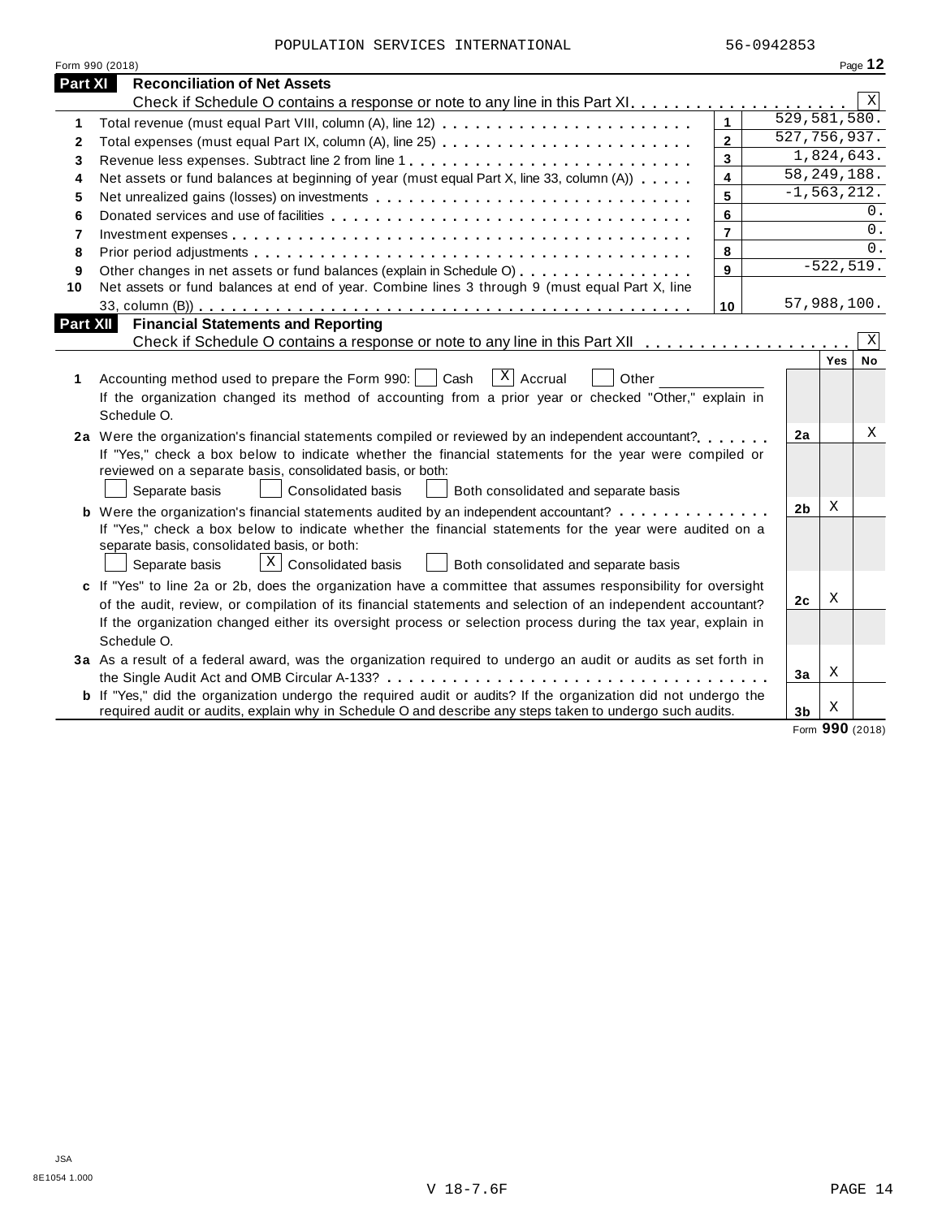POPULATION SERVICES INTERNATIONAL 56-0942853

Form 990 (2018)

## Part XI Reconciliation of Net Assets

Check if Schedule O contains a response or note to any line in this Part XI . . . . . . . . . . . . . . . . . . . . [X]

| | | | |
|---|---|---|---|
| 1 | Total revenue (must equal Part VIII, column (A), line 12) | 1 | 529,581,580. |
| 2 | Total expenses (must equal Part IX, column (A), line 25) | 2 | 527,756,937. |
| 3 | Revenue less expenses. Subtract line 2 from line 1 | 3 | 1,824,643. |
| 4 | Net assets or fund balances at beginning of year (must equal Part X, line 33, column (A)) | 4 | 58,249,188. |
| 5 | Net unrealized gains (losses) on investments | 5 | -1,563,212. |
| 6 | Donated services and use of facilities | 6 | 0. |
| 7 | Investment expenses | 7 | 0. |
| 8 | Prior period adjustments | 8 | 0. |
| 9 | Other changes in net assets or fund balances (explain in Schedule O) | 9 | -522,519. |
| 10 | Net assets or fund balances at end of year. Combine lines 3 through 9 (must equal Part X, line 33, column (B)) | 10 | 57,988,100. |

## Part XII Financial Statements and Reporting

Check if Schedule O contains a response or note to any line in this Part XII . . . . . . . . . . . . . . . . . . . [X]

| | | | Yes | No |
|---|---|---|---|---|
| 1 | Accounting method used to prepare the Form 990: [ ] Cash [X] Accrual [ ] Other ____________ If the organization changed its method of accounting from a prior year or checked "Other," explain in Schedule O. | | | |
| 2a | Were the organization's financial statements compiled or reviewed by an independent accountant? If "Yes," check a box below to indicate whether the financial statements for the year were compiled or reviewed on a separate basis, consolidated basis, or both: [ ] Separate basis [ ] Consolidated basis [ ] Both consolidated and separate basis | 2a | | X |
| b | Were the organization's financial statements audited by an independent accountant? If "Yes," check a box below to indicate whether the financial statements for the year were audited on a separate basis, consolidated basis, or both: [ ] Separate basis [X] Consolidated basis [ ] Both consolidated and separate basis | 2b | X | |
| c | If "Yes" to line 2a or 2b, does the organization have a committee that assumes responsibility for oversight of the audit, review, or compilation of its financial statements and selection of an independent accountant? If the organization changed either its oversight process or selection process during the tax year, explain in Schedule O. | 2c | X | |
| 3a | As a result of a federal award, was the organization required to undergo an audit or audits as set forth in the Single Audit Act and OMB Circular A-133? | 3a | X | |
| b | If "Yes," did the organization undergo the required audit or audits? If the organization did not undergo the required audit or audits, explain why in Schedule O and describe any steps taken to undergo such audits. | 3b | X | |

Form **990** (2018)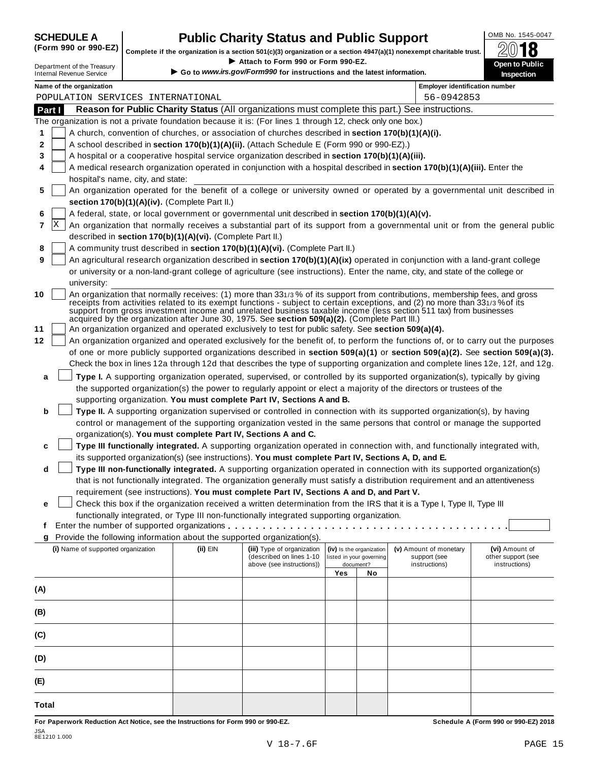**SCHEDULE A (Form 990 or 990-EZ)**

Department of the Treasury
Internal Revenue Service

# Public Charity Status and Public Support

**Complete if the organization is a section 501(c)(3) organization or a section 4947(a)(1) nonexempt charitable trust.**

► Attach to Form 990 or Form 990-EZ.

► Go to *www.irs.gov/Form990* for instructions and the latest information.

OMB No. 1545-0047

**2018**

**Open to Public Inspection**

**Name of the organization**
POPULATION SERVICES INTERNATIONAL

**Employer identification number**
56-0942853

## Part I — Reason for Public Charity Status (All organizations must complete this part.) See instructions.

The organization is not a private foundation because it is: (For lines 1 through 12, check only one box.)

1. [ ] A church, convention of churches, or association of churches described in **section 170(b)(1)(A)(i).**
2. [ ] A school described in **section 170(b)(1)(A)(ii).** (Attach Schedule E (Form 990 or 990-EZ).)
3. [ ] A hospital or a cooperative hospital service organization described in **section 170(b)(1)(A)(iii).**
4. [ ] A medical research organization operated in conjunction with a hospital described in **section 170(b)(1)(A)(iii).** Enter the hospital's name, city, and state:
5. [ ] An organization operated for the benefit of a college or university owned or operated by a governmental unit described in **section 170(b)(1)(A)(iv).** (Complete Part II.)
6. [ ] A federal, state, or local government or governmental unit described in **section 170(b)(1)(A)(v).**
7. [X] An organization that normally receives a substantial part of its support from a governmental unit or from the general public described in **section 170(b)(1)(A)(vi).** (Complete Part II.)
8. [ ] A community trust described in **section 170(b)(1)(A)(vi).** (Complete Part II.)
9. [ ] An agricultural research organization described in **section 170(b)(1)(A)(ix)** operated in conjunction with a land-grant college or university or a non-land-grant college of agriculture (see instructions). Enter the name, city, and state of the college or university:
10. [ ] An organization that normally receives: (1) more than 33 1/3 % of its support from contributions, membership fees, and gross receipts from activities related to its exempt functions - subject to certain exceptions, and (2) no more than 33 1/3 % of its support from gross investment income and unrelated business taxable income (less section 511 tax) from businesses acquired by the organization after June 30, 1975. See **section 509(a)(2).** (Complete Part III.)
11. [ ] An organization organized and operated exclusively to test for public safety. See **section 509(a)(4).**
12. [ ] An organization organized and operated exclusively for the benefit of, to perform the functions of, or to carry out the purposes of one or more publicly supported organizations described in **section 509(a)(1)** or **section 509(a)(2).** See **section 509(a)(3).** Check the box in lines 12a through 12d that describes the type of supporting organization and complete lines 12e, 12f, and 12g.
   - **a** [ ] **Type I.** A supporting organization operated, supervised, or controlled by its supported organization(s), typically by giving the supported organization(s) the power to regularly appoint or elect a majority of the directors or trustees of the supporting organization. **You must complete Part IV, Sections A and B.**
   - **b** [ ] **Type II.** A supporting organization supervised or controlled in connection with its supported organization(s), by having control or management of the supporting organization vested in the same persons that control or manage the supported organization(s). **You must complete Part IV, Sections A and C.**
   - **c** [ ] **Type III functionally integrated.** A supporting organization operated in connection with, and functionally integrated with, its supported organization(s) (see instructions). **You must complete Part IV, Sections A, D, and E.**
   - **d** [ ] **Type III non-functionally integrated.** A supporting organization operated in connection with its supported organization(s) that is not functionally integrated. The organization generally must satisfy a distribution requirement and an attentiveness requirement (see instructions). **You must complete Part IV, Sections A and D, and Part V.**
   - **e** [ ] Check this box if the organization received a written determination from the IRS that it is a Type I, Type II, Type III functionally integrated, or Type III non-functionally integrated supporting organization.
   - **f** Enter the number of supported organizations . . . . . . . . . . . .
   - **g** Provide the following information about the supported organization(s).

| (i) Name of supported organization | (ii) EIN | (iii) Type of organization (described on lines 1-10 above (see instructions)) | (iv) Is the organization listed in your governing document? | | (v) Amount of monetary support (see instructions) | (vi) Amount of other support (see instructions) |
|---|---|---|---|---|---|---|
| | | | Yes | No | | |
| (A) | | | | | | |
| (B) | | | | | | |
| (C) | | | | | | |
| (D) | | | | | | |
| (E) | | | | | | |
| Total | | | | | | |

**For Paperwork Reduction Act Notice, see the Instructions for Form 990 or 990-EZ.** **Schedule A (Form 990 or 990-EZ) 2018**

JSA
8E1210 1.000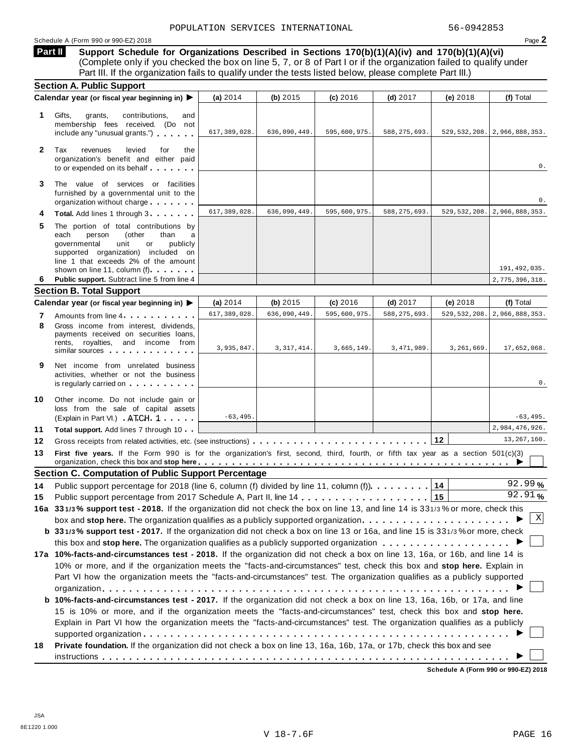POPULATION SERVICES INTERNATIONAL 56-0942853

Schedule A (Form 990 or 990-EZ) 2018 Page **2**

**Part II** **Support Schedule for Organizations Described in Sections 170(b)(1)(A)(iv) and 170(b)(1)(A)(vi)** (Complete only if you checked the box on line 5, 7, or 8 of Part I or if the organization failed to qualify under Part III. If the organization fails to qualify under the tests listed below, please complete Part III.)

**Section A. Public Support**

| | Calendar year (or fiscal year beginning in) ▶ | (a) 2014 | (b) 2015 | (c) 2016 | (d) 2017 | (e) 2018 | (f) Total |
|---|---|---|---|---|---|---|---|
| 1 | Gifts, grants, contributions, and membership fees received. (Do not include any "unusual grants.") | 617,389,028. | 636,090,449. | 595,600,975. | 588,275,693. | 529,532,208. | 2,966,888,353. |
| 2 | Tax revenues levied for the organization's benefit and either paid to or expended on its behalf | | | | | | 0. |
| 3 | The value of services or facilities furnished by a governmental unit to the organization without charge | | | | | | 0. |
| 4 | **Total.** Add lines 1 through 3 | 617,389,028. | 636,090,449. | 595,600,975. | 588,275,693. | 529,532,208. | 2,966,888,353. |
| 5 | The portion of total contributions by each person (other than a governmental unit or publicly supported organization) included on line 1 that exceeds 2% of the amount shown on line 11, column (f) | | | | | | 191,492,035. |
| 6 | **Public support.** Subtract line 5 from line 4 | | | | | | 2,775,396,318. |

**Section B. Total Support**

| | Calendar year (or fiscal year beginning in) ▶ | (a) 2014 | (b) 2015 | (c) 2016 | (d) 2017 | (e) 2018 | (f) Total |
|---|---|---|---|---|---|---|---|
| 7 | Amounts from line 4 | 617,389,028. | 636,090,449. | 595,600,975. | 588,275,693. | 529,532,208. | 2,966,888,353. |
| 8 | Gross income from interest, dividends, payments received on securities loans, rents, royalties, and income from similar sources | 3,935,847. | 3,317,414. | 3,665,149. | 3,471,989. | 3,261,669. | 17,652,068. |
| 9 | Net income from unrelated business activities, whether or not the business is regularly carried on | | | | | | 0. |
| 10 | Other income. Do not include gain or loss from the sale of capital assets (Explain in Part VI.) ATCH 1 | -63,495. | | | | | -63,495. |
| 11 | **Total support.** Add lines 7 through 10 | | | | | | 2,984,476,926. |
| 12 | Gross receipts from related activities, etc. (see instructions) | | | | | 12 | 13,267,160. |

**13** **First five years.** If the Form 990 is for the organization's first, second, third, fourth, or fifth tax year as a section 501(c)(3) organization, check this box and **stop here** ▶ ☐

**Section C. Computation of Public Support Percentage**

**14** Public support percentage for 2018 (line 6, column (f) divided by line 11, column (f)) **14** 92.99 %

**15** Public support percentage from 2017 Schedule A, Part II, line 14 **15** 92.91 %

**16a 33 1/3 % support test - 2018.** If the organization did not check the box on line 13, and line 14 is 33 1/3 % or more, check this box and **stop here.** The organization qualifies as a publicly supported organization ▶ ☒

**b 33 1/3 % support test - 2017.** If the organization did not check a box on line 13 or 16a, and line 15 is 33 1/3 % or more, check this box and **stop here.** The organization qualifies as a publicly supported organization ▶ ☐

**17a 10%-facts-and-circumstances test - 2018.** If the organization did not check a box on line 13, 16a, or 16b, and line 14 is 10% or more, and if the organization meets the "facts-and-circumstances" test, check this box and **stop here.** Explain in Part VI how the organization meets the "facts-and-circumstances" test. The organization qualifies as a publicly supported organization ▶ ☐

**b 10%-facts-and-circumstances test - 2017.** If the organization did not check a box on line 13, 16a, 16b, or 17a, and line 15 is 10% or more, and if the organization meets the "facts-and-circumstances" test, check this box and **stop here.** Explain in Part VI how the organization meets the "facts-and-circumstances" test. The organization qualifies as a publicly supported organization ▶ ☐

**18** **Private foundation.** If the organization did not check a box on line 13, 16a, 16b, 17a, or 17b, check this box and see instructions ▶ ☐

**Schedule A (Form 990 or 990-EZ) 2018**

JSA
8E1220 1.000
V 18-7.6F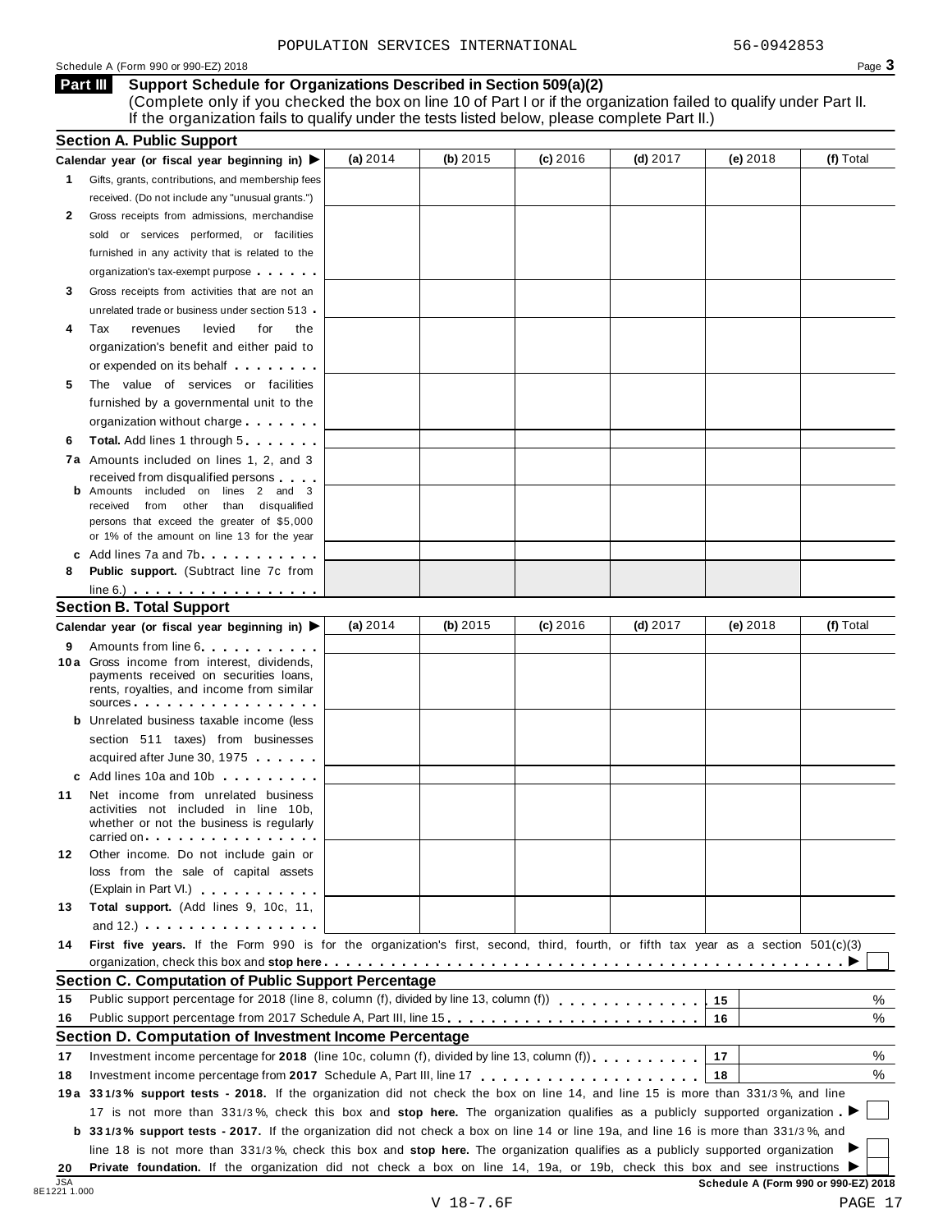POPULATION SERVICES INTERNATIONAL 56-0942853

Schedule A (Form 990 or 990-EZ) 2018

## Part III Support Schedule for Organizations Described in Section 509(a)(2)

(Complete only if you checked the box on line 10 of Part I or if the organization failed to qualify under Part II. If the organization fails to qualify under the tests listed below, please complete Part II.)

### Section A. Public Support

| Calendar year (or fiscal year beginning in) ▶ | (a) 2014 | (b) 2015 | (c) 2016 | (d) 2017 | (e) 2018 | (f) Total |
|---|---|---|---|---|---|---|
| **1** Gifts, grants, contributions, and membership fees received. (Do not include any "unusual grants.") | | | | | | |
| **2** Gross receipts from admissions, merchandise sold or services performed, or facilities furnished in any activity that is related to the organization's tax-exempt purpose | | | | | | |
| **3** Gross receipts from activities that are not an unrelated trade or business under section 513 | | | | | | |
| **4** Tax revenues levied for the organization's benefit and either paid to or expended on its behalf | | | | | | |
| **5** The value of services or facilities furnished by a governmental unit to the organization without charge | | | | | | |
| **6** **Total.** Add lines 1 through 5 | | | | | | |
| **7a** Amounts included on lines 1, 2, and 3 received from disqualified persons | | | | | | |
| **b** Amounts included on lines 2 and 3 received from other than disqualified persons that exceed the greater of $5,000 or 1% of the amount on line 13 for the year | | | | | | |
| **c** Add lines 7a and 7b | | | | | | |
| **8** **Public support.** (Subtract line 7c from line 6.) | | | | | | |

### Section B. Total Support

| Calendar year (or fiscal year beginning in) ▶ | (a) 2014 | (b) 2015 | (c) 2016 | (d) 2017 | (e) 2018 | (f) Total |
|---|---|---|---|---|---|---|
| **9** Amounts from line 6 | | | | | | |
| **10a** Gross income from interest, dividends, payments received on securities loans, rents, royalties, and income from similar sources | | | | | | |
| **b** Unrelated business taxable income (less section 511 taxes) from businesses acquired after June 30, 1975 | | | | | | |
| **c** Add lines 10a and 10b | | | | | | |
| **11** Net income from unrelated business activities not included in line 10b, whether or not the business is regularly carried on | | | | | | |
| **12** Other income. Do not include gain or loss from the sale of capital assets (Explain in Part VI.) | | | | | | |
| **13** **Total support.** (Add lines 9, 10c, 11, and 12.) | | | | | | |

**14** **First five years.** If the Form 990 is for the organization's first, second, third, fourth, or fifth tax year as a section 501(c)(3) organization, check this box and **stop here** ▶ ☐

### Section C. Computation of Public Support Percentage

| | | | |
|---|---|---|---|
| **15** | Public support percentage for 2018 (line 8, column (f), divided by line 13, column (f)) | **15** | % |
| **16** | Public support percentage from 2017 Schedule A, Part III, line 15 | **16** | % |

### Section D. Computation of Investment Income Percentage

| | | | |
|---|---|---|---|
| **17** | Investment income percentage for **2018** (line 10c, column (f), divided by line 13, column (f)) | **17** | % |
| **18** | Investment income percentage from **2017** Schedule A, Part III, line 17 | **18** | % |

**19a** **33 1/3% support tests - 2018.** If the organization did not check the box on line 14, and line 15 is more than 33 1/3%, and line 17 is not more than 33 1/3%, check this box and **stop here.** The organization qualifies as a publicly supported organization ▶ ☐

**b** **33 1/3% support tests - 2017.** If the organization did not check a box on line 14 or line 19a, and line 16 is more than 33 1/3%, and line 18 is not more than 33 1/3%, check this box and **stop here.** The organization qualifies as a publicly supported organization ▶ ☐

**20** **Private foundation.** If the organization did not check a box on line 14, 19a, or 19b, check this box and see instructions ▶ ☐

JSA 8E1221 1.000

**Schedule A (Form 990 or 990-EZ) 2018**

V 18-7.6F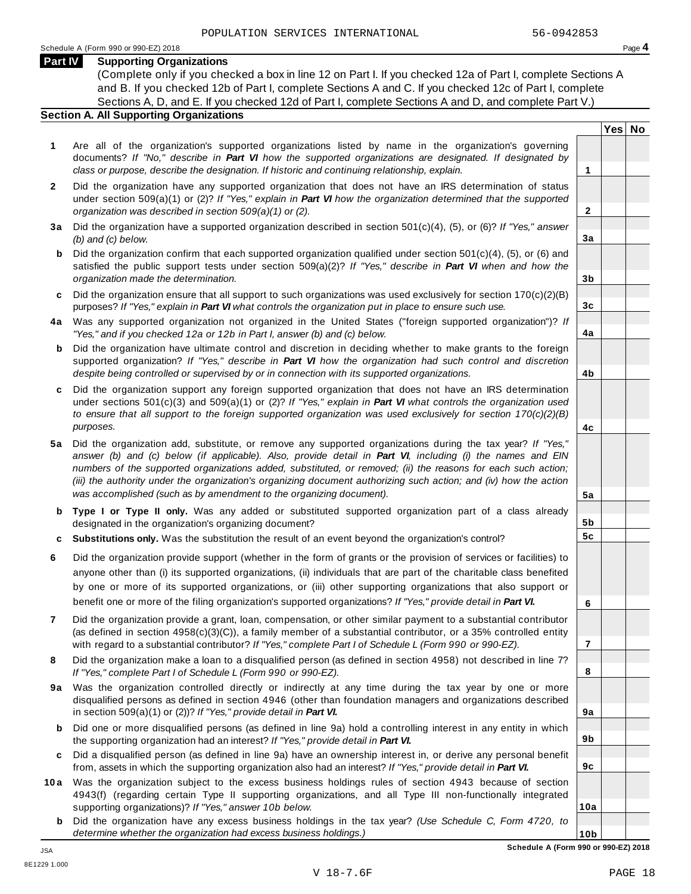POPULATION SERVICES INTERNATIONAL 56-0942853

Schedule A (Form 990 or 990-EZ) 2018 Page **4**

## Part IV Supporting Organizations

(Complete only if you checked a box in line 12 on Part I. If you checked 12a of Part I, complete Sections A and B. If you checked 12b of Part I, complete Sections A and C. If you checked 12c of Part I, complete Sections A, D, and E. If you checked 12d of Part I, complete Sections A and D, and complete Part V.)

### Section A. All Supporting Organizations

| | | Line | Yes | No |
|---|---|---|---|---|
| **1** | Are all of the organization's supported organizations listed by name in the organization's governing documents? *If "No," describe in **Part VI** how the supported organizations are designated. If designated by class or purpose, describe the designation. If historic and continuing relationship, explain.* | **1** | | |
| **2** | Did the organization have any supported organization that does not have an IRS determination of status under section 509(a)(1) or (2)? *If "Yes," explain in **Part VI** how the organization determined that the supported organization was described in section 509(a)(1) or (2).* | **2** | | |
| **3a** | Did the organization have a supported organization described in section 501(c)(4), (5), or (6)? *If "Yes," answer (b) and (c) below.* | **3a** | | |
| **b** | Did the organization confirm that each supported organization qualified under section 501(c)(4), (5), or (6) and satisfied the public support tests under section 509(a)(2)? *If "Yes," describe in **Part VI** when and how the organization made the determination.* | **3b** | | |
| **c** | Did the organization ensure that all support to such organizations was used exclusively for section 170(c)(2)(B) purposes? *If "Yes," explain in **Part VI** what controls the organization put in place to ensure such use.* | **3c** | | |
| **4a** | Was any supported organization not organized in the United States ("foreign supported organization")? *If "Yes," and if you checked 12a or 12b in Part I, answer (b) and (c) below.* | **4a** | | |
| **b** | Did the organization have ultimate control and discretion in deciding whether to make grants to the foreign supported organization? *If "Yes," describe in **Part VI** how the organization had such control and discretion despite being controlled or supervised by or in connection with its supported organizations.* | **4b** | | |
| **c** | Did the organization support any foreign supported organization that does not have an IRS determination under sections 501(c)(3) and 509(a)(1) or (2)? *If "Yes," explain in **Part VI** what controls the organization used to ensure that all support to the foreign supported organization was used exclusively for section 170(c)(2)(B) purposes.* | **4c** | | |
| **5a** | Did the organization add, substitute, or remove any supported organizations during the tax year? *If "Yes," answer (b) and (c) below (if applicable). Also, provide detail in **Part VI**, including (i) the names and EIN numbers of the supported organizations added, substituted, or removed; (ii) the reasons for each such action; (iii) the authority under the organization's organizing document authorizing such action; and (iv) how the action was accomplished (such as by amendment to the organizing document).* | **5a** | | |
| **b** | **Type I or Type II only.** Was any added or substituted supported organization part of a class already designated in the organization's organizing document? | **5b** | | |
| **c** | **Substitutions only.** Was the substitution the result of an event beyond the organization's control? | **5c** | | |
| **6** | Did the organization provide support (whether in the form of grants or the provision of services or facilities) to anyone other than (i) its supported organizations, (ii) individuals that are part of the charitable class benefited by one or more of its supported organizations, or (iii) other supporting organizations that also support or benefit one or more of the filing organization's supported organizations? *If "Yes," provide detail in **Part VI.*** | **6** | | |
| **7** | Did the organization provide a grant, loan, compensation, or other similar payment to a substantial contributor (as defined in section 4958(c)(3)(C)), a family member of a substantial contributor, or a 35% controlled entity with regard to a substantial contributor? *If "Yes," complete Part I of Schedule L (Form 990 or 990-EZ).* | **7** | | |
| **8** | Did the organization make a loan to a disqualified person (as defined in section 4958) not described in line 7? *If "Yes," complete Part I of Schedule L (Form 990 or 990-EZ).* | **8** | | |
| **9a** | Was the organization controlled directly or indirectly at any time during the tax year by one or more disqualified persons as defined in section 4946 (other than foundation managers and organizations described in section 509(a)(1) or (2))? *If "Yes," provide detail in **Part VI.*** | **9a** | | |
| **b** | Did one or more disqualified persons (as defined in line 9a) hold a controlling interest in any entity in which the supporting organization had an interest? *If "Yes," provide detail in **Part VI.*** | **9b** | | |
| **c** | Did a disqualified person (as defined in line 9a) have an ownership interest in, or derive any personal benefit from, assets in which the supporting organization also had an interest? *If "Yes," provide detail in **Part VI.*** | **9c** | | |
| **10a** | Was the organization subject to the excess business holdings rules of section 4943 because of section 4943(f) (regarding certain Type II supporting organizations, and all Type III non-functionally integrated supporting organizations)? *If "Yes," answer 10b below.* | **10a** | | |
| **b** | Did the organization have any excess business holdings in the tax year? *(Use Schedule C, Form 4720, to determine whether the organization had excess business holdings.)* | **10b** | | |

**Schedule A (Form 990 or 990-EZ) 2018**

JSA
8E1229 1.000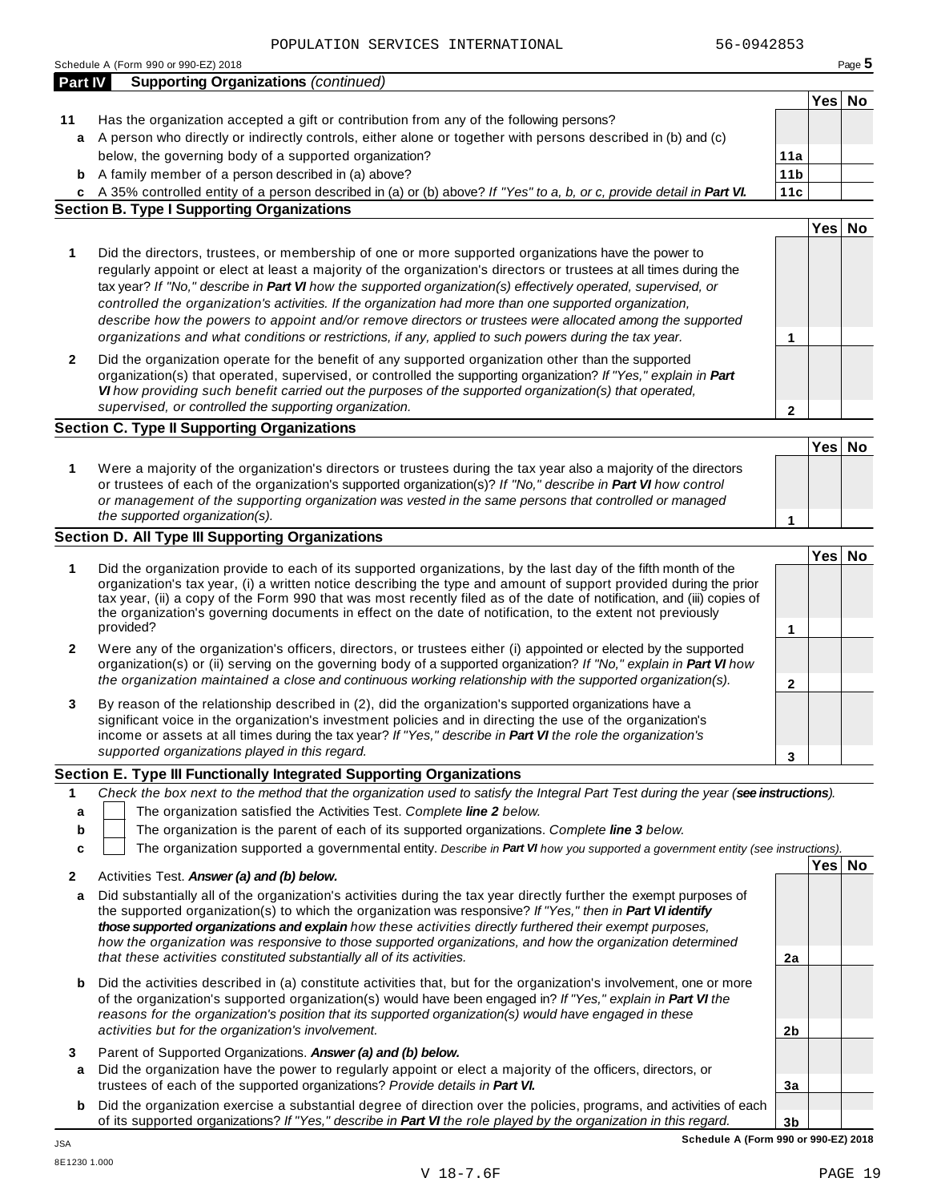POPULATION SERVICES INTERNATIONAL 56-0942853

Schedule A (Form 990 or 990-EZ) 2018

## Part IV Supporting Organizations *(continued)*

| | | | Yes | No |
|---|---|---|---|---|
| **11** | Has the organization accepted a gift or contribution from any of the following persons? | | | |
| **a** | A person who directly or indirectly controls, either alone or together with persons described in (b) and (c) below, the governing body of a supported organization? | **11a** | | |
| **b** | A family member of a person described in (a) above? | **11b** | | |
| **c** | A 35% controlled entity of a person described in (a) or (b) above? *If "Yes" to a, b, or c, provide detail in **Part VI.*** | **11c** | | |

### Section B. Type I Supporting Organizations

| | | | Yes | No |
|---|---|---|---|---|
| **1** | Did the directors, trustees, or membership of one or more supported organizations have the power to regularly appoint or elect at least a majority of the organization's directors or trustees at all times during the tax year? *If "No," describe in **Part VI** how the supported organization(s) effectively operated, supervised, or controlled the organization's activities. If the organization had more than one supported organization, describe how the powers to appoint and/or remove directors or trustees were allocated among the supported organizations and what conditions or restrictions, if any, applied to such powers during the tax year.* | **1** | | |
| **2** | Did the organization operate for the benefit of any supported organization other than the supported organization(s) that operated, supervised, or controlled the supporting organization? *If "Yes," explain in **Part VI** how providing such benefit carried out the purposes of the supported organization(s) that operated, supervised, or controlled the supporting organization.* | **2** | | |

### Section C. Type II Supporting Organizations

| | | | Yes | No |
|---|---|---|---|---|
| **1** | Were a majority of the organization's directors or trustees during the tax year also a majority of the directors or trustees of each of the organization's supported organization(s)? *If "No," describe in **Part VI** how control or management of the supporting organization was vested in the same persons that controlled or managed the supported organization(s).* | **1** | | |

### Section D. All Type III Supporting Organizations

| | | | Yes | No |
|---|---|---|---|---|
| **1** | Did the organization provide to each of its supported organizations, by the last day of the fifth month of the organization's tax year, (i) a written notice describing the type and amount of support provided during the prior tax year, (ii) a copy of the Form 990 that was most recently filed as of the date of notification, and (iii) copies of the organization's governing documents in effect on the date of notification, to the extent not previously provided? | **1** | | |
| **2** | Were any of the organization's officers, directors, or trustees either (i) appointed or elected by the supported organization(s) or (ii) serving on the governing body of a supported organization? *If "No," explain in **Part VI** how the organization maintained a close and continuous working relationship with the supported organization(s).* | **2** | | |
| **3** | By reason of the relationship described in (2), did the organization's supported organizations have a significant voice in the organization's investment policies and in directing the use of the organization's income or assets at all times during the tax year? *If "Yes," describe in **Part VI** the role the organization's supported organizations played in this regard.* | **3** | | |

### Section E. Type III Functionally Integrated Supporting Organizations

**1** *Check the box next to the method that the organization used to satisfy the Integral Part Test during the year (**see instructions**).*

- **a** ☐ The organization satisfied the Activities Test. *Complete **line 2** below.*
- **b** ☐ The organization is the parent of each of its supported organizations. *Complete **line 3** below.*
- **c** ☐ The organization supported a governmental entity. *Describe in **Part VI** how you supported a government entity (see instructions).*

| | | | Yes | No |
|---|---|---|---|---|
| **2** | Activities Test. ***Answer (a) and (b) below.*** | | | |
| **a** | Did substantially all of the organization's activities during the tax year directly further the exempt purposes of the supported organization(s) to which the organization was responsive? *If "Yes," then in **Part VI identify those supported organizations and explain** how these activities directly furthered their exempt purposes, how the organization was responsive to those supported organizations, and how the organization determined that these activities constituted substantially all of its activities.* | **2a** | | |
| **b** | Did the activities described in (a) constitute activities that, but for the organization's involvement, one or more of the organization's supported organization(s) would have been engaged in? *If "Yes," explain in **Part VI** the reasons for the organization's position that its supported organization(s) would have engaged in these activities but for the organization's involvement.* | **2b** | | |
| **3** | Parent of Supported Organizations. ***Answer (a) and (b) below.*** | | | |
| **a** | Did the organization have the power to regularly appoint or elect a majority of the officers, directors, or trustees of each of the supported organizations? *Provide details in **Part VI.*** | **3a** | | |
| **b** | Did the organization exercise a substantial degree of direction over the policies, programs, and activities of each of its supported organizations? *If "Yes," describe in **Part VI** the role played by the organization in this regard.* | **3b** | | |

**Schedule A (Form 990 or 990-EZ) 2018**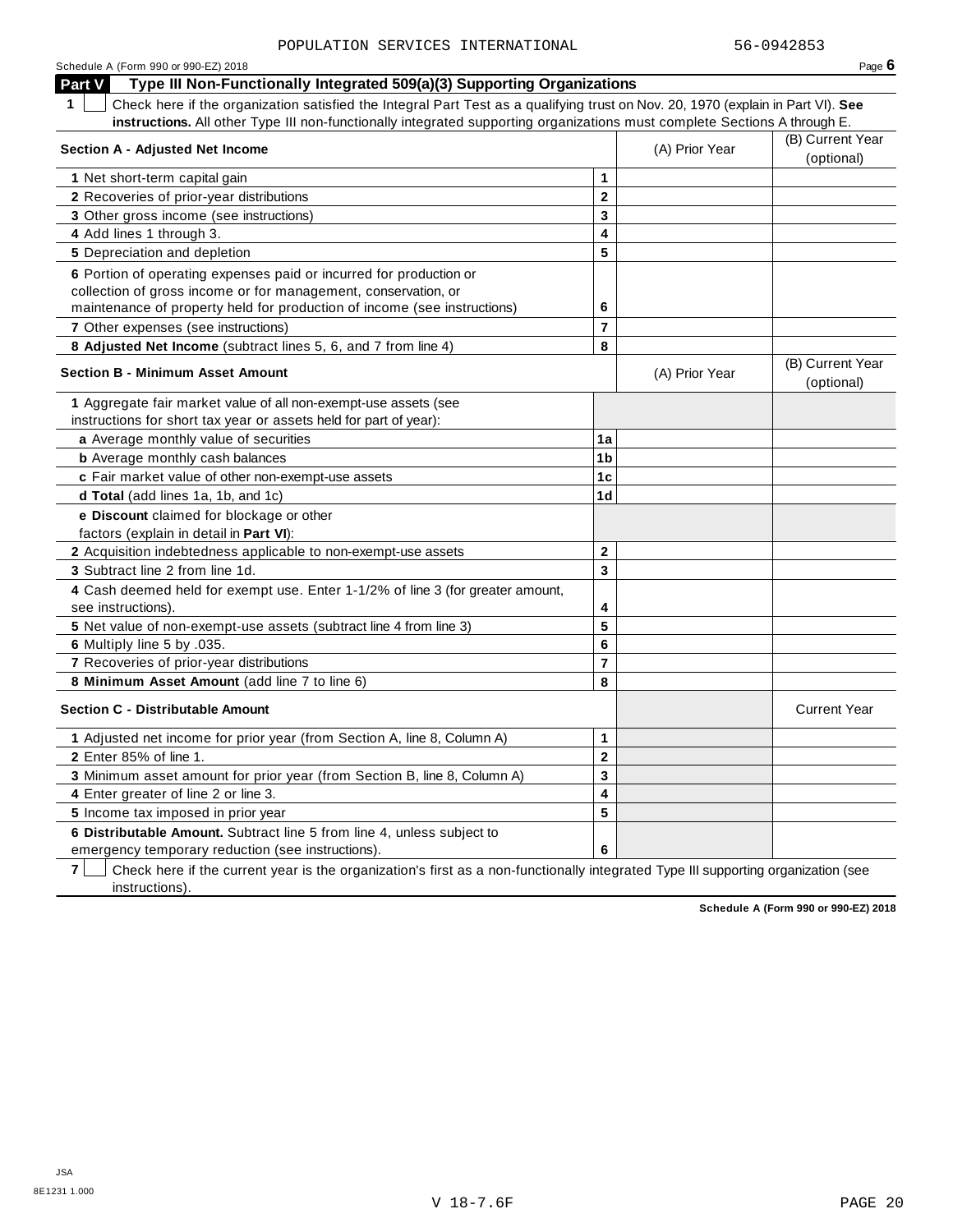POPULATION SERVICES INTERNATIONAL 56-0942853

Schedule A (Form 990 or 990-EZ) 2018 Page **6**

## Part V Type III Non-Functionally Integrated 509(a)(3) Supporting Organizations

**1** ☐ Check here if the organization satisfied the Integral Part Test as a qualifying trust on Nov. 20, 1970 (explain in Part VI). **See instructions.** All other Type III non-functionally integrated supporting organizations must complete Sections A through E.

| **Section A - Adjusted Net Income** | | (A) Prior Year | (B) Current Year (optional) |
|---|---|---|---|
| **1** Net short-term capital gain | **1** | | |
| **2** Recoveries of prior-year distributions | **2** | | |
| **3** Other gross income (see instructions) | **3** | | |
| **4** Add lines 1 through 3. | **4** | | |
| **5** Depreciation and depletion | **5** | | |
| **6** Portion of operating expenses paid or incurred for production or collection of gross income or for management, conservation, or maintenance of property held for production of income (see instructions) | **6** | | |
| **7** Other expenses (see instructions) | **7** | | |
| **8 Adjusted Net Income** (subtract lines 5, 6, and 7 from line 4) | **8** | | |

| **Section B - Minimum Asset Amount** | | (A) Prior Year | (B) Current Year (optional) |
|---|---|---|---|
| **1** Aggregate fair market value of all non-exempt-use assets (see instructions for short tax year or assets held for part of year): | | | |
| **a** Average monthly value of securities | **1a** | | |
| **b** Average monthly cash balances | **1b** | | |
| **c** Fair market value of other non-exempt-use assets | **1c** | | |
| **d Total** (add lines 1a, 1b, and 1c) | **1d** | | |
| **e Discount** claimed for blockage or other factors (explain in detail in **Part VI**): | | | |
| **2** Acquisition indebtedness applicable to non-exempt-use assets | **2** | | |
| **3** Subtract line 2 from line 1d. | **3** | | |
| **4** Cash deemed held for exempt use. Enter 1-1/2% of line 3 (for greater amount, see instructions). | **4** | | |
| **5** Net value of non-exempt-use assets (subtract line 4 from line 3) | **5** | | |
| **6** Multiply line 5 by .035. | **6** | | |
| **7** Recoveries of prior-year distributions | **7** | | |
| **8 Minimum Asset Amount** (add line 7 to line 6) | **8** | | |

| **Section C - Distributable Amount** | | | Current Year |
|---|---|---|---|
| **1** Adjusted net income for prior year (from Section A, line 8, Column A) | **1** | | |
| **2** Enter 85% of line 1. | **2** | | |
| **3** Minimum asset amount for prior year (from Section B, line 8, Column A) | **3** | | |
| **4** Enter greater of line 2 or line 3. | **4** | | |
| **5** Income tax imposed in prior year | **5** | | |
| **6 Distributable Amount.** Subtract line 5 from line 4, unless subject to emergency temporary reduction (see instructions). | **6** | | |

**7** ☐ Check here if the current year is the organization's first as a non-functionally integrated Type III supporting organization (see instructions).

**Schedule A (Form 990 or 990-EZ) 2018**

JSA
8E1231 1.000
V 18-7.6F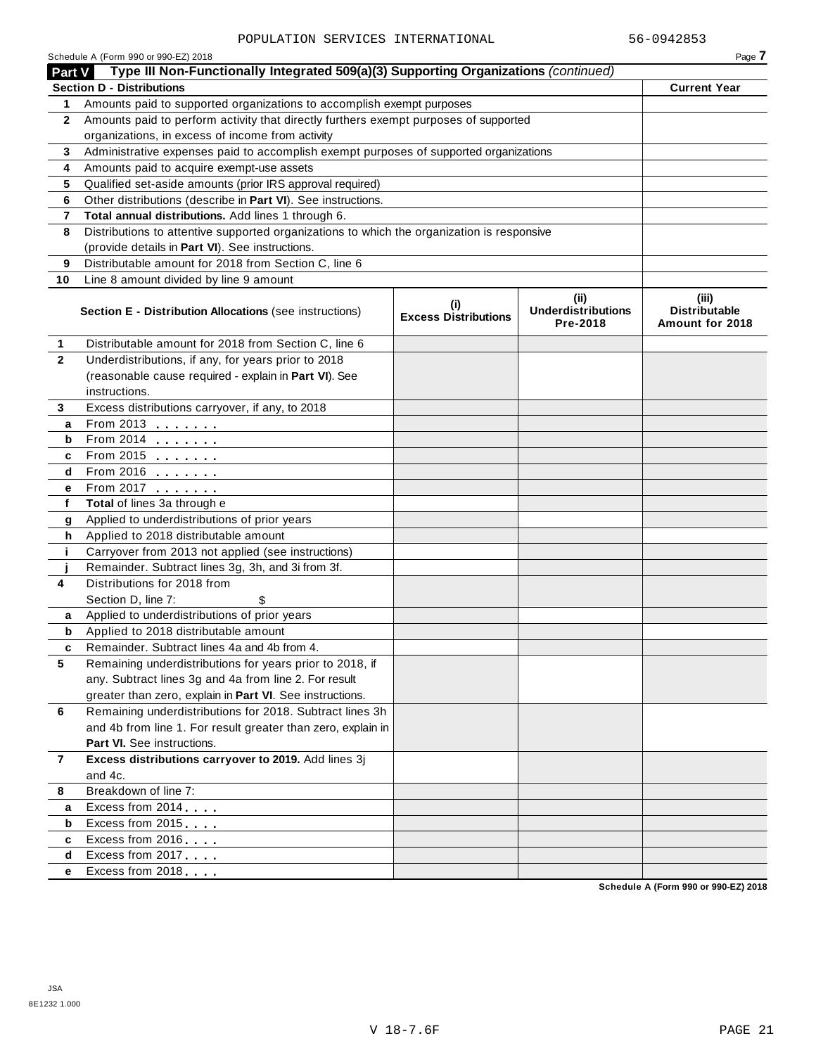POPULATION SERVICES INTERNATIONAL 56-0942853

Schedule A (Form 990 or 990-EZ) 2018

## Part V Type III Non-Functionally Integrated 509(a)(3) Supporting Organizations *(continued)*

| **Section D - Distributions** | | **Current Year** |
|---|---|---|
| 1 | Amounts paid to supported organizations to accomplish exempt purposes | |
| 2 | Amounts paid to perform activity that directly furthers exempt purposes of supported organizations, in excess of income from activity | |
| 3 | Administrative expenses paid to accomplish exempt purposes of supported organizations | |
| 4 | Amounts paid to acquire exempt-use assets | |
| 5 | Qualified set-aside amounts (prior IRS approval required) | |
| 6 | Other distributions (describe in **Part VI**). See instructions. | |
| 7 | **Total annual distributions.** Add lines 1 through 6. | |
| 8 | Distributions to attentive supported organizations to which the organization is responsive (provide details in **Part VI**). See instructions. | |
| 9 | Distributable amount for 2018 from Section C, line 6 | |
| 10 | Line 8 amount divided by line 9 amount | |

| | **Section E - Distribution Allocations** (see instructions) | **(i) Excess Distributions** | **(ii) Underdistributions Pre-2018** | **(iii) Distributable Amount for 2018** |
|---|---|---|---|---|
| 1 | Distributable amount for 2018 from Section C, line 6 | | | |
| 2 | Underdistributions, if any, for years prior to 2018 (reasonable cause required - explain in **Part VI**). See instructions. | | | |
| 3 | Excess distributions carryover, if any, to 2018 | | | |
| a | From 2013 | | | |
| b | From 2014 | | | |
| c | From 2015 | | | |
| d | From 2016 | | | |
| e | From 2017 | | | |
| f | **Total** of lines 3a through e | | | |
| g | Applied to underdistributions of prior years | | | |
| h | Applied to 2018 distributable amount | | | |
| i | Carryover from 2013 not applied (see instructions) | | | |
| j | Remainder. Subtract lines 3g, 3h, and 3i from 3f. | | | |
| 4 | Distributions for 2018 from Section D, line 7: $ | | | |
| a | Applied to underdistributions of prior years | | | |
| b | Applied to 2018 distributable amount | | | |
| c | Remainder. Subtract lines 4a and 4b from 4. | | | |
| 5 | Remaining underdistributions for years prior to 2018, if any. Subtract lines 3g and 4a from line 2. For result greater than zero, explain in **Part VI**. See instructions. | | | |
| 6 | Remaining underdistributions for 2018. Subtract lines 3h and 4b from line 1. For result greater than zero, explain in **Part VI.** See instructions. | | | |
| 7 | **Excess distributions carryover to 2019.** Add lines 3j and 4c. | | | |
| 8 | Breakdown of line 7: | | | |
| a | Excess from 2014 | | | |
| b | Excess from 2015 | | | |
| c | Excess from 2016 | | | |
| d | Excess from 2017 | | | |
| e | Excess from 2018 | | | |

Schedule A (Form 990 or 990-EZ) 2018

JSA
8E1232 1.000

V 18-7.6F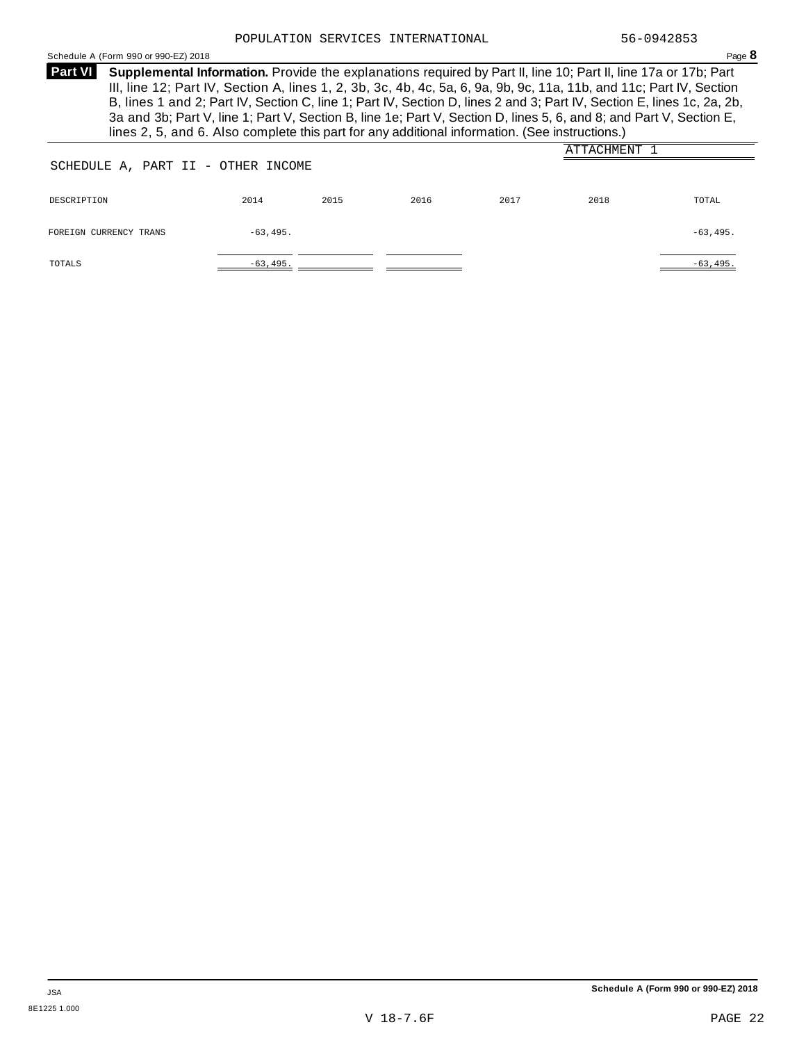POPULATION SERVICES INTERNATIONAL 56-0942853

**Part VI** **Supplemental Information.** Provide the explanations required by Part II, line 10; Part II, line 17a or 17b; Part III, line 12; Part IV, Section A, lines 1, 2, 3b, 3c, 4b, 4c, 5a, 6, 9a, 9b, 9c, 11a, 11b, and 11c; Part IV, Section B, lines 1 and 2; Part IV, Section C, line 1; Part IV, Section D, lines 2 and 3; Part IV, Section E, lines 1c, 2a, 2b, 3a and 3b; Part V, line 1; Part V, Section B, line 1e; Part V, Section D, lines 5, 6, and 8; and Part V, Section E, lines 2, 5, and 6. Also complete this part for any additional information. (See instructions.)

ATTACHMENT 1

SCHEDULE A, PART II - OTHER INCOME

| DESCRIPTION | 2014 | 2015 | 2016 | 2017 | 2018 | TOTAL |
|---|---|---|---|---|---|---|
| FOREIGN CURRENCY TRANS | -63,495. | | | | | -63,495. |
| TOTALS | -63,495. | | | | | -63,495. |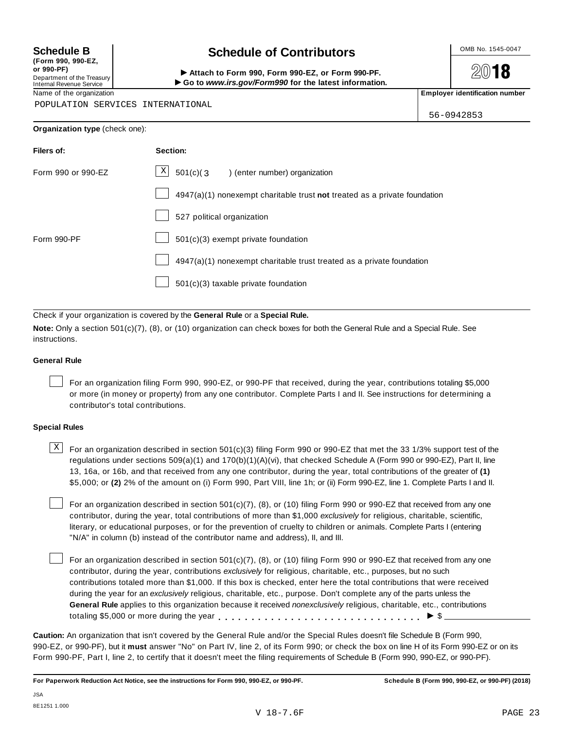**Schedule B**
**(Form 990, 990-EZ, or 990-PF)**
Department of the Treasury
Internal Revenue Service

# Schedule of Contributors

► **Attach to Form 990, Form 990-EZ, or Form 990-PF.**
► **Go to *www.irs.gov/Form990* for the latest information.**

OMB No. 1545-0047

**2018**

| Name of the organization | **Employer identification number** |
|---|---|
| POPULATION SERVICES INTERNATIONAL | 56-0942853 |

**Organization type** (check one):

| **Filers of:** | **Section:** |
|---|---|
| Form 990 or 990-EZ | [X] 501(c)( 3 ) (enter number) organization |
| | [ ] 4947(a)(1) nonexempt charitable trust **not** treated as a private foundation |
| | [ ] 527 political organization |
| Form 990-PF | [ ] 501(c)(3) exempt private foundation |
| | [ ] 4947(a)(1) nonexempt charitable trust treated as a private foundation |
| | [ ] 501(c)(3) taxable private foundation |

Check if your organization is covered by the **General Rule** or a **Special Rule.**

**Note:** Only a section 501(c)(7), (8), or (10) organization can check boxes for both the General Rule and a Special Rule. See instructions.

**General Rule**

[ ] For an organization filing Form 990, 990-EZ, or 990-PF that received, during the year, contributions totaling $5,000 or more (in money or property) from any one contributor. Complete Parts I and II. See instructions for determining a contributor's total contributions.

**Special Rules**

[X] For an organization described in section 501(c)(3) filing Form 990 or 990-EZ that met the 33 1/3% support test of the regulations under sections 509(a)(1) and 170(b)(1)(A)(vi), that checked Schedule A (Form 990 or 990-EZ), Part II, line 13, 16a, or 16b, and that received from any one contributor, during the year, total contributions of the greater of **(1)** $5,000; or **(2)** 2% of the amount on (i) Form 990, Part VIII, line 1h; or (ii) Form 990-EZ, line 1. Complete Parts I and II.

[ ] For an organization described in section 501(c)(7), (8), or (10) filing Form 990 or 990-EZ that received from any one contributor, during the year, total contributions of more than $1,000 *exclusively* for religious, charitable, scientific, literary, or educational purposes, or for the prevention of cruelty to children or animals. Complete Parts I (entering "N/A" in column (b) instead of the contributor name and address), II, and III.

[ ] For an organization described in section 501(c)(7), (8), or (10) filing Form 990 or 990-EZ that received from any one contributor, during the year, contributions *exclusively* for religious, charitable, etc., purposes, but no such contributions totaled more than $1,000. If this box is checked, enter here the total contributions that were received during the year for an *exclusively* religious, charitable, etc., purpose. Don't complete any of the parts unless the **General Rule** applies to this organization because it received *nonexclusively* religious, charitable, etc., contributions totaling $5,000 or more during the year . . . . . . . . . . . . . . . . . . . . . . . . . . . . . ► $ ____________

**Caution:** An organization that isn't covered by the General Rule and/or the Special Rules doesn't file Schedule B (Form 990, 990-EZ, or 990-PF), but it **must** answer "No" on Part IV, line 2, of its Form 990; or check the box on line H of its Form 990-EZ or on its Form 990-PF, Part I, line 2, to certify that it doesn't meet the filing requirements of Schedule B (Form 990, 990-EZ, or 990-PF).

**For Paperwork Reduction Act Notice, see the instructions for Form 990, 990-EZ, or 990-PF.** **Schedule B (Form 990, 990-EZ, or 990-PF) (2018)**

JSA
8E1251 1.000
V 18-7.6F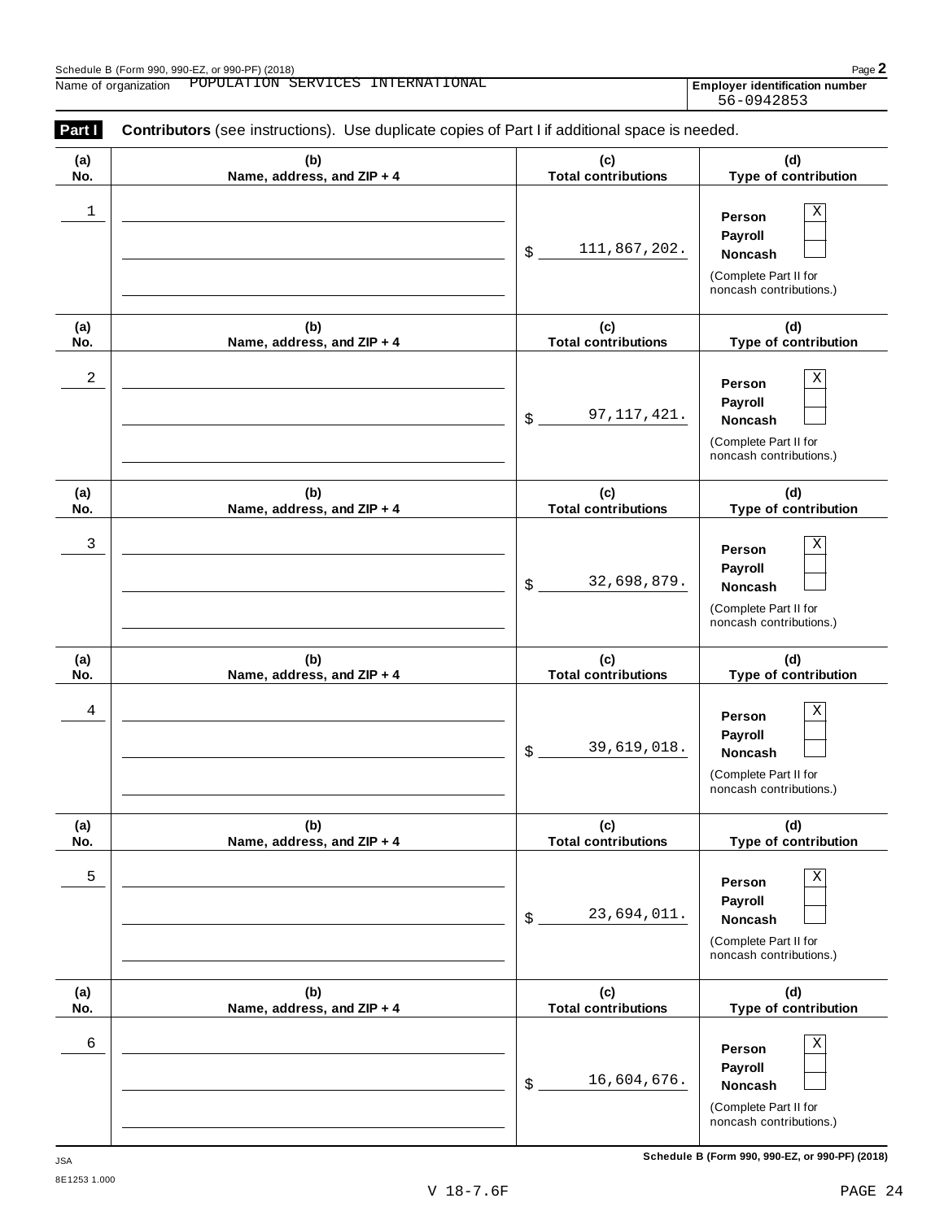Name of organization POPULATION SERVICES INTERNATIONAL

**Employer identification number** 56-0942853

**Part I** **Contributors** (see instructions). Use duplicate copies of Part I if additional space is needed.

| (a) No. | (b) Name, address, and ZIP + 4 | (c) Total contributions | (d) Type of contribution |
|---|---|---|---|
| 1 | | $ 111,867,202. | Person [X] Payroll [ ] Noncash [ ] (Complete Part II for noncash contributions.) |
| 2 | | $ 97,117,421. | Person [X] Payroll [ ] Noncash [ ] (Complete Part II for noncash contributions.) |
| 3 | | $ 32,698,879. | Person [X] Payroll [ ] Noncash [ ] (Complete Part II for noncash contributions.) |
| 4 | | $ 39,619,018. | Person [X] Payroll [ ] Noncash [ ] (Complete Part II for noncash contributions.) |
| 5 | | $ 23,694,011. | Person [X] Payroll [ ] Noncash [ ] (Complete Part II for noncash contributions.) |
| 6 | | $ 16,604,676. | Person [X] Payroll [ ] Noncash [ ] (Complete Part II for noncash contributions.) |

**Schedule B (Form 990, 990-EZ, or 990-PF) (2018)**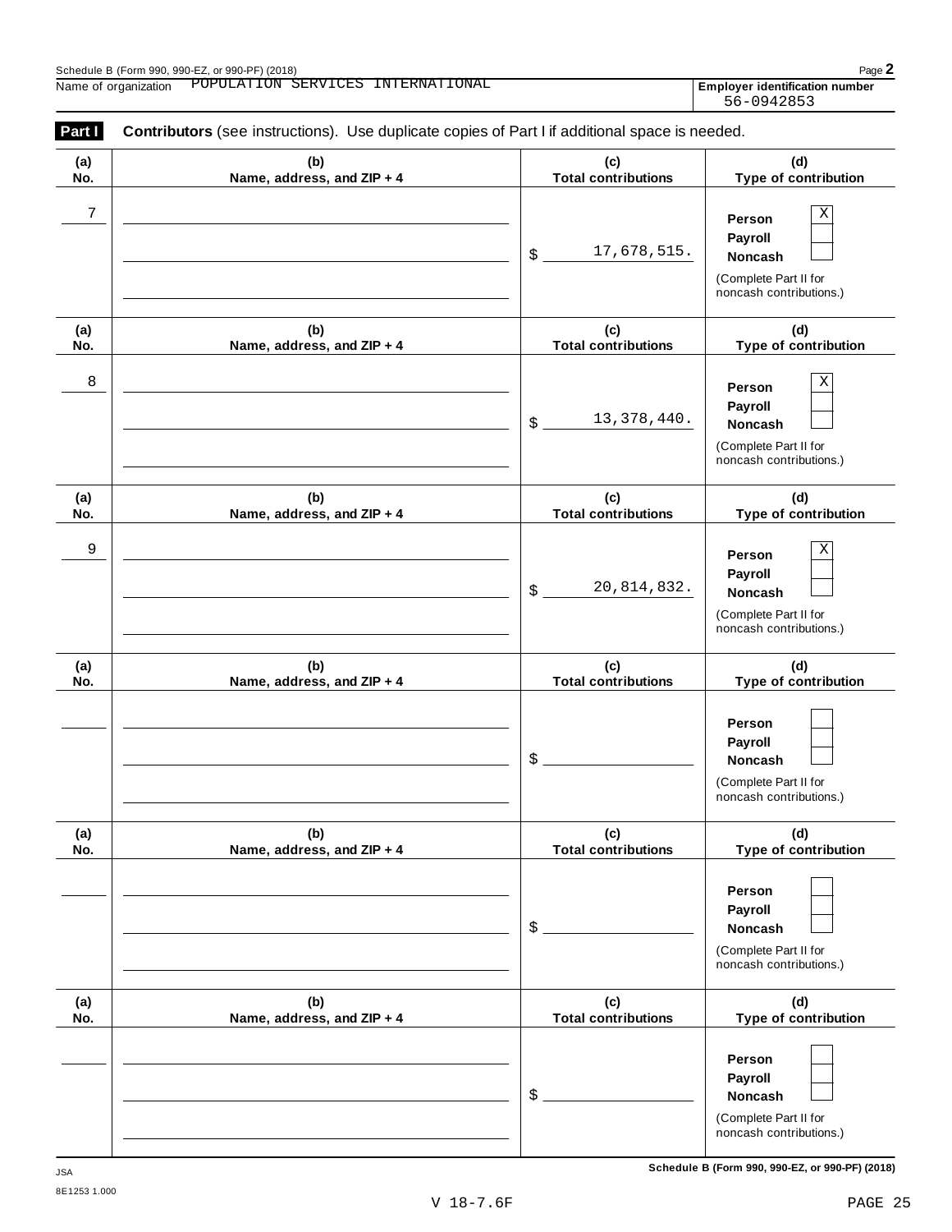Schedule B (Form 990, 990-EZ, or 990-PF) (2018)

Name of organization POPULATION SERVICES INTERNATIONAL

**Employer identification number** 56-0942853

**Part I** **Contributors** (see instructions). Use duplicate copies of Part I if additional space is needed.

| (a) No. | (b) Name, address, and ZIP + 4 | (c) Total contributions | (d) Type of contribution |
|---|---|---|---|
| 7 | | $ 17,678,515. | Person [X] Payroll [ ] Noncash [ ] (Complete Part II for noncash contributions.) |
| 8 | | $ 13,378,440. | Person [X] Payroll [ ] Noncash [ ] (Complete Part II for noncash contributions.) |
| 9 | | $ 20,814,832. | Person [X] Payroll [ ] Noncash [ ] (Complete Part II for noncash contributions.) |
| | | $ | Person [ ] Payroll [ ] Noncash [ ] (Complete Part II for noncash contributions.) |
| | | $ | Person [ ] Payroll [ ] Noncash [ ] (Complete Part II for noncash contributions.) |
| | | $ | Person [ ] Payroll [ ] Noncash [ ] (Complete Part II for noncash contributions.) |

JSA 8E1253 1.000

Schedule B (Form 990, 990-EZ, or 990-PF) (2018)

V 18-7.6F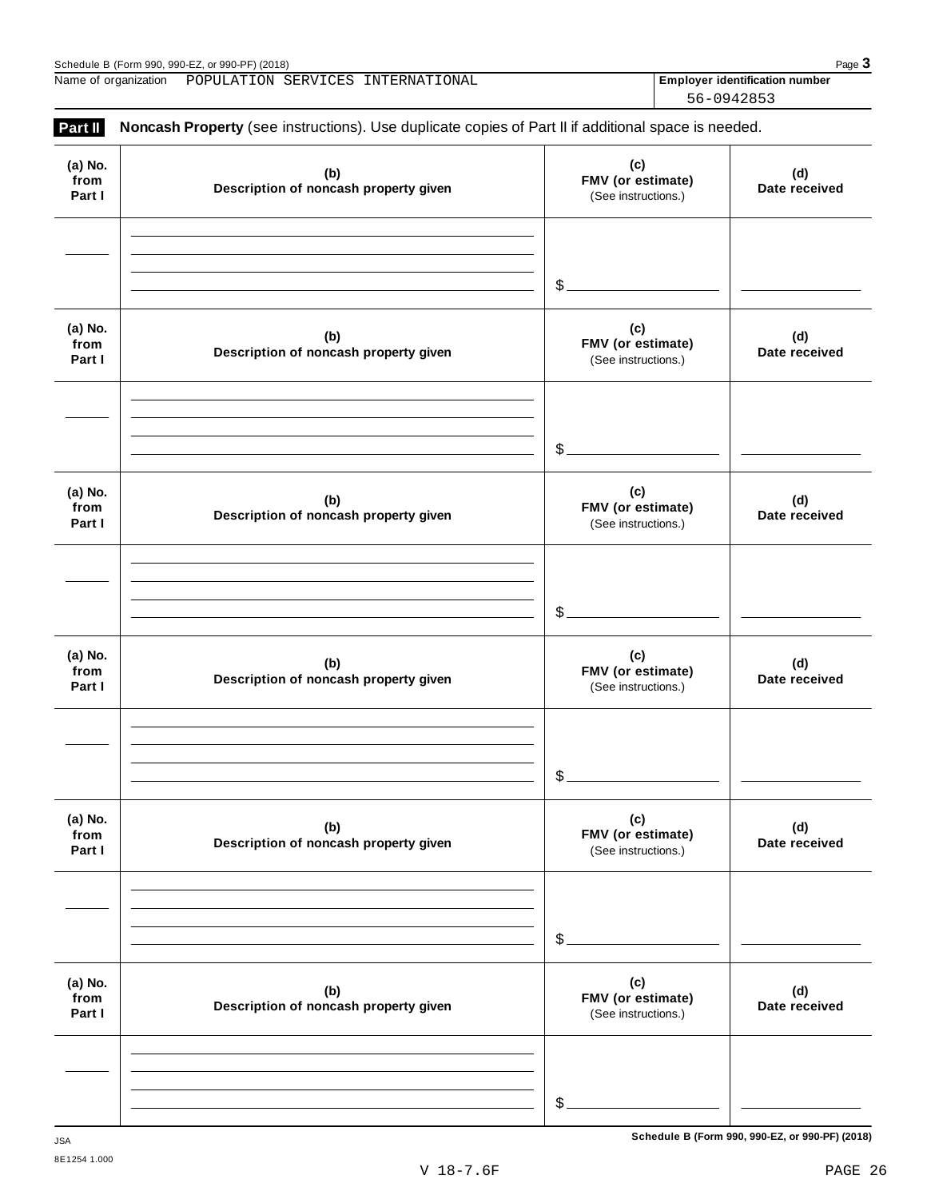Name of organization POPULATION SERVICES INTERNATIONAL

**Employer identification number** 56-0942853

**Part II** **Noncash Property** (see instructions). Use duplicate copies of Part II if additional space is needed.

| (a) No. from Part I | (b) Description of noncash property given | (c) FMV (or estimate) (See instructions.) | (d) Date received |
|---|---|---|---|
| | | $ | |

| (a) No. from Part I | (b) Description of noncash property given | (c) FMV (or estimate) (See instructions.) | (d) Date received |
|---|---|---|---|
| | | $ | |

| (a) No. from Part I | (b) Description of noncash property given | (c) FMV (or estimate) (See instructions.) | (d) Date received |
|---|---|---|---|
| | | $ | |

| (a) No. from Part I | (b) Description of noncash property given | (c) FMV (or estimate) (See instructions.) | (d) Date received |
|---|---|---|---|
| | | $ | |

| (a) No. from Part I | (b) Description of noncash property given | (c) FMV (or estimate) (See instructions.) | (d) Date received |
|---|---|---|---|
| | | $ | |

| (a) No. from Part I | (b) Description of noncash property given | (c) FMV (or estimate) (See instructions.) | (d) Date received |
|---|---|---|---|
| | | $ | |

JSA
8E1254 1.000

V 18-7.6F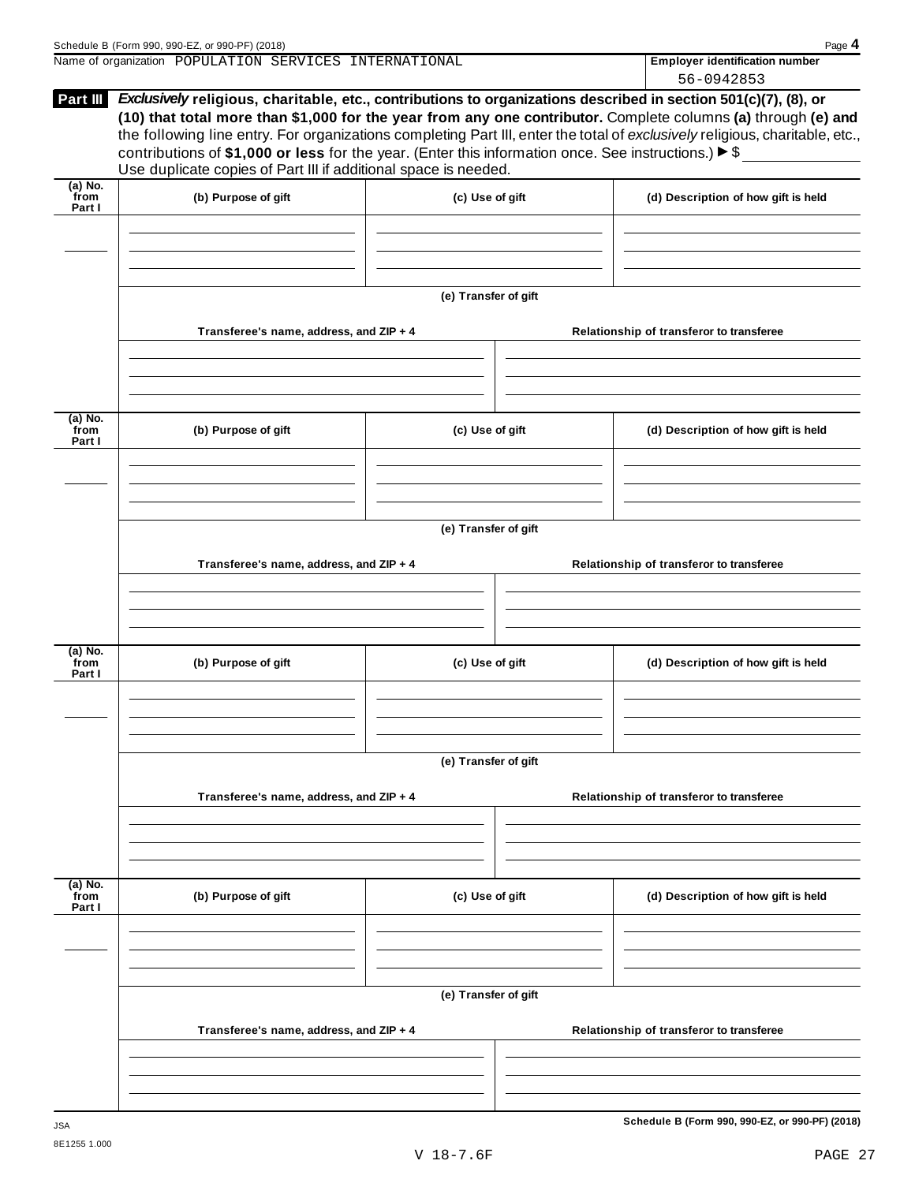Name of organization POPULATION SERVICES INTERNATIONAL

**Employer identification number** 56-0942853

**Part III** ***Exclusively*** **religious, charitable, etc., contributions to organizations described in section 501(c)(7), (8), or (10) that total more than $1,000 for the year from any one contributor.** Complete columns **(a)** through **(e) and** the following line entry. For organizations completing Part III, enter the total of *exclusively* religious, charitable, etc., contributions of **$1,000 or less** for the year. (Enter this information once. See instructions.) ▶ $ ______

Use duplicate copies of Part III if additional space is needed.

| (a) No. from Part I | (b) Purpose of gift | (c) Use of gift | (d) Description of how gift is held |
|---|---|---|---|
| | | | |

**(e) Transfer of gift**

| Transferee's name, address, and ZIP + 4 | Relationship of transferor to transferee |
|---|---|
| | |

| (a) No. from Part I | (b) Purpose of gift | (c) Use of gift | (d) Description of how gift is held |
|---|---|---|---|
| | | | |

**(e) Transfer of gift**

| Transferee's name, address, and ZIP + 4 | Relationship of transferor to transferee |
|---|---|
| | |

| (a) No. from Part I | (b) Purpose of gift | (c) Use of gift | (d) Description of how gift is held |
|---|---|---|---|
| | | | |

**(e) Transfer of gift**

| Transferee's name, address, and ZIP + 4 | Relationship of transferor to transferee |
|---|---|
| | |

| (a) No. from Part I | (b) Purpose of gift | (c) Use of gift | (d) Description of how gift is held |
|---|---|---|---|
| | | | |

**(e) Transfer of gift**

| Transferee's name, address, and ZIP + 4 | Relationship of transferor to transferee |
|---|---|
| | |

**Schedule B (Form 990, 990-EZ, or 990-PF) (2018)**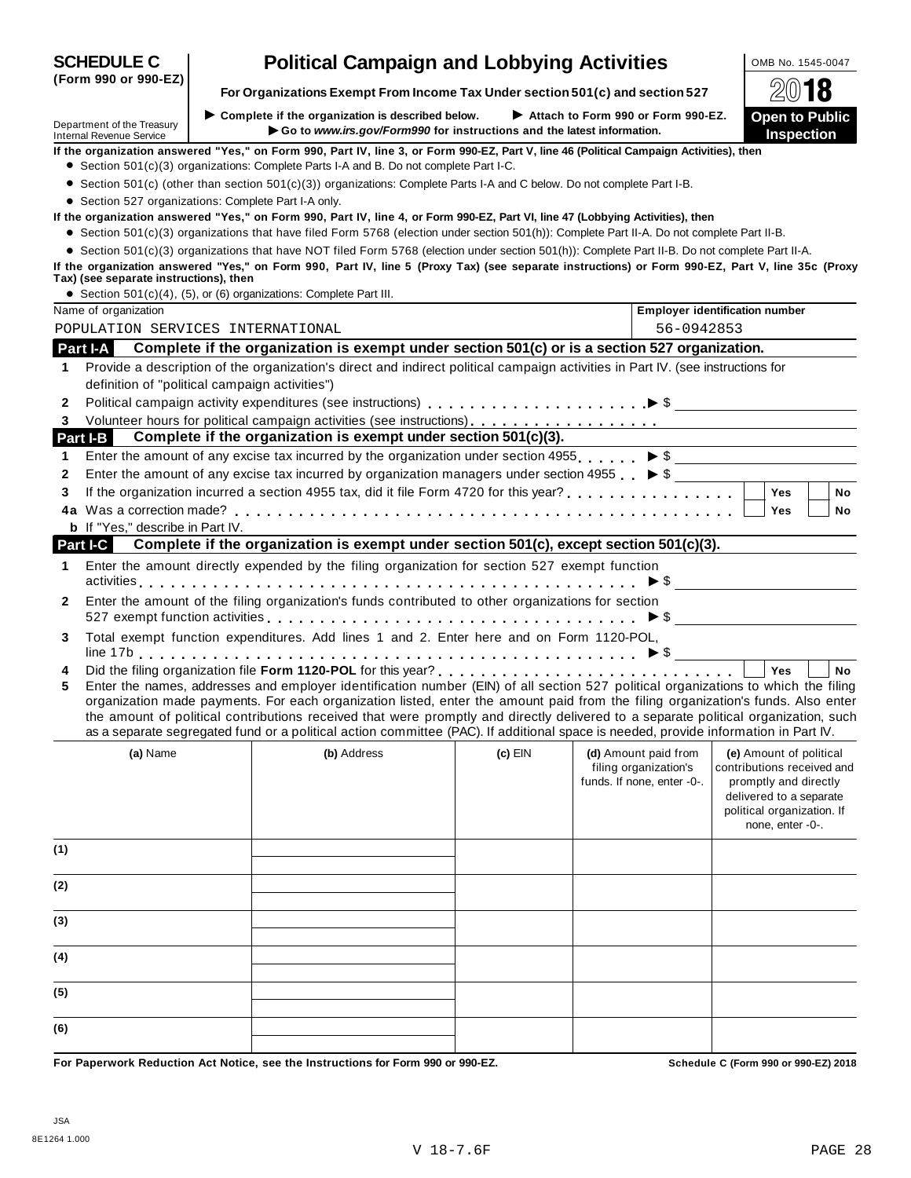# SCHEDULE C (Form 990 or 990-EZ)

# Political Campaign and Lobbying Activities

**For Organizations Exempt From Income Tax Under section 501(c) and section 527**

▶ Complete if the organization is described below. ▶ Attach to Form 990 or Form 990-EZ.
▶ Go to *www.irs.gov/Form990* for instructions and the latest information.

Department of the Treasury
Internal Revenue Service

OMB No. 1545-0047

2018

**Open to Public Inspection**

**If the organization answered "Yes," on Form 990, Part IV, line 3, or Form 990-EZ, Part V, line 46 (Political Campaign Activities), then**

- Section 501(c)(3) organizations: Complete Parts I-A and B. Do not complete Part I-C.
- Section 501(c) (other than section 501(c)(3)) organizations: Complete Parts I-A and C below. Do not complete Part I-B.
- Section 527 organizations: Complete Part I-A only.

**If the organization answered "Yes," on Form 990, Part IV, line 4, or Form 990-EZ, Part VI, line 47 (Lobbying Activities), then**

- Section 501(c)(3) organizations that have filed Form 5768 (election under section 501(h)): Complete Part II-A. Do not complete Part II-B.
- Section 501(c)(3) organizations that have NOT filed Form 5768 (election under section 501(h)): Complete Part II-B. Do not complete Part II-A.

**If the organization answered "Yes," on Form 990, Part IV, line 5 (Proxy Tax) (see separate instructions) or Form 990-EZ, Part V, line 35c (Proxy Tax) (see separate instructions), then**

- Section 501(c)(4), (5), or (6) organizations: Complete Part III.

| Name of organization | Employer identification number |
|---|---|
| POPULATION SERVICES INTERNATIONAL | 56-0942853 |

## Part I-A Complete if the organization is exempt under section 501(c) or is a section 527 organization.

1. Provide a description of the organization's direct and indirect political campaign activities in Part IV. (see instructions for definition of "political campaign activities")
2. Political campaign activity expenditures (see instructions) ▶ $
3. Volunteer hours for political campaign activities (see instructions)

## Part I-B Complete if the organization is exempt under section 501(c)(3).

1. Enter the amount of any excise tax incurred by the organization under section 4955 ▶ $
2. Enter the amount of any excise tax incurred by organization managers under section 4955 ▶ $
3. If the organization incurred a section 4955 tax, did it file Form 4720 for this year? ☐ Yes ☐ No

4a Was a correction made? ☐ Yes ☐ No

**b** If "Yes," describe in Part IV.

## Part I-C Complete if the organization is exempt under section 501(c), except section 501(c)(3).

1. Enter the amount directly expended by the filing organization for section 527 exempt function activities ▶ $
2. Enter the amount of the filing organization's funds contributed to other organizations for section 527 exempt function activities ▶ $
3. Total exempt function expenditures. Add lines 1 and 2. Enter here and on Form 1120-POL, line 17b ▶ $
4. Did the filing organization file **Form 1120-POL** for this year? ☐ Yes ☐ No
5. Enter the names, addresses and employer identification number (EIN) of all section 527 political organizations to which the filing organization made payments. For each organization listed, enter the amount paid from the filing organization's funds. Also enter the amount of political contributions received that were promptly and directly delivered to a separate political organization, such as a separate segregated fund or a political action committee (PAC). If additional space is needed, provide information in Part IV.

| | (a) Name | (b) Address | (c) EIN | (d) Amount paid from filing organization's funds. If none, enter -0-. | (e) Amount of political contributions received and promptly and directly delivered to a separate political organization. If none, enter -0-. |
|---|---|---|---|---|---|
| (1) | | | | | |
| (2) | | | | | |
| (3) | | | | | |
| (4) | | | | | |
| (5) | | | | | |
| (6) | | | | | |

**For Paperwork Reduction Act Notice, see the Instructions for Form 990 or 990-EZ.** **Schedule C (Form 990 or 990-EZ) 2018**

JSA
8E1264 1.000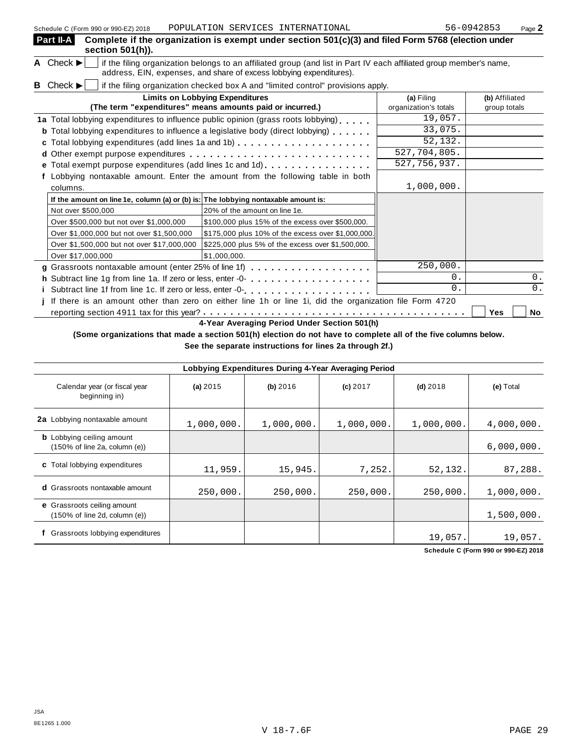Schedule C (Form 990 or 990-EZ) 2018 POPULATION SERVICES INTERNATIONAL 56-0942853

**Part II-A** **Complete if the organization is exempt under section 501(c)(3) and filed Form 5768 (election under section 501(h)).**

**A** Check ▶ ☐ if the filing organization belongs to an affiliated group (and list in Part IV each affiliated group member's name, address, EIN, expenses, and share of excess lobbying expenditures).

**B** Check ▶ ☐ if the filing organization checked box A and "limited control" provisions apply.

| **Limits on Lobbying Expenditures** (The term "expenditures" means amounts paid or incurred.) | **(a)** Filing organization's totals | **(b)** Affiliated group totals |
|---|---|---|
| **1a** Total lobbying expenditures to influence public opinion (grass roots lobbying) | 19,057. | |
| **b** Total lobbying expenditures to influence a legislative body (direct lobbying) | 33,075. | |
| **c** Total lobbying expenditures (add lines 1a and 1b) | 52,132. | |
| **d** Other exempt purpose expenditures | 527,704,805. | |
| **e** Total exempt purpose expenditures (add lines 1c and 1d) | 527,756,937. | |
| **f** Lobbying nontaxable amount. Enter the amount from the following table in both columns. | 1,000,000. | |

| If the amount on line 1e, column (a) or (b) is: | The lobbying nontaxable amount is: |
|---|---|
| Not over $500,000 | 20% of the amount on line 1e. |
| Over $500,000 but not over $1,000,000 | $100,000 plus 15% of the excess over $500,000. |
| Over $1,000,000 but not over $1,500,000 | $175,000 plus 10% of the excess over $1,000,000. |
| Over $1,500,000 but not over $17,000,000 | $225,000 plus 5% of the excess over $1,500,000. |
| Over $17,000,000 | $1,000,000. |

| | (a) | (b) |
|---|---|---|
| **g** Grassroots nontaxable amount (enter 25% of line 1f) | 250,000. | |
| **h** Subtract line 1g from line 1a. If zero or less, enter -0- | 0. | 0. |
| **i** Subtract line 1f from line 1c. If zero or less, enter -0- | 0. | 0. |

**j** If there is an amount other than zero on either line 1h or line 1i, did the organization file Form 4720 reporting section 4911 tax for this year? ☐ Yes ☐ No

**4-Year Averaging Period Under Section 501(h)**

**(Some organizations that made a section 501(h) election do not have to complete all of the five columns below. See the separate instructions for lines 2a through 2f.)**

| **Lobbying Expenditures During 4-Year Averaging Period** | | | | | |
|---|---|---|---|---|---|
| Calendar year (or fiscal year beginning in) | **(a)** 2015 | **(b)** 2016 | **(c)** 2017 | **(d)** 2018 | **(e)** Total |
| **2a** Lobbying nontaxable amount | 1,000,000. | 1,000,000. | 1,000,000. | 1,000,000. | 4,000,000. |
| **b** Lobbying ceiling amount (150% of line 2a, column (e)) | | | | | 6,000,000. |
| **c** Total lobbying expenditures | 11,959. | 15,945. | 7,252. | 52,132. | 87,288. |
| **d** Grassroots nontaxable amount | 250,000. | 250,000. | 250,000. | 250,000. | 1,000,000. |
| **e** Grassroots ceiling amount (150% of line 2d, column (e)) | | | | | 1,500,000. |
| **f** Grassroots lobbying expenditures | | | | 19,057. | 19,057. |

**Schedule C (Form 990 or 990-EZ) 2018**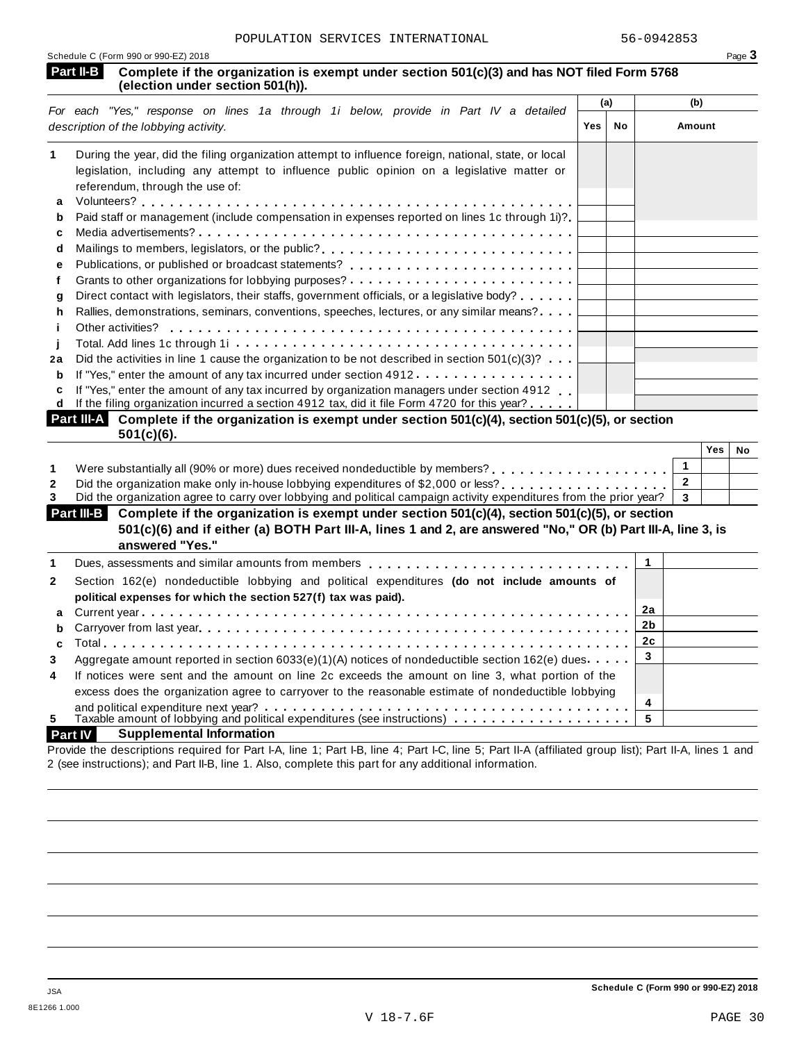POPULATION SERVICES INTERNATIONAL 56-0942853

Schedule C (Form 990 or 990-EZ) 2018

## Part II-B Complete if the organization is exempt under section 501(c)(3) and has NOT filed Form 5768 (election under section 501(h)).

| *For each "Yes," response on lines 1a through 1i below, provide in Part IV a detailed description of the lobbying activity.* | (a) Yes | (a) No | (b) Amount |
|---|---|---|---|
| **1** During the year, did the filing organization attempt to influence foreign, national, state, or local legislation, including any attempt to influence public opinion on a legislative matter or referendum, through the use of: | | | |
| **a** Volunteers? | | | |
| **b** Paid staff or management (include compensation in expenses reported on lines 1c through 1i)? | | | |
| **c** Media advertisements? | | | |
| **d** Mailings to members, legislators, or the public? | | | |
| **e** Publications, or published or broadcast statements? | | | |
| **f** Grants to other organizations for lobbying purposes? | | | |
| **g** Direct contact with legislators, their staffs, government officials, or a legislative body? | | | |
| **h** Rallies, demonstrations, seminars, conventions, speeches, lectures, or any similar means? | | | |
| **i** Other activities? | | | |
| **j** Total. Add lines 1c through 1i | | | |
| **2a** Did the activities in line 1 cause the organization to be not described in section 501(c)(3)? | | | |
| **b** If "Yes," enter the amount of any tax incurred under section 4912 | | | |
| **c** If "Yes," enter the amount of any tax incurred by organization managers under section 4912 | | | |
| **d** If the filing organization incurred a section 4912 tax, did it file Form 4720 for this year? | | | |

## Part III-A Complete if the organization is exempt under section 501(c)(4), section 501(c)(5), or section 501(c)(6).

| | | Yes | No |
|---|---|---|---|
| **1** Were substantially all (90% or more) dues received nondeductible by members? | 1 | | |
| **2** Did the organization make only in-house lobbying expenditures of $2,000 or less? | 2 | | |
| **3** Did the organization agree to carry over lobbying and political campaign activity expenditures from the prior year? | 3 | | |

## Part III-B Complete if the organization is exempt under section 501(c)(4), section 501(c)(5), or section 501(c)(6) and if either (a) BOTH Part III-A, lines 1 and 2, are answered "No," OR (b) Part III-A, line 3, is answered "Yes."

| | | |
|---|---|---|
| **1** Dues, assessments and similar amounts from members | 1 | |
| **2** Section 162(e) nondeductible lobbying and political expenditures **(do not include amounts of political expenses for which the section 527(f) tax was paid).** | | |
| **a** Current year | 2a | |
| **b** Carryover from last year | 2b | |
| **c** Total | 2c | |
| **3** Aggregate amount reported in section 6033(e)(1)(A) notices of nondeductible section 162(e) dues | 3 | |
| **4** If notices were sent and the amount on line 2c exceeds the amount on line 3, what portion of the excess does the organization agree to carryover to the reasonable estimate of nondeductible lobbying and political expenditure next year? | 4 | |
| **5** Taxable amount of lobbying and political expenditures (see instructions) | 5 | |

## Part IV Supplemental Information

Provide the descriptions required for Part I-A, line 1; Part I-B, line 4; Part I-C, line 5; Part II-A (affiliated group list); Part II-A, lines 1 and 2 (see instructions); and Part II-B, line 1. Also, complete this part for any additional information.

JSA
8E1266 1.000

**Schedule C (Form 990 or 990-EZ) 2018**

V 18-7.6F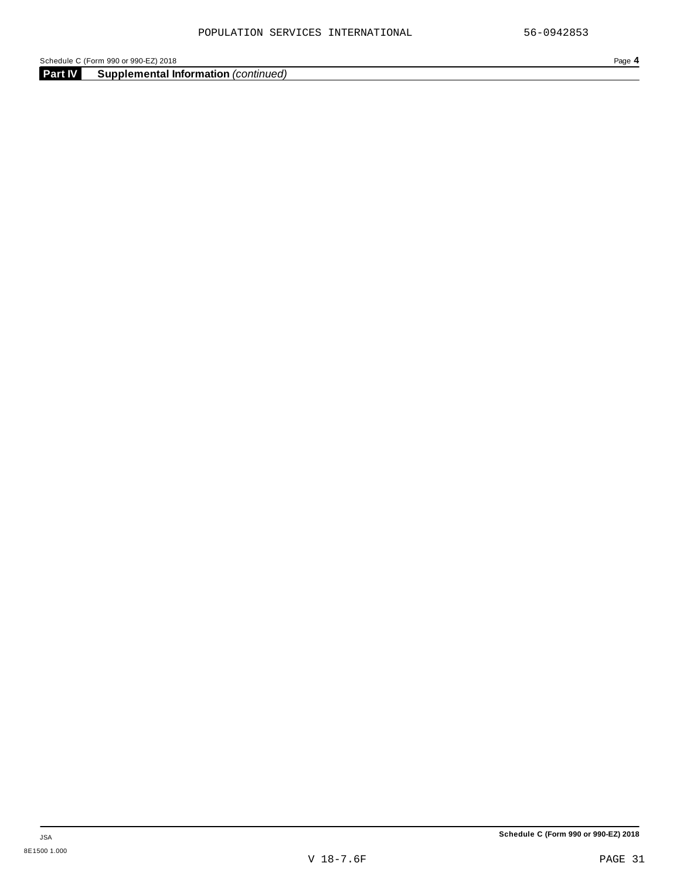## Part IV Supplemental Information *(continued)*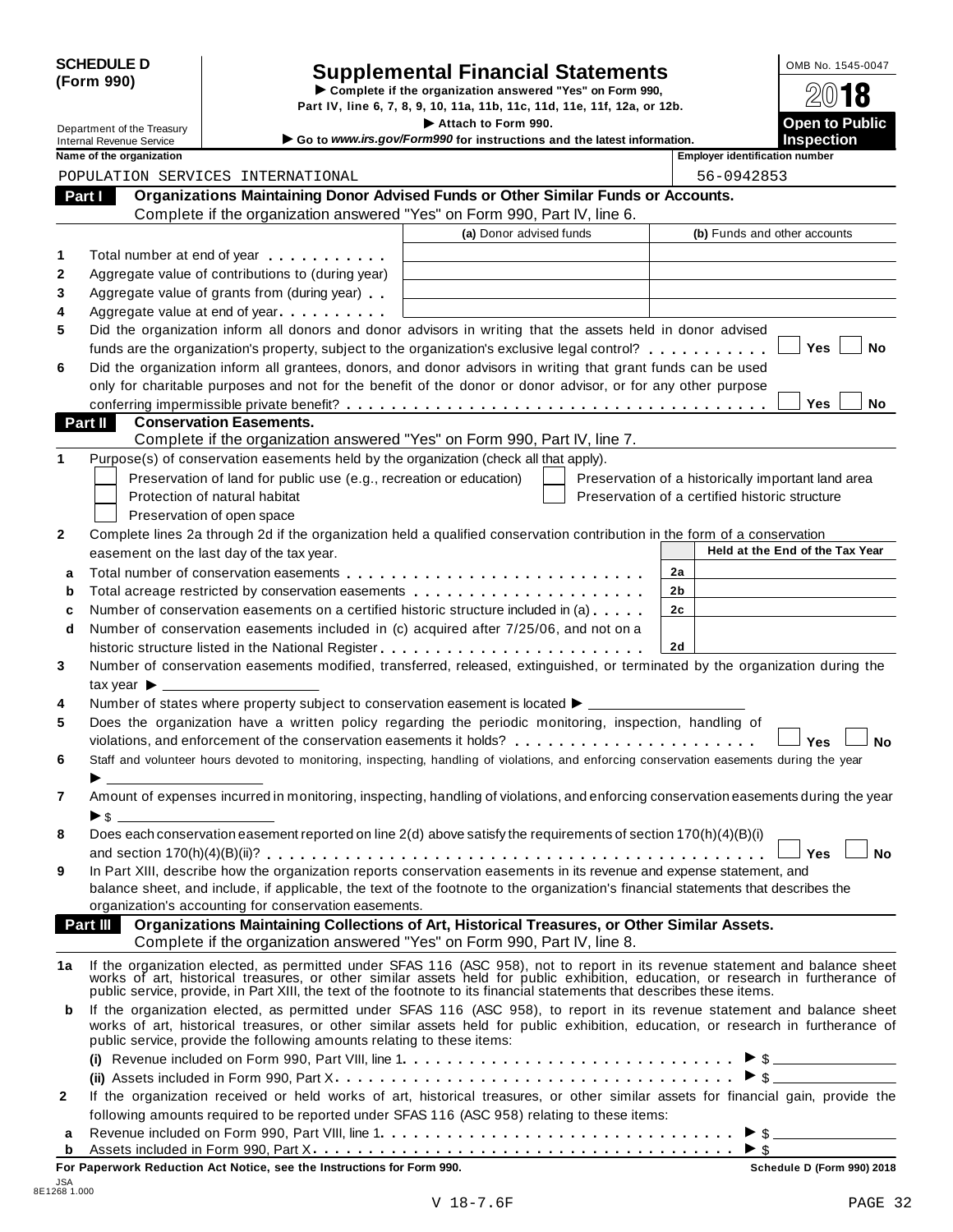**SCHEDULE D (Form 990)**

Department of the Treasury
Internal Revenue Service

# Supplemental Financial Statements

▶ Complete if the organization answered "Yes" on Form 990, Part IV, line 6, 7, 8, 9, 10, 11a, 11b, 11c, 11d, 11e, 11f, 12a, or 12b.

▶ Attach to Form 990.

▶ Go to *www.irs.gov/Form990* for instructions and the latest information.

OMB No. 1545-0047

2018

**Open to Public Inspection**

**Name of the organization:** POPULATION SERVICES INTERNATIONAL

**Employer identification number:** 56-0942853

## Part I Organizations Maintaining Donor Advised Funds or Other Similar Funds or Accounts.

Complete if the organization answered "Yes" on Form 990, Part IV, line 6.

| | | (a) Donor advised funds | (b) Funds and other accounts |
|---|---|---|---|
| 1 | Total number at end of year | | |
| 2 | Aggregate value of contributions to (during year) | | |
| 3 | Aggregate value of grants from (during year) | | |
| 4 | Aggregate value at end of year | | |

5 Did the organization inform all donors and donor advisors in writing that the assets held in donor advised funds are the organization's property, subject to the organization's exclusive legal control? ☐ Yes ☐ No

6 Did the organization inform all grantees, donors, and donor advisors in writing that grant funds can be used only for charitable purposes and not for the benefit of the donor or donor advisor, or for any other purpose conferring impermissible private benefit? ☐ Yes ☐ No

## Part II Conservation Easements.

Complete if the organization answered "Yes" on Form 990, Part IV, line 7.

1 Purpose(s) of conservation easements held by the organization (check all that apply).

- ☐ Preservation of land for public use (e.g., recreation or education)
- ☐ Protection of natural habitat
- ☐ Preservation of open space
- ☐ Preservation of a historically important land area
- ☐ Preservation of a certified historic structure

2 Complete lines 2a through 2d if the organization held a qualified conservation contribution in the form of a conservation easement on the last day of the tax year.

| | | | Held at the End of the Tax Year |
|---|---|---|---|
| a | Total number of conservation easements | 2a | |
| b | Total acreage restricted by conservation easements | 2b | |
| c | Number of conservation easements on a certified historic structure included in (a) | 2c | |
| d | Number of conservation easements included in (c) acquired after 7/25/06, and not on a historic structure listed in the National Register | 2d | |

3 Number of conservation easements modified, transferred, released, extinguished, or terminated by the organization during the tax year ▶ \_\_\_\_\_\_

4 Number of states where property subject to conservation easement is located ▶ \_\_\_\_\_\_

5 Does the organization have a written policy regarding the periodic monitoring, inspection, handling of violations, and enforcement of the conservation easements it holds? ☐ Yes ☐ No

6 Staff and volunteer hours devoted to monitoring, inspecting, handling of violations, and enforcing conservation easements during the year ▶ \_\_\_\_\_\_

7 Amount of expenses incurred in monitoring, inspecting, handling of violations, and enforcing conservation easements during the year ▶ $ \_\_\_\_\_\_

8 Does each conservation easement reported on line 2(d) above satisfy the requirements of section 170(h)(4)(B)(i) and section 170(h)(4)(B)(ii)? ☐ Yes ☐ No

9 In Part XIII, describe how the organization reports conservation easements in its revenue and expense statement, and balance sheet, and include, if applicable, the text of the footnote to the organization's financial statements that describes the organization's accounting for conservation easements.

## Part III Organizations Maintaining Collections of Art, Historical Treasures, or Other Similar Assets.

Complete if the organization answered "Yes" on Form 990, Part IV, line 8.

1a If the organization elected, as permitted under SFAS 116 (ASC 958), not to report in its revenue statement and balance sheet works of art, historical treasures, or other similar assets held for public exhibition, education, or research in furtherance of public service, provide, in Part XIII, the text of the footnote to its financial statements that describes these items.

b If the organization elected, as permitted under SFAS 116 (ASC 958), to report in its revenue statement and balance sheet works of art, historical treasures, or other similar assets held for public exhibition, education, or research in furtherance of public service, provide the following amounts relating to these items:

(i) Revenue included on Form 990, Part VIII, line 1 ▶ $ \_\_\_\_\_\_

(ii) Assets included in Form 990, Part X ▶ $ \_\_\_\_\_\_

2 If the organization received or held works of art, historical treasures, or other similar assets for financial gain, provide the following amounts required to be reported under SFAS 116 (ASC 958) relating to these items:

a Revenue included on Form 990, Part VIII, line 1 ▶ $ \_\_\_\_\_\_

b Assets included in Form 990, Part X ▶ $ \_\_\_\_\_\_

**For Paperwork Reduction Act Notice, see the Instructions for Form 990.** **Schedule D (Form 990) 2018**

JSA 8E1268 1.000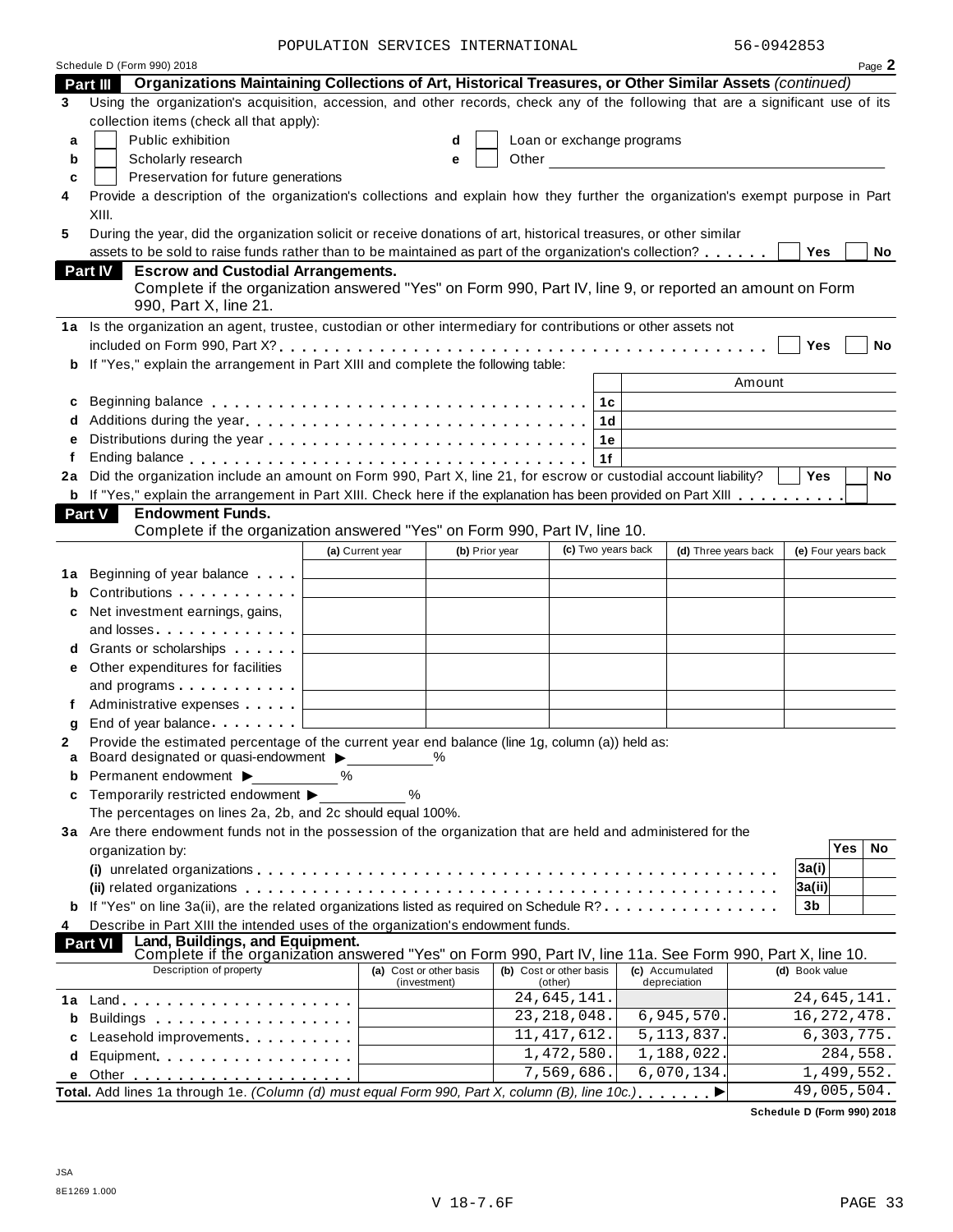POPULATION SERVICES INTERNATIONAL 56-0942853

Schedule D (Form 990) 2018

## Part III Organizations Maintaining Collections of Art, Historical Treasures, or Other Similar Assets *(continued)*

**3** Using the organization's acquisition, accession, and other records, check any of the following that are a significant use of its collection items (check all that apply):

- **a** ☐ Public exhibition
- **b** ☐ Scholarly research
- **c** ☐ Preservation for future generations
- **d** ☐ Loan or exchange programs
- **e** ☐ Other

**4** Provide a description of the organization's collections and explain how they further the organization's exempt purpose in Part XIII.

**5** During the year, did the organization solicit or receive donations of art, historical treasures, or other similar assets to be sold to raise funds rather than to be maintained as part of the organization's collection? ☐ Yes ☐ No

## Part IV Escrow and Custodial Arrangements.

Complete if the organization answered "Yes" on Form 990, Part IV, line 9, or reported an amount on Form 990, Part X, line 21.

**1a** Is the organization an agent, trustee, custodian or other intermediary for contributions or other assets not included on Form 990, Part X? ☐ Yes ☐ No

**b** If "Yes," explain the arrangement in Part XIII and complete the following table:

| | | | Amount |
|---|---|---|---|
| c | Beginning balance | 1c | |
| d | Additions during the year | 1d | |
| e | Distributions during the year | 1e | |
| f | Ending balance | 1f | |

**2a** Did the organization include an amount on Form 990, Part X, line 21, for escrow or custodial account liability? ☐ Yes ☐ No

**b** If "Yes," explain the arrangement in Part XIII. Check here if the explanation has been provided on Part XIII ☐

## Part V Endowment Funds.

Complete if the organization answered "Yes" on Form 990, Part IV, line 10.

| | | (a) Current year | (b) Prior year | (c) Two years back | (d) Three years back | (e) Four years back |
|---|---|---|---|---|---|---|
| 1a | Beginning of year balance | | | | | |
| b | Contributions | | | | | |
| c | Net investment earnings, gains, and losses | | | | | |
| d | Grants or scholarships | | | | | |
| e | Other expenditures for facilities and programs | | | | | |
| f | Administrative expenses | | | | | |
| g | End of year balance | | | | | |

**2** Provide the estimated percentage of the current year end balance (line 1g, column (a)) held as:

- **a** Board designated or quasi-endowment ▶ ______ %
- **b** Permanent endowment ▶ ______ %
- **c** Temporarily restricted endowment ▶ ______ %

The percentages on lines 2a, 2b, and 2c should equal 100%.

**3a** Are there endowment funds not in the possession of the organization that are held and administered for the organization by:

| | | | Yes | No |
|---|---|---|---|---|
| | (i) unrelated organizations | 3a(i) | | |
| | (ii) related organizations | 3a(ii) | | |
| b | If "Yes" on line 3a(ii), are the related organizations listed as required on Schedule R? | 3b | | |

**4** Describe in Part XIII the intended uses of the organization's endowment funds.

## Part VI Land, Buildings, and Equipment.

Complete if the organization answered "Yes" on Form 990, Part IV, line 11a. See Form 990, Part X, line 10.

| | Description of property | (a) Cost or other basis (investment) | (b) Cost or other basis (other) | (c) Accumulated depreciation | (d) Book value |
|---|---|---|---|---|---|
| 1a | Land | | 24,645,141. | | 24,645,141. |
| b | Buildings | | 23,218,048. | 6,945,570. | 16,272,478. |
| c | Leasehold improvements | | 11,417,612. | 5,113,837. | 6,303,775. |
| d | Equipment | | 1,472,580. | 1,188,022. | 284,558. |
| e | Other | | 7,569,686. | 6,070,134. | 1,499,552. |
| **Total.** | Add lines 1a through 1e. *(Column (d) must equal Form 990, Part X, column (B), line 10c.)* ▶ | | | | 49,005,504. |

**Schedule D (Form 990) 2018**

JSA
8E1269 1.000

V 18-7.6F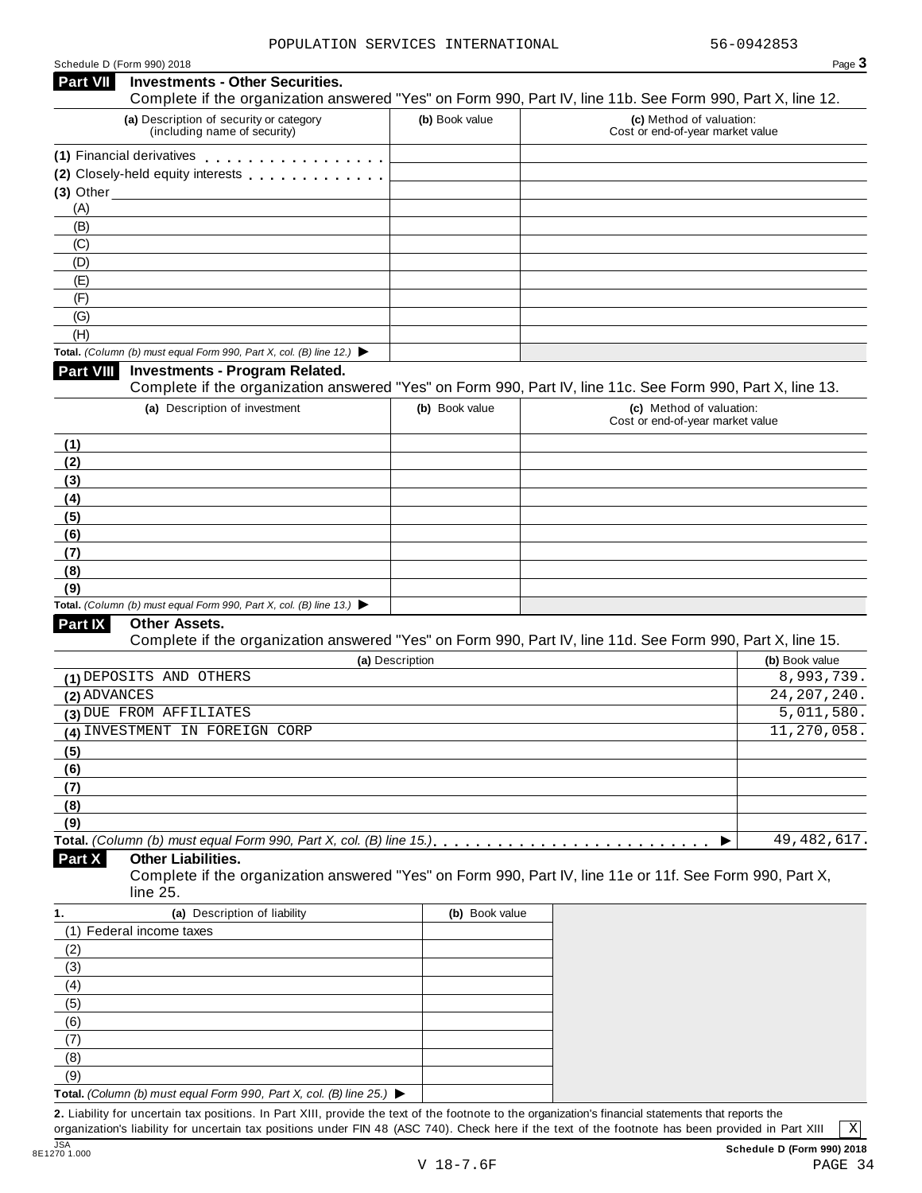POPULATION SERVICES INTERNATIONAL 56-0942853

Schedule D (Form 990) 2018

## Part VII Investments - Other Securities.

Complete if the organization answered "Yes" on Form 990, Part IV, line 11b. See Form 990, Part X, line 12.

| (a) Description of security or category (including name of security) | (b) Book value | (c) Method of valuation: Cost or end-of-year market value |
|---|---|---|
| (1) Financial derivatives | | |
| (2) Closely-held equity interests | | |
| (3) Other | | |
| (A) | | |
| (B) | | |
| (C) | | |
| (D) | | |
| (E) | | |
| (F) | | |
| (G) | | |
| (H) | | |
| Total. *(Column (b) must equal Form 990, Part X, col. (B) line 12.)* ▶ | | |

## Part VIII Investments - Program Related.

Complete if the organization answered "Yes" on Form 990, Part IV, line 11c. See Form 990, Part X, line 13.

| (a) Description of investment | (b) Book value | (c) Method of valuation: Cost or end-of-year market value |
|---|---|---|
| (1) | | |
| (2) | | |
| (3) | | |
| (4) | | |
| (5) | | |
| (6) | | |
| (7) | | |
| (8) | | |
| (9) | | |
| Total. *(Column (b) must equal Form 990, Part X, col. (B) line 13.)* ▶ | | |

## Part IX Other Assets.

Complete if the organization answered "Yes" on Form 990, Part IV, line 11d. See Form 990, Part X, line 15.

| (a) Description | (b) Book value |
|---|---|
| (1) DEPOSITS AND OTHERS | 8,993,739. |
| (2) ADVANCES | 24,207,240. |
| (3) DUE FROM AFFILIATES | 5,011,580. |
| (4) INVESTMENT IN FOREIGN CORP | 11,270,058. |
| (5) | |
| (6) | |
| (7) | |
| (8) | |
| (9) | |
| Total. *(Column (b) must equal Form 990, Part X, col. (B) line 15.)* ▶ | 49,482,617. |

## Part X Other Liabilities.

Complete if the organization answered "Yes" on Form 990, Part IV, line 11e or 11f. See Form 990, Part X, line 25.

| 1. (a) Description of liability | (b) Book value |
|---|---|
| (1) Federal income taxes | |
| (2) | |
| (3) | |
| (4) | |
| (5) | |
| (6) | |
| (7) | |
| (8) | |
| (9) | |
| Total. *(Column (b) must equal Form 990, Part X, col. (B) line 25.)* ▶ | |

**2.** Liability for uncertain tax positions. In Part XIII, provide the text of the footnote to the organization's financial statements that reports the organization's liability for uncertain tax positions under FIN 48 (ASC 740). Check here if the text of the footnote has been provided in Part XIII [X]

JSA 8E1270 1.000

**Schedule D (Form 990) 2018**

V 18-7.6F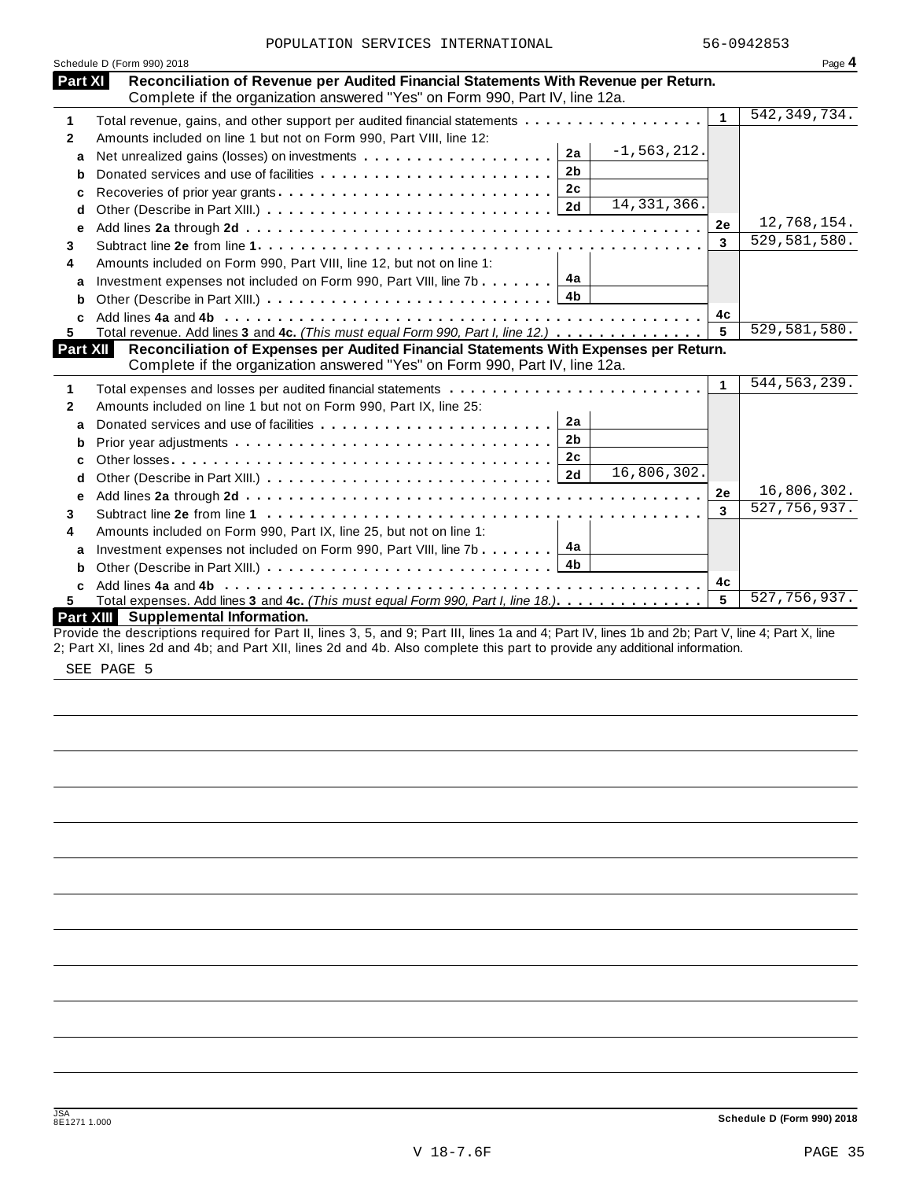POPULATION SERVICES INTERNATIONAL 56-0942853

Schedule D (Form 990) 2018

## Part XI Reconciliation of Revenue per Audited Financial Statements With Revenue per Return.

Complete if the organization answered "Yes" on Form 990, Part IV, line 12a.

| | | | | | |
|---|---|---|---|---|---|
| 1 | Total revenue, gains, and other support per audited financial statements | | | 1 | 542,349,734. |
| 2 | Amounts included on line 1 but not on Form 990, Part VIII, line 12: | | | | |
| a | Net unrealized gains (losses) on investments | 2a | -1,563,212. | | |
| b | Donated services and use of facilities | 2b | | | |
| c | Recoveries of prior year grants | 2c | | | |
| d | Other (Describe in Part XIII.) | 2d | 14,331,366. | | |
| e | Add lines **2a** through **2d** | | | 2e | 12,768,154. |
| 3 | Subtract line **2e** from line **1** | | | 3 | 529,581,580. |
| 4 | Amounts included on Form 990, Part VIII, line 12, but not on line 1: | | | | |
| a | Investment expenses not included on Form 990, Part VIII, line 7b | 4a | | | |
| b | Other (Describe in Part XIII.) | 4b | | | |
| c | Add lines **4a** and **4b** | | | 4c | |
| 5 | Total revenue. Add lines **3** and **4c.** *(This must equal Form 990, Part I, line 12.)* | | | 5 | 529,581,580. |

## Part XII Reconciliation of Expenses per Audited Financial Statements With Expenses per Return.

Complete if the organization answered "Yes" on Form 990, Part IV, line 12a.

| | | | | | |
|---|---|---|---|---|---|
| 1 | Total expenses and losses per audited financial statements | | | 1 | 544,563,239. |
| 2 | Amounts included on line 1 but not on Form 990, Part IX, line 25: | | | | |
| a | Donated services and use of facilities | 2a | | | |
| b | Prior year adjustments | 2b | | | |
| c | Other losses | 2c | | | |
| d | Other (Describe in Part XIII.) | 2d | 16,806,302. | | |
| e | Add lines **2a** through **2d** | | | 2e | 16,806,302. |
| 3 | Subtract line **2e** from line **1** | | | 3 | 527,756,937. |
| 4 | Amounts included on Form 990, Part IX, line 25, but not on line 1: | | | | |
| a | Investment expenses not included on Form 990, Part VIII, line 7b | 4a | | | |
| b | Other (Describe in Part XIII.) | 4b | | | |
| c | Add lines **4a** and **4b** | | | 4c | |
| 5 | Total expenses. Add lines **3** and **4c.** *(This must equal Form 990, Part I, line 18.)* | | | 5 | 527,756,937. |

## Part XIII Supplemental Information.

Provide the descriptions required for Part II, lines 3, 5, and 9; Part III, lines 1a and 4; Part IV, lines 1b and 2b; Part V, line 4; Part X, line 2; Part XI, lines 2d and 4b; and Part XII, lines 2d and 4b. Also complete this part to provide any additional information.

SEE PAGE 5

Schedule D (Form 990) 2018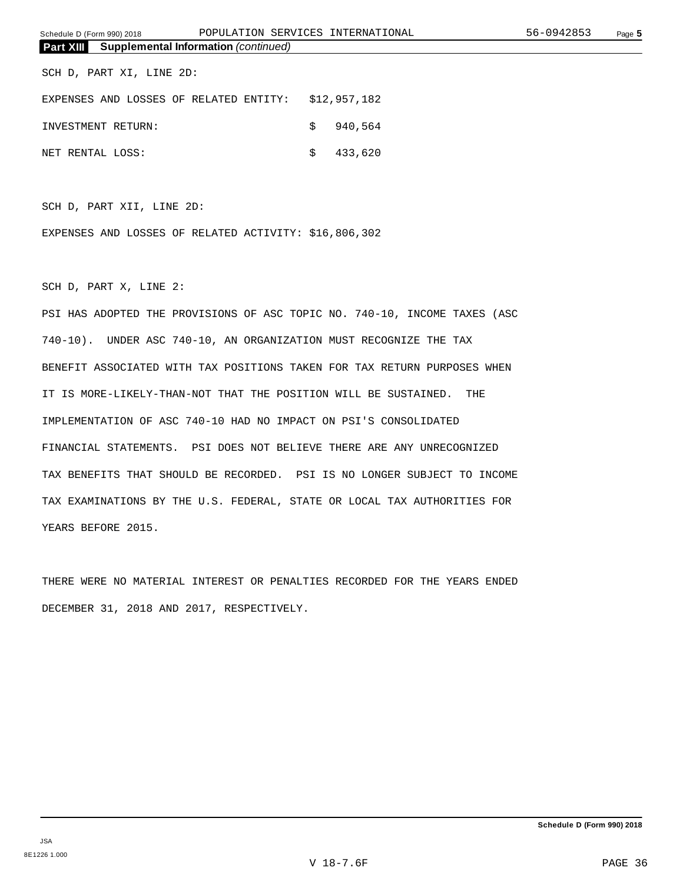## Part XIII Supplemental Information *(continued)*

SCH D, PART XI, LINE 2D:

| | |
|---|---|
| EXPENSES AND LOSSES OF RELATED ENTITY: | $12,957,182 |
| INVESTMENT RETURN: | $ 940,564 |
| NET RENTAL LOSS: | $ 433,620 |

SCH D, PART XII, LINE 2D:

EXPENSES AND LOSSES OF RELATED ACTIVITY: $16,806,302

SCH D, PART X, LINE 2:

PSI HAS ADOPTED THE PROVISIONS OF ASC TOPIC NO. 740-10, INCOME TAXES (ASC 740-10). UNDER ASC 740-10, AN ORGANIZATION MUST RECOGNIZE THE TAX BENEFIT ASSOCIATED WITH TAX POSITIONS TAKEN FOR TAX RETURN PURPOSES WHEN IT IS MORE-LIKELY-THAN-NOT THAT THE POSITION WILL BE SUSTAINED. THE IMPLEMENTATION OF ASC 740-10 HAD NO IMPACT ON PSI'S CONSOLIDATED FINANCIAL STATEMENTS. PSI DOES NOT BELIEVE THERE ARE ANY UNRECOGNIZED TAX BENEFITS THAT SHOULD BE RECORDED. PSI IS NO LONGER SUBJECT TO INCOME TAX EXAMINATIONS BY THE U.S. FEDERAL, STATE OR LOCAL TAX AUTHORITIES FOR YEARS BEFORE 2015.

THERE WERE NO MATERIAL INTEREST OR PENALTIES RECORDED FOR THE YEARS ENDED DECEMBER 31, 2018 AND 2017, RESPECTIVELY.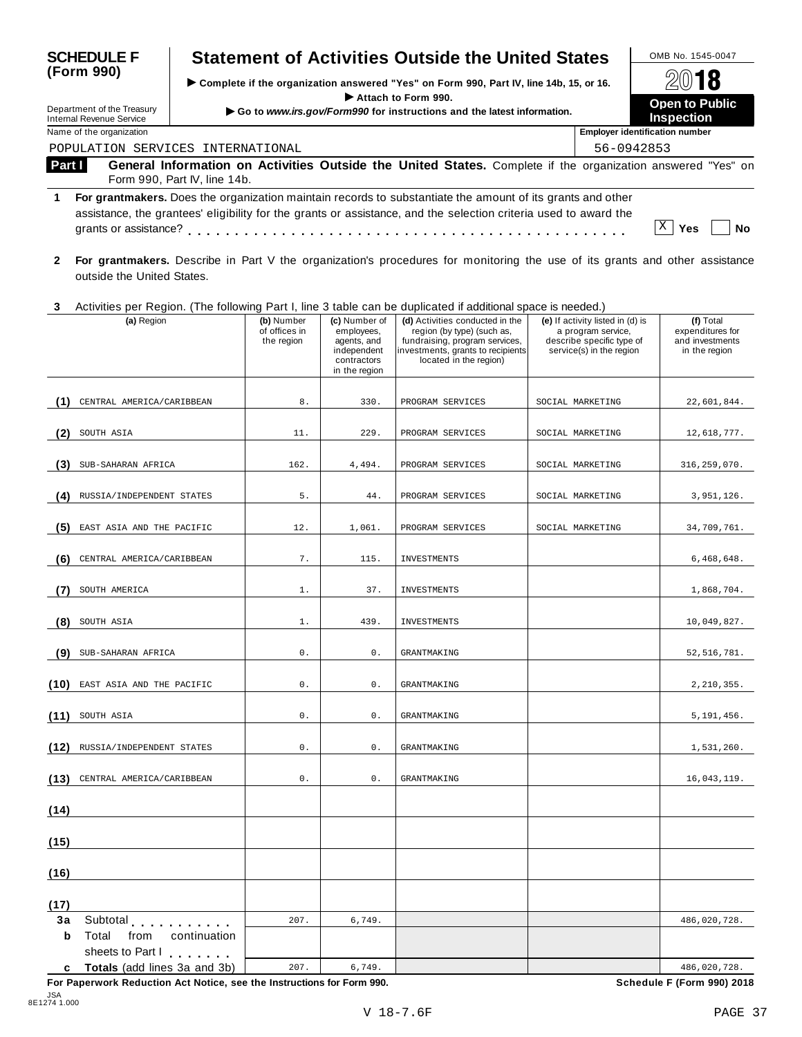**SCHEDULE F (Form 990)**

# Statement of Activities Outside the United States

▶ Complete if the organization answered "Yes" on Form 990, Part IV, line 14b, 15, or 16.
▶ Attach to Form 990.
▶ Go to *www.irs.gov/Form990* for instructions and the latest information.

Department of the Treasury
Internal Revenue Service

OMB No. 1545-0047

2018

**Open to Public Inspection**

Name of the organization: POPULATION SERVICES INTERNATIONAL

Employer identification number: 56-0942853

**Part I** **General Information on Activities Outside the United States.** Complete if the organization answered "Yes" on Form 990, Part IV, line 14b.

**1** **For grantmakers.** Does the organization maintain records to substantiate the amount of its grants and other assistance, the grantees' eligibility for the grants or assistance, and the selection criteria used to award the grants or assistance? . . . . . . . . . . . . . . . . . . . . . . . . . . . . . . . . . . . . . . . . . [X] Yes [ ] No

**2** **For grantmakers.** Describe in Part V the organization's procedures for monitoring the use of its grants and other assistance outside the United States.

**3** Activities per Region. (The following Part I, line 3 table can be duplicated if additional space is needed.)

| | (a) Region | (b) Number of offices in the region | (c) Number of employees, agents, and independent contractors in the region | (d) Activities conducted in the region (by type) (such as, fundraising, program services, investments, grants to recipients located in the region) | (e) If activity listed in (d) is a program service, describe specific type of service(s) in the region | (f) Total expenditures for and investments in the region |
|---|---|---|---|---|---|---|
| (1) | CENTRAL AMERICA/CARIBBEAN | 8. | 330. | PROGRAM SERVICES | SOCIAL MARKETING | 22,601,844. |
| (2) | SOUTH ASIA | 11. | 229. | PROGRAM SERVICES | SOCIAL MARKETING | 12,618,777. |
| (3) | SUB-SAHARAN AFRICA | 162. | 4,494. | PROGRAM SERVICES | SOCIAL MARKETING | 316,259,070. |
| (4) | RUSSIA/INDEPENDENT STATES | 5. | 44. | PROGRAM SERVICES | SOCIAL MARKETING | 3,951,126. |
| (5) | EAST ASIA AND THE PACIFIC | 12. | 1,061. | PROGRAM SERVICES | SOCIAL MARKETING | 34,709,761. |
| (6) | CENTRAL AMERICA/CARIBBEAN | 7. | 115. | INVESTMENTS | | 6,468,648. |
| (7) | SOUTH AMERICA | 1. | 37. | INVESTMENTS | | 1,868,704. |
| (8) | SOUTH ASIA | 1. | 439. | INVESTMENTS | | 10,049,827. |
| (9) | SUB-SAHARAN AFRICA | 0. | 0. | GRANTMAKING | | 52,516,781. |
| (10) | EAST ASIA AND THE PACIFIC | 0. | 0. | GRANTMAKING | | 2,210,355. |
| (11) | SOUTH ASIA | 0. | 0. | GRANTMAKING | | 5,191,456. |
| (12) | RUSSIA/INDEPENDENT STATES | 0. | 0. | GRANTMAKING | | 1,531,260. |
| (13) | CENTRAL AMERICA/CARIBBEAN | 0. | 0. | GRANTMAKING | | 16,043,119. |
| (14) | | | | | | |
| (15) | | | | | | |
| (16) | | | | | | |
| (17) | | | | | | |
| **3a** | Subtotal . . . . . . . . . . | 207. | 6,749. | | | 486,020,728. |
| **b** | Total from continuation sheets to Part I . . . . . . . | | | | | |
| **c** | **Totals** (add lines 3a and 3b) | 207. | 6,749. | | | 486,020,728. |

**For Paperwork Reduction Act Notice, see the Instructions for Form 990.** **Schedule F (Form 990) 2018**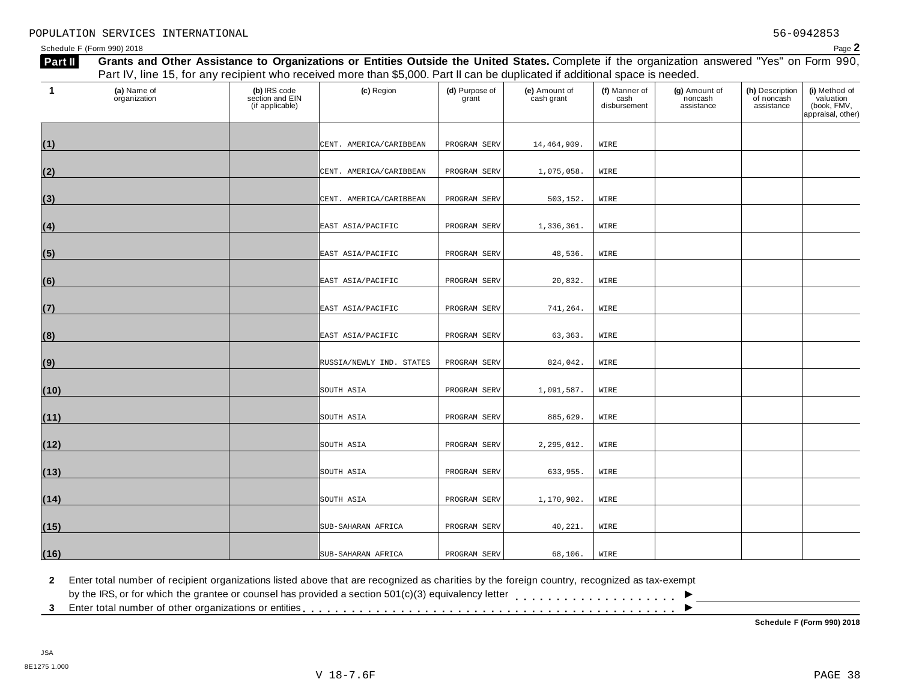POPULATION SERVICES INTERNATIONAL 56-0942853

Schedule F (Form 990) 2018 Page **2**

**Part II** **Grants and Other Assistance to Organizations or Entities Outside the United States.** Complete if the organization answered "Yes" on Form 990, Part IV, line 15, for any recipient who received more than $5,000. Part II can be duplicated if additional space is needed.

| 1 (a) Name of organization | (b) IRS code section and EIN (if applicable) | (c) Region | (d) Purpose of grant | (e) Amount of cash grant | (f) Manner of cash disbursement | (g) Amount of noncash assistance | (h) Description of noncash assistance | (i) Method of valuation (book, FMV, appraisal, other) |
|---|---|---|---|---|---|---|---|---|
| (1) | | CENT. AMERICA/CARIBBEAN | PROGRAM SERV | 14,464,909. | WIRE | | | |
| (2) | | CENT. AMERICA/CARIBBEAN | PROGRAM SERV | 1,075,058. | WIRE | | | |
| (3) | | CENT. AMERICA/CARIBBEAN | PROGRAM SERV | 503,152. | WIRE | | | |
| (4) | | EAST ASIA/PACIFIC | PROGRAM SERV | 1,336,361. | WIRE | | | |
| (5) | | EAST ASIA/PACIFIC | PROGRAM SERV | 48,536. | WIRE | | | |
| (6) | | EAST ASIA/PACIFIC | PROGRAM SERV | 20,832. | WIRE | | | |
| (7) | | EAST ASIA/PACIFIC | PROGRAM SERV | 741,264. | WIRE | | | |
| (8) | | EAST ASIA/PACIFIC | PROGRAM SERV | 63,363. | WIRE | | | |
| (9) | | RUSSIA/NEWLY IND. STATES | PROGRAM SERV | 824,042. | WIRE | | | |
| (10) | | SOUTH ASIA | PROGRAM SERV | 1,091,587. | WIRE | | | |
| (11) | | SOUTH ASIA | PROGRAM SERV | 885,629. | WIRE | | | |
| (12) | | SOUTH ASIA | PROGRAM SERV | 2,295,012. | WIRE | | | |
| (13) | | SOUTH ASIA | PROGRAM SERV | 633,955. | WIRE | | | |
| (14) | | SOUTH ASIA | PROGRAM SERV | 1,170,902. | WIRE | | | |
| (15) | | SUB-SAHARAN AFRICA | PROGRAM SERV | 40,221. | WIRE | | | |
| (16) | | SUB-SAHARAN AFRICA | PROGRAM SERV | 68,106. | WIRE | | | |

**2** Enter total number of recipient organizations listed above that are recognized as charities by the foreign country, recognized as tax-exempt by the IRS, or for which the grantee or counsel has provided a section 501(c)(3) equivalency letter . . . . . . . . . . . . . . . . . . . . ▶

**3** Enter total number of other organizations or entities . . . . . . . . . . . . . . . . . . . . . . . . . . . . . . . . . . . . . . . . . . . . ▶

**Schedule F (Form 990) 2018**

JSA
8E1275 1.000

V 18-7.6F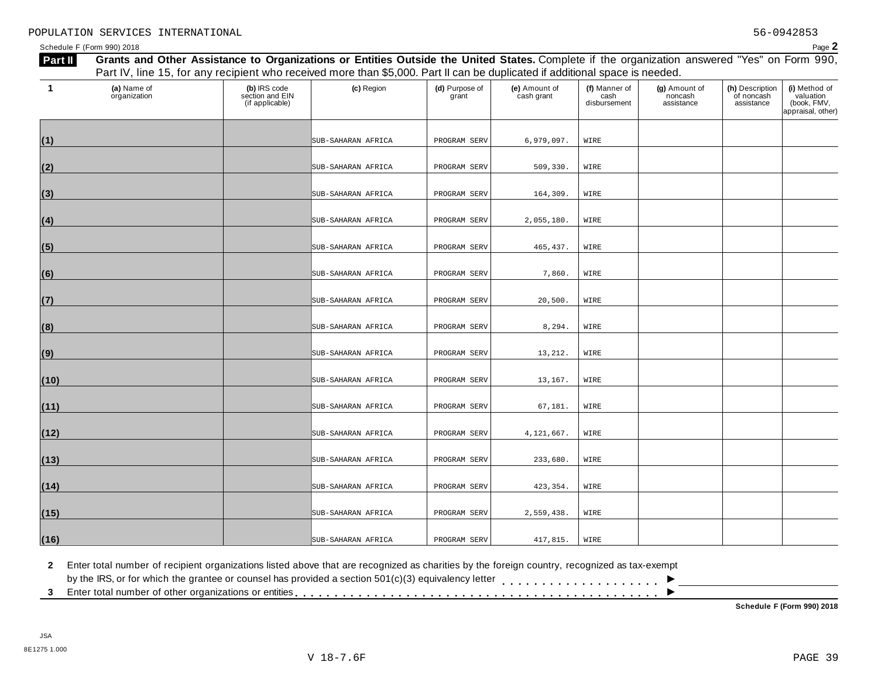POPULATION SERVICES INTERNATIONAL 56-0942853

Schedule F (Form 990) 2018 Page **2**

**Part II** **Grants and Other Assistance to Organizations or Entities Outside the United States.** Complete if the organization answered "Yes" on Form 990, Part IV, line 15, for any recipient who received more than $5,000. Part II can be duplicated if additional space is needed.

| 1 | (a) Name of organization | (b) IRS code section and EIN (if applicable) | (c) Region | (d) Purpose of grant | (e) Amount of cash grant | (f) Manner of cash disbursement | (g) Amount of noncash assistance | (h) Description of noncash assistance | (i) Method of valuation (book, FMV, appraisal, other) |
|---|---|---|---|---|---|---|---|---|---|
| (1) | | | SUB-SAHARAN AFRICA | PROGRAM SERV | 6,979,097. | WIRE | | | |
| (2) | | | SUB-SAHARAN AFRICA | PROGRAM SERV | 509,330. | WIRE | | | |
| (3) | | | SUB-SAHARAN AFRICA | PROGRAM SERV | 164,309. | WIRE | | | |
| (4) | | | SUB-SAHARAN AFRICA | PROGRAM SERV | 2,055,180. | WIRE | | | |
| (5) | | | SUB-SAHARAN AFRICA | PROGRAM SERV | 465,437. | WIRE | | | |
| (6) | | | SUB-SAHARAN AFRICA | PROGRAM SERV | 7,860. | WIRE | | | |
| (7) | | | SUB-SAHARAN AFRICA | PROGRAM SERV | 20,500. | WIRE | | | |
| (8) | | | SUB-SAHARAN AFRICA | PROGRAM SERV | 8,294. | WIRE | | | |
| (9) | | | SUB-SAHARAN AFRICA | PROGRAM SERV | 13,212. | WIRE | | | |
| (10) | | | SUB-SAHARAN AFRICA | PROGRAM SERV | 13,167. | WIRE | | | |
| (11) | | | SUB-SAHARAN AFRICA | PROGRAM SERV | 67,181. | WIRE | | | |
| (12) | | | SUB-SAHARAN AFRICA | PROGRAM SERV | 4,121,667. | WIRE | | | |
| (13) | | | SUB-SAHARAN AFRICA | PROGRAM SERV | 233,680. | WIRE | | | |
| (14) | | | SUB-SAHARAN AFRICA | PROGRAM SERV | 423,354. | WIRE | | | |
| (15) | | | SUB-SAHARAN AFRICA | PROGRAM SERV | 2,559,438. | WIRE | | | |
| (16) | | | SUB-SAHARAN AFRICA | PROGRAM SERV | 417,815. | WIRE | | | |

**2** Enter total number of recipient organizations listed above that are recognized as charities by the foreign country, recognized as tax-exempt by the IRS, or for which the grantee or counsel has provided a section 501(c)(3) equivalency letter . . . . . . . . . . . . . . . . . . . . ▶

**3** Enter total number of other organizations or entities . . . . . . . . . . . . . . . . . . . . . . . . . . . . . . . . . . . . . . . . . . ▶

**Schedule F (Form 990) 2018**

JSA
8E1275 1.000

V 18-7.6F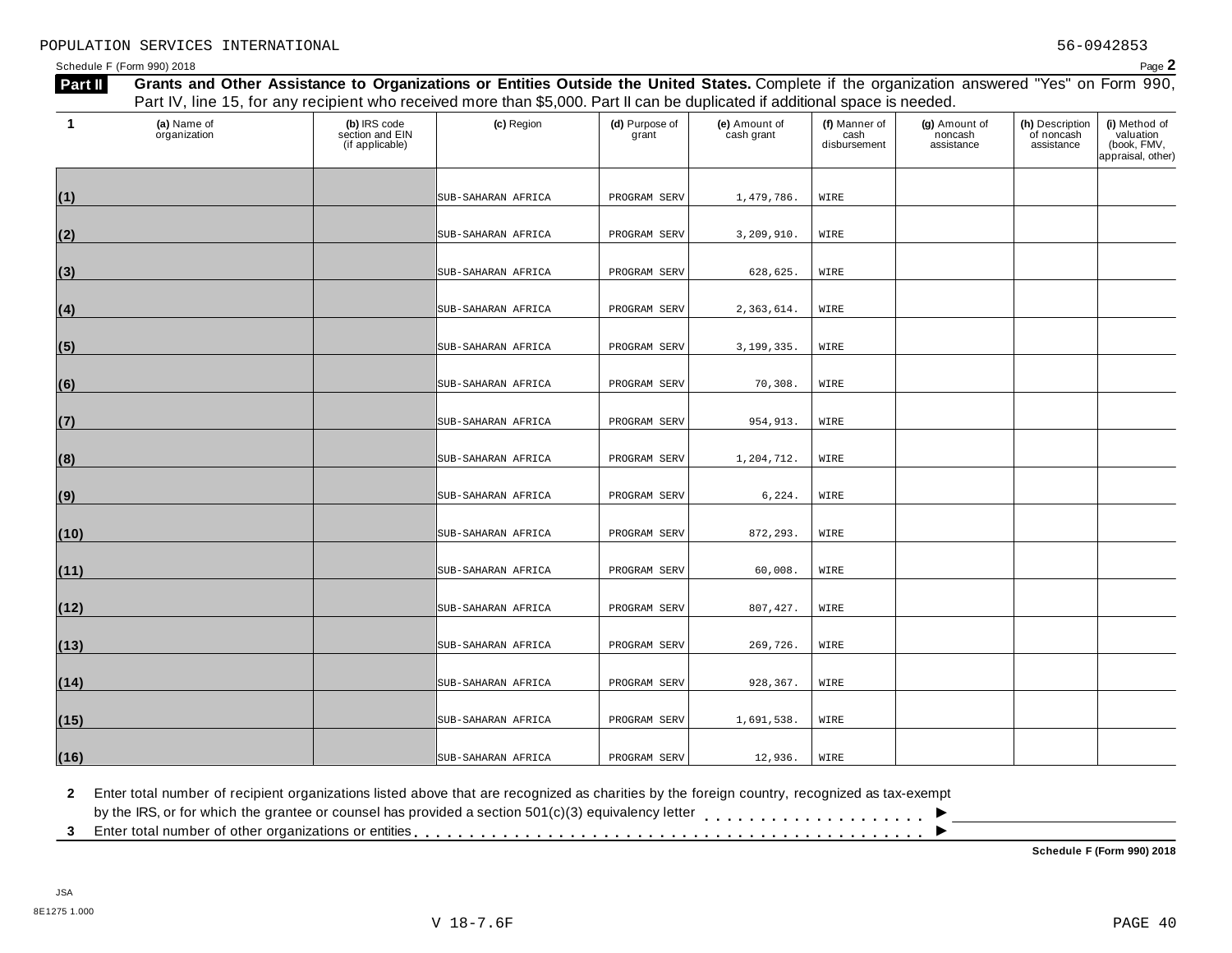POPULATION SERVICES INTERNATIONAL 56-0942853

Schedule F (Form 990) 2018

**Part II** **Grants and Other Assistance to Organizations or Entities Outside the United States.** Complete if the organization answered "Yes" on Form 990, Part IV, line 15, for any recipient who received more than $5,000. Part II can be duplicated if additional space is needed.

| 1 | (a) Name of organization | (b) IRS code section and EIN (if applicable) | (c) Region | (d) Purpose of grant | (e) Amount of cash grant | (f) Manner of cash disbursement | (g) Amount of noncash assistance | (h) Description of noncash assistance | (i) Method of valuation (book, FMV, appraisal, other) |
|---|---|---|---|---|---|---|---|---|---|
| (1) | | | SUB-SAHARAN AFRICA | PROGRAM SERV | 1,479,786. | WIRE | | | |
| (2) | | | SUB-SAHARAN AFRICA | PROGRAM SERV | 3,209,910. | WIRE | | | |
| (3) | | | SUB-SAHARAN AFRICA | PROGRAM SERV | 628,625. | WIRE | | | |
| (4) | | | SUB-SAHARAN AFRICA | PROGRAM SERV | 2,363,614. | WIRE | | | |
| (5) | | | SUB-SAHARAN AFRICA | PROGRAM SERV | 3,199,335. | WIRE | | | |
| (6) | | | SUB-SAHARAN AFRICA | PROGRAM SERV | 70,308. | WIRE | | | |
| (7) | | | SUB-SAHARAN AFRICA | PROGRAM SERV | 954,913. | WIRE | | | |
| (8) | | | SUB-SAHARAN AFRICA | PROGRAM SERV | 1,204,712. | WIRE | | | |
| (9) | | | SUB-SAHARAN AFRICA | PROGRAM SERV | 6,224. | WIRE | | | |
| (10) | | | SUB-SAHARAN AFRICA | PROGRAM SERV | 872,293. | WIRE | | | |
| (11) | | | SUB-SAHARAN AFRICA | PROGRAM SERV | 60,008. | WIRE | | | |
| (12) | | | SUB-SAHARAN AFRICA | PROGRAM SERV | 807,427. | WIRE | | | |
| (13) | | | SUB-SAHARAN AFRICA | PROGRAM SERV | 269,726. | WIRE | | | |
| (14) | | | SUB-SAHARAN AFRICA | PROGRAM SERV | 928,367. | WIRE | | | |
| (15) | | | SUB-SAHARAN AFRICA | PROGRAM SERV | 1,691,538. | WIRE | | | |
| (16) | | | SUB-SAHARAN AFRICA | PROGRAM SERV | 12,936. | WIRE | | | |

**2** Enter total number of recipient organizations listed above that are recognized as charities by the foreign country, recognized as tax-exempt by the IRS, or for which the grantee or counsel has provided a section 501(c)(3) equivalency letter . . . . . . . . . . . . . . . . . . . . ►

**3** Enter total number of other organizations or entities . . . . . . . . . . . . . . . . . . . . . . . . . . . . . . . . . . . . . . . . . . . ►

**Schedule F (Form 990) 2018**

JSA
8E1275 1.000

V 18-7.6F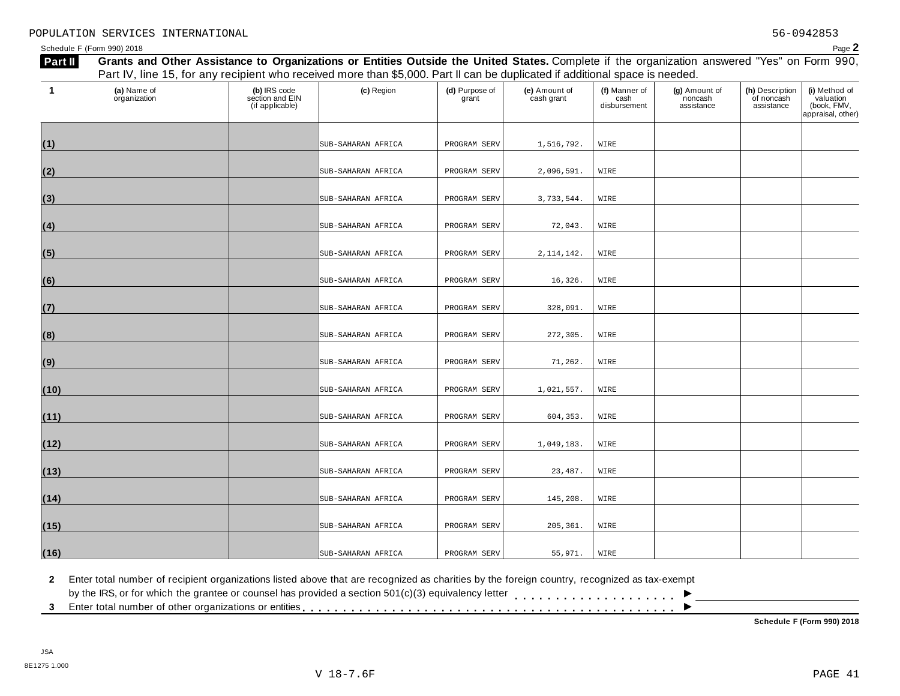POPULATION SERVICES INTERNATIONAL 56-0942853

Schedule F (Form 990) 2018

**Part II** **Grants and Other Assistance to Organizations or Entities Outside the United States.** Complete if the organization answered "Yes" on Form 990, Part IV, line 15, for any recipient who received more than $5,000. Part II can be duplicated if additional space is needed.

| 1 | (a) Name of organization | (b) IRS code section and EIN (if applicable) | (c) Region | (d) Purpose of grant | (e) Amount of cash grant | (f) Manner of cash disbursement | (g) Amount of noncash assistance | (h) Description of noncash assistance | (i) Method of valuation (book, FMV, appraisal, other) |
|---|---|---|---|---|---|---|---|---|---|
| (1) | | | SUB-SAHARAN AFRICA | PROGRAM SERV | 1,516,792. | WIRE | | | |
| (2) | | | SUB-SAHARAN AFRICA | PROGRAM SERV | 2,096,591. | WIRE | | | |
| (3) | | | SUB-SAHARAN AFRICA | PROGRAM SERV | 3,733,544. | WIRE | | | |
| (4) | | | SUB-SAHARAN AFRICA | PROGRAM SERV | 72,043. | WIRE | | | |
| (5) | | | SUB-SAHARAN AFRICA | PROGRAM SERV | 2,114,142. | WIRE | | | |
| (6) | | | SUB-SAHARAN AFRICA | PROGRAM SERV | 16,326. | WIRE | | | |
| (7) | | | SUB-SAHARAN AFRICA | PROGRAM SERV | 328,091. | WIRE | | | |
| (8) | | | SUB-SAHARAN AFRICA | PROGRAM SERV | 272,305. | WIRE | | | |
| (9) | | | SUB-SAHARAN AFRICA | PROGRAM SERV | 71,262. | WIRE | | | |
| (10) | | | SUB-SAHARAN AFRICA | PROGRAM SERV | 1,021,557. | WIRE | | | |
| (11) | | | SUB-SAHARAN AFRICA | PROGRAM SERV | 604,353. | WIRE | | | |
| (12) | | | SUB-SAHARAN AFRICA | PROGRAM SERV | 1,049,183. | WIRE | | | |
| (13) | | | SUB-SAHARAN AFRICA | PROGRAM SERV | 23,487. | WIRE | | | |
| (14) | | | SUB-SAHARAN AFRICA | PROGRAM SERV | 145,208. | WIRE | | | |
| (15) | | | SUB-SAHARAN AFRICA | PROGRAM SERV | 205,361. | WIRE | | | |
| (16) | | | SUB-SAHARAN AFRICA | PROGRAM SERV | 55,971. | WIRE | | | |

**2** Enter total number of recipient organizations listed above that are recognized as charities by the foreign country, recognized as tax-exempt by the IRS, or for which the grantee or counsel has provided a section 501(c)(3) equivalency letter . . . . . . . . . . . . . . . . . . . . ►

**3** Enter total number of other organizations or entities . . . . . . . . . . . . . . . . . . . . . . . . . . . . . . . . . . . . . . . . . . . . ►

**Schedule F (Form 990) 2018**

JSA
8E1275 1.000

V 18-7.6F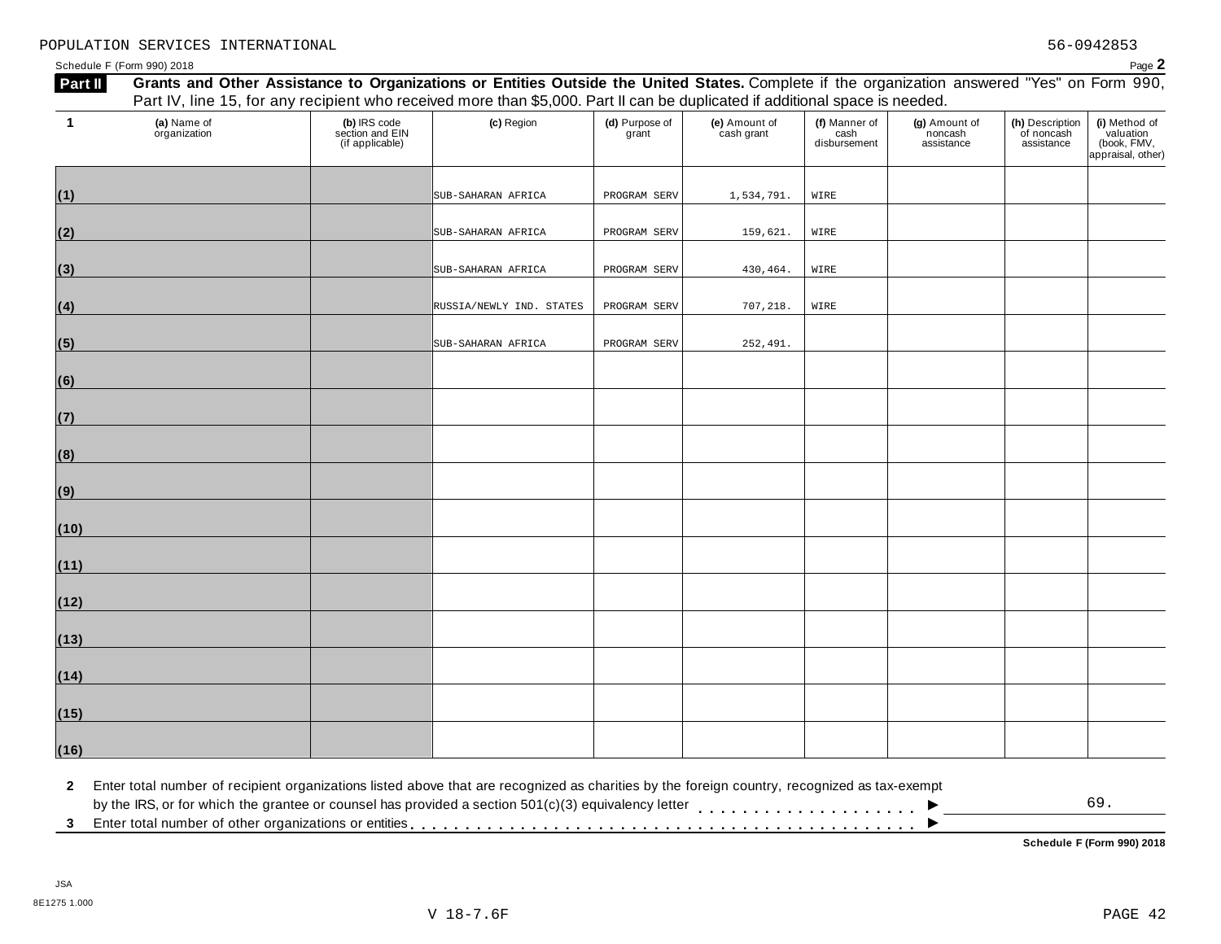POPULATION SERVICES INTERNATIONAL 56-0942853

Schedule F (Form 990) 2018

## Part II Grants and Other Assistance to Organizations or Entities Outside the United States.

Complete if the organization answered "Yes" on Form 990, Part IV, line 15, for any recipient who received more than $5,000. Part II can be duplicated if additional space is needed.

| 1 | (a) Name of organization | (b) IRS code section and EIN (if applicable) | (c) Region | (d) Purpose of grant | (e) Amount of cash grant | (f) Manner of cash disbursement | (g) Amount of noncash assistance | (h) Description of noncash assistance | (i) Method of valuation (book, FMV, appraisal, other) |
|---|---|---|---|---|---|---|---|---|---|
| (1) | | | SUB-SAHARAN AFRICA | PROGRAM SERV | 1,534,791. | WIRE | | | |
| (2) | | | SUB-SAHARAN AFRICA | PROGRAM SERV | 159,621. | WIRE | | | |
| (3) | | | SUB-SAHARAN AFRICA | PROGRAM SERV | 430,464. | WIRE | | | |
| (4) | | | RUSSIA/NEWLY IND. STATES | PROGRAM SERV | 707,218. | WIRE | | | |
| (5) | | | SUB-SAHARAN AFRICA | PROGRAM SERV | 252,491. | | | | |
| (6) | | | | | | | | | |
| (7) | | | | | | | | | |
| (8) | | | | | | | | | |
| (9) | | | | | | | | | |
| (10) | | | | | | | | | |
| (11) | | | | | | | | | |
| (12) | | | | | | | | | |
| (13) | | | | | | | | | |
| (14) | | | | | | | | | |
| (15) | | | | | | | | | |
| (16) | | | | | | | | | |

**2** Enter total number of recipient organizations listed above that are recognized as charities by the foreign country, recognized as tax-exempt by the IRS, or for which the grantee or counsel has provided a section 501(c)(3) equivalency letter . . . . . ▶ 69.

**3** Enter total number of other organizations or entities . . . . . ▶

**Schedule F (Form 990) 2018**

JSA
8E1275 1.000

V 18-7.6F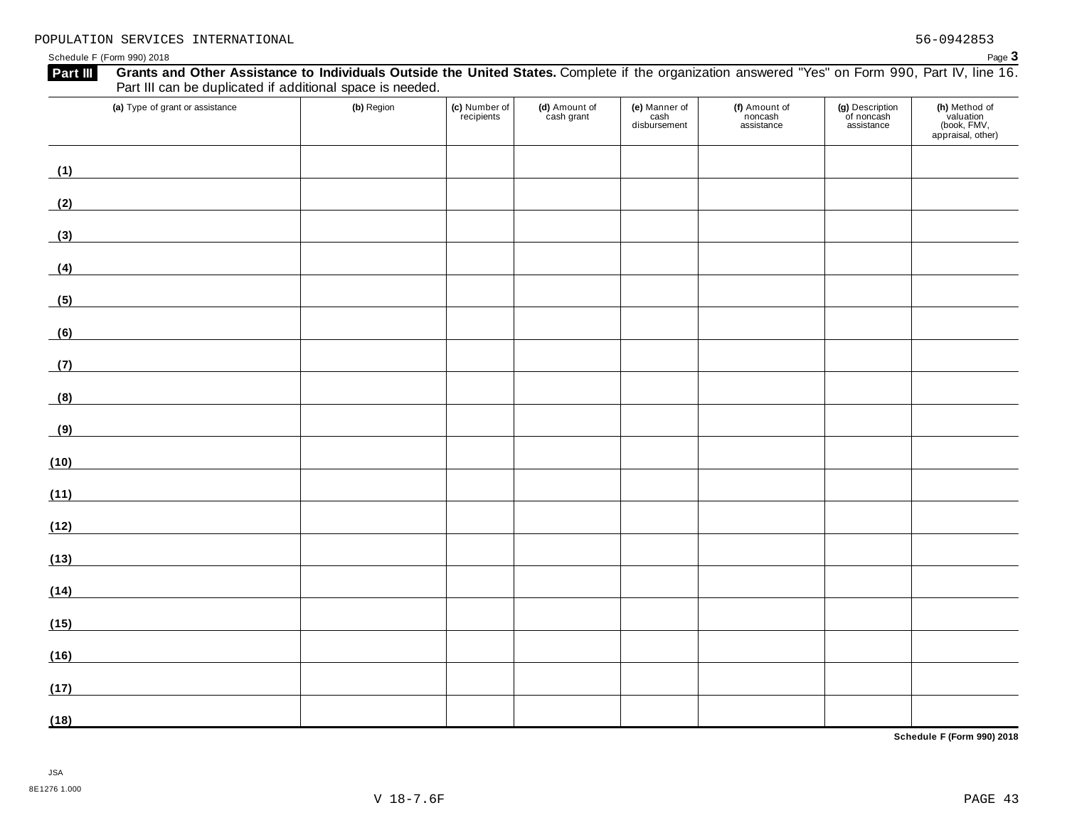POPULATION SERVICES INTERNATIONAL 56-0942853

Schedule F (Form 990) 2018 Page **3**

**Part III** **Grants and Other Assistance to Individuals Outside the United States.** Complete if the organization answered "Yes" on Form 990, Part IV, line 16. Part III can be duplicated if additional space is needed.

| (a) Type of grant or assistance | (b) Region | (c) Number of recipients | (d) Amount of cash grant | (e) Manner of cash disbursement | (f) Amount of noncash assistance | (g) Description of noncash assistance | (h) Method of valuation (book, FMV, appraisal, other) |
|---|---|---|---|---|---|---|---|
| (1) | | | | | | | |
| (2) | | | | | | | |
| (3) | | | | | | | |
| (4) | | | | | | | |
| (5) | | | | | | | |
| (6) | | | | | | | |
| (7) | | | | | | | |
| (8) | | | | | | | |
| (9) | | | | | | | |
| (10) | | | | | | | |
| (11) | | | | | | | |
| (12) | | | | | | | |
| (13) | | | | | | | |
| (14) | | | | | | | |
| (15) | | | | | | | |
| (16) | | | | | | | |
| (17) | | | | | | | |
| (18) | | | | | | | |

**Schedule F (Form 990) 2018**

JSA
8E1276 1.000

V 18-7.6F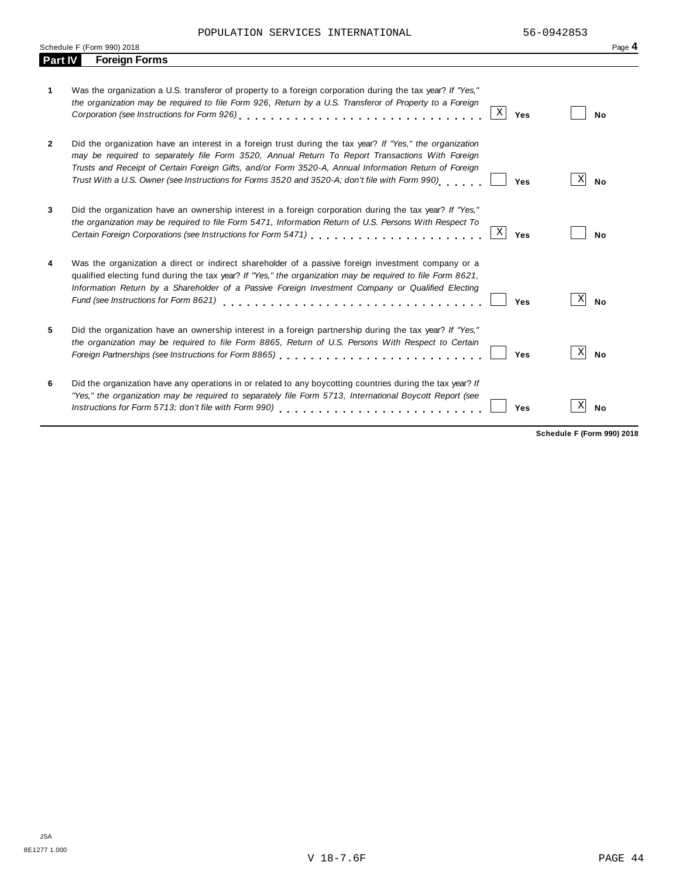POPULATION SERVICES INTERNATIONAL 56-0942853

Schedule F (Form 990) 2018

## Part IV Foreign Forms

| | | Yes | No |
|---|---|---|---|
| **1** | Was the organization a U.S. transferor of property to a foreign corporation during the tax year? *If "Yes," the organization may be required to file Form 926, Return by a U.S. Transferor of Property to a Foreign Corporation (see Instructions for Form 926)* | X | |
| **2** | Did the organization have an interest in a foreign trust during the tax year? *If "Yes," the organization may be required to separately file Form 3520, Annual Return To Report Transactions With Foreign Trusts and Receipt of Certain Foreign Gifts, and/or Form 3520-A, Annual Information Return of Foreign Trust With a U.S. Owner (see Instructions for Forms 3520 and 3520-A; don't file with Form 990)* | | X |
| **3** | Did the organization have an ownership interest in a foreign corporation during the tax year? *If "Yes," the organization may be required to file Form 5471, Information Return of U.S. Persons With Respect To Certain Foreign Corporations (see Instructions for Form 5471)* | X | |
| **4** | Was the organization a direct or indirect shareholder of a passive foreign investment company or a qualified electing fund during the tax year? *If "Yes," the organization may be required to file Form 8621, Information Return by a Shareholder of a Passive Foreign Investment Company or Qualified Electing Fund (see Instructions for Form 8621)* | | X |
| **5** | Did the organization have an ownership interest in a foreign partnership during the tax year? *If "Yes," the organization may be required to file Form 8865, Return of U.S. Persons With Respect to Certain Foreign Partnerships (see Instructions for Form 8865)* | | X |
| **6** | Did the organization have any operations in or related to any boycotting countries during the tax year? *If "Yes," the organization may be required to separately file Form 5713, International Boycott Report (see Instructions for Form 5713; don't file with Form 990)* | | X |

**Schedule F (Form 990) 2018**

JSA
8E1277 1.000

V 18-7.6F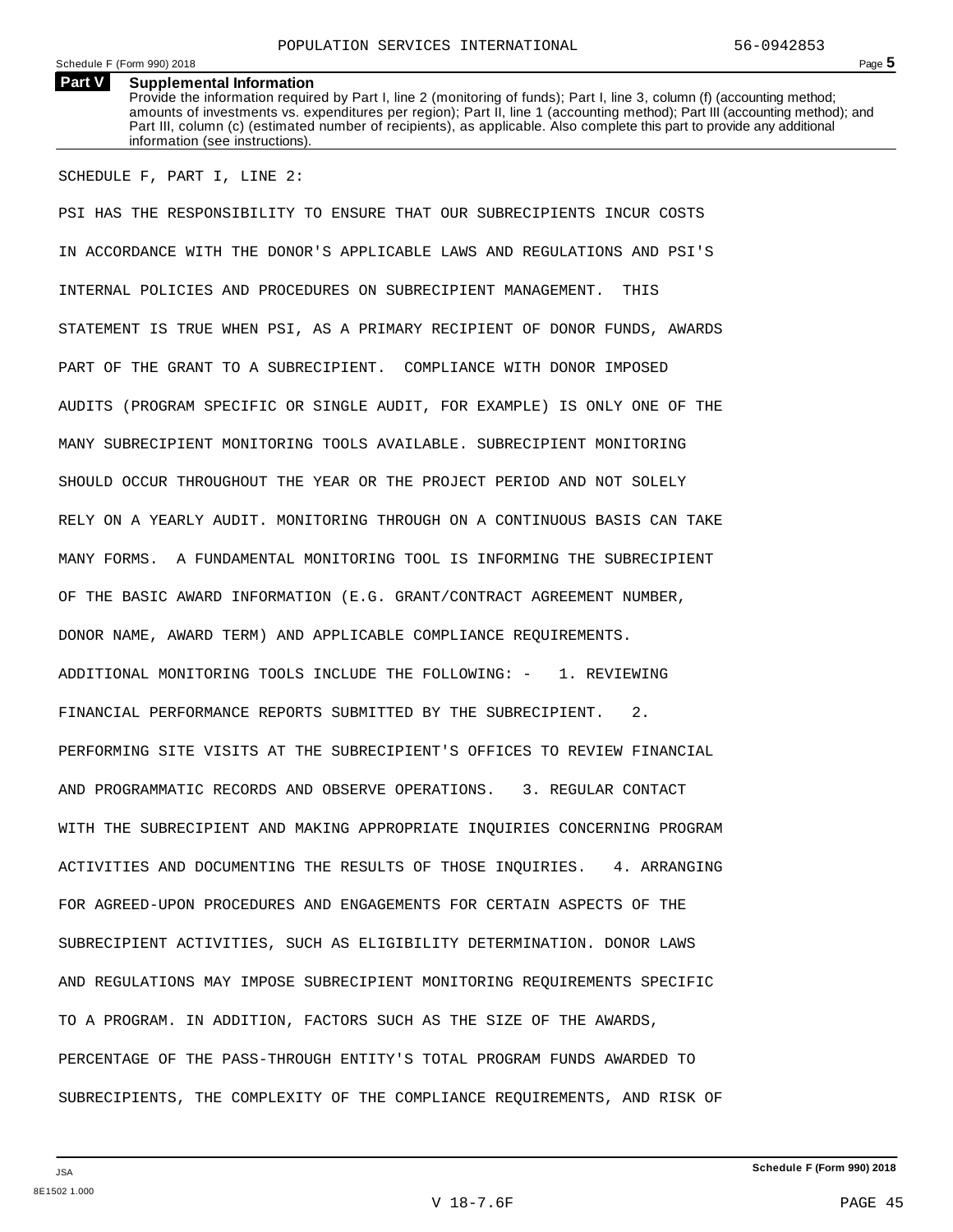## Part V Supplemental Information

Provide the information required by Part I, line 2 (monitoring of funds); Part I, line 3, column (f) (accounting method; amounts of investments vs. expenditures per region); Part II, line 1 (accounting method); Part III (accounting method); and Part III, column (c) (estimated number of recipients), as applicable. Also complete this part to provide any additional information (see instructions).

SCHEDULE F, PART I, LINE 2:

PSI HAS THE RESPONSIBILITY TO ENSURE THAT OUR SUBRECIPIENTS INCUR COSTS IN ACCORDANCE WITH THE DONOR'S APPLICABLE LAWS AND REGULATIONS AND PSI'S INTERNAL POLICIES AND PROCEDURES ON SUBRECIPIENT MANAGEMENT. THIS STATEMENT IS TRUE WHEN PSI, AS A PRIMARY RECIPIENT OF DONOR FUNDS, AWARDS PART OF THE GRANT TO A SUBRECIPIENT. COMPLIANCE WITH DONOR IMPOSED AUDITS (PROGRAM SPECIFIC OR SINGLE AUDIT, FOR EXAMPLE) IS ONLY ONE OF THE MANY SUBRECIPIENT MONITORING TOOLS AVAILABLE. SUBRECIPIENT MONITORING SHOULD OCCUR THROUGHOUT THE YEAR OR THE PROJECT PERIOD AND NOT SOLELY RELY ON A YEARLY AUDIT. MONITORING THROUGH ON A CONTINUOUS BASIS CAN TAKE MANY FORMS. A FUNDAMENTAL MONITORING TOOL IS INFORMING THE SUBRECIPIENT OF THE BASIC AWARD INFORMATION (E.G. GRANT/CONTRACT AGREEMENT NUMBER, DONOR NAME, AWARD TERM) AND APPLICABLE COMPLIANCE REQUIREMENTS. ADDITIONAL MONITORING TOOLS INCLUDE THE FOLLOWING: - 1. REVIEWING FINANCIAL PERFORMANCE REPORTS SUBMITTED BY THE SUBRECIPIENT. 2. PERFORMING SITE VISITS AT THE SUBRECIPIENT'S OFFICES TO REVIEW FINANCIAL AND PROGRAMMATIC RECORDS AND OBSERVE OPERATIONS. 3. REGULAR CONTACT WITH THE SUBRECIPIENT AND MAKING APPROPRIATE INQUIRIES CONCERNING PROGRAM ACTIVITIES AND DOCUMENTING THE RESULTS OF THOSE INQUIRIES. 4. ARRANGING FOR AGREED-UPON PROCEDURES AND ENGAGEMENTS FOR CERTAIN ASPECTS OF THE SUBRECIPIENT ACTIVITIES, SUCH AS ELIGIBILITY DETERMINATION. DONOR LAWS AND REGULATIONS MAY IMPOSE SUBRECIPIENT MONITORING REQUIREMENTS SPECIFIC TO A PROGRAM. IN ADDITION, FACTORS SUCH AS THE SIZE OF THE AWARDS, PERCENTAGE OF THE PASS-THROUGH ENTITY'S TOTAL PROGRAM FUNDS AWARDED TO SUBRECIPIENTS, THE COMPLEXITY OF THE COMPLIANCE REQUIREMENTS, AND RISK OF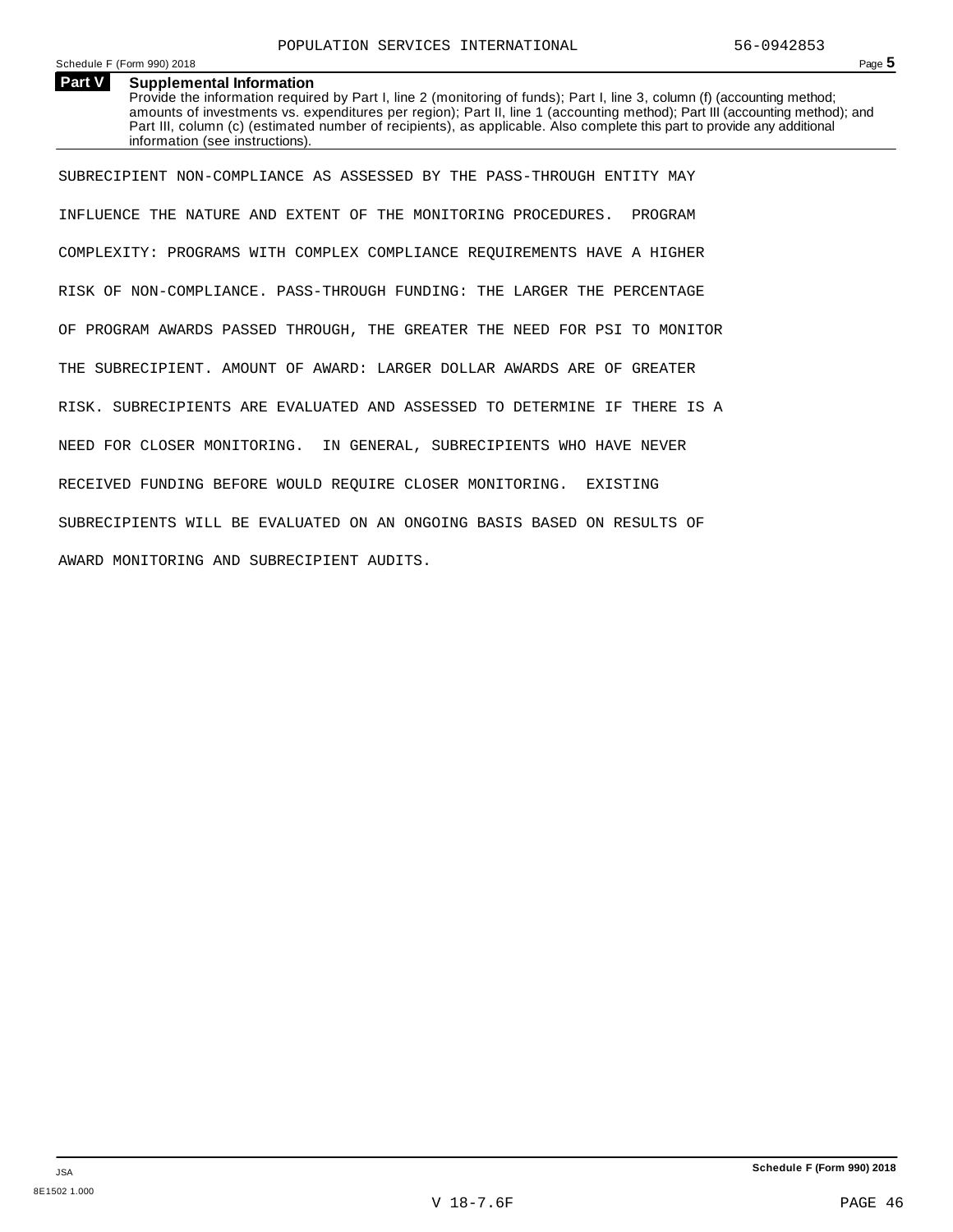POPULATION SERVICES INTERNATIONAL 56-0942853

Schedule F (Form 990) 2018 Page **5**

**Part V Supplemental Information**

Provide the information required by Part I, line 2 (monitoring of funds); Part I, line 3, column (f) (accounting method; amounts of investments vs. expenditures per region); Part II, line 1 (accounting method); Part III (accounting method); and Part III, column (c) (estimated number of recipients), as applicable. Also complete this part to provide any additional information (see instructions).

SUBRECIPIENT NON-COMPLIANCE AS ASSESSED BY THE PASS-THROUGH ENTITY MAY INFLUENCE THE NATURE AND EXTENT OF THE MONITORING PROCEDURES. PROGRAM COMPLEXITY: PROGRAMS WITH COMPLEX COMPLIANCE REQUIREMENTS HAVE A HIGHER RISK OF NON-COMPLIANCE. PASS-THROUGH FUNDING: THE LARGER THE PERCENTAGE OF PROGRAM AWARDS PASSED THROUGH, THE GREATER THE NEED FOR PSI TO MONITOR THE SUBRECIPIENT. AMOUNT OF AWARD: LARGER DOLLAR AWARDS ARE OF GREATER RISK. SUBRECIPIENTS ARE EVALUATED AND ASSESSED TO DETERMINE IF THERE IS A NEED FOR CLOSER MONITORING. IN GENERAL, SUBRECIPIENTS WHO HAVE NEVER RECEIVED FUNDING BEFORE WOULD REQUIRE CLOSER MONITORING. EXISTING SUBRECIPIENTS WILL BE EVALUATED ON AN ONGOING BASIS BASED ON RESULTS OF AWARD MONITORING AND SUBRECIPIENT AUDITS.

JSA

8E1502 1.000

**Schedule F (Form 990) 2018**

V 18-7.6F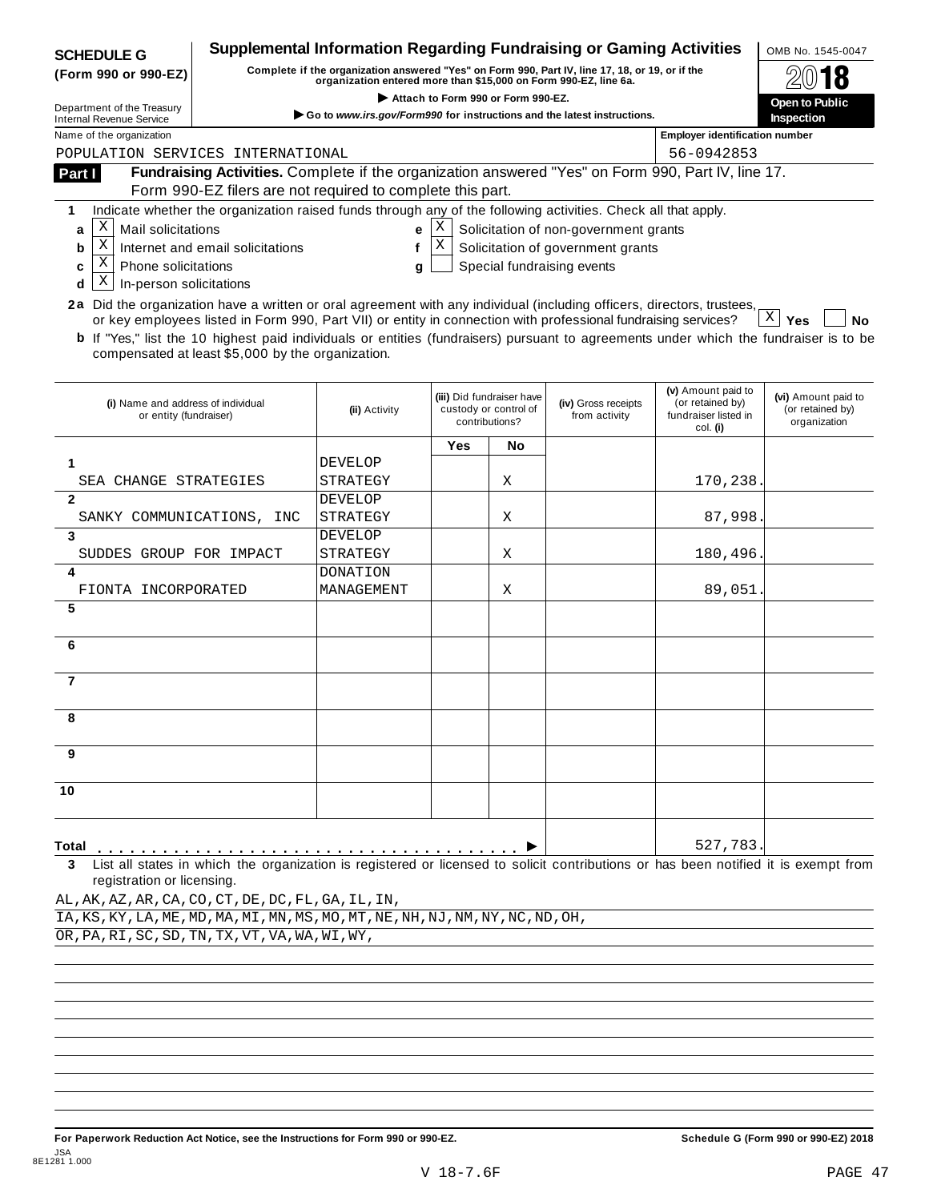**SCHEDULE G (Form 990 or 990-EZ)**

Department of the Treasury
Internal Revenue Service

# Supplemental Information Regarding Fundraising or Gaming Activities

**Complete if the organization answered "Yes" on Form 990, Part IV, line 17, 18, or 19, or if the organization entered more than $15,000 on Form 990-EZ, line 6a.**

▶ **Attach to Form 990 or Form 990-EZ.**

▶ **Go to *www.irs.gov/Form990* for instructions and the latest instructions.**

OMB No. 1545-0047

**2018**

**Open to Public Inspection**

Name of the organization: POPULATION SERVICES INTERNATIONAL

Employer identification number: 56-0942853

## Part I Fundraising Activities.

Complete if the organization answered "Yes" on Form 990, Part IV, line 17. Form 990-EZ filers are not required to complete this part.

**1** Indicate whether the organization raised funds through any of the following activities. Check all that apply.

- **a** [X] Mail solicitations
- **b** [X] Internet and email solicitations
- **c** [X] Phone solicitations
- **d** [X] In-person solicitations
- **e** [X] Solicitation of non-government grants
- **f** [X] Solicitation of government grants
- **g** [ ] Special fundraising events

**2a** Did the organization have a written or oral agreement with any individual (including officers, directors, trustees, or key employees listed in Form 990, Part VII) or entity in connection with professional fundraising services? [X] **Yes** [ ] **No**

**b** If "Yes," list the 10 highest paid individuals or entities (fundraisers) pursuant to agreements under which the fundraiser is to be compensated at least $5,000 by the organization.

| | (i) Name and address of individual or entity (fundraiser) | (ii) Activity | (iii) Did fundraiser have custody or control of contributions? Yes | No | (iv) Gross receipts from activity | (v) Amount paid to (or retained by) fundraiser listed in col. (i) | (vi) Amount paid to (or retained by) organization |
|---|---|---|---|---|---|---|---|
| 1 | SEA CHANGE STRATEGIES | DEVELOP STRATEGY | | X | | 170,238. | |
| 2 | SANKY COMMUNICATIONS, INC | DEVELOP STRATEGY | | X | | 87,998. | |
| 3 | SUDDES GROUP FOR IMPACT | DEVELOP STRATEGY | | X | | 180,496. | |
| 4 | FIONTA INCORPORATED | DONATION MANAGEMENT | | X | | 89,051. | |
| 5 | | | | | | | |
| 6 | | | | | | | |
| 7 | | | | | | | |
| 8 | | | | | | | |
| 9 | | | | | | | |
| 10 | | | | | | | |
| **Total** | | | | | | 527,783. | |

**3** List all states in which the organization is registered or licensed to solicit contributions or has been notified it is exempt from registration or licensing.

AL,AK,AZ,AR,CA,CO,CT,DE,DC,FL,GA,IL,IN,
IA,KS,KY,LA,ME,MD,MA,MI,MN,MS,MO,MT,NE,NH,NJ,NM,NY,NC,ND,OH,
OR,PA,RI,SC,SD,TN,TX,VT,VA,WA,WI,WY,

**For Paperwork Reduction Act Notice, see the Instructions for Form 990 or 990-EZ.** **Schedule G (Form 990 or 990-EZ) 2018**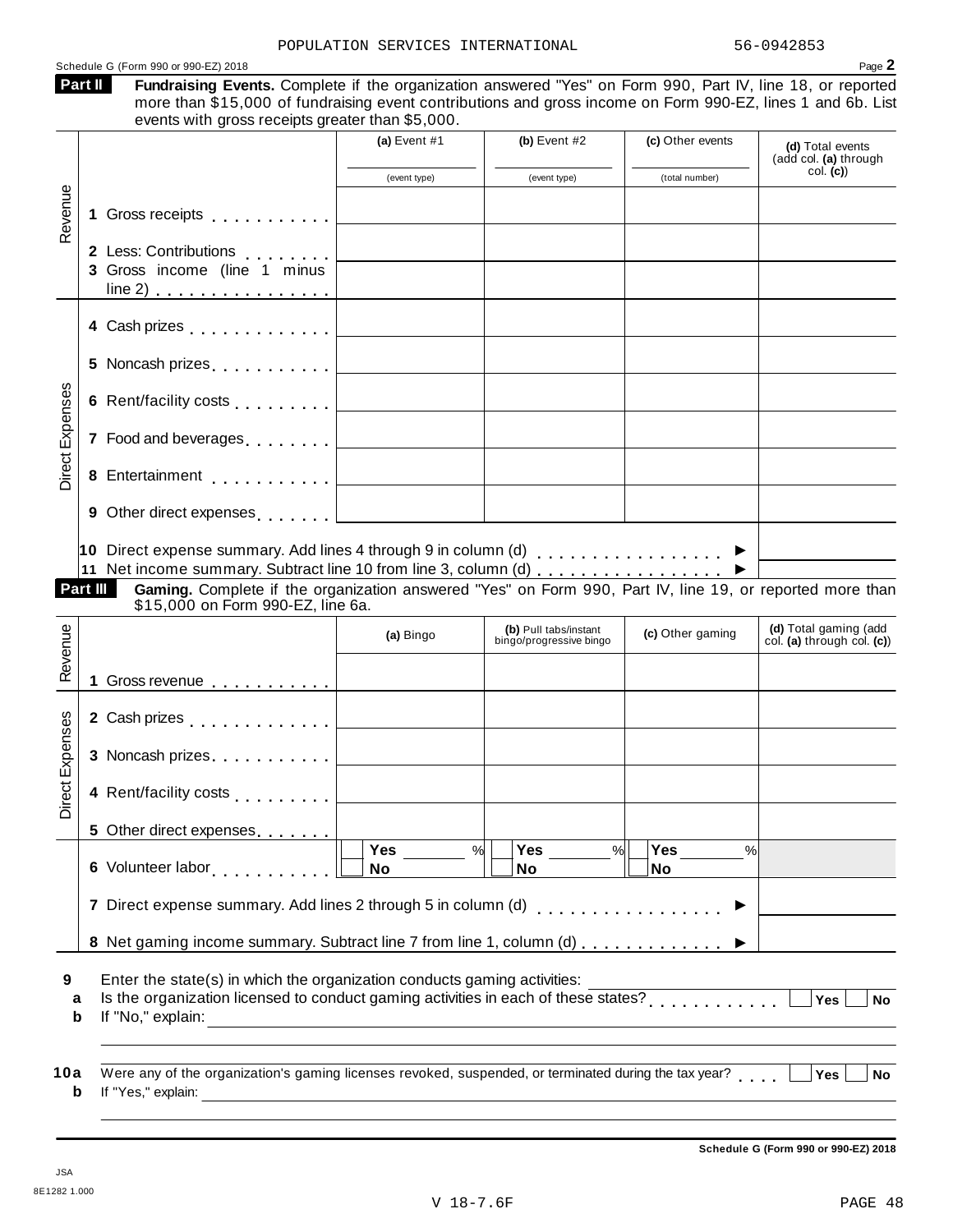POPULATION SERVICES INTERNATIONAL 56-0942853

Schedule G (Form 990 or 990-EZ) 2018

## Part II Fundraising Events.

Complete if the organization answered "Yes" on Form 990, Part IV, line 18, or reported more than $15,000 of fundraising event contributions and gross income on Form 990-EZ, lines 1 and 6b. List events with gross receipts greater than $5,000.

| | | (a) Event #1 (event type) | (b) Event #2 (event type) | (c) Other events (total number) | (d) Total events (add col. (a) through col. (c)) |
|---|---|---|---|---|---|
| Revenue | 1 Gross receipts | | | | |
| | 2 Less: Contributions | | | | |
| | 3 Gross income (line 1 minus line 2) | | | | |
| Direct Expenses | 4 Cash prizes | | | | |
| | 5 Noncash prizes | | | | |
| | 6 Rent/facility costs | | | | |
| | 7 Food and beverages | | | | |
| | 8 Entertainment | | | | |
| | 9 Other direct expenses | | | | |
| | 10 Direct expense summary. Add lines 4 through 9 in column (d) ▶ | | | | |
| | 11 Net income summary. Subtract line 10 from line 3, column (d) ▶ | | | | |

## Part III Gaming.

Complete if the organization answered "Yes" on Form 990, Part IV, line 19, or reported more than $15,000 on Form 990-EZ, line 6a.

| | | (a) Bingo | (b) Pull tabs/instant bingo/progressive bingo | (c) Other gaming | (d) Total gaming (add col. (a) through col. (c)) |
|---|---|---|---|---|---|
| Revenue | 1 Gross revenue | | | | |
| Direct Expenses | 2 Cash prizes | | | | |
| | 3 Noncash prizes | | | | |
| | 4 Rent/facility costs | | | | |
| | 5 Other direct expenses | | | | |
| | 6 Volunteer labor | ☐ Yes ____ % ☐ No | ☐ Yes ____ % ☐ No | ☐ Yes ____ % ☐ No | |
| | 7 Direct expense summary. Add lines 2 through 5 in column (d) ▶ | | | | |
| | 8 Net gaming income summary. Subtract line 7 from line 1, column (d) ▶ | | | | |

9 Enter the state(s) in which the organization conducts gaming activities: ____________

a Is the organization licensed to conduct gaming activities in each of these states? ☐ Yes ☐ No

b If "No," explain: ____________

10a Were any of the organization's gaming licenses revoked, suspended, or terminated during the tax year? ☐ Yes ☐ No

b If "Yes," explain: ____________

Schedule G (Form 990 or 990-EZ) 2018

JSA
8E1282 1.000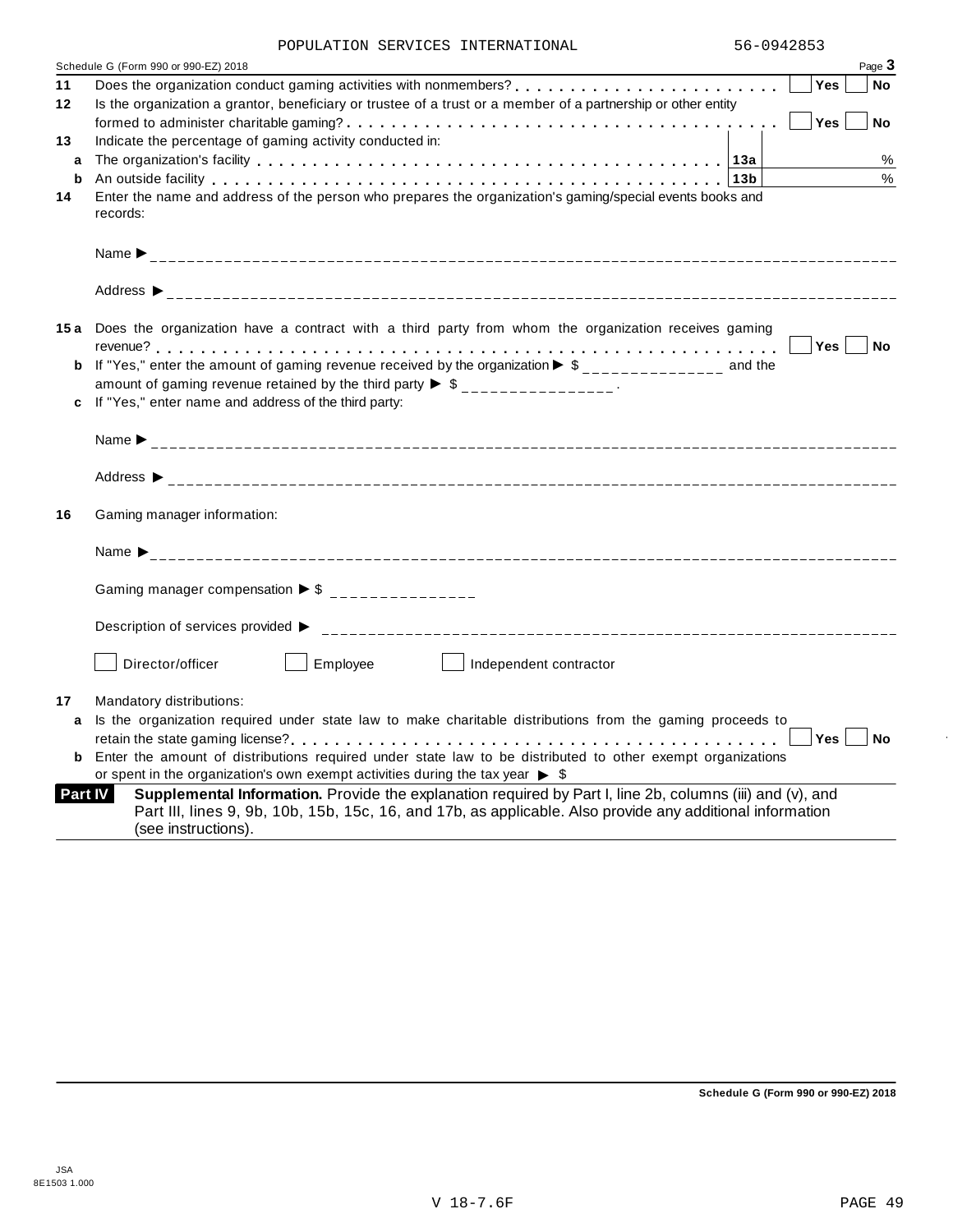POPULATION SERVICES INTERNATIONAL 56-0942853

Schedule G (Form 990 or 990-EZ) 2018 Page **3**

**11** Does the organization conduct gaming activities with nonmembers? . . . . . . . . . . . . . . . . . . . . . . . ☐ **Yes** ☐ **No**

**12** Is the organization a grantor, beneficiary or trustee of a trust or a member of a partnership or other entity formed to administer charitable gaming? . . . . . . . . . . . . . . . . . . . . . . . . . . . . . . . . . . . . ☐ **Yes** ☐ **No**

**13** Indicate the percentage of gaming activity conducted in:

**a** The organization's facility . . . . . . . . . . . . . . . . . . . . . . . . . . . . . . . . . . . . . . . . . **13a** %

**b** An outside facility . . . . . . . . . . . . . . . . . . . . . . . . . . . . . . . . . . . . . . . . . . . . . . **13b** %

**14** Enter the name and address of the person who prepares the organization's gaming/special events books and records:

Name ▶ ______________________________

Address ▶ ______________________________

**15a** Does the organization have a contract with a third party from whom the organization receives gaming revenue? . . . . . . . . . . . . . . . . . . . . . . . . . . . . . . . . . . . . . . . . . . . . . . . . . . . . . . . . . . . ☐ **Yes** ☐ **No**

**b** If "Yes," enter the amount of gaming revenue received by the organization ▶ $ ______________ and the amount of gaming revenue retained by the third party ▶ $ ______________ .

**c** If "Yes," enter name and address of the third party:

Name ▶ ______________________________

Address ▶ ______________________________

**16** Gaming manager information:

Name ▶ ______________________________

Gaming manager compensation ▶ $ ______________

Description of services provided ▶ ______________________________

☐ Director/officer ☐ Employee ☐ Independent contractor

**17** Mandatory distributions:

**a** Is the organization required under state law to make charitable distributions from the gaming proceeds to retain the state gaming license? . . . . . . . . . . . . . . . . . . . . . . . . . . . . . . . . . . . . . . . . . . . ☐ **Yes** ☐ **No**

**b** Enter the amount of distributions required under state law to be distributed to other exempt organizations or spent in the organization's own exempt activities during the tax year ▶ $

**Part IV** **Supplemental Information.** Provide the explanation required by Part I, line 2b, columns (iii) and (v), and Part III, lines 9, 9b, 10b, 15b, 15c, 16, and 17b, as applicable. Also provide any additional information (see instructions).

**Schedule G (Form 990 or 990-EZ) 2018**

JSA
8E1503 1.000

V 18-7.6F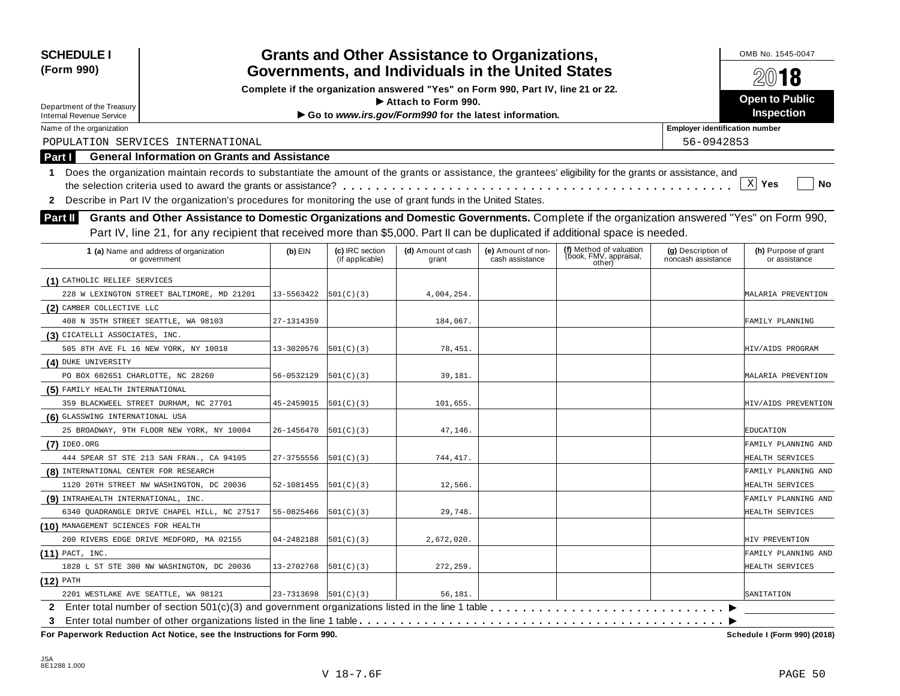# SCHEDULE I (Form 990)

## Grants and Other Assistance to Organizations, Governments, and Individuals in the United States

**Complete if the organization answered "Yes" on Form 990, Part IV, line 21 or 22.**

**► Attach to Form 990.**

**► Go to *www.irs.gov/Form990* for the latest information.**

Department of the Treasury
Internal Revenue Service

OMB No. 1545-0047

**2018**

**Open to Public Inspection**

Name of the organization: POPULATION SERVICES INTERNATIONAL

Employer identification number: 56-0942853

### Part I General Information on Grants and Assistance

1 Does the organization maintain records to substantiate the amount of the grants or assistance, the grantees' eligibility for the grants or assistance, and the selection criteria used to award the grants or assistance? . . . . . [X] Yes [ ] No

2 Describe in Part IV the organization's procedures for monitoring the use of grant funds in the United States.

### Part II Grants and Other Assistance to Domestic Organizations and Domestic Governments.

Complete if the organization answered "Yes" on Form 990, Part IV, line 21, for any recipient that received more than $5,000. Part II can be duplicated if additional space is needed.

| 1 (a) Name and address of organization or government | (b) EIN | (c) IRC section (if applicable) | (d) Amount of cash grant | (e) Amount of non-cash assistance | (f) Method of valuation (book, FMV, appraisal, other) | (g) Description of noncash assistance | (h) Purpose of grant or assistance |
|---|---|---|---|---|---|---|---|
| (1) CATHOLIC RELIEF SERVICES<br>228 W LEXINGTON STREET BALTIMORE, MD 21201 | 13-5563422 | 501(C)(3) | 4,004,254. | | | | MALARIA PREVENTION |
| (2) CAMBER COLLECTIVE LLC<br>408 N 35TH STREET SEATTLE, WA 98103 | 27-1314359 | | 184,067. | | | | FAMILY PLANNING |
| (3) CICATELLI ASSOCIATES, INC.<br>505 8TH AVE FL 16 NEW YORK, NY 10018 | 13-3020576 | 501(C)(3) | 78,451. | | | | HIV/AIDS PROGRAM |
| (4) DUKE UNIVERSITY<br>PO BOX 602651 CHARLOTTE, NC 28260 | 56-0532129 | 501(C)(3) | 39,181. | | | | MALARIA PREVENTION |
| (5) FAMILY HEALTH INTERNATIONAL<br>359 BLACKWEEL STREET DURHAM, NC 27701 | 45-2459015 | 501(C)(3) | 101,655. | | | | HIV/AIDS PREVENTION |
| (6) GLASSWING INTERNATIONAL USA<br>25 BROADWAY, 9TH FLOOR NEW YORK, NY 10004 | 26-1456470 | 501(C)(3) | 47,146. | | | | EDUCATION |
| (7) IDEO.ORG<br>444 SPEAR ST STE 213 SAN FRAN., CA 94105 | 27-3755556 | 501(C)(3) | 744,417. | | | | FAMILY PLANNING AND HEALTH SERVICES |
| (8) INTERNATIONAL CENTER FOR RESEARCH<br>1120 20TH STREET NW WASHINGTON, DC 20036 | 52-1081455 | 501(C)(3) | 12,566. | | | | FAMILY PLANNING AND HEALTH SERVICES |
| (9) INTRAHEALTH INTERNATIONAL, INC.<br>6340 QUADRANGLE DRIVE CHAPEL HILL, NC 27517 | 55-0825466 | 501(C)(3) | 29,748. | | | | FAMILY PLANNING AND HEALTH SERVICES |
| (10) MANAGEMENT SCIENCES FOR HEALTH<br>200 RIVERS EDGE DRIVE MEDFORD, MA 02155 | 04-2482188 | 501(C)(3) | 2,672,020. | | | | HIV PREVENTION |
| (11) PACT, INC.<br>1828 L ST STE 300 NW WASHINGTON, DC 20036 | 13-2702768 | 501(C)(3) | 272,259. | | | | FAMILY PLANNING AND HEALTH SERVICES |
| (12) PATH<br>2201 WESTLAKE AVE SEATTLE, WA 98121 | 23-7313698 | 501(C)(3) | 56,181. | | | | SANITATION |

2 Enter total number of section 501(c)(3) and government organizations listed in the line 1 table . . . . . ►

3 Enter total number of other organizations listed in the line 1 table . . . . . ►

**For Paperwork Reduction Act Notice, see the Instructions for Form 990.** **Schedule I (Form 990) (2018)**

JSA
8E1288 1.000

V 18-7.6F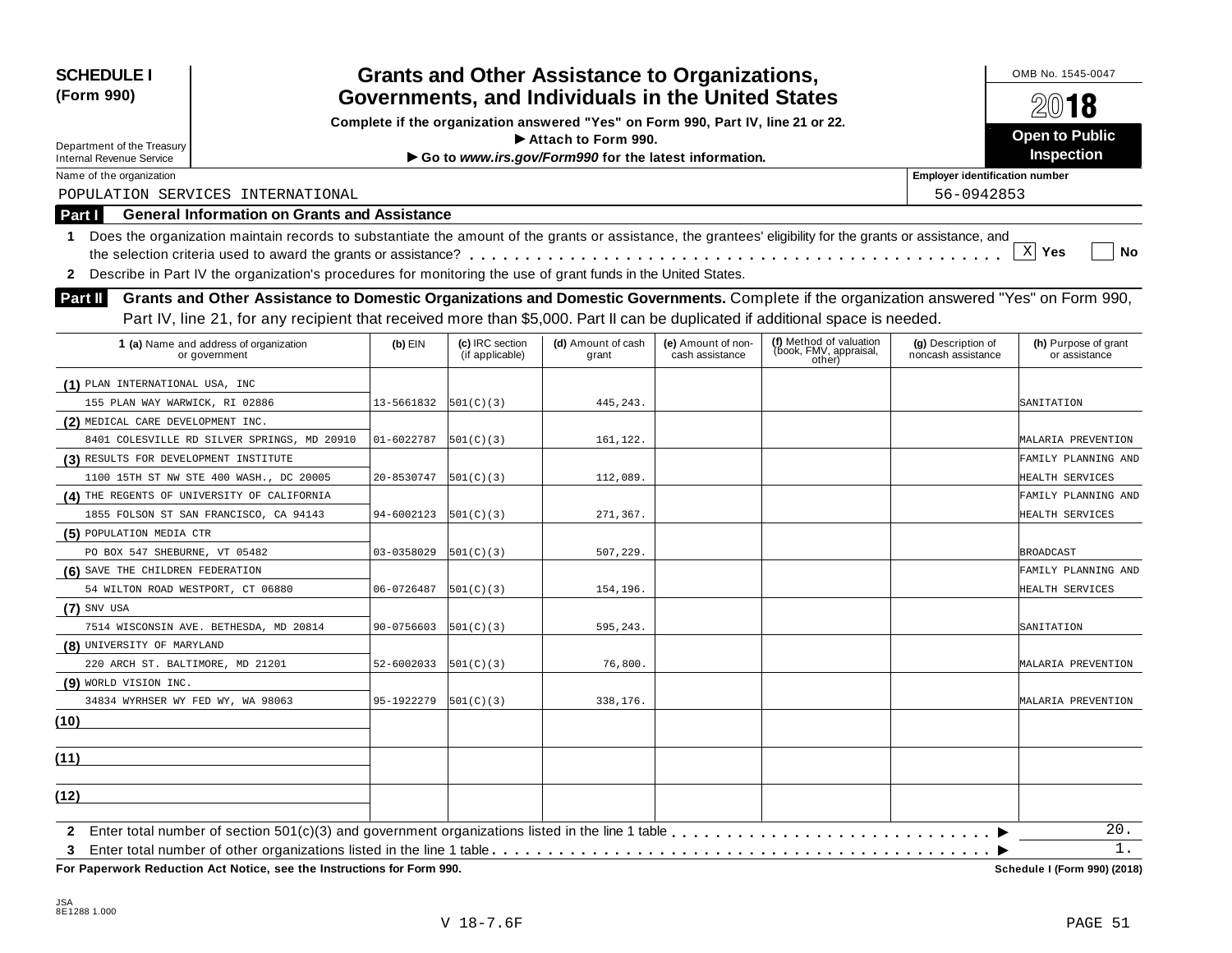**SCHEDULE I (Form 990)**

Department of the Treasury
Internal Revenue Service

# Grants and Other Assistance to Organizations, Governments, and Individuals in the United States

**Complete if the organization answered "Yes" on Form 990, Part IV, line 21 or 22.**
**▶ Attach to Form 990.**
**▶ Go to *www.irs.gov/Form990* for the latest information.**

OMB No. 1545-0047

**2018**

**Open to Public Inspection**

Name of the organization: POPULATION SERVICES INTERNATIONAL

Employer identification number: 56-0942853

## Part I General Information on Grants and Assistance

1 Does the organization maintain records to substantiate the amount of the grants or assistance, the grantees' eligibility for the grants or assistance, and the selection criteria used to award the grants or assistance? . . . . . [X] Yes [ ] No

2 Describe in Part IV the organization's procedures for monitoring the use of grant funds in the United States.

## Part II Grants and Other Assistance to Domestic Organizations and Domestic Governments.

Complete if the organization answered "Yes" on Form 990, Part IV, line 21, for any recipient that received more than $5,000. Part II can be duplicated if additional space is needed.

| 1 (a) Name and address of organization or government | (b) EIN | (c) IRC section (if applicable) | (d) Amount of cash grant | (e) Amount of non-cash assistance | (f) Method of valuation (book, FMV, appraisal, other) | (g) Description of noncash assistance | (h) Purpose of grant or assistance |
|---|---|---|---|---|---|---|---|
| (1) PLAN INTERNATIONAL USA, INC 155 PLAN WAY WARWICK, RI 02886 | 13-5661832 | 501(C)(3) | 445,243. | | | | SANITATION |
| (2) MEDICAL CARE DEVELOPMENT INC. 8401 COLESVILLE RD SILVER SPRINGS, MD 20910 | 01-6022787 | 501(C)(3) | 161,122. | | | | MALARIA PREVENTION |
| (3) RESULTS FOR DEVELOPMENT INSTITUTE 1100 15TH ST NW STE 400 WASH., DC 20005 | 20-8530747 | 501(C)(3) | 112,089. | | | | FAMILY PLANNING AND HEALTH SERVICES |
| (4) THE REGENTS OF UNIVERSITY OF CALIFORNIA 1855 FOLSON ST SAN FRANCISCO, CA 94143 | 94-6002123 | 501(C)(3) | 271,367. | | | | FAMILY PLANNING AND HEALTH SERVICES |
| (5) POPULATION MEDIA CTR PO BOX 547 SHEBURNE, VT 05482 | 03-0358029 | 501(C)(3) | 507,229. | | | | BROADCAST |
| (6) SAVE THE CHILDREN FEDERATION 54 WILTON ROAD WESTPORT, CT 06880 | 06-0726487 | 501(C)(3) | 154,196. | | | | FAMILY PLANNING AND HEALTH SERVICES |
| (7) SNV USA 7514 WISCONSIN AVE. BETHESDA, MD 20814 | 90-0756603 | 501(C)(3) | 595,243. | | | | SANITATION |
| (8) UNIVERSITY OF MARYLAND 220 ARCH ST. BALTIMORE, MD 21201 | 52-6002033 | 501(C)(3) | 76,800. | | | | MALARIA PREVENTION |
| (9) WORLD VISION INC. 34834 WYRHSER WY FED WY, WA 98063 | 95-1922279 | 501(C)(3) | 338,176. | | | | MALARIA PREVENTION |
| (10) | | | | | | | |
| (11) | | | | | | | |
| (12) | | | | | | | |

2 Enter total number of section 501(c)(3) and government organizations listed in the line 1 table . . . . . ▶ 20.

3 Enter total number of other organizations listed in the line 1 table . . . . . ▶ 1.

**For Paperwork Reduction Act Notice, see the Instructions for Form 990.** **Schedule I (Form 990) (2018)**

JSA 8E1288 1.000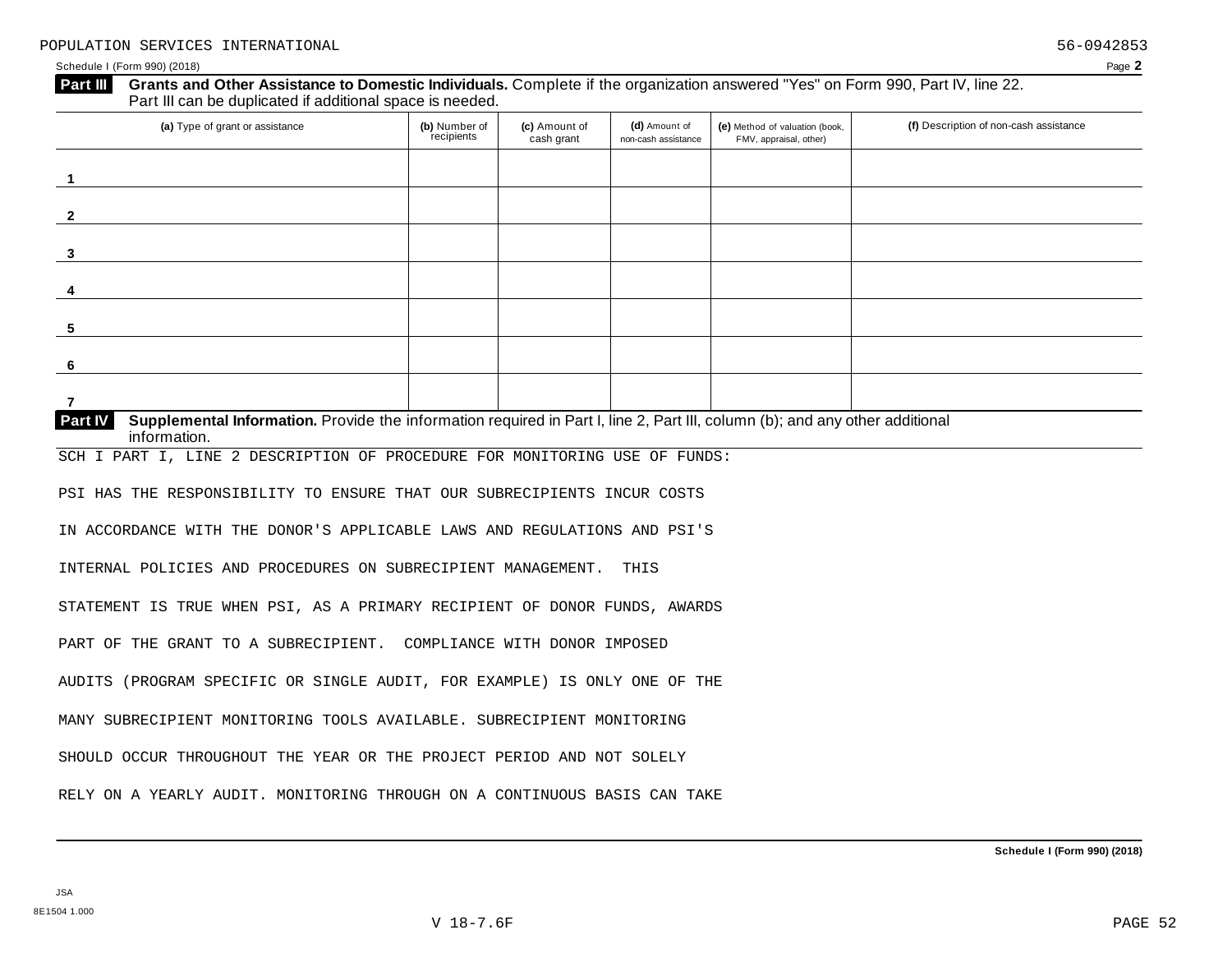POPULATION SERVICES INTERNATIONAL 56-0942853

Schedule I (Form 990) (2018) Page **2**

**Part III** **Grants and Other Assistance to Domestic Individuals.** Complete if the organization answered "Yes" on Form 990, Part IV, line 22. Part III can be duplicated if additional space is needed.

| (a) Type of grant or assistance | (b) Number of recipients | (c) Amount of cash grant | (d) Amount of non-cash assistance | (e) Method of valuation (book, FMV, appraisal, other) | (f) Description of non-cash assistance |
|---|---|---|---|---|---|
| 1 | | | | | |
| 2 | | | | | |
| 3 | | | | | |
| 4 | | | | | |
| 5 | | | | | |
| 6 | | | | | |
| 7 | | | | | |

**Part IV** **Supplemental Information.** Provide the information required in Part I, line 2, Part III, column (b); and any other additional information.

SCH I PART I, LINE 2 DESCRIPTION OF PROCEDURE FOR MONITORING USE OF FUNDS:

PSI HAS THE RESPONSIBILITY TO ENSURE THAT OUR SUBRECIPIENTS INCUR COSTS IN ACCORDANCE WITH THE DONOR'S APPLICABLE LAWS AND REGULATIONS AND PSI'S INTERNAL POLICIES AND PROCEDURES ON SUBRECIPIENT MANAGEMENT. THIS STATEMENT IS TRUE WHEN PSI, AS A PRIMARY RECIPIENT OF DONOR FUNDS, AWARDS PART OF THE GRANT TO A SUBRECIPIENT. COMPLIANCE WITH DONOR IMPOSED AUDITS (PROGRAM SPECIFIC OR SINGLE AUDIT, FOR EXAMPLE) IS ONLY ONE OF THE MANY SUBRECIPIENT MONITORING TOOLS AVAILABLE. SUBRECIPIENT MONITORING SHOULD OCCUR THROUGHOUT THE YEAR OR THE PROJECT PERIOD AND NOT SOLELY RELY ON A YEARLY AUDIT. MONITORING THROUGH ON A CONTINUOUS BASIS CAN TAKE

Schedule I (Form 990) (2018)

JSA
8E1504 1.000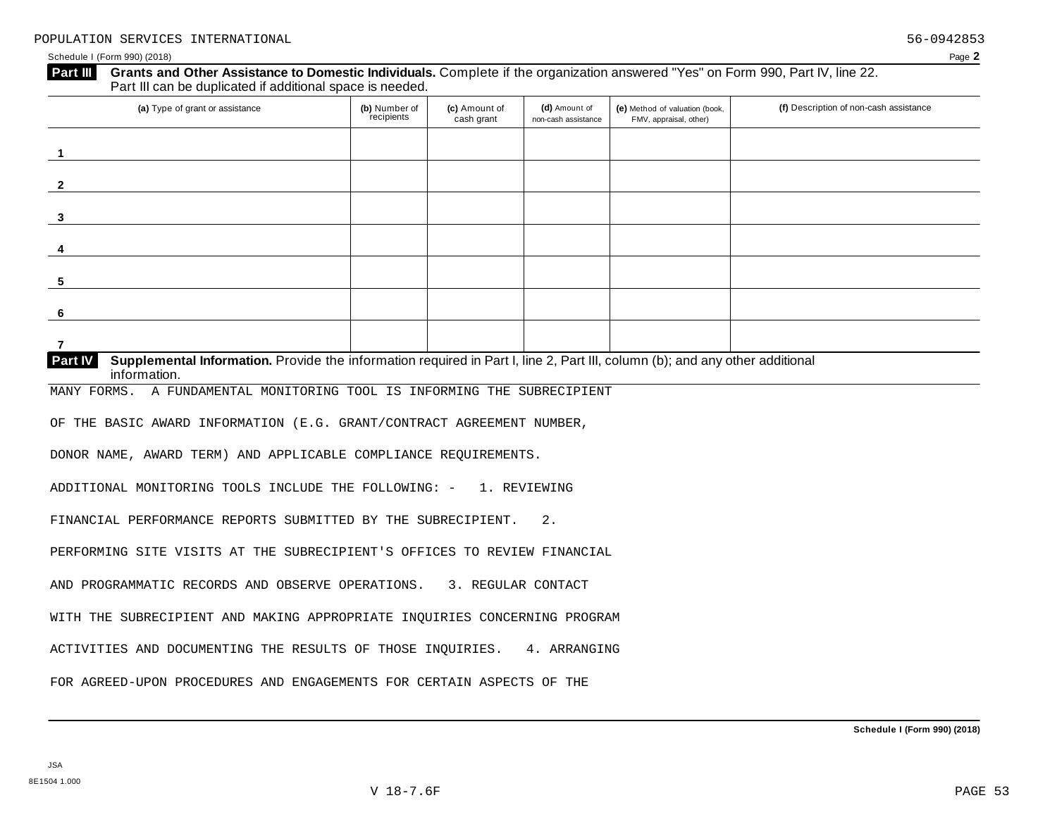POPULATION SERVICES INTERNATIONAL 56-0942853

Schedule I (Form 990) (2018) Page **2**

**Part III** **Grants and Other Assistance to Domestic Individuals.** Complete if the organization answered "Yes" on Form 990, Part IV, line 22. Part III can be duplicated if additional space is needed.

| (a) Type of grant or assistance | (b) Number of recipients | (c) Amount of cash grant | (d) Amount of non-cash assistance | (e) Method of valuation (book, FMV, appraisal, other) | (f) Description of non-cash assistance |
|---|---|---|---|---|---|
| 1 | | | | | |
| 2 | | | | | |
| 3 | | | | | |
| 4 | | | | | |
| 5 | | | | | |
| 6 | | | | | |
| 7 | | | | | |

**Part IV** **Supplemental Information.** Provide the information required in Part I, line 2, Part III, column (b); and any other additional information.

MANY FORMS. A FUNDAMENTAL MONITORING TOOL IS INFORMING THE SUBRECIPIENT OF THE BASIC AWARD INFORMATION (E.G. GRANT/CONTRACT AGREEMENT NUMBER, DONOR NAME, AWARD TERM) AND APPLICABLE COMPLIANCE REQUIREMENTS. ADDITIONAL MONITORING TOOLS INCLUDE THE FOLLOWING: - 1. REVIEWING FINANCIAL PERFORMANCE REPORTS SUBMITTED BY THE SUBRECIPIENT. 2. PERFORMING SITE VISITS AT THE SUBRECIPIENT'S OFFICES TO REVIEW FINANCIAL AND PROGRAMMATIC RECORDS AND OBSERVE OPERATIONS. 3. REGULAR CONTACT WITH THE SUBRECIPIENT AND MAKING APPROPRIATE INQUIRIES CONCERNING PROGRAM ACTIVITIES AND DOCUMENTING THE RESULTS OF THOSE INQUIRIES. 4. ARRANGING FOR AGREED-UPON PROCEDURES AND ENGAGEMENTS FOR CERTAIN ASPECTS OF THE

**Schedule I (Form 990) (2018)**

JSA
8E1504 1.000

V 18-7.6F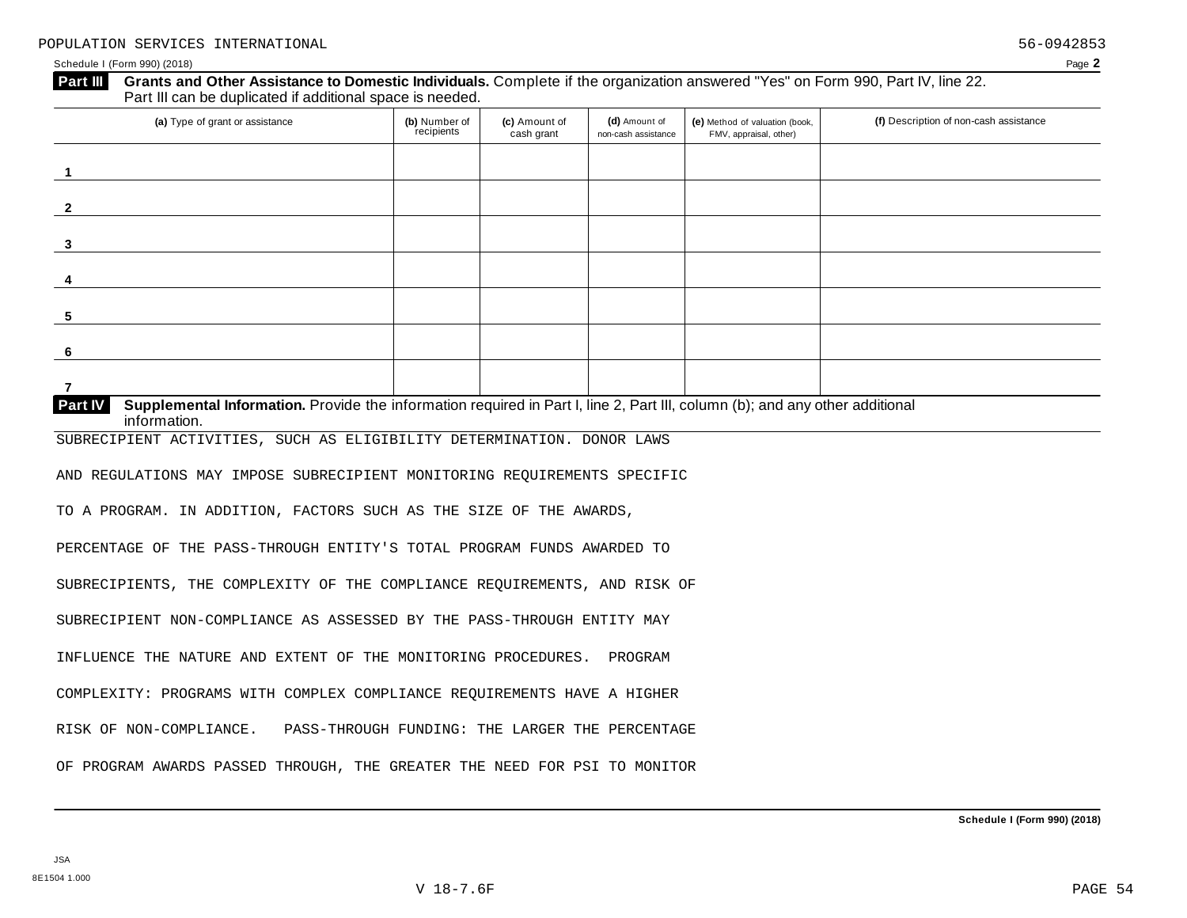POPULATION SERVICES INTERNATIONAL 56-0942853

Schedule I (Form 990) (2018) Page **2**

**Part III** **Grants and Other Assistance to Domestic Individuals.** Complete if the organization answered "Yes" on Form 990, Part IV, line 22. Part III can be duplicated if additional space is needed.

| (a) Type of grant or assistance | (b) Number of recipients | (c) Amount of cash grant | (d) Amount of non-cash assistance | (e) Method of valuation (book, FMV, appraisal, other) | (f) Description of non-cash assistance |
|---|---|---|---|---|---|
| 1 | | | | | |
| 2 | | | | | |
| 3 | | | | | |
| 4 | | | | | |
| 5 | | | | | |
| 6 | | | | | |
| 7 | | | | | |

**Part IV** **Supplemental Information.** Provide the information required in Part I, line 2, Part III, column (b); and any other additional information.

SUBRECIPIENT ACTIVITIES, SUCH AS ELIGIBILITY DETERMINATION. DONOR LAWS AND REGULATIONS MAY IMPOSE SUBRECIPIENT MONITORING REQUIREMENTS SPECIFIC TO A PROGRAM. IN ADDITION, FACTORS SUCH AS THE SIZE OF THE AWARDS, PERCENTAGE OF THE PASS-THROUGH ENTITY'S TOTAL PROGRAM FUNDS AWARDED TO SUBRECIPIENTS, THE COMPLEXITY OF THE COMPLIANCE REQUIREMENTS, AND RISK OF SUBRECIPIENT NON-COMPLIANCE AS ASSESSED BY THE PASS-THROUGH ENTITY MAY INFLUENCE THE NATURE AND EXTENT OF THE MONITORING PROCEDURES. PROGRAM COMPLEXITY: PROGRAMS WITH COMPLEX COMPLIANCE REQUIREMENTS HAVE A HIGHER RISK OF NON-COMPLIANCE. PASS-THROUGH FUNDING: THE LARGER THE PERCENTAGE OF PROGRAM AWARDS PASSED THROUGH, THE GREATER THE NEED FOR PSI TO MONITOR

**Schedule I (Form 990) (2018)**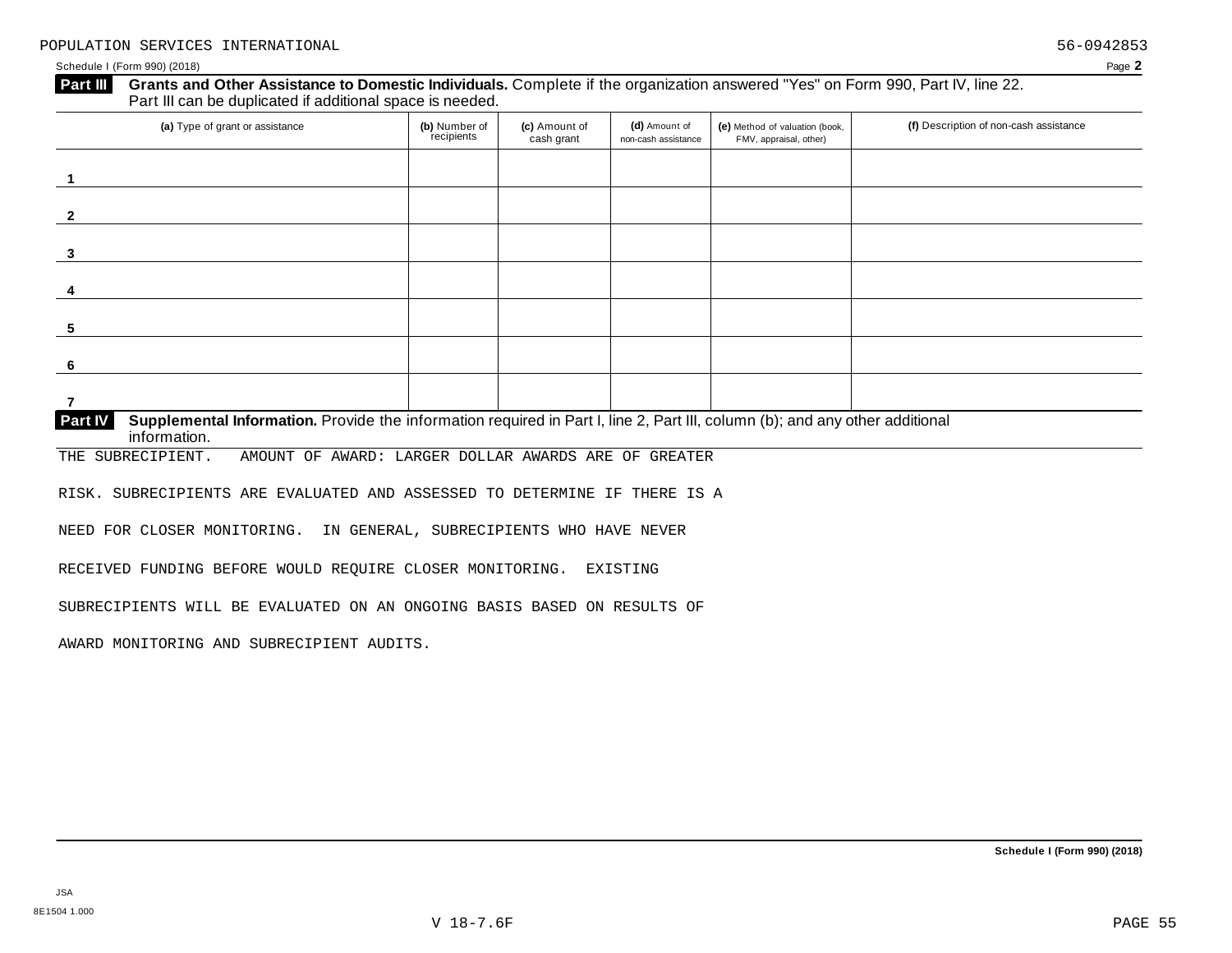POPULATION SERVICES INTERNATIONAL 56-0942853

Schedule I (Form 990) (2018)

**Part III** **Grants and Other Assistance to Domestic Individuals.** Complete if the organization answered "Yes" on Form 990, Part IV, line 22. Part III can be duplicated if additional space is needed.

| (a) Type of grant or assistance | (b) Number of recipients | (c) Amount of cash grant | (d) Amount of non-cash assistance | (e) Method of valuation (book, FMV, appraisal, other) | (f) Description of non-cash assistance |
|---|---|---|---|---|---|
| 1 | | | | | |
| 2 | | | | | |
| 3 | | | | | |
| 4 | | | | | |
| 5 | | | | | |
| 6 | | | | | |
| 7 | | | | | |

**Part IV** **Supplemental Information.** Provide the information required in Part I, line 2, Part III, column (b); and any other additional information.

THE SUBRECIPIENT. AMOUNT OF AWARD: LARGER DOLLAR AWARDS ARE OF GREATER RISK. SUBRECIPIENTS ARE EVALUATED AND ASSESSED TO DETERMINE IF THERE IS A NEED FOR CLOSER MONITORING. IN GENERAL, SUBRECIPIENTS WHO HAVE NEVER RECEIVED FUNDING BEFORE WOULD REQUIRE CLOSER MONITORING. EXISTING SUBRECIPIENTS WILL BE EVALUATED ON AN ONGOING BASIS BASED ON RESULTS OF AWARD MONITORING AND SUBRECIPIENT AUDITS.

**Schedule I (Form 990) (2018)**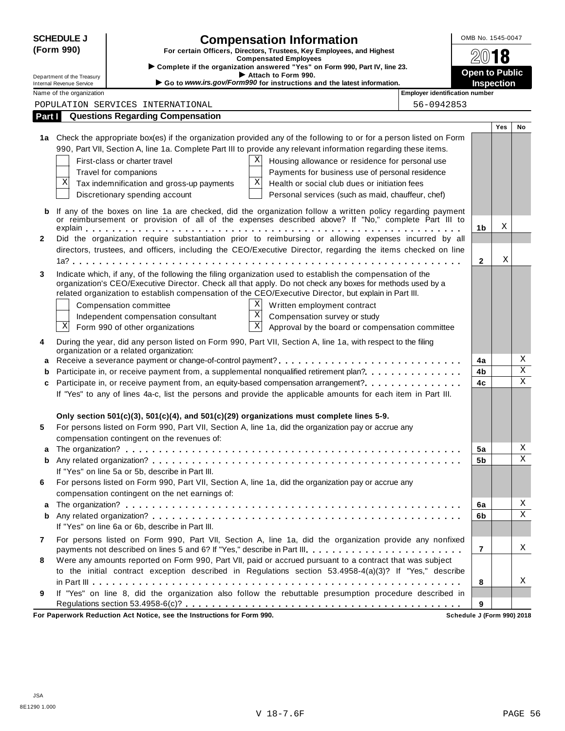**SCHEDULE J (Form 990)**

Department of the Treasury
Internal Revenue Service

# Compensation Information

**For certain Officers, Directors, Trustees, Key Employees, and Highest Compensated Employees**

▶ Complete if the organization answered "Yes" on Form 990, Part IV, line 23.
▶ Attach to Form 990.
▶ Go to *www.irs.gov/Form990* for instructions and the latest information.

OMB No. 1545-0047

**2018**

**Open to Public Inspection**

Name of the organization: POPULATION SERVICES INTERNATIONAL

Employer identification number: 56-0942853

## Part I Questions Regarding Compensation

| | | | Yes | No |
|---|---|---|---|---|
| **1a** | Check the appropriate box(es) if the organization provided any of the following to or for a person listed on Form 990, Part VII, Section A, line 1a. Complete Part III to provide any relevant information regarding these items.<br>☐ First-class or charter travel ☒ Housing allowance or residence for personal use<br>☐ Travel for companions ☐ Payments for business use of personal residence<br>☒ Tax indemnification and gross-up payments ☒ Health or social club dues or initiation fees<br>☐ Discretionary spending account ☐ Personal services (such as maid, chauffeur, chef) | | | |
| **b** | If any of the boxes on line 1a are checked, did the organization follow a written policy regarding payment or reimbursement or provision of all of the expenses described above? If "No," complete Part III to explain | **1b** | X | |
| **2** | Did the organization require substantiation prior to reimbursing or allowing expenses incurred by all directors, trustees, and officers, including the CEO/Executive Director, regarding the items checked on line 1a? | **2** | X | |
| **3** | Indicate which, if any, of the following the filing organization used to establish the compensation of the organization's CEO/Executive Director. Check all that apply. Do not check any boxes for methods used by a related organization to establish compensation of the CEO/Executive Director, but explain in Part III.<br>☐ Compensation committee ☒ Written employment contract<br>☐ Independent compensation consultant ☒ Compensation survey or study<br>☒ Form 990 of other organizations ☒ Approval by the board or compensation committee | | | |
| **4** | During the year, did any person listed on Form 990, Part VII, Section A, line 1a, with respect to the filing organization or a related organization: | | | |
| **a** | Receive a severance payment or change-of-control payment? | **4a** | | X |
| **b** | Participate in, or receive payment from, a supplemental nonqualified retirement plan? | **4b** | | X |
| **c** | Participate in, or receive payment from, an equity-based compensation arrangement? | **4c** | | X |
| | If "Yes" to any of lines 4a-c, list the persons and provide the applicable amounts for each item in Part III. | | | |
| | **Only section 501(c)(3), 501(c)(4), and 501(c)(29) organizations must complete lines 5-9.** | | | |
| **5** | For persons listed on Form 990, Part VII, Section A, line 1a, did the organization pay or accrue any compensation contingent on the revenues of: | | | |
| **a** | The organization? | **5a** | | X |
| **b** | Any related organization? | **5b** | | X |
| | If "Yes" on line 5a or 5b, describe in Part III. | | | |
| **6** | For persons listed on Form 990, Part VII, Section A, line 1a, did the organization pay or accrue any compensation contingent on the net earnings of: | | | |
| **a** | The organization? | **6a** | | X |
| **b** | Any related organization? | **6b** | | X |
| | If "Yes" on line 6a or 6b, describe in Part III. | | | |
| **7** | For persons listed on Form 990, Part VII, Section A, line 1a, did the organization provide any nonfixed payments not described on lines 5 and 6? If "Yes," describe in Part III. | **7** | | X |
| **8** | Were any amounts reported on Form 990, Part VII, paid or accrued pursuant to a contract that was subject to the initial contract exception described in Regulations section 53.4958-4(a)(3)? If "Yes," describe in Part III | **8** | | X |
| **9** | If "Yes" on line 8, did the organization also follow the rebuttable presumption procedure described in Regulations section 53.4958-6(c)? | **9** | | |

**For Paperwork Reduction Act Notice, see the Instructions for Form 990.** **Schedule J (Form 990) 2018**

JSA
8E1290 1.000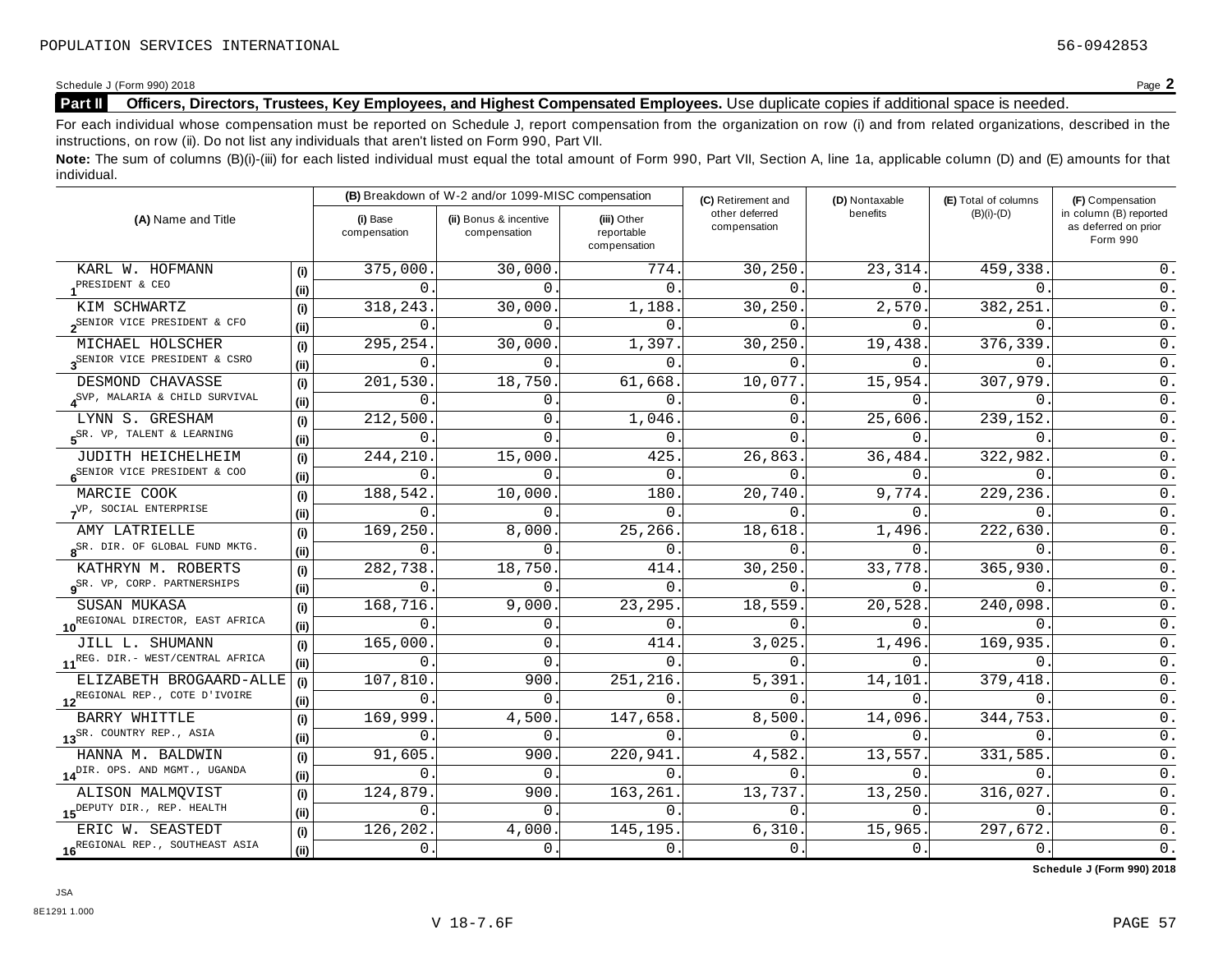POPULATION SERVICES INTERNATIONAL 56-0942853

Schedule J (Form 990) 2018 Page **2**

**Part II** **Officers, Directors, Trustees, Key Employees, and Highest Compensated Employees.** Use duplicate copies if additional space is needed.

For each individual whose compensation must be reported on Schedule J, report compensation from the organization on row (i) and from related organizations, described in the instructions, on row (ii). Do not list any individuals that aren't listed on Form 990, Part VII.

**Note:** The sum of columns (B)(i)-(iii) for each listed individual must equal the total amount of Form 990, Part VII, Section A, line 1a, applicable column (D) and (E) amounts for that individual.

| (A) Name and Title | | (B) Breakdown of W-2 and/or 1099-MISC compensation | | | (C) Retirement and other deferred compensation | (D) Nontaxable benefits | (E) Total of columns (B)(i)-(D) | (F) Compensation in column (B) reported as deferred on prior Form 990 |
|---|---|---|---|---|---|---|---|---|
| | | (i) Base compensation | (ii) Bonus & incentive compensation | (iii) Other reportable compensation | | | | |
| KARL W. HOFMANN | (i) | 375,000. | 30,000. | 774. | 30,250. | 23,314. | 459,338. | 0. |
| 1 PRESIDENT & CEO | (ii) | 0. | 0. | 0. | 0. | 0. | 0. | 0. |
| KIM SCHWARTZ | (i) | 318,243. | 30,000. | 1,188. | 30,250. | 2,570. | 382,251. | 0. |
| 2 SENIOR VICE PRESIDENT & CFO | (ii) | 0. | 0. | 0. | 0. | 0. | 0. | 0. |
| MICHAEL HOLSCHER | (i) | 295,254. | 30,000. | 1,397. | 30,250. | 19,438. | 376,339. | 0. |
| 3 SENIOR VICE PRESIDENT & CSRO | (ii) | 0. | 0. | 0. | 0. | 0. | 0. | 0. |
| DESMOND CHAVASSE | (i) | 201,530. | 18,750. | 61,668. | 10,077. | 15,954. | 307,979. | 0. |
| 4 SVP, MALARIA & CHILD SURVIVAL | (ii) | 0. | 0. | 0. | 0. | 0. | 0. | 0. |
| LYNN S. GRESHAM | (i) | 212,500. | 0. | 1,046. | 0. | 25,606. | 239,152. | 0. |
| 5 SR. VP, TALENT & LEARNING | (ii) | 0. | 0. | 0. | 0. | 0. | 0. | 0. |
| JUDITH HEICHELHEIM | (i) | 244,210. | 15,000. | 425. | 26,863. | 36,484. | 322,982. | 0. |
| 6 SENIOR VICE PRESIDENT & COO | (ii) | 0. | 0. | 0. | 0. | 0. | 0. | 0. |
| MARCIE COOK | (i) | 188,542. | 10,000. | 180. | 20,740. | 9,774. | 229,236. | 0. |
| 7 VP, SOCIAL ENTERPRISE | (ii) | 0. | 0. | 0. | 0. | 0. | 0. | 0. |
| AMY LATRIELLE | (i) | 169,250. | 8,000. | 25,266. | 18,618. | 1,496. | 222,630. | 0. |
| 8 SR. DIR. OF GLOBAL FUND MKTG. | (ii) | 0. | 0. | 0. | 0. | 0. | 0. | 0. |
| KATHRYN M. ROBERTS | (i) | 282,738. | 18,750. | 414. | 30,250. | 33,778. | 365,930. | 0. |
| 9 SR. VP, CORP. PARTNERSHIPS | (ii) | 0. | 0. | 0. | 0. | 0. | 0. | 0. |
| SUSAN MUKASA | (i) | 168,716. | 9,000. | 23,295. | 18,559. | 20,528. | 240,098. | 0. |
| 10 REGIONAL DIRECTOR, EAST AFRICA | (ii) | 0. | 0. | 0. | 0. | 0. | 0. | 0. |
| JILL L. SHUMANN | (i) | 165,000. | 0. | 414. | 3,025. | 1,496. | 169,935. | 0. |
| 11 REG. DIR.- WEST/CENTRAL AFRICA | (ii) | 0. | 0. | 0. | 0. | 0. | 0. | 0. |
| ELIZABETH BROGAARD-ALLE | (i) | 107,810. | 900. | 251,216. | 5,391. | 14,101. | 379,418. | 0. |
| 12 REGIONAL REP., COTE D'IVOIRE | (ii) | 0. | 0. | 0. | 0. | 0. | 0. | 0. |
| BARRY WHITTLE | (i) | 169,999. | 4,500. | 147,658. | 8,500. | 14,096. | 344,753. | 0. |
| 13 SR. COUNTRY REP., ASIA | (ii) | 0. | 0. | 0. | 0. | 0. | 0. | 0. |
| HANNA M. BALDWIN | (i) | 91,605. | 900. | 220,941. | 4,582. | 13,557. | 331,585. | 0. |
| 14 DIR. OPS. AND MGMT., UGANDA | (ii) | 0. | 0. | 0. | 0. | 0. | 0. | 0. |
| ALISON MALMQVIST | (i) | 124,879. | 900. | 163,261. | 13,737. | 13,250. | 316,027. | 0. |
| 15 DEPUTY DIR., REP. HEALTH | (ii) | 0. | 0. | 0. | 0. | 0. | 0. | 0. |
| ERIC W. SEASTEDT | (i) | 126,202. | 4,000. | 145,195. | 6,310. | 15,965. | 297,672. | 0. |
| 16 REGIONAL REP., SOUTHEAST ASIA | (ii) | 0. | 0. | 0. | 0. | 0. | 0. | 0. |

**Schedule J (Form 990) 2018**

JSA
8E1291 1.000

V 18-7.6F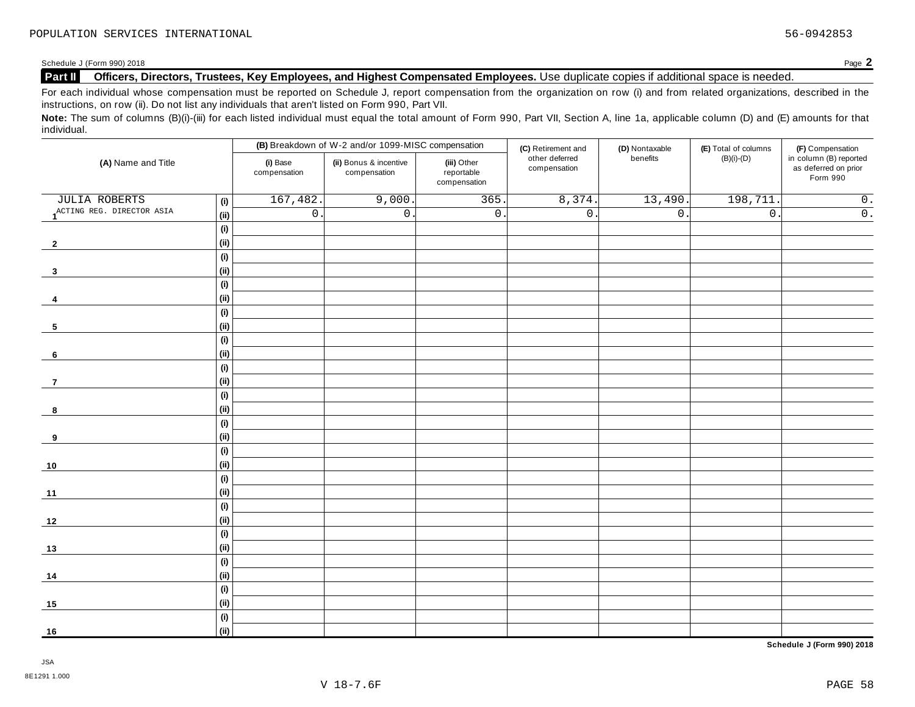POPULATION SERVICES INTERNATIONAL 56-0942853

Schedule J (Form 990) 2018 Page **2**

**Part II** **Officers, Directors, Trustees, Key Employees, and Highest Compensated Employees.** Use duplicate copies if additional space is needed.

For each individual whose compensation must be reported on Schedule J, report compensation from the organization on row (i) and from related organizations, described in the instructions, on row (ii). Do not list any individuals that aren't listed on Form 990, Part VII.

**Note:** The sum of columns (B)(i)-(iii) for each listed individual must equal the total amount of Form 990, Part VII, Section A, line 1a, applicable column (D) and (E) amounts for that individual.

| (A) Name and Title | | (B) Breakdown of W-2 and/or 1099-MISC compensation | | | (C) Retirement and other deferred compensation | (D) Nontaxable benefits | (E) Total of columns (B)(i)-(D) | (F) Compensation in column (B) reported as deferred on prior Form 990 |
|---|---|---|---|---|---|---|---|---|
| | | (i) Base compensation | (ii) Bonus & incentive compensation | (iii) Other reportable compensation | | | | |
| 1 JULIA ROBERTS | (i) | 167,482. | 9,000. | 365. | 8,374. | 13,490. | 198,711. | 0. |
| ACTING REG. DIRECTOR ASIA | (ii) | 0. | 0. | 0. | 0. | 0. | 0. | 0. |
| 2 | (i) | | | | | | | |
| | (ii) | | | | | | | |
| 3 | (i) | | | | | | | |
| | (ii) | | | | | | | |
| 4 | (i) | | | | | | | |
| | (ii) | | | | | | | |
| 5 | (i) | | | | | | | |
| | (ii) | | | | | | | |
| 6 | (i) | | | | | | | |
| | (ii) | | | | | | | |
| 7 | (i) | | | | | | | |
| | (ii) | | | | | | | |
| 8 | (i) | | | | | | | |
| | (ii) | | | | | | | |
| 9 | (i) | | | | | | | |
| | (ii) | | | | | | | |
| 10 | (i) | | | | | | | |
| | (ii) | | | | | | | |
| 11 | (i) | | | | | | | |
| | (ii) | | | | | | | |
| 12 | (i) | | | | | | | |
| | (ii) | | | | | | | |
| 13 | (i) | | | | | | | |
| | (ii) | | | | | | | |
| 14 | (i) | | | | | | | |
| | (ii) | | | | | | | |
| 15 | (i) | | | | | | | |
| | (ii) | | | | | | | |
| 16 | (i) | | | | | | | |
| | (ii) | | | | | | | |

**Schedule J (Form 990) 2018**

JSA
8E1291 1.000
V 18-7.6F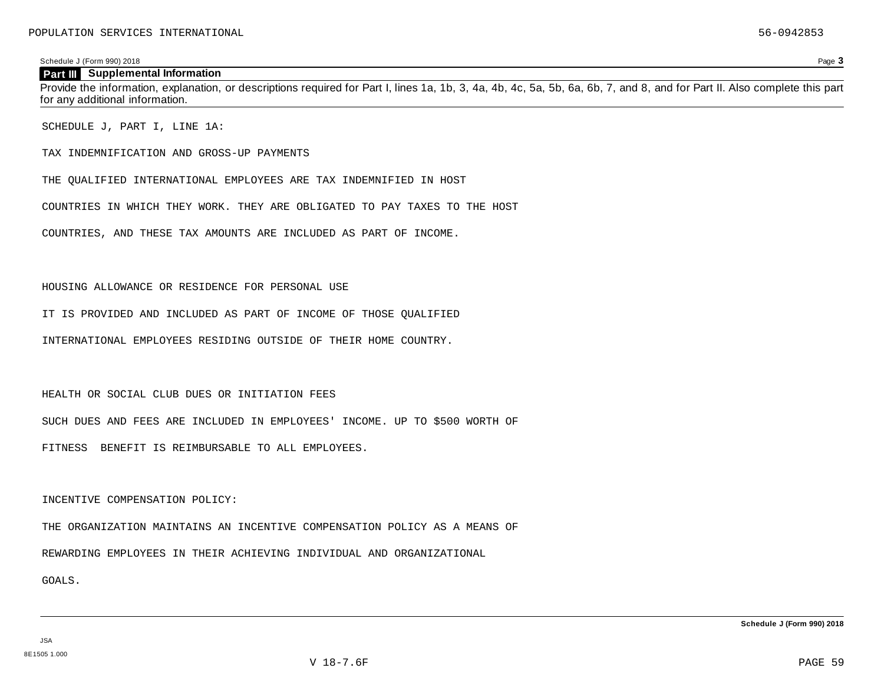## Part III Supplemental Information

Provide the information, explanation, or descriptions required for Part I, lines 1a, 1b, 3, 4a, 4b, 4c, 5a, 5b, 6a, 6b, 7, and 8, and for Part II. Also complete this part for any additional information.

SCHEDULE J, PART I, LINE 1A:

TAX INDEMNIFICATION AND GROSS-UP PAYMENTS

THE QUALIFIED INTERNATIONAL EMPLOYEES ARE TAX INDEMNIFIED IN HOST COUNTRIES IN WHICH THEY WORK. THEY ARE OBLIGATED TO PAY TAXES TO THE HOST COUNTRIES, AND THESE TAX AMOUNTS ARE INCLUDED AS PART OF INCOME.

HOUSING ALLOWANCE OR RESIDENCE FOR PERSONAL USE

IT IS PROVIDED AND INCLUDED AS PART OF INCOME OF THOSE QUALIFIED INTERNATIONAL EMPLOYEES RESIDING OUTSIDE OF THEIR HOME COUNTRY.

HEALTH OR SOCIAL CLUB DUES OR INITIATION FEES

SUCH DUES AND FEES ARE INCLUDED IN EMPLOYEES' INCOME. UP TO $500 WORTH OF FITNESS BENEFIT IS REIMBURSABLE TO ALL EMPLOYEES.

INCENTIVE COMPENSATION POLICY:

THE ORGANIZATION MAINTAINS AN INCENTIVE COMPENSATION POLICY AS A MEANS OF REWARDING EMPLOYEES IN THEIR ACHIEVING INDIVIDUAL AND ORGANIZATIONAL GOALS.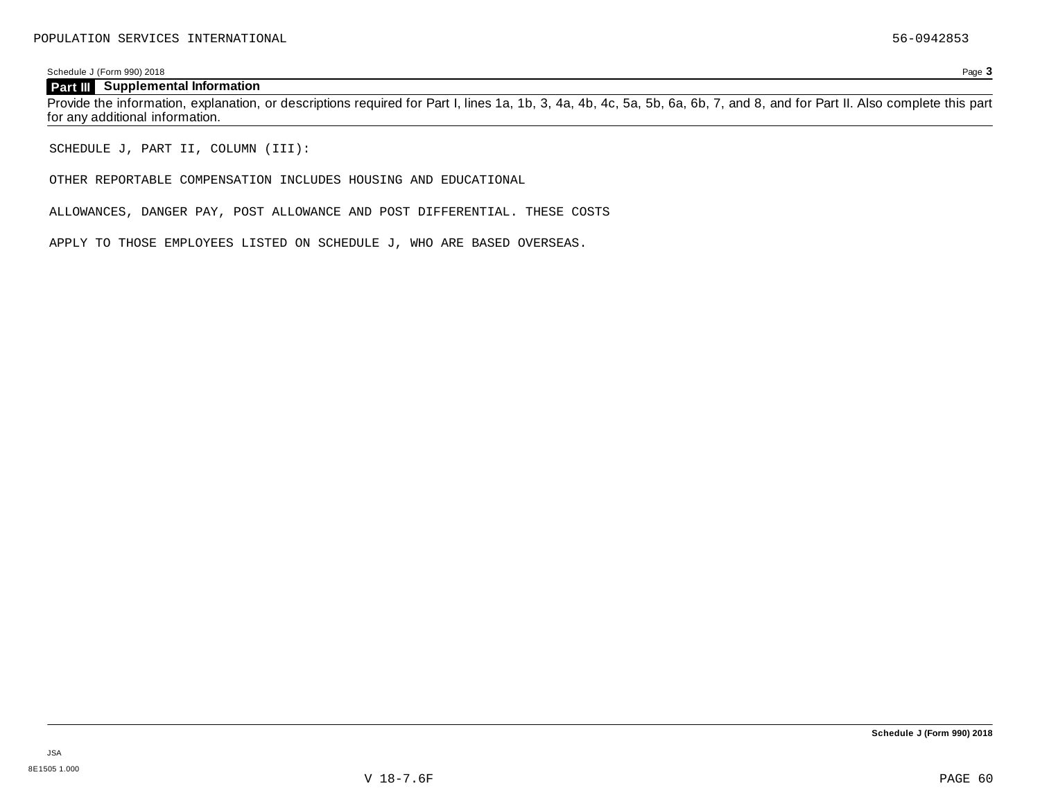POPULATION SERVICES INTERNATIONAL 56-0942853

Schedule J (Form 990) 2018

**Part III Supplemental Information**

Provide the information, explanation, or descriptions required for Part I, lines 1a, 1b, 3, 4a, 4b, 4c, 5a, 5b, 6a, 6b, 7, and 8, and for Part II. Also complete this part for any additional information.

SCHEDULE J, PART II, COLUMN (III):

OTHER REPORTABLE COMPENSATION INCLUDES HOUSING AND EDUCATIONAL

ALLOWANCES, DANGER PAY, POST ALLOWANCE AND POST DIFFERENTIAL. THESE COSTS

APPLY TO THOSE EMPLOYEES LISTED ON SCHEDULE J, WHO ARE BASED OVERSEAS.

**Schedule J (Form 990) 2018**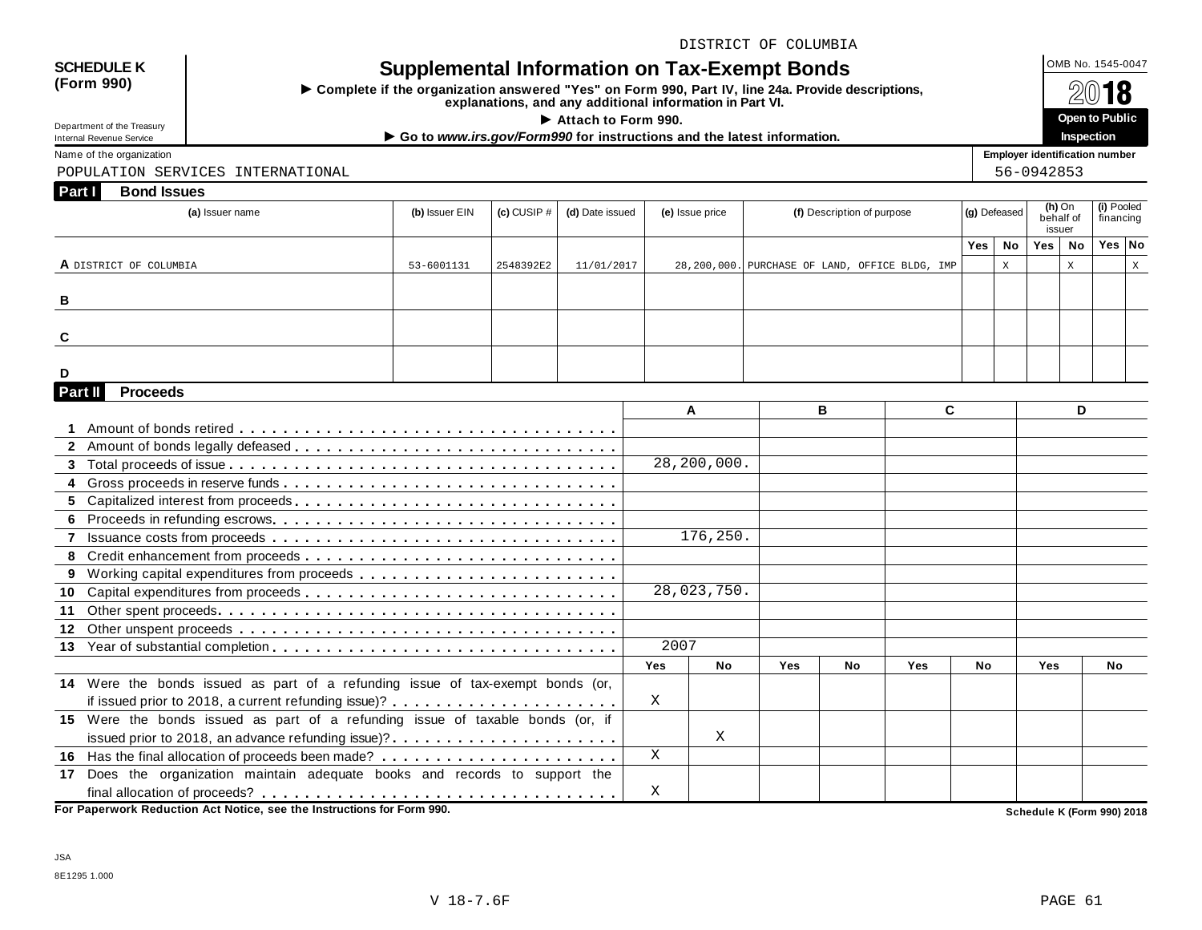DISTRICT OF COLUMBIA

**SCHEDULE K (Form 990)**

Department of the Treasury
Internal Revenue Service

# Supplemental Information on Tax-Exempt Bonds

► Complete if the organization answered "Yes" on Form 990, Part IV, line 24a. Provide descriptions, explanations, and any additional information in Part VI.

► Attach to Form 990.

► Go to *www.irs.gov/Form990* for instructions and the latest information.

OMB No. 1545-0047

2018

**Open to Public Inspection**

Name of the organization: POPULATION SERVICES INTERNATIONAL

Employer identification number: 56-0942853

## Part I Bond Issues

| | (a) Issuer name | (b) Issuer EIN | (c) CUSIP # | (d) Date issued | (e) Issue price | (f) Description of purpose | (g) Defeased Yes | (g) Defeased No | (h) On behalf of issuer Yes | (h) On behalf of issuer No | (i) Pooled financing Yes | (i) Pooled financing No |
|---|---|---|---|---|---|---|---|---|---|---|---|---|
| A | DISTRICT OF COLUMBIA | 53-6001131 | 2548392E2 | 11/01/2017 | 28,200,000. | PURCHASE OF LAND, OFFICE BLDG, IMP | | X | | X | | X |
| B | | | | | | | | | | | | |
| C | | | | | | | | | | | | |
| D | | | | | | | | | | | | |

## Part II Proceeds

| | | A | | B | | C | | D | |
|---|---|---|---|---|---|---|---|---|---|
| 1 | Amount of bonds retired | | | | | | | | |
| 2 | Amount of bonds legally defeased | | | | | | | | |
| 3 | Total proceeds of issue | 28,200,000. | | | | | | | |
| 4 | Gross proceeds in reserve funds | | | | | | | | |
| 5 | Capitalized interest from proceeds | | | | | | | | |
| 6 | Proceeds in refunding escrows | | | | | | | | |
| 7 | Issuance costs from proceeds | 176,250. | | | | | | | |
| 8 | Credit enhancement from proceeds | | | | | | | | |
| 9 | Working capital expenditures from proceeds | | | | | | | | |
| 10 | Capital expenditures from proceeds | 28,023,750. | | | | | | | |
| 11 | Other spent proceeds | | | | | | | | |
| 12 | Other unspent proceeds | | | | | | | | |
| 13 | Year of substantial completion | 2007 | | | | | | | |
| | | Yes | No | Yes | No | Yes | No | Yes | No |
| 14 | Were the bonds issued as part of a refunding issue of tax-exempt bonds (or, if issued prior to 2018, a current refunding issue)? | X | | | | | | | |
| 15 | Were the bonds issued as part of a refunding issue of taxable bonds (or, if issued prior to 2018, an advance refunding issue)? | | X | | | | | | |
| 16 | Has the final allocation of proceeds been made? | X | | | | | | | |
| 17 | Does the organization maintain adequate books and records to support the final allocation of proceeds? | X | | | | | | | |

**For Paperwork Reduction Act Notice, see the Instructions for Form 990.**

**Schedule K (Form 990) 2018**

JSA
8E1295 1.000

V 18-7.6F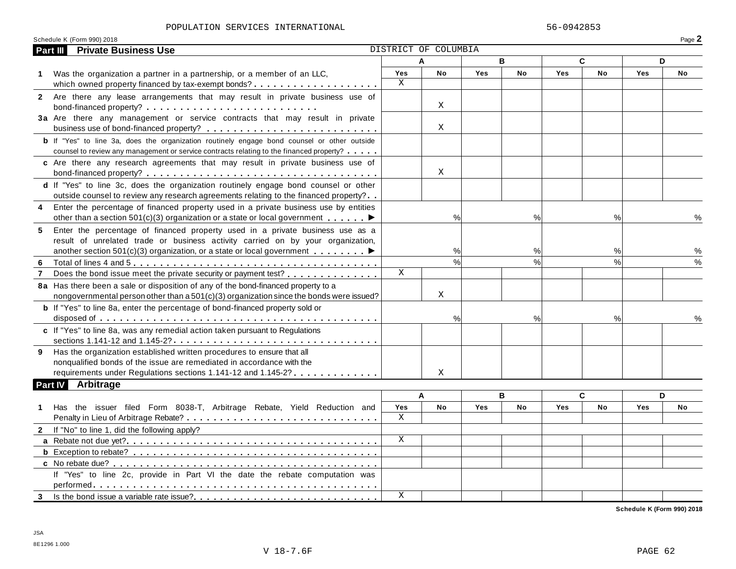POPULATION SERVICES INTERNATIONAL 56-0942853

Schedule K (Form 990) 2018 Page **2**

## Part III Private Business Use

DISTRICT OF COLUMBIA

| | A | | B | | C | | D | |
|---|---|---|---|---|---|---|---|---|
| | Yes | No | Yes | No | Yes | No | Yes | No |
| **1** Was the organization a partner in a partnership, or a member of an LLC, which owned property financed by tax-exempt bonds? | X | | | | | | | |
| **2** Are there any lease arrangements that may result in private business use of bond-financed property? | | X | | | | | | |
| **3a** Are there any management or service contracts that may result in private business use of bond-financed property? | | X | | | | | | |
| **b** If "Yes" to line 3a, does the organization routinely engage bond counsel or other outside counsel to review any management or service contracts relating to the financed property? | | | | | | | | |
| **c** Are there any research agreements that may result in private business use of bond-financed property? | | X | | | | | | |
| **d** If "Yes" to line 3c, does the organization routinely engage bond counsel or other outside counsel to review any research agreements relating to the financed property? | | | | | | | | |
| **4** Enter the percentage of financed property used in a private business use by entities other than a section 501(c)(3) organization or a state or local government ▶ | | % | | % | | % | | % |
| **5** Enter the percentage of financed property used in a private business use as a result of unrelated trade or business activity carried on by your organization, another section 501(c)(3) organization, or a state or local government ▶ | | % | | % | | % | | % |
| **6** Total of lines 4 and 5 | | % | | % | | % | | % |
| **7** Does the bond issue meet the private security or payment test? | X | | | | | | | |
| **8a** Has there been a sale or disposition of any of the bond-financed property to a nongovernmental person other than a 501(c)(3) organization since the bonds were issued? | | X | | | | | | |
| **b** If "Yes" to line 8a, enter the percentage of bond-financed property sold or disposed of | | % | | % | | % | | % |
| **c** If "Yes" to line 8a, was any remedial action taken pursuant to Regulations sections 1.141-12 and 1.145-2? | | | | | | | | |
| **9** Has the organization established written procedures to ensure that all nonqualified bonds of the issue are remediated in accordance with the requirements under Regulations sections 1.141-12 and 1.145-2? | | X | | | | | | |

## Part IV Arbitrage

| | A | | B | | C | | D | |
|---|---|---|---|---|---|---|---|---|
| | Yes | No | Yes | No | Yes | No | Yes | No |
| **1** Has the issuer filed Form 8038-T, Arbitrage Rebate, Yield Reduction and Penalty in Lieu of Arbitrage Rebate? | X | | | | | | | |
| **2** If "No" to line 1, did the following apply? | | | | | | | | |
| **a** Rebate not due yet? | X | | | | | | | |
| **b** Exception to rebate? | | | | | | | | |
| **c** No rebate due? | | | | | | | | |
| If "Yes" to line 2c, provide in Part VI the date the rebate computation was performed | | | | | | | | |
| **3** Is the bond issue a variable rate issue? | X | | | | | | | |

**Schedule K (Form 990) 2018**

JSA
8E1296 1.000

V 18-7.6F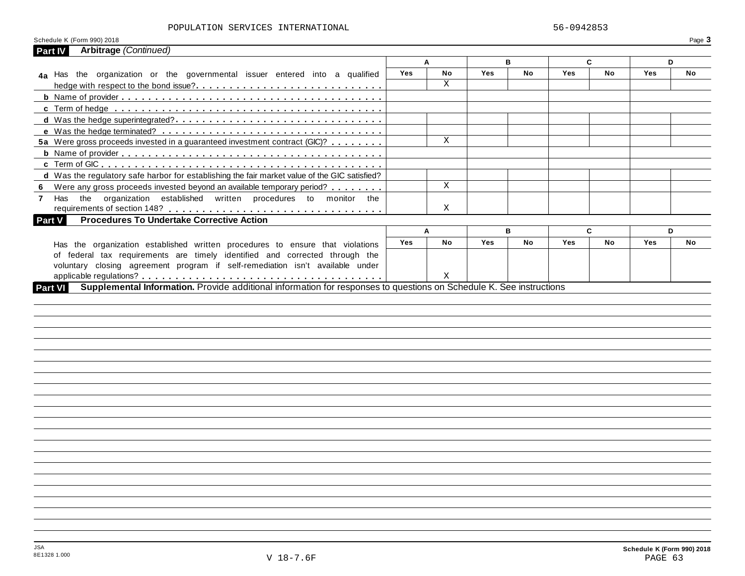POPULATION SERVICES INTERNATIONAL 56-0942853

Schedule K (Form 990) 2018

## Part IV Arbitrage *(Continued)*

| | A Yes | A No | B Yes | B No | C Yes | C No | D Yes | D No |
|---|---|---|---|---|---|---|---|---|
| **4a** Has the organization or the governmental issuer entered into a qualified hedge with respect to the bond issue? | | X | | | | | | |
| **b** Name of provider | | | | | | | | |
| **c** Term of hedge | | | | | | | | |
| **d** Was the hedge superintegrated? | | | | | | | | |
| **e** Was the hedge terminated? | | | | | | | | |
| **5a** Were gross proceeds invested in a guaranteed investment contract (GIC)? | | X | | | | | | |
| **b** Name of provider | | | | | | | | |
| **c** Term of GIC | | | | | | | | |
| **d** Was the regulatory safe harbor for establishing the fair market value of the GIC satisfied? | | | | | | | | |
| **6** Were any gross proceeds invested beyond an available temporary period? | | X | | | | | | |
| **7** Has the organization established written procedures to monitor the requirements of section 148? | | X | | | | | | |

## Part V Procedures To Undertake Corrective Action

| | A Yes | A No | B Yes | B No | C Yes | C No | D Yes | D No |
|---|---|---|---|---|---|---|---|---|
| Has the organization established written procedures to ensure that violations of federal tax requirements are timely identified and corrected through the voluntary closing agreement program if self-remediation isn't available under applicable regulations? | | X | | | | | | |

## Part VI Supplemental Information. 
Provide additional information for responses to questions on Schedule K. See instructions

JSA 8E1328 1.000 V 18-7.6F

Schedule K (Form 990) 2018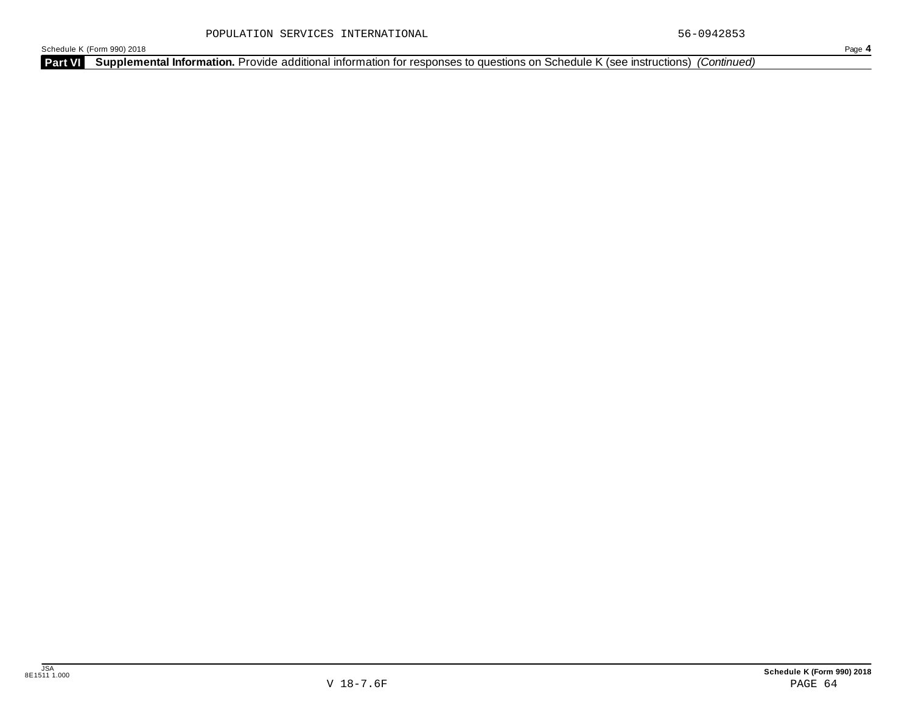POPULATION SERVICES INTERNATIONAL 56-0942853

Schedule K (Form 990) 2018 Page **4**

**Part VI** **Supplemental Information.** Provide additional information for responses to questions on Schedule K (see instructions) *(Continued)*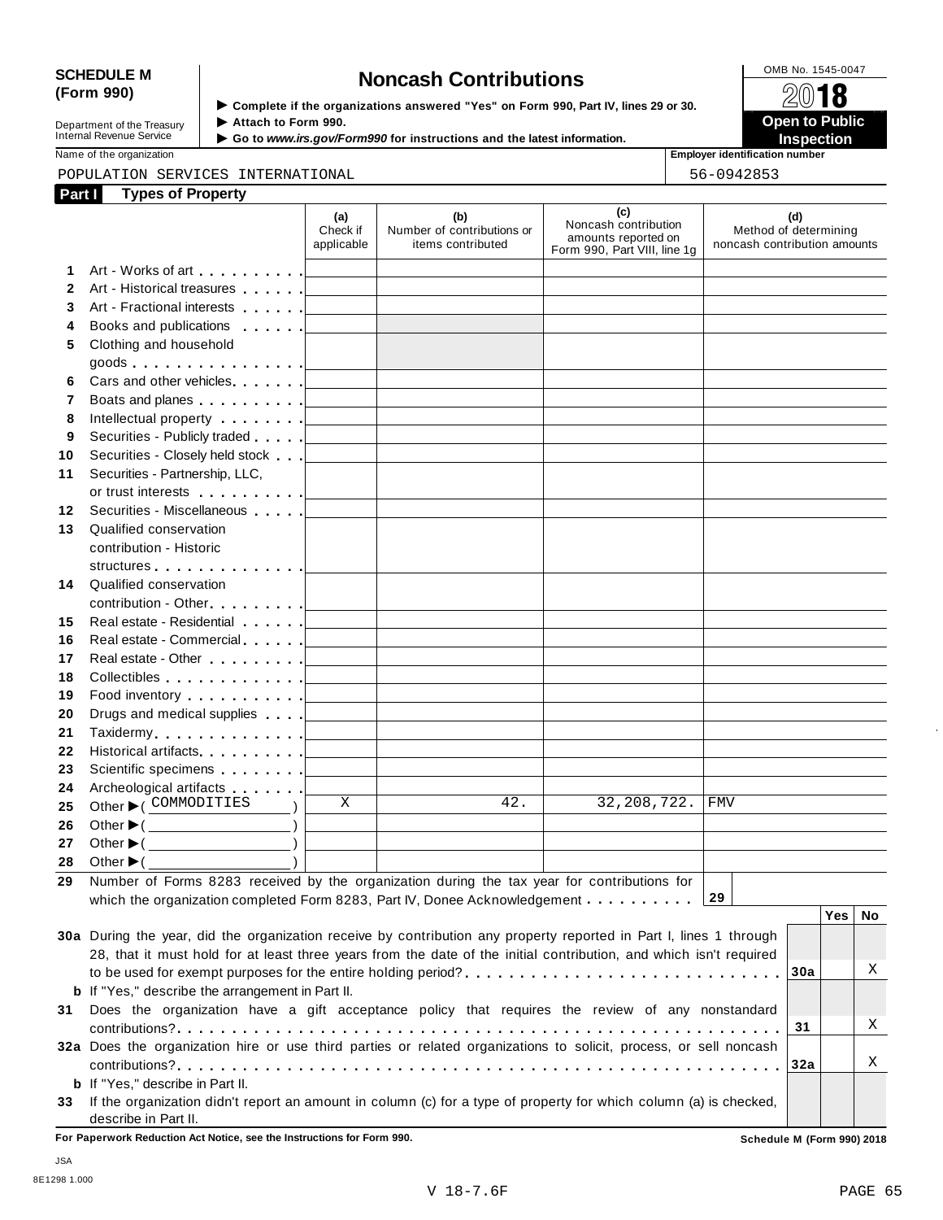**SCHEDULE M (Form 990)**

Department of the Treasury
Internal Revenue Service

# Noncash Contributions

▶ Complete if the organizations answered "Yes" on Form 990, Part IV, lines 29 or 30.
▶ Attach to Form 990.
▶ Go to *www.irs.gov/Form990* for instructions and the latest information.

OMB No. 1545-0047

**2018**

**Open to Public Inspection**

Name of the organization: POPULATION SERVICES INTERNATIONAL

Employer identification number: 56-0942853

## Part I Types of Property

| | | (a) Check if applicable | (b) Number of contributions or items contributed | (c) Noncash contribution amounts reported on Form 990, Part VIII, line 1g | (d) Method of determining noncash contribution amounts |
|---|---|---|---|---|---|
| 1 | Art - Works of art | | | | |
| 2 | Art - Historical treasures | | | | |
| 3 | Art - Fractional interests | | | | |
| 4 | Books and publications | | | | |
| 5 | Clothing and household goods | | | | |
| 6 | Cars and other vehicles | | | | |
| 7 | Boats and planes | | | | |
| 8 | Intellectual property | | | | |
| 9 | Securities - Publicly traded | | | | |
| 10 | Securities - Closely held stock | | | | |
| 11 | Securities - Partnership, LLC, or trust interests | | | | |
| 12 | Securities - Miscellaneous | | | | |
| 13 | Qualified conservation contribution - Historic structures | | | | |
| 14 | Qualified conservation contribution - Other | | | | |
| 15 | Real estate - Residential | | | | |
| 16 | Real estate - Commercial | | | | |
| 17 | Real estate - Other | | | | |
| 18 | Collectibles | | | | |
| 19 | Food inventory | | | | |
| 20 | Drugs and medical supplies | | | | |
| 21 | Taxidermy | | | | |
| 22 | Historical artifacts | | | | |
| 23 | Scientific specimens | | | | |
| 24 | Archeological artifacts | | | | |
| 25 | Other ▶ ( COMMODITIES ) | X | 42. | 32,208,722. | FMV |
| 26 | Other ▶ ( ) | | | | |
| 27 | Other ▶ ( ) | | | | |
| 28 | Other ▶ ( ) | | | | |

**29** Number of Forms 8283 received by the organization during the tax year for contributions for which the organization completed Form 8283, Part IV, Donee Acknowledgement . . . . . . . . . . **29**

| | | | Yes | No |
|---|---|---|---|---|
| **30a** | During the year, did the organization receive by contribution any property reported in Part I, lines 1 through 28, that it must hold for at least three years from the date of the initial contribution, and which isn't required to be used for exempt purposes for the entire holding period? | 30a | | X |
| **b** | If "Yes," describe the arrangement in Part II. | | | |
| **31** | Does the organization have a gift acceptance policy that requires the review of any nonstandard contributions? | 31 | | X |
| **32a** | Does the organization hire or use third parties or related organizations to solicit, process, or sell noncash contributions? | 32a | | X |
| **b** | If "Yes," describe in Part II. | | | |
| **33** | If the organization didn't report an amount in column (c) for a type of property for which column (a) is checked, describe in Part II. | | | |

**For Paperwork Reduction Act Notice, see the Instructions for Form 990.**

**Schedule M (Form 990) 2018**

JSA
8E1298 1.000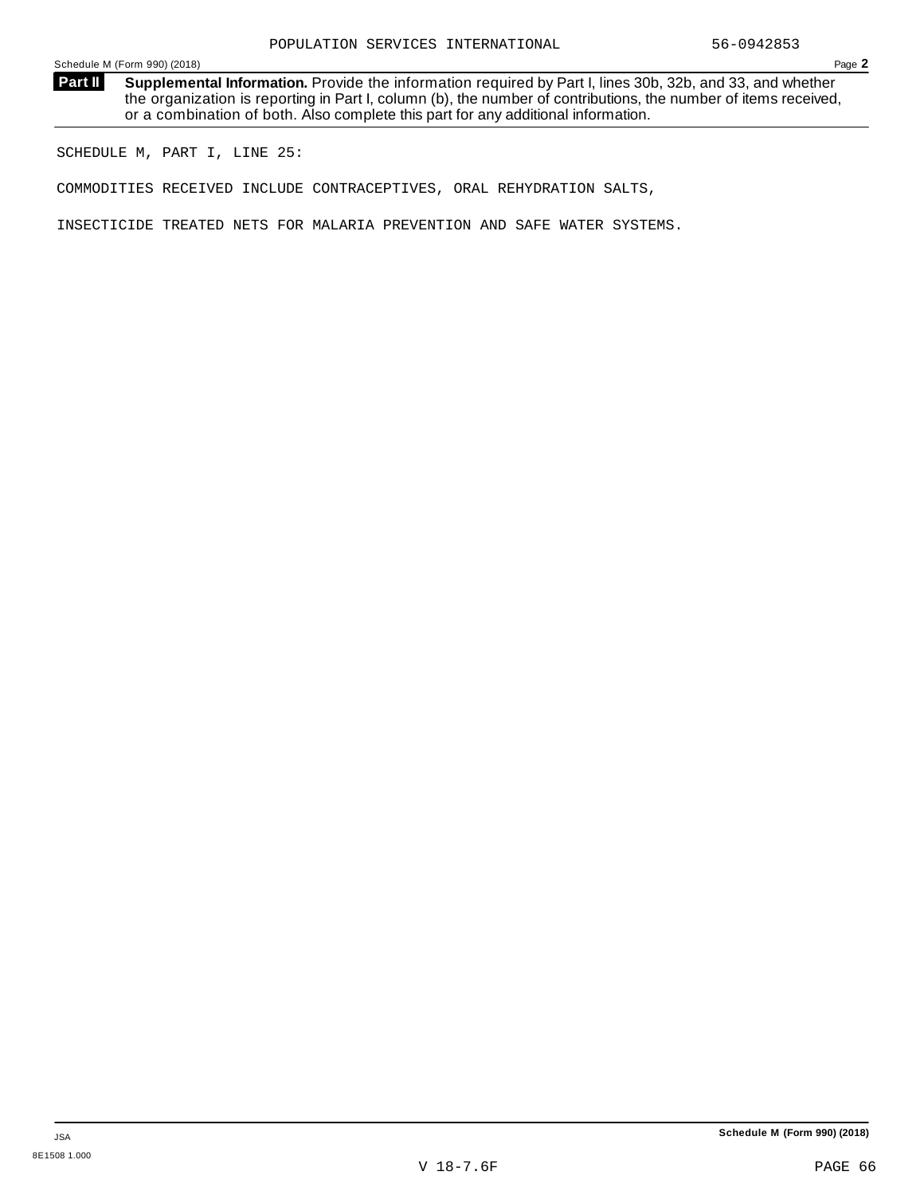**Part II** **Supplemental Information.** Provide the information required by Part I, lines 30b, 32b, and 33, and whether the organization is reporting in Part I, column (b), the number of contributions, the number of items received, or a combination of both. Also complete this part for any additional information.

SCHEDULE M, PART I, LINE 25:

COMMODITIES RECEIVED INCLUDE CONTRACEPTIVES, ORAL REHYDRATION SALTS,

INSECTICIDE TREATED NETS FOR MALARIA PREVENTION AND SAFE WATER SYSTEMS.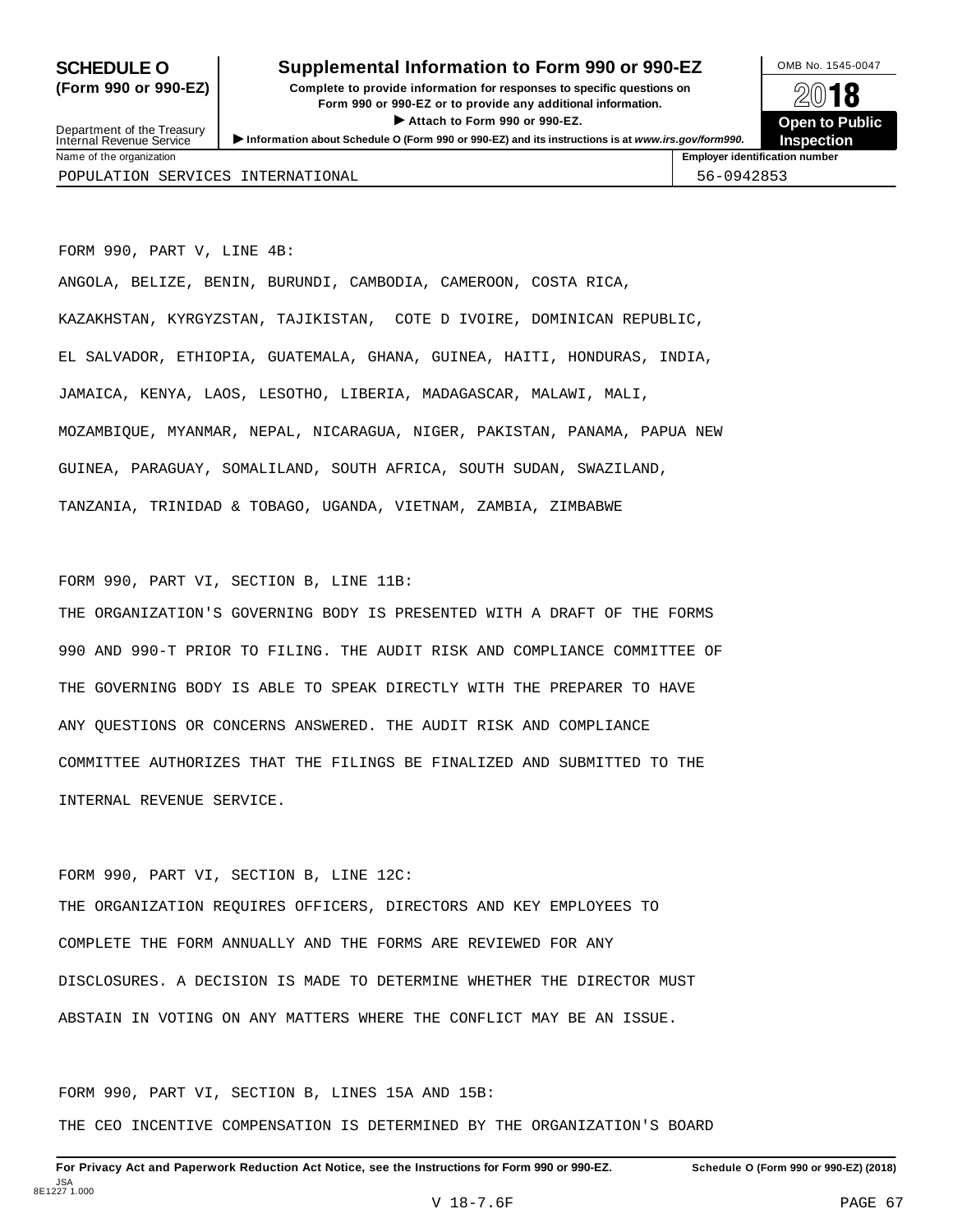**SCHEDULE O (Form 990 or 990-EZ)**

# Supplemental Information to Form 990 or 990-EZ

**Complete to provide information for responses to specific questions on Form 990 or 990-EZ or to provide any additional information.**

**▶ Attach to Form 990 or 990-EZ.**

**▶ Information about Schedule O (Form 990 or 990-EZ) and its instructions is at *www.irs.gov/form990*.**

Department of the Treasury
Internal Revenue Service

OMB No. 1545-0047

**2018**

**Open to Public Inspection**

| Name of the organization | Employer identification number |
|---|---|
| POPULATION SERVICES INTERNATIONAL | 56-0942853 |

FORM 990, PART V, LINE 4B:

ANGOLA, BELIZE, BENIN, BURUNDI, CAMBODIA, CAMEROON, COSTA RICA, KAZAKHSTAN, KYRGYZSTAN, TAJIKISTAN, COTE D IVOIRE, DOMINICAN REPUBLIC, EL SALVADOR, ETHIOPIA, GUATEMALA, GHANA, GUINEA, HAITI, HONDURAS, INDIA, JAMAICA, KENYA, LAOS, LESOTHO, LIBERIA, MADAGASCAR, MALAWI, MALI, MOZAMBIQUE, MYANMAR, NEPAL, NICARAGUA, NIGER, PAKISTAN, PANAMA, PAPUA NEW GUINEA, PARAGUAY, SOMALILAND, SOUTH AFRICA, SOUTH SUDAN, SWAZILAND, TANZANIA, TRINIDAD & TOBAGO, UGANDA, VIETNAM, ZAMBIA, ZIMBABWE

FORM 990, PART VI, SECTION B, LINE 11B:

THE ORGANIZATION'S GOVERNING BODY IS PRESENTED WITH A DRAFT OF THE FORMS 990 AND 990-T PRIOR TO FILING. THE AUDIT RISK AND COMPLIANCE COMMITTEE OF THE GOVERNING BODY IS ABLE TO SPEAK DIRECTLY WITH THE PREPARER TO HAVE ANY QUESTIONS OR CONCERNS ANSWERED. THE AUDIT RISK AND COMPLIANCE COMMITTEE AUTHORIZES THAT THE FILINGS BE FINALIZED AND SUBMITTED TO THE INTERNAL REVENUE SERVICE.

FORM 990, PART VI, SECTION B, LINE 12C:

THE ORGANIZATION REQUIRES OFFICERS, DIRECTORS AND KEY EMPLOYEES TO COMPLETE THE FORM ANNUALLY AND THE FORMS ARE REVIEWED FOR ANY DISCLOSURES. A DECISION IS MADE TO DETERMINE WHETHER THE DIRECTOR MUST ABSTAIN IN VOTING ON ANY MATTERS WHERE THE CONFLICT MAY BE AN ISSUE.

FORM 990, PART VI, SECTION B, LINES 15A AND 15B:

THE CEO INCENTIVE COMPENSATION IS DETERMINED BY THE ORGANIZATION'S BOARD

**For Privacy Act and Paperwork Reduction Act Notice, see the Instructions for Form 990 or 990-EZ.** **Schedule O (Form 990 or 990-EZ) (2018)**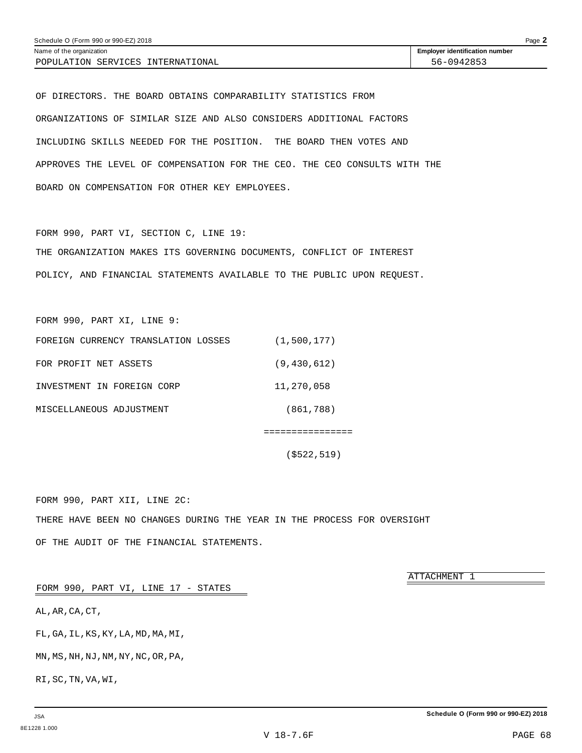Schedule O (Form 990 or 990-EZ) 2018

| Name of the organization | Employer identification number |
| --- | --- |
| POPULATION SERVICES INTERNATIONAL | 56-0942853 |

OF DIRECTORS. THE BOARD OBTAINS COMPARABILITY STATISTICS FROM ORGANIZATIONS OF SIMILAR SIZE AND ALSO CONSIDERS ADDITIONAL FACTORS INCLUDING SKILLS NEEDED FOR THE POSITION. THE BOARD THEN VOTES AND APPROVES THE LEVEL OF COMPENSATION FOR THE CEO. THE CEO CONSULTS WITH THE BOARD ON COMPENSATION FOR OTHER KEY EMPLOYEES.

FORM 990, PART VI, SECTION C, LINE 19:

THE ORGANIZATION MAKES ITS GOVERNING DOCUMENTS, CONFLICT OF INTEREST POLICY, AND FINANCIAL STATEMENTS AVAILABLE TO THE PUBLIC UPON REQUEST.

FORM 990, PART XI, LINE 9:

| | |
| --- | --- |
| FOREIGN CURRENCY TRANSLATION LOSSES | (1,500,177) |
| FOR PROFIT NET ASSETS | (9,430,612) |
| INVESTMENT IN FOREIGN CORP | 11,270,058 |
| MISCELLANEOUS ADJUSTMENT | (861,788) |
| | ================ |
| | ($522,519) |

FORM 990, PART XII, LINE 2C:

THERE HAVE BEEN NO CHANGES DURING THE YEAR IN THE PROCESS FOR OVERSIGHT OF THE AUDIT OF THE FINANCIAL STATEMENTS.

ATTACHMENT 1

FORM 990, PART VI, LINE 17 - STATES

AL,AR,CA,CT,

FL,GA,IL,KS,KY,LA,MD,MA,MI,

MN,MS,NH,NJ,NM,NY,NC,OR,PA,

RI,SC,TN,VA,WI,

Schedule O (Form 990 or 990-EZ) 2018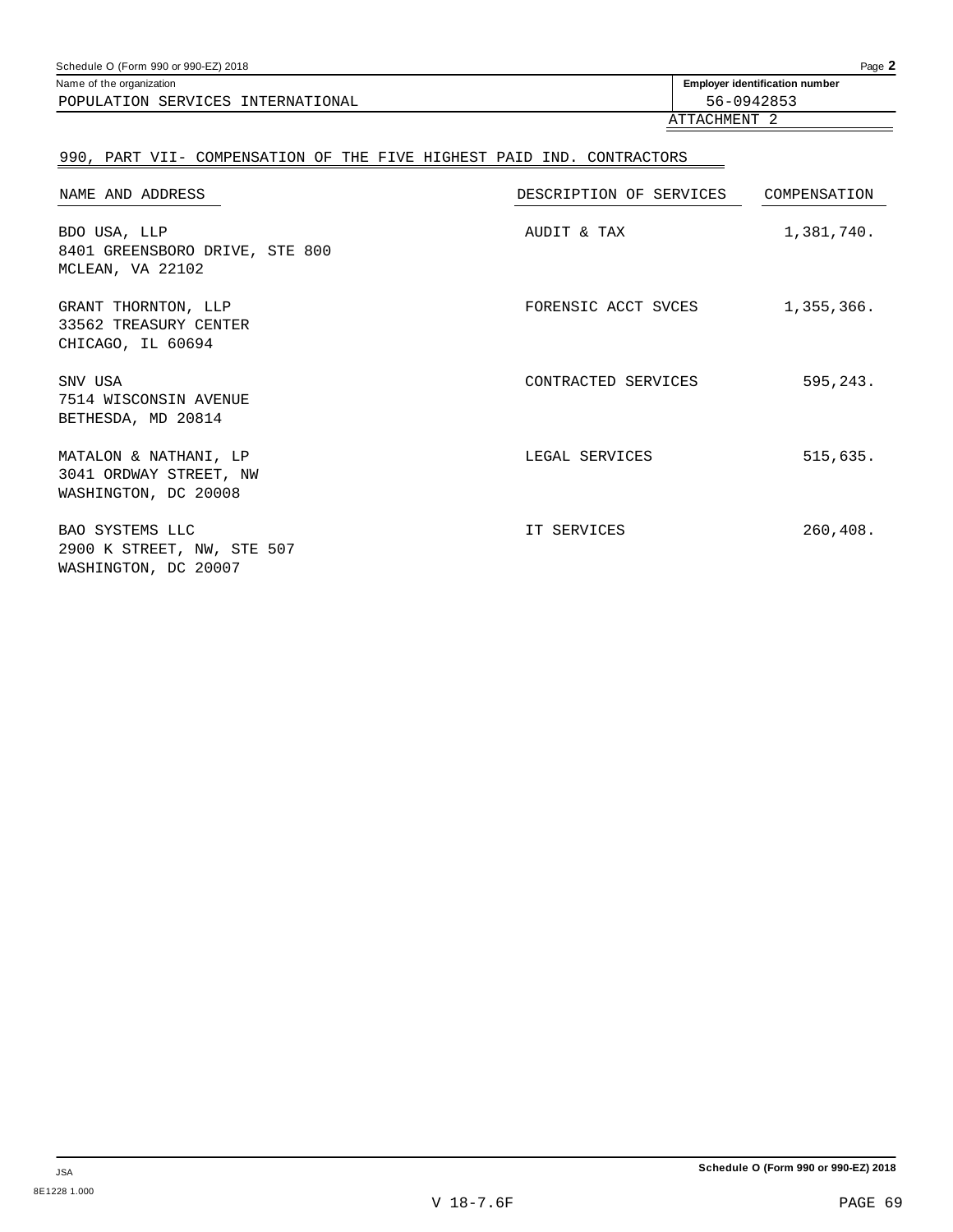Schedule O (Form 990 or 990-EZ) 2018

| Name of the organization | Employer identification number |
|---|---|
| POPULATION SERVICES INTERNATIONAL | 56-0942853 |

ATTACHMENT 2

## 990, PART VII- COMPENSATION OF THE FIVE HIGHEST PAID IND. CONTRACTORS

| NAME AND ADDRESS | DESCRIPTION OF SERVICES | COMPENSATION |
|---|---|---|
| BDO USA, LLP<br>8401 GREENSBORO DRIVE, STE 800<br>MCLEAN, VA 22102 | AUDIT & TAX | 1,381,740. |
| GRANT THORNTON, LLP<br>33562 TREASURY CENTER<br>CHICAGO, IL 60694 | FORENSIC ACCT SVCES | 1,355,366. |
| SNV USA<br>7514 WISCONSIN AVENUE<br>BETHESDA, MD 20814 | CONTRACTED SERVICES | 595,243. |
| MATALON & NATHANI, LP<br>3041 ORDWAY STREET, NW<br>WASHINGTON, DC 20008 | LEGAL SERVICES | 515,635. |
| BAO SYSTEMS LLC<br>2900 K STREET, NW, STE 507<br>WASHINGTON, DC 20007 | IT SERVICES | 260,408. |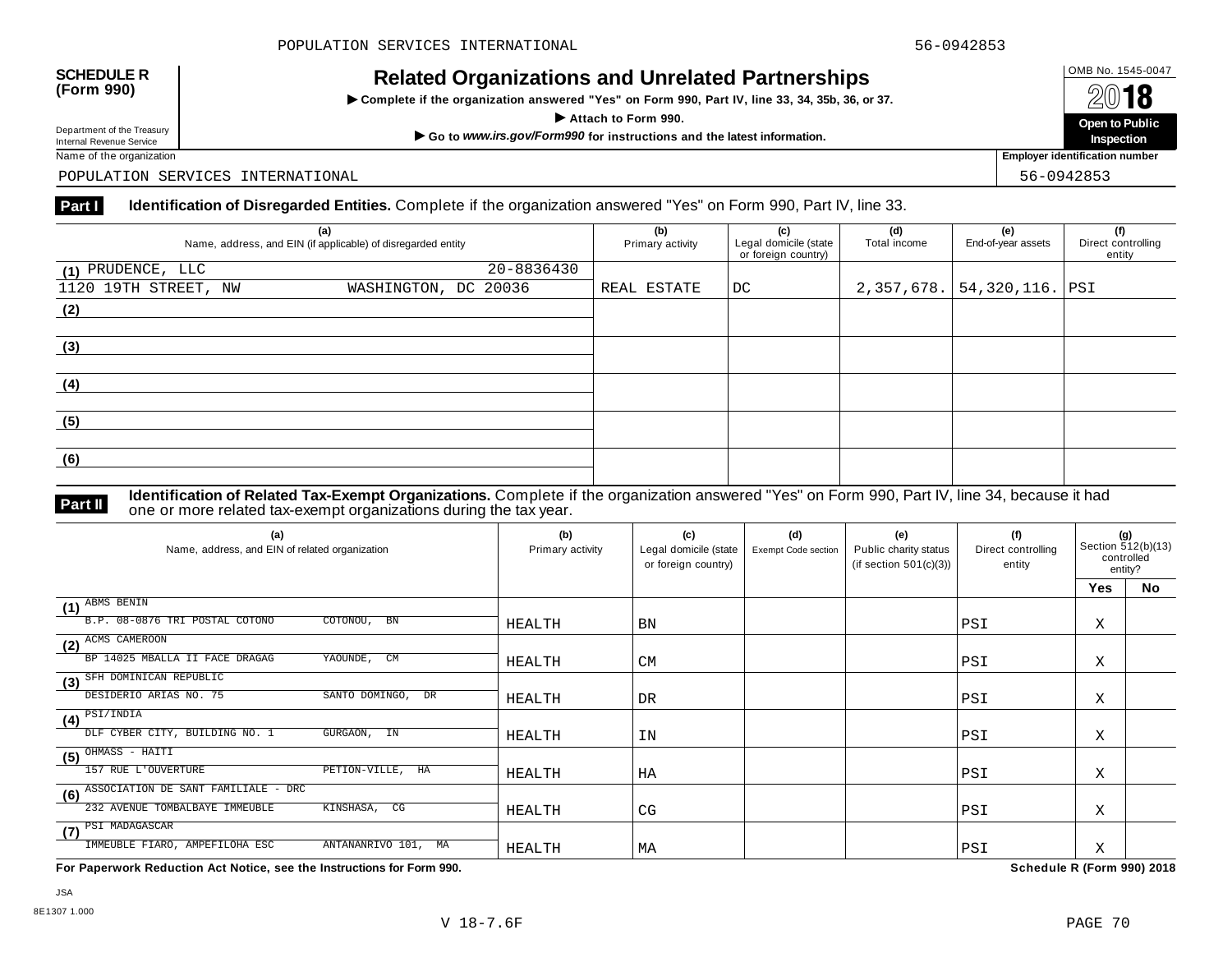POPULATION SERVICES INTERNATIONAL 56-0942853

**SCHEDULE R (Form 990)**

# Related Organizations and Unrelated Partnerships

▶ **Complete if the organization answered "Yes" on Form 990, Part IV, line 33, 34, 35b, 36, or 37.**

▶ **Attach to Form 990.**

▶ **Go to *www.irs.gov/Form990* for instructions and the latest information.**

OMB No. 1545-0047

**2018**

**Open to Public Inspection**

Department of the Treasury
Internal Revenue Service

Name of the organization: POPULATION SERVICES INTERNATIONAL

**Employer identification number** 56-0942853

**Part I** **Identification of Disregarded Entities.** Complete if the organization answered "Yes" on Form 990, Part IV, line 33.

| (a) Name, address, and EIN (if applicable) of disregarded entity | (b) Primary activity | (c) Legal domicile (state or foreign country) | (d) Total income | (e) End-of-year assets | (f) Direct controlling entity |
|---|---|---|---|---|---|
| (1) PRUDENCE, LLC 20-8836430<br>1120 19TH STREET, NW WASHINGTON, DC 20036 | REAL ESTATE | DC | 2,357,678. | 54,320,116. | PSI |
| (2) | | | | | |
| (3) | | | | | |
| (4) | | | | | |
| (5) | | | | | |
| (6) | | | | | |

**Part II** **Identification of Related Tax-Exempt Organizations.** Complete if the organization answered "Yes" on Form 990, Part IV, line 34, because it had one or more related tax-exempt organizations during the tax year.

| (a) Name, address, and EIN of related organization | (b) Primary activity | (c) Legal domicile (state or foreign country) | (d) Exempt Code section | (e) Public charity status (if section 501(c)(3)) | (f) Direct controlling entity | (g) Section 512(b)(13) controlled entity? Yes | No |
|---|---|---|---|---|---|---|---|
| (1) ABMS BENIN<br>B.P. 08-0876 TRI POSTAL COTONO COTONOU, BN | HEALTH | BN | | | PSI | X | |
| (2) ACMS CAMEROON<br>BP 14025 MBALLA II FACE DRAGAG YAOUNDE, CM | HEALTH | CM | | | PSI | X | |
| (3) SFH DOMINICAN REPUBLIC<br>DESIDERIO ARIAS NO. 75 SANTO DOMINGO, DR | HEALTH | DR | | | PSI | X | |
| (4) PSI/INDIA<br>DLF CYBER CITY, BUILDING NO. 1 GURGAON, IN | HEALTH | IN | | | PSI | X | |
| (5) OHMASS - HAITI<br>157 RUE L'OUVERTURE PETION-VILLE, HA | HEALTH | HA | | | PSI | X | |
| (6) ASSOCIATION DE SANT FAMILIALE - DRC<br>232 AVENUE TOMBALBAYE IMMEUBLE KINSHASA, CG | HEALTH | CG | | | PSI | X | |
| (7) PSI MADAGASCAR<br>IMMEUBLE FIARO, AMPEFILOHA ESC ANTANANRIVO 101, MA | HEALTH | MA | | | PSI | X | |

**For Paperwork Reduction Act Notice, see the Instructions for Form 990.** **Schedule R (Form 990) 2018**

JSA
8E1307 1.000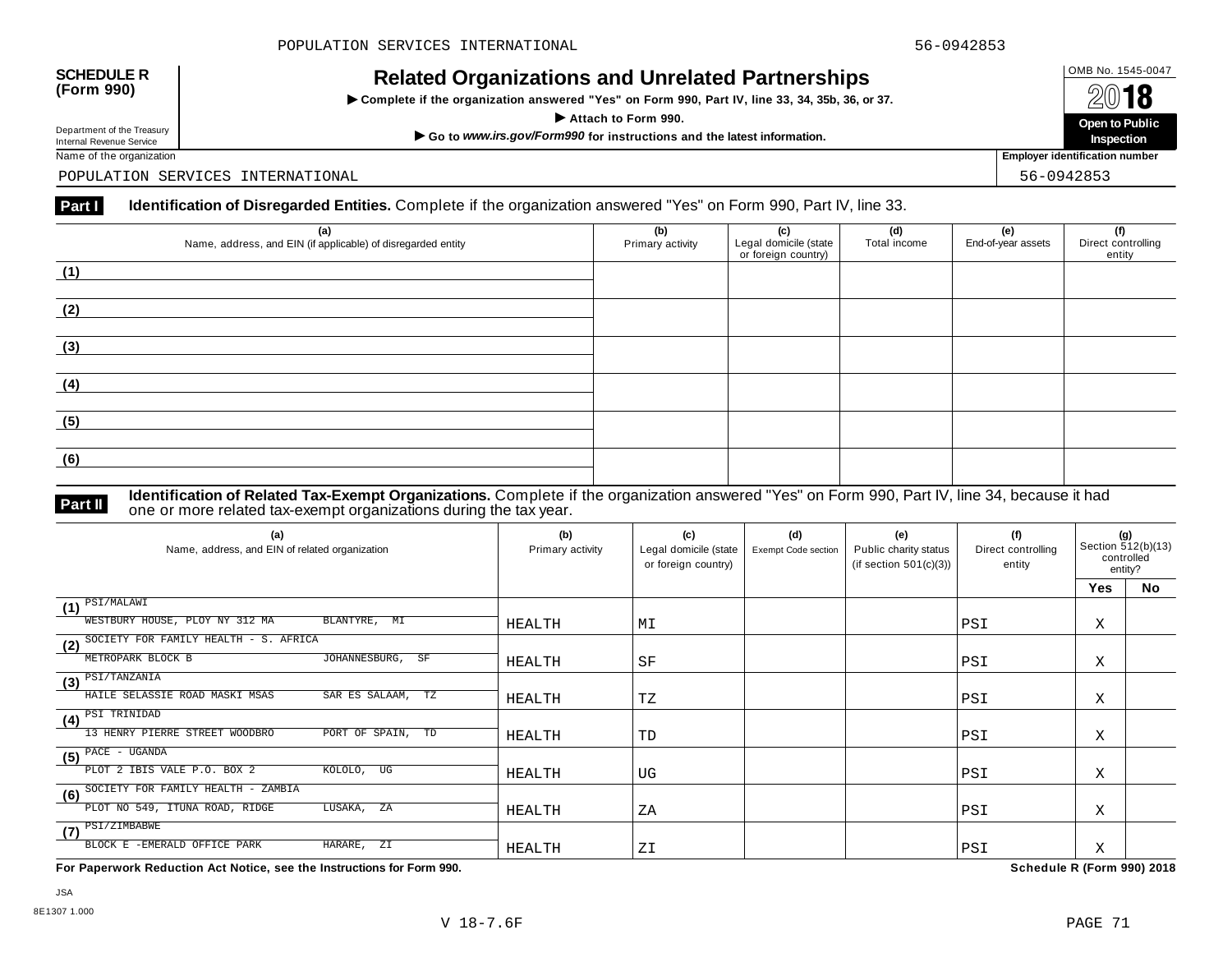**SCHEDULE R (Form 990)**

Department of the Treasury
Internal Revenue Service

# Related Organizations and Unrelated Partnerships

▶ **Complete if the organization answered "Yes" on Form 990, Part IV, line 33, 34, 35b, 36, or 37.**

▶ **Attach to Form 990.**

▶ **Go to *www.irs.gov/Form990* for instructions and the latest information.**

OMB No. 1545-0047

**2018**

**Open to Public Inspection**

Name of the organization: POPULATION SERVICES INTERNATIONAL

**Employer identification number:** 56-0942853

## Part I Identification of Disregarded Entities. 
Complete if the organization answered "Yes" on Form 990, Part IV, line 33.

| (a) Name, address, and EIN (if applicable) of disregarded entity | (b) Primary activity | (c) Legal domicile (state or foreign country) | (d) Total income | (e) End-of-year assets | (f) Direct controlling entity |
|---|---|---|---|---|---|
| (1) | | | | | |
| (2) | | | | | |
| (3) | | | | | |
| (4) | | | | | |
| (5) | | | | | |
| (6) | | | | | |

## Part II Identification of Related Tax-Exempt Organizations. 
Complete if the organization answered "Yes" on Form 990, Part IV, line 34, because it had one or more related tax-exempt organizations during the tax year.

| (a) Name, address, and EIN of related organization | (b) Primary activity | (c) Legal domicile (state or foreign country) | (d) Exempt Code section | (e) Public charity status (if section 501(c)(3)) | (f) Direct controlling entity | (g) Section 512(b)(13) controlled entity? Yes | No |
|---|---|---|---|---|---|---|---|
| (1) PSI/MALAWI<br>WESTBURY HOUSE, PLOY NY 312 MA BLANTYRE, MI | HEALTH | MI | | | PSI | X | |
| (2) SOCIETY FOR FAMILY HEALTH - S. AFRICA<br>METROPARK BLOCK B JOHANNESBURG, SF | HEALTH | SF | | | PSI | X | |
| (3) PSI/TANZANIA<br>HAILE SELASSIE ROAD MASKI MSAS SAR ES SALAAM, TZ | HEALTH | TZ | | | PSI | X | |
| (4) PSI TRINIDAD<br>13 HENRY PIERRE STREET WOODBRO PORT OF SPAIN, TD | HEALTH | TD | | | PSI | X | |
| (5) PACE - UGANDA<br>PLOT 2 IBIS VALE P.O. BOX 2 KOLOLO, UG | HEALTH | UG | | | PSI | X | |
| (6) SOCIETY FOR FAMILY HEALTH - ZAMBIA<br>PLOT NO 549, ITUNA ROAD, RIDGE LUSAKA, ZA | HEALTH | ZA | | | PSI | X | |
| (7) PSI/ZIMBABWE<br>BLOCK E -EMERALD OFFICE PARK HARARE, ZI | HEALTH | ZI | | | PSI | X | |

**For Paperwork Reduction Act Notice, see the Instructions for Form 990.** **Schedule R (Form 990) 2018**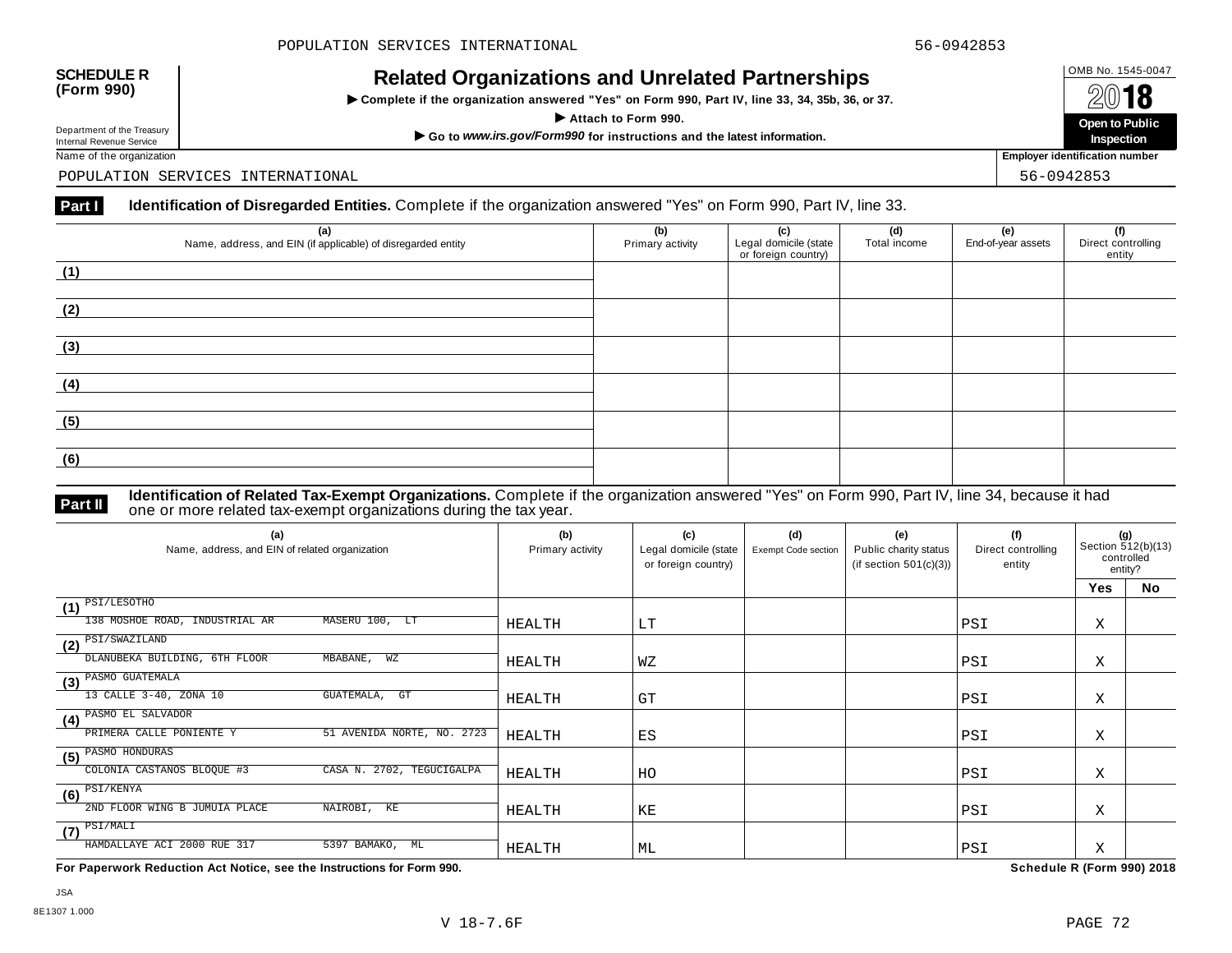**SCHEDULE R (Form 990)**

Department of the Treasury
Internal Revenue Service

# Related Organizations and Unrelated Partnerships

▶ **Complete if the organization answered "Yes" on Form 990, Part IV, line 33, 34, 35b, 36, or 37.**

▶ **Attach to Form 990.**

▶ **Go to *www.irs.gov/Form990* for instructions and the latest information.**

OMB No. 1545-0047

**2018**

**Open to Public Inspection**

Name of the organization: POPULATION SERVICES INTERNATIONAL

**Employer identification number:** 56-0942853

## Part I Identification of Disregarded Entities. Complete if the organization answered "Yes" on Form 990, Part IV, line 33.

| (a) Name, address, and EIN (if applicable) of disregarded entity | (b) Primary activity | (c) Legal domicile (state or foreign country) | (d) Total income | (e) End-of-year assets | (f) Direct controlling entity |
|---|---|---|---|---|---|
| (1) | | | | | |
| (2) | | | | | |
| (3) | | | | | |
| (4) | | | | | |
| (5) | | | | | |
| (6) | | | | | |

## Part II Identification of Related Tax-Exempt Organizations. Complete if the organization answered "Yes" on Form 990, Part IV, line 34, because it had one or more related tax-exempt organizations during the tax year.

| (a) Name, address, and EIN of related organization | (b) Primary activity | (c) Legal domicile (state or foreign country) | (d) Exempt Code section | (e) Public charity status (if section 501(c)(3)) | (f) Direct controlling entity | (g) Section 512(b)(13) controlled entity? Yes | No |
|---|---|---|---|---|---|---|---|
| (1) PSI/LESOTHO<br>138 MOSHOE ROAD, INDUSTRIAL AR MASERU 100, LT | HEALTH | LT | | | PSI | X | |
| (2) PSI/SWAZILAND<br>DLANUBEKA BUILDING, 6TH FLOOR MBABANE, WZ | HEALTH | WZ | | | PSI | X | |
| (3) PASMO GUATEMALA<br>13 CALLE 3-40, ZONA 10 GUATEMALA, GT | HEALTH | GT | | | PSI | X | |
| (4) PASMO EL SALVADOR<br>PRIMERA CALLE PONIENTE Y 51 AVENIDA NORTE, NO. 2723 | HEALTH | ES | | | PSI | X | |
| (5) PASMO HONDURAS<br>COLONIA CASTANOS BLOQUE #3 CASA N. 2702, TEGUCIGALPA | HEALTH | HO | | | PSI | X | |
| (6) PSI/KENYA<br>2ND FLOOR WING B JUMUIA PLACE NAIROBI, KE | HEALTH | KE | | | PSI | X | |
| (7) PSI/MALI<br>HAMDALLAYE ACI 2000 RUE 317 5397 BAMAKO, ML | HEALTH | ML | | | PSI | X | |

**For Paperwork Reduction Act Notice, see the Instructions for Form 990.** **Schedule R (Form 990) 2018**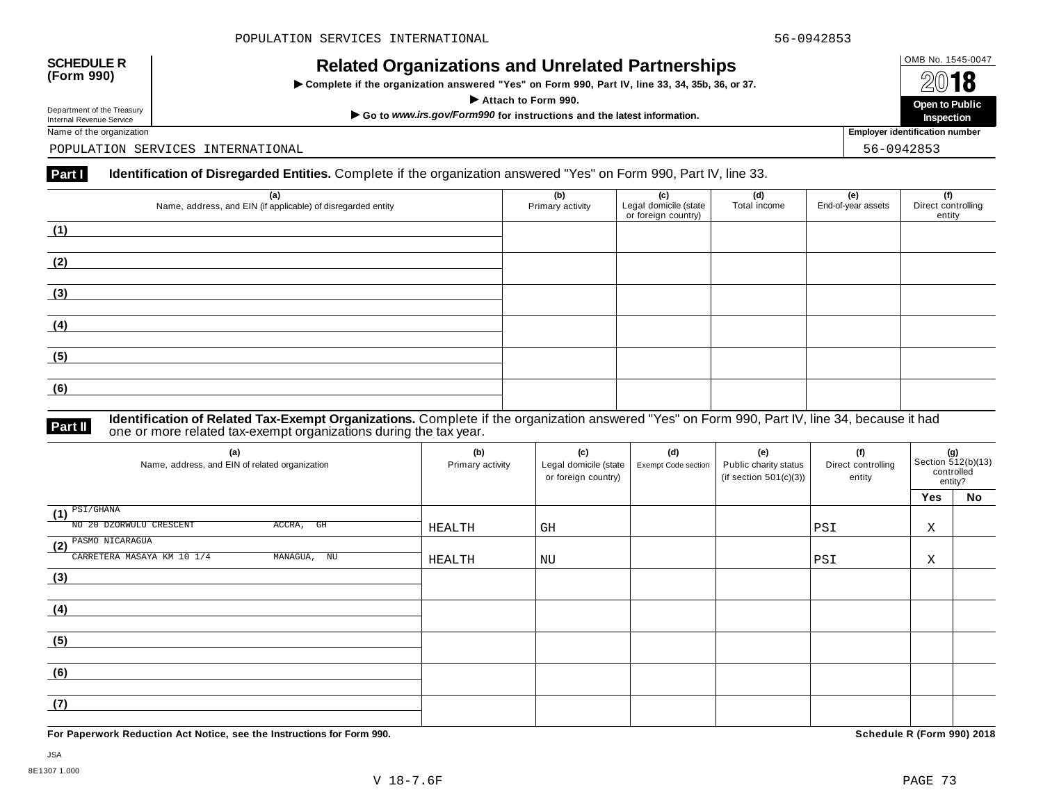POPULATION SERVICES INTERNATIONAL 56-0942853

**SCHEDULE R (Form 990)**

Department of the Treasury
Internal Revenue Service

# Related Organizations and Unrelated Partnerships

▶ Complete if the organization answered "Yes" on Form 990, Part IV, line 33, 34, 35b, 36, or 37.

▶ Attach to Form 990.

▶ Go to *www.irs.gov/Form990* for instructions and the latest information.

OMB No. 1545-0047

2018

**Open to Public Inspection**

Name of the organization: POPULATION SERVICES INTERNATIONAL

Employer identification number: 56-0942853

**Part I** **Identification of Disregarded Entities.** Complete if the organization answered "Yes" on Form 990, Part IV, line 33.

| (a) Name, address, and EIN (if applicable) of disregarded entity | (b) Primary activity | (c) Legal domicile (state or foreign country) | (d) Total income | (e) End-of-year assets | (f) Direct controlling entity |
|---|---|---|---|---|---|
| (1) | | | | | |
| (2) | | | | | |
| (3) | | | | | |
| (4) | | | | | |
| (5) | | | | | |
| (6) | | | | | |

**Part II** **Identification of Related Tax-Exempt Organizations.** Complete if the organization answered "Yes" on Form 990, Part IV, line 34, because it had one or more related tax-exempt organizations during the tax year.

| (a) Name, address, and EIN of related organization | (b) Primary activity | (c) Legal domicile (state or foreign country) | (d) Exempt Code section | (e) Public charity status (if section 501(c)(3)) | (f) Direct controlling entity | (g) Section 512(b)(13) controlled entity? Yes | No |
|---|---|---|---|---|---|---|---|
| (1) PSI/GHANA<br>NO 20 DZORWULU CRESCENT ACCRA, GH | HEALTH | GH | | | PSI | X | |
| (2) PASMO NICARAGUA<br>CARRETERA MASAYA KM 10 1/4 MANAGUA, NU | HEALTH | NU | | | PSI | X | |
| (3) | | | | | | | |
| (4) | | | | | | | |
| (5) | | | | | | | |
| (6) | | | | | | | |
| (7) | | | | | | | |

**For Paperwork Reduction Act Notice, see the Instructions for Form 990.**

**Schedule R (Form 990) 2018**

JSA
8E1307 1.000
V 18-7.6F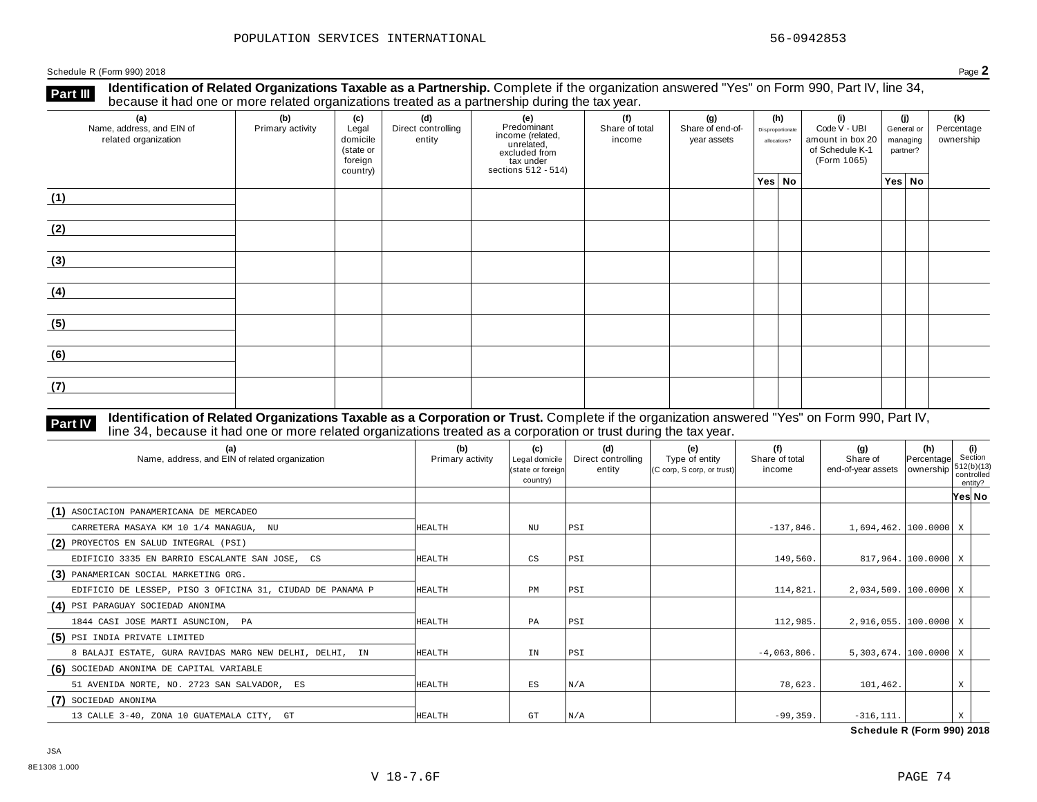POPULATION SERVICES INTERNATIONAL 56-0942853

Schedule R (Form 990) 2018 Page **2**

**Part III** **Identification of Related Organizations Taxable as a Partnership.** Complete if the organization answered "Yes" on Form 990, Part IV, line 34, because it had one or more related organizations treated as a partnership during the tax year.

| (a) Name, address, and EIN of related organization | (b) Primary activity | (c) Legal domicile (state or foreign country) | (d) Direct controlling entity | (e) Predominant income (related, unrelated, excluded from tax under sections 512 - 514) | (f) Share of total income | (g) Share of end-of-year assets | (h) Disproportionate allocations? Yes | No | (i) Code V - UBI amount in box 20 of Schedule K-1 (Form 1065) | (j) General or managing partner? Yes | No | (k) Percentage ownership |
|---|---|---|---|---|---|---|---|---|---|---|---|---|
| (1) | | | | | | | | | | | | |
| (2) | | | | | | | | | | | | |
| (3) | | | | | | | | | | | | |
| (4) | | | | | | | | | | | | |
| (5) | | | | | | | | | | | | |
| (6) | | | | | | | | | | | | |
| (7) | | | | | | | | | | | | |

**Part IV** **Identification of Related Organizations Taxable as a Corporation or Trust.** Complete if the organization answered "Yes" on Form 990, Part IV, line 34, because it had one or more related organizations treated as a corporation or trust during the tax year.

| (a) Name, address, and EIN of related organization | (b) Primary activity | (c) Legal domicile (state or foreign country) | (d) Direct controlling entity | (e) Type of entity (C corp, S corp, or trust) | (f) Share of total income | (g) Share of end-of-year assets | (h) Percentage ownership | (i) Section 512(b)(13) controlled entity? Yes | No |
|---|---|---|---|---|---|---|---|---|---|
| (1) ASOCIACION PANAMERICANA DE MERCADEO<br>CARRETERA MASAYA KM 10 1/4 MANAGUA, NU | HEALTH | NU | PSI | | -137,846. | 1,694,462. | 100.0000 | X | |
| (2) PROYECTOS EN SALUD INTEGRAL (PSI)<br>EDIFICIO 3335 EN BARRIO ESCALANTE SAN JOSE, CS | HEALTH | CS | PSI | | 149,560. | 817,964. | 100.0000 | X | |
| (3) PANAMERICAN SOCIAL MARKETING ORG.<br>EDIFICIO DE LESSEP, PISO 3 OFICINA 31, CIUDAD DE PANAMA P | HEALTH | PM | PSI | | 114,821. | 2,034,509. | 100.0000 | X | |
| (4) PSI PARAGUAY SOCIEDAD ANONIMA<br>1844 CASI JOSE MARTI ASUNCION, PA | HEALTH | PA | PSI | | 112,985. | 2,916,055. | 100.0000 | X | |
| (5) PSI INDIA PRIVATE LIMITED<br>8 BALAJI ESTATE, GURA RAVIDAS MARG NEW DELHI, DELHI, IN | HEALTH | IN | PSI | | -4,063,806. | 5,303,674. | 100.0000 | X | |
| (6) SOCIEDAD ANONIMA DE CAPITAL VARIABLE<br>51 AVENIDA NORTE, NO. 2723 SAN SALVADOR, ES | HEALTH | ES | N/A | | 78,623. | 101,462. | | | X |
| (7) SOCIEDAD ANONIMA<br>13 CALLE 3-40, ZONA 10 GUATEMALA CITY, GT | HEALTH | GT | N/A | | -99,359. | -316,111. | | | X |

**Schedule R (Form 990) 2018**

JSA
8E1308 1.000

V 18-7.6F PAGE 74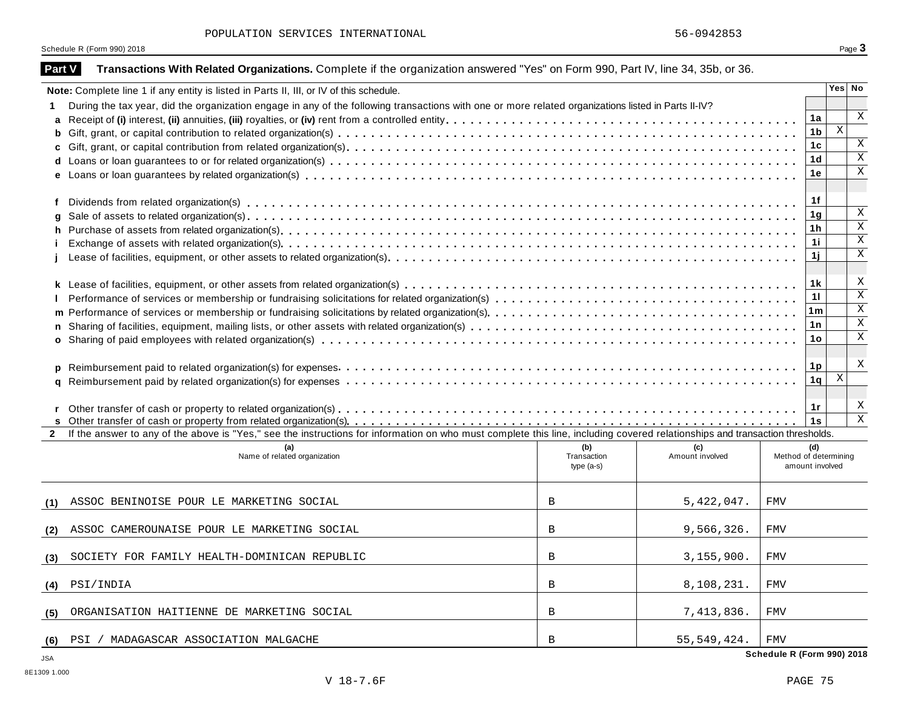POPULATION SERVICES INTERNATIONAL 56-0942853

Schedule R (Form 990) 2018

## Part V Transactions With Related Organizations. Complete if the organization answered "Yes" on Form 990, Part IV, line 34, 35b, or 36.

| Note: Complete line 1 if any entity is listed in Parts II, III, or IV of this schedule. | | Yes | No |
|---|---|---|---|
| **1** During the tax year, did the organization engage in any of the following transactions with one or more related organizations listed in Parts II-IV? | | | |
| **a** Receipt of **(i)** interest, **(ii)** annuities, **(iii)** royalties, or **(iv)** rent from a controlled entity | 1a | | X |
| **b** Gift, grant, or capital contribution to related organization(s) | 1b | X | |
| **c** Gift, grant, or capital contribution from related organization(s) | 1c | | X |
| **d** Loans or loan guarantees to or for related organization(s) | 1d | | X |
| **e** Loans or loan guarantees by related organization(s) | 1e | | X |
| **f** Dividends from related organization(s) | 1f | | |
| **g** Sale of assets to related organization(s) | 1g | | X |
| **h** Purchase of assets from related organization(s) | 1h | | X |
| **i** Exchange of assets with related organization(s) | 1i | | X |
| **j** Lease of facilities, equipment, or other assets to related organization(s) | 1j | | X |
| **k** Lease of facilities, equipment, or other assets from related organization(s) | 1k | | X |
| **l** Performance of services or membership or fundraising solicitations for related organization(s) | 1l | | X |
| **m** Performance of services or membership or fundraising solicitations by related organization(s) | 1m | | X |
| **n** Sharing of facilities, equipment, mailing lists, or other assets with related organization(s) | 1n | | X |
| **o** Sharing of paid employees with related organization(s) | 1o | | X |
| **p** Reimbursement paid to related organization(s) for expenses | 1p | | X |
| **q** Reimbursement paid by related organization(s) for expenses | 1q | X | |
| **r** Other transfer of cash or property to related organization(s) | 1r | | X |
| **s** Other transfer of cash or property from related organization(s) | 1s | | X |

**2** If the answer to any of the above is "Yes," see the instructions for information on who must complete this line, including covered relationships and transaction thresholds.

| | (a) Name of related organization | (b) Transaction type (a-s) | (c) Amount involved | (d) Method of determining amount involved |
|---|---|---|---|---|
| (1) | ASSOC BENINOISE POUR LE MARKETING SOCIAL | B | 5,422,047. | FMV |
| (2) | ASSOC CAMEROUNAISE POUR LE MARKETING SOCIAL | B | 9,566,326. | FMV |
| (3) | SOCIETY FOR FAMILY HEALTH-DOMINICAN REPUBLIC | B | 3,155,900. | FMV |
| (4) | PSI/INDIA | B | 8,108,231. | FMV |
| (5) | ORGANISATION HAITIENNE DE MARKETING SOCIAL | B | 7,413,836. | FMV |
| (6) | PSI / MADAGASCAR ASSOCIATION MALGACHE | B | 55,549,424. | FMV |

Schedule R (Form 990) 2018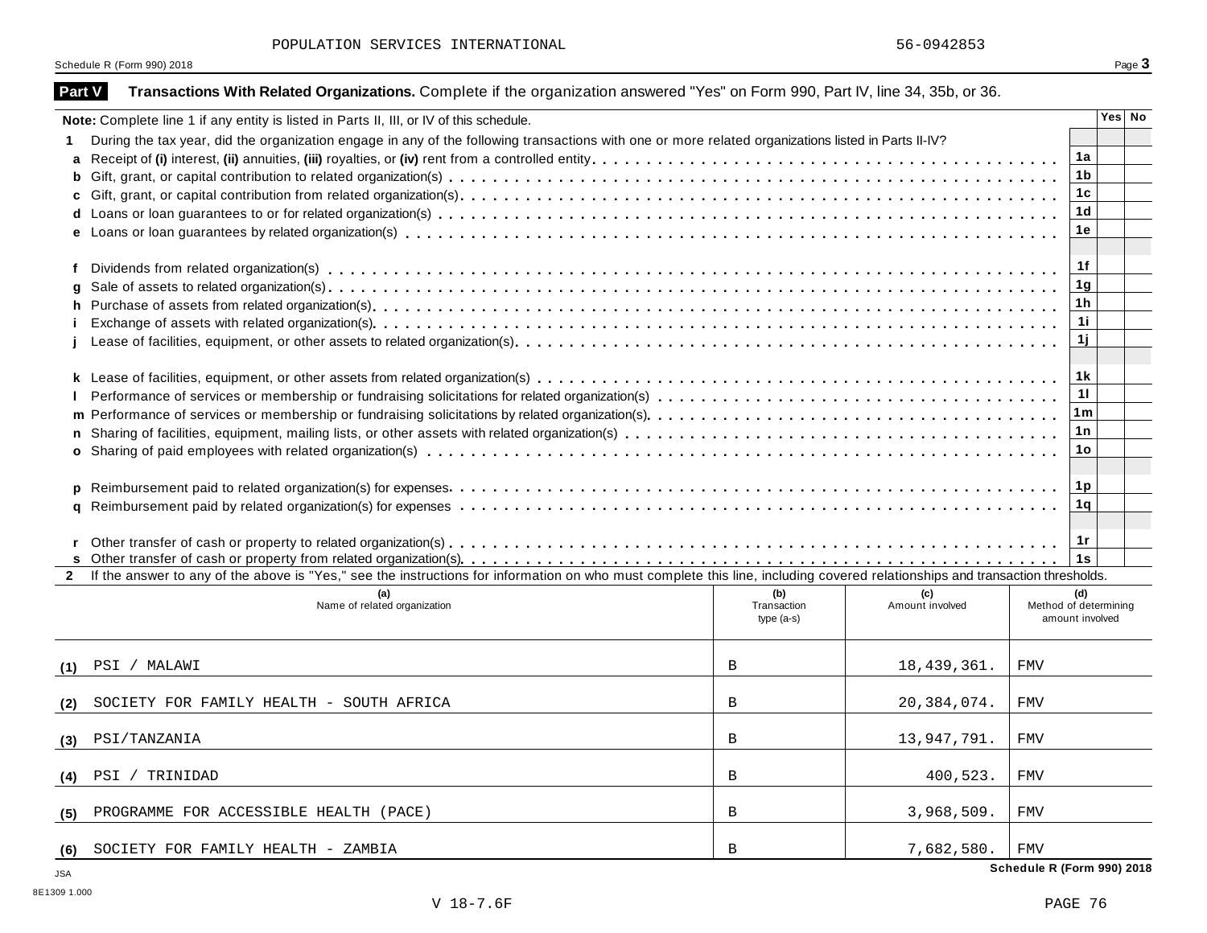POPULATION SERVICES INTERNATIONAL 56-0942853

Schedule R (Form 990) 2018

## Part V Transactions With Related Organizations. Complete if the organization answered "Yes" on Form 990, Part IV, line 34, 35b, or 36.

**Note:** Complete line 1 if any entity is listed in Parts II, III, or IV of this schedule.

| | | | Yes | No |
|---|---|---|---|---|
| **1** | During the tax year, did the organization engage in any of the following transactions with one or more related organizations listed in Parts II-IV? | | | |
| **a** | Receipt of **(i)** interest, **(ii)** annuities, **(iii)** royalties, or **(iv)** rent from a controlled entity | 1a | | |
| **b** | Gift, grant, or capital contribution to related organization(s) | 1b | | |
| **c** | Gift, grant, or capital contribution from related organization(s) | 1c | | |
| **d** | Loans or loan guarantees to or for related organization(s) | 1d | | |
| **e** | Loans or loan guarantees by related organization(s) | 1e | | |
| **f** | Dividends from related organization(s) | 1f | | |
| **g** | Sale of assets to related organization(s) | 1g | | |
| **h** | Purchase of assets from related organization(s) | 1h | | |
| **i** | Exchange of assets with related organization(s) | 1i | | |
| **j** | Lease of facilities, equipment, or other assets to related organization(s) | 1j | | |
| **k** | Lease of facilities, equipment, or other assets from related organization(s) | 1k | | |
| **l** | Performance of services or membership or fundraising solicitations for related organization(s) | 1l | | |
| **m** | Performance of services or membership or fundraising solicitations by related organization(s) | 1m | | |
| **n** | Sharing of facilities, equipment, mailing lists, or other assets with related organization(s) | 1n | | |
| **o** | Sharing of paid employees with related organization(s) | 1o | | |
| **p** | Reimbursement paid to related organization(s) for expenses | 1p | | |
| **q** | Reimbursement paid by related organization(s) for expenses | 1q | | |
| **r** | Other transfer of cash or property to related organization(s) | 1r | | |
| **s** | Other transfer of cash or property from related organization(s) | 1s | | |

**2** If the answer to any of the above is "Yes," see the instructions for information on who must complete this line, including covered relationships and transaction thresholds.

| | (a) Name of related organization | (b) Transaction type (a-s) | (c) Amount involved | (d) Method of determining amount involved |
|---|---|---|---|---|
| (1) | PSI / MALAWI | B | 18,439,361. | FMV |
| (2) | SOCIETY FOR FAMILY HEALTH - SOUTH AFRICA | B | 20,384,074. | FMV |
| (3) | PSI/TANZANIA | B | 13,947,791. | FMV |
| (4) | PSI / TRINIDAD | B | 400,523. | FMV |
| (5) | PROGRAMME FOR ACCESSIBLE HEALTH (PACE) | B | 3,968,509. | FMV |
| (6) | SOCIETY FOR FAMILY HEALTH - ZAMBIA | B | 7,682,580. | FMV |

Schedule R (Form 990) 2018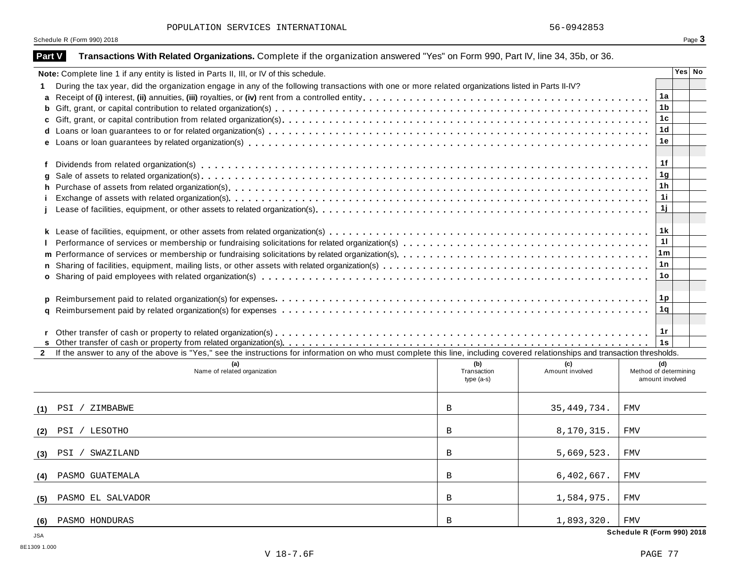POPULATION SERVICES INTERNATIONAL 56-0942853

Schedule R (Form 990) 2018

## Part V Transactions With Related Organizations.

Complete if the organization answered "Yes" on Form 990, Part IV, line 34, 35b, or 36.

| | | | Yes | No |
|---|---|---|---|---|
| **Note:** Complete line 1 if any entity is listed in Parts II, III, or IV of this schedule. | | | | |
| **1** | During the tax year, did the organization engage in any of the following transactions with one or more related organizations listed in Parts II-IV? | | | |
| **a** | Receipt of **(i)** interest, **(ii)** annuities, **(iii)** royalties, or **(iv)** rent from a controlled entity | 1a | | |
| **b** | Gift, grant, or capital contribution to related organization(s) | 1b | | |
| **c** | Gift, grant, or capital contribution from related organization(s) | 1c | | |
| **d** | Loans or loan guarantees to or for related organization(s) | 1d | | |
| **e** | Loans or loan guarantees by related organization(s) | 1e | | |
| **f** | Dividends from related organization(s) | 1f | | |
| **g** | Sale of assets to related organization(s) | 1g | | |
| **h** | Purchase of assets from related organization(s) | 1h | | |
| **i** | Exchange of assets with related organization(s) | 1i | | |
| **j** | Lease of facilities, equipment, or other assets to related organization(s) | 1j | | |
| **k** | Lease of facilities, equipment, or other assets from related organization(s) | 1k | | |
| **l** | Performance of services or membership or fundraising solicitations for related organization(s) | 1l | | |
| **m** | Performance of services or membership or fundraising solicitations by related organization(s) | 1m | | |
| **n** | Sharing of facilities, equipment, mailing lists, or other assets with related organization(s) | 1n | | |
| **o** | Sharing of paid employees with related organization(s) | 1o | | |
| **p** | Reimbursement paid to related organization(s) for expenses | 1p | | |
| **q** | Reimbursement paid by related organization(s) for expenses | 1q | | |
| **r** | Other transfer of cash or property to related organization(s) | 1r | | |
| **s** | Other transfer of cash or property from related organization(s) | 1s | | |

**2** If the answer to any of the above is "Yes," see the instructions for information on who must complete this line, including covered relationships and transaction thresholds.

| | (a) Name of related organization | (b) Transaction type (a-s) | (c) Amount involved | (d) Method of determining amount involved |
|---|---|---|---|---|
| (1) | PSI / ZIMBABWE | B | 35,449,734. | FMV |
| (2) | PSI / LESOTHO | B | 8,170,315. | FMV |
| (3) | PSI / SWAZILAND | B | 5,669,523. | FMV |
| (4) | PASMO GUATEMALA | B | 6,402,667. | FMV |
| (5) | PASMO EL SALVADOR | B | 1,584,975. | FMV |
| (6) | PASMO HONDURAS | B | 1,893,320. | FMV |

Schedule R (Form 990) 2018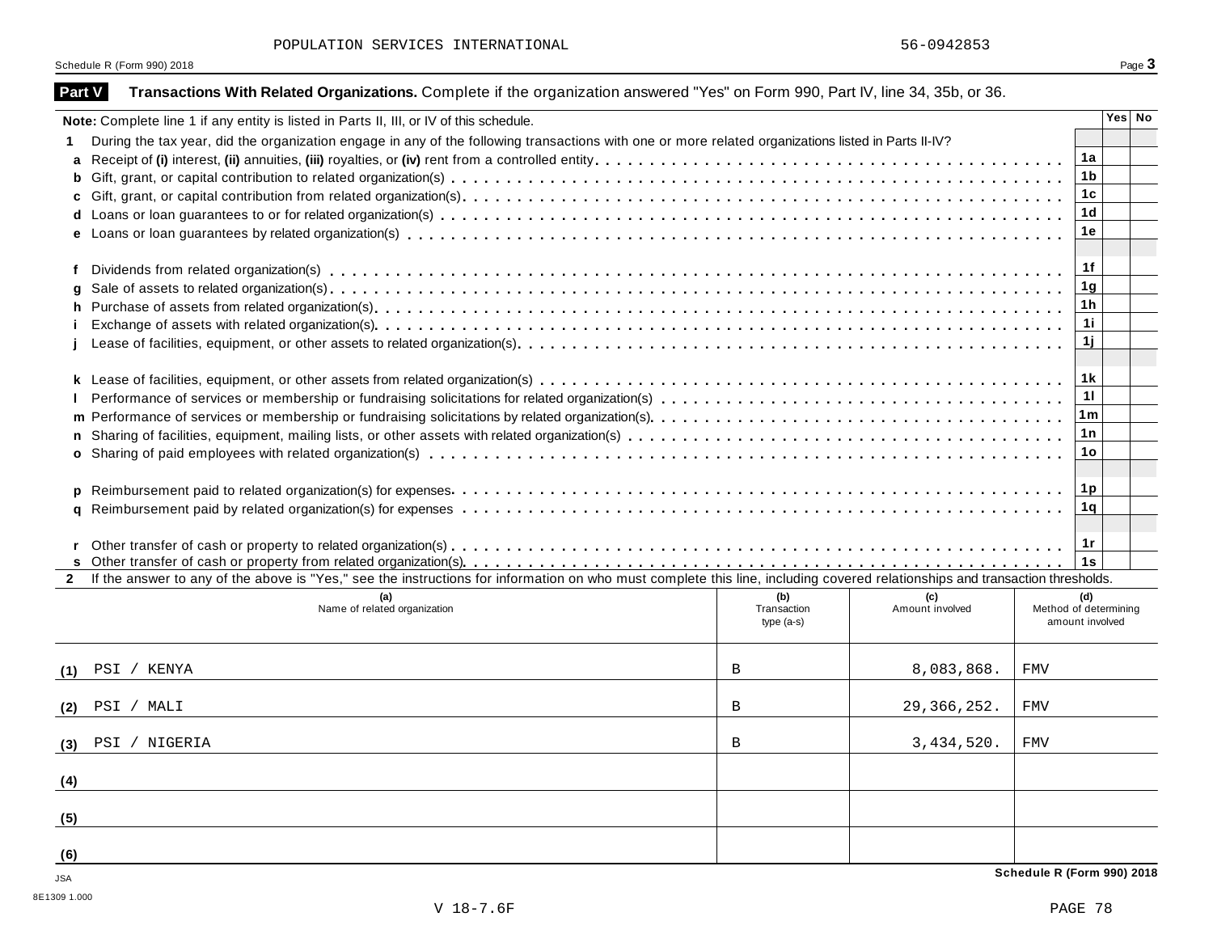POPULATION SERVICES INTERNATIONAL 56-0942853

Schedule R (Form 990) 2018

## Part V Transactions With Related Organizations. Complete if the organization answered "Yes" on Form 990, Part IV, line 34, 35b, or 36.

**Note:** Complete line 1 if any entity is listed in Parts II, III, or IV of this schedule.

| | | | Yes | No |
|---|---|---|---|---|
| **1** | During the tax year, did the organization engage in any of the following transactions with one or more related organizations listed in Parts II-IV? | | | |
| **a** | Receipt of **(i)** interest, **(ii)** annuities, **(iii)** royalties, or **(iv)** rent from a controlled entity | 1a | | |
| **b** | Gift, grant, or capital contribution to related organization(s) | 1b | | |
| **c** | Gift, grant, or capital contribution from related organization(s) | 1c | | |
| **d** | Loans or loan guarantees to or for related organization(s) | 1d | | |
| **e** | Loans or loan guarantees by related organization(s) | 1e | | |
| **f** | Dividends from related organization(s) | 1f | | |
| **g** | Sale of assets to related organization(s) | 1g | | |
| **h** | Purchase of assets from related organization(s) | 1h | | |
| **i** | Exchange of assets with related organization(s) | 1i | | |
| **j** | Lease of facilities, equipment, or other assets to related organization(s) | 1j | | |
| **k** | Lease of facilities, equipment, or other assets from related organization(s) | 1k | | |
| **l** | Performance of services or membership or fundraising solicitations for related organization(s) | 1l | | |
| **m** | Performance of services or membership or fundraising solicitations by related organization(s) | 1m | | |
| **n** | Sharing of facilities, equipment, mailing lists, or other assets with related organization(s) | 1n | | |
| **o** | Sharing of paid employees with related organization(s) | 1o | | |
| **p** | Reimbursement paid to related organization(s) for expenses | 1p | | |
| **q** | Reimbursement paid by related organization(s) for expenses | 1q | | |
| **r** | Other transfer of cash or property to related organization(s) | 1r | | |
| **s** | Other transfer of cash or property from related organization(s) | 1s | | |

**2** If the answer to any of the above is "Yes," see the instructions for information on who must complete this line, including covered relationships and transaction thresholds.

| | (a) Name of related organization | (b) Transaction type (a-s) | (c) Amount involved | (d) Method of determining amount involved |
|---|---|---|---|---|
| (1) | PSI / KENYA | B | 8,083,868. | FMV |
| (2) | PSI / MALI | B | 29,366,252. | FMV |
| (3) | PSI / NIGERIA | B | 3,434,520. | FMV |
| (4) | | | | |
| (5) | | | | |
| (6) | | | | |

**Schedule R (Form 990) 2018**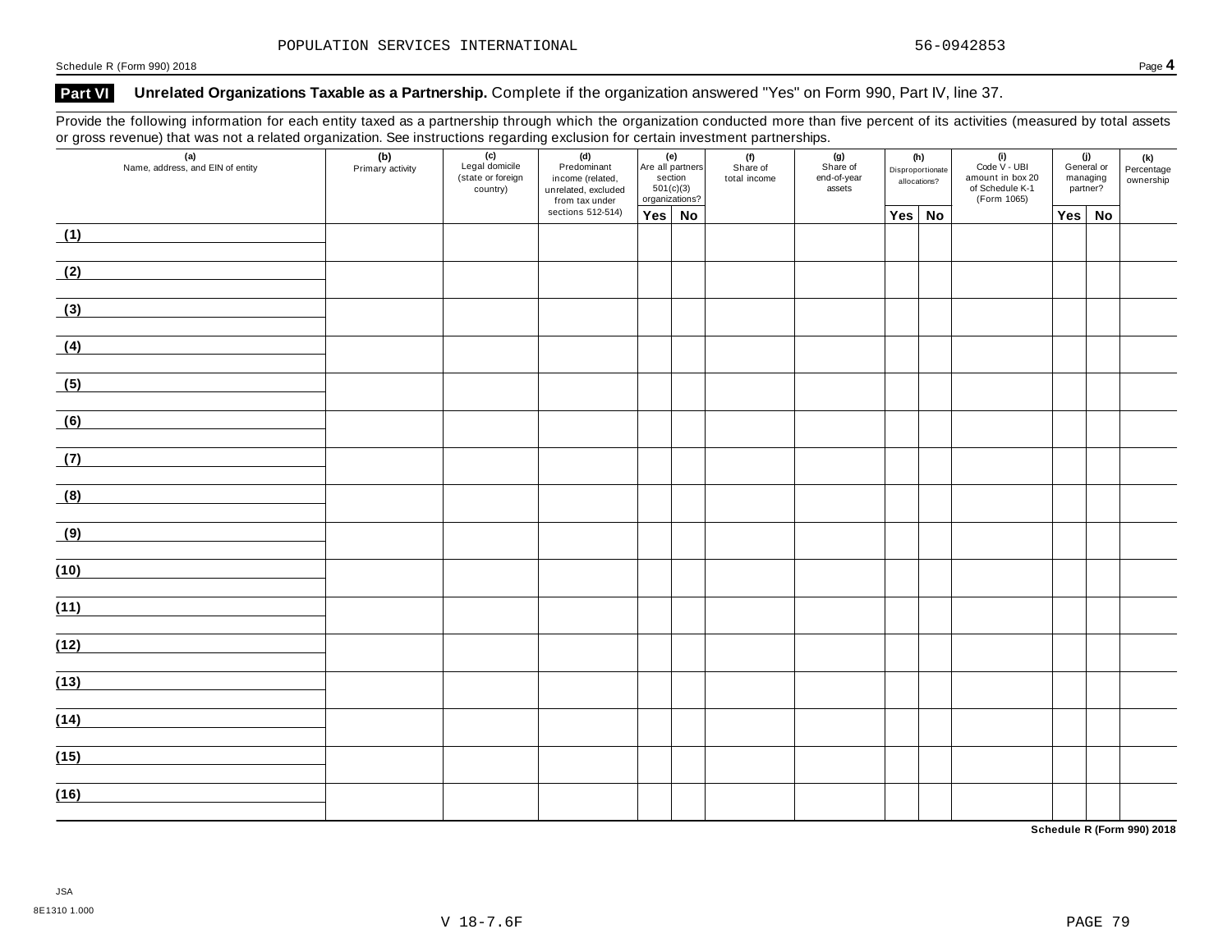POPULATION SERVICES INTERNATIONAL 56-0942853

## Part VI Unrelated Organizations Taxable as a Partnership. Complete if the organization answered "Yes" on Form 990, Part IV, line 37.

Provide the following information for each entity taxed as a partnership through which the organization conducted more than five percent of its activities (measured by total assets or gross revenue) that was not a related organization. See instructions regarding exclusion for certain investment partnerships.

| (a) Name, address, and EIN of entity | (b) Primary activity | (c) Legal domicile (state or foreign country) | (d) Predominant income (related, unrelated, excluded from tax under sections 512-514) | (e) Are all partners section 501(c)(3) organizations? | | (f) Share of total income | (g) Share of end-of-year assets | (h) Disproportionate allocations? | | (i) Code V - UBI amount in box 20 of Schedule K-1 (Form 1065) | (j) General or managing partner? | | (k) Percentage ownership |
|---|---|---|---|---|---|---|---|---|---|---|---|---|---|
| | | | | Yes | No | | | Yes | No | | Yes | No | |
| (1) | | | | | | | | | | | | | |
| (2) | | | | | | | | | | | | | |
| (3) | | | | | | | | | | | | | |
| (4) | | | | | | | | | | | | | |
| (5) | | | | | | | | | | | | | |
| (6) | | | | | | | | | | | | | |
| (7) | | | | | | | | | | | | | |
| (8) | | | | | | | | | | | | | |
| (9) | | | | | | | | | | | | | |
| (10) | | | | | | | | | | | | | |
| (11) | | | | | | | | | | | | | |
| (12) | | | | | | | | | | | | | |
| (13) | | | | | | | | | | | | | |
| (14) | | | | | | | | | | | | | |
| (15) | | | | | | | | | | | | | |
| (16) | | | | | | | | | | | | | |

Schedule R (Form 990) 2018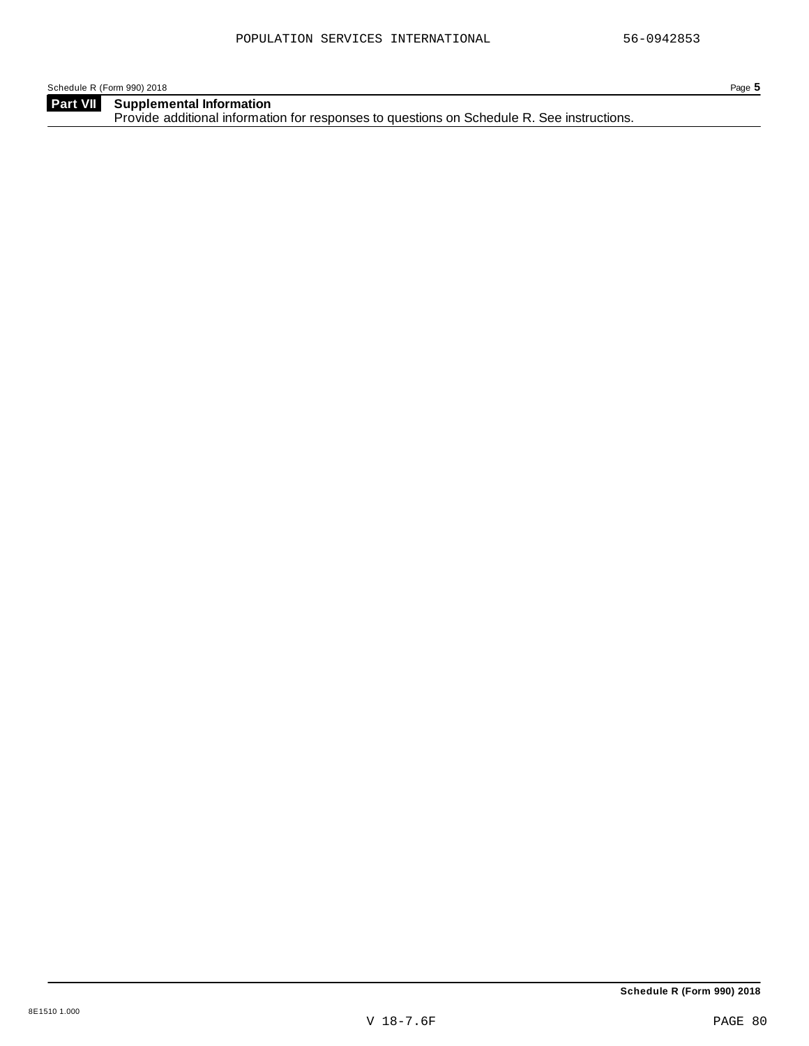## Part VII Supplemental Information

Provide additional information for responses to questions on Schedule R. See instructions.